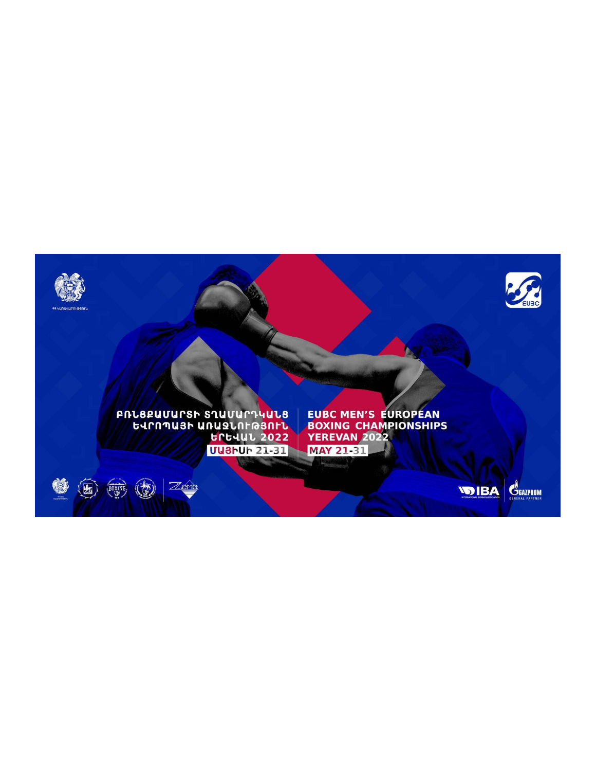ԲՌՆՑՔԱՄԱՐՏԻ ՏՂԱՄԱՐԴԿԱՆՑ ԵՎՐՈՊԱՅԻ ԱՌԱՋՆՈՒԹՅՈՒՆ ԵՐԵՎԱՆ 2022

ՄԱՅԻՍԻ 21-31

# EUBC MEN'S EUROPEAN BOXING CHAMPIONSHIPS YEREVAN 2022

MAY 21-31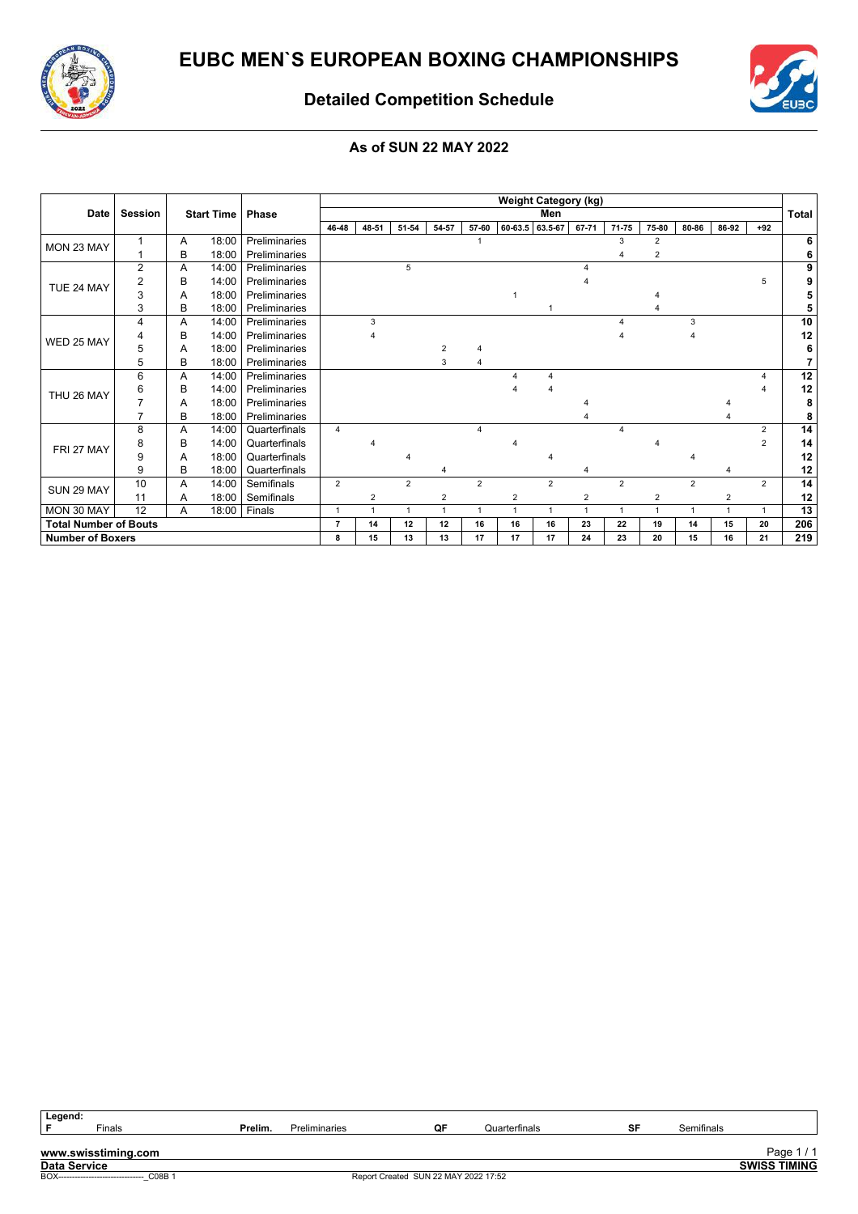# EUBC MEN`S EUROPEAN BOXING CHAMPIONSHIPS

## Detailed Competition Schedule

### As of SUN 22 MAY 2022

| Date | Session | | Start Time | Phase | Weight Category (kg) | | | | | | | | | | | | | Total |
|---|---|---|---|---|---|---|---|---|---|---|---|---|---|---|---|---|---|---|
| | | | | | Men | | | | | | | | | | | | | |
| | | | | | 46-48 | 48-51 | 51-54 | 54-57 | 57-60 | 60-63.5 | 63.5-67 | 67-71 | 71-75 | 75-80 | 80-86 | 86-92 | +92 | |
| MON 23 MAY | 1 | A | 18:00 | Preliminaries | | | | | 1 | | | | 3 | 2 | | | | 6 |
| | 1 | B | 18:00 | Preliminaries | | | | | | | | | 4 | 2 | | | | 6 |
| TUE 24 MAY | 2 | A | 14:00 | Preliminaries | | | 5 | | | | | 4 | | | | | | 9 |
| | 2 | B | 14:00 | Preliminaries | | | | | | | | 4 | | | | | 5 | 9 |
| | 3 | A | 18:00 | Preliminaries | | | | | | 1 | | | | 4 | | | | 5 |
| | 3 | B | 18:00 | Preliminaries | | | | | | | 1 | | | 4 | | | | 5 |
| WED 25 MAY | 4 | A | 14:00 | Preliminaries | | 3 | | | | | | | 4 | | 3 | | | 10 |
| | 4 | B | 14:00 | Preliminaries | | 4 | | | | | | | 4 | | 4 | | | 12 |
| | 5 | A | 18:00 | Preliminaries | | | | 2 | 4 | | | | | | | | | 6 |
| | 5 | B | 18:00 | Preliminaries | | | | 3 | 4 | | | | | | | | | 7 |
| THU 26 MAY | 6 | A | 14:00 | Preliminaries | | | | | | 4 | 4 | | | | | | 4 | 12 |
| | 6 | B | 14:00 | Preliminaries | | | | | | 4 | 4 | | | | | | 4 | 12 |
| | 7 | A | 18:00 | Preliminaries | | | | | | | | 4 | | | | 4 | | 8 |
| | 7 | B | 18:00 | Preliminaries | | | | | | | | 4 | | | | 4 | | 8 |
| FRI 27 MAY | 8 | A | 14:00 | Quarterfinals | 4 | | | | 4 | | | | 4 | | | | 2 | 14 |
| | 8 | B | 14:00 | Quarterfinals | | 4 | | | | 4 | | | | 4 | | | 2 | 14 |
| | 9 | A | 18:00 | Quarterfinals | | | 4 | | | | 4 | | | | 4 | | | 12 |
| | 9 | B | 18:00 | Quarterfinals | | | | 4 | | | | 4 | | | | 4 | | 12 |
| SUN 29 MAY | 10 | A | 14:00 | Semifinals | 2 | | 2 | | 2 | | 2 | | 2 | | 2 | | 2 | 14 |
| | 11 | A | 18:00 | Semifinals | | 2 | | 2 | | 2 | | 2 | | 2 | | 2 | | 12 |
| MON 30 MAY | 12 | A | 18:00 | Finals | 1 | 1 | 1 | 1 | 1 | 1 | 1 | 1 | 1 | 1 | 1 | 1 | 1 | 13 |
| **Total Number of Bouts** | | | | | 7 | 14 | 12 | 12 | 16 | 16 | 16 | 23 | 22 | 19 | 14 | 15 | 20 | 206 |
| **Number of Boxers** | | | | | 8 | 15 | 13 | 13 | 17 | 17 | 17 | 24 | 23 | 20 | 15 | 16 | 21 | 219 |

**Legend:**

| F | Finals | Prelim. | Preliminaries | QF | Quarterfinals | SF | Semifinals |
|---|---|---|---|---|---|---|---|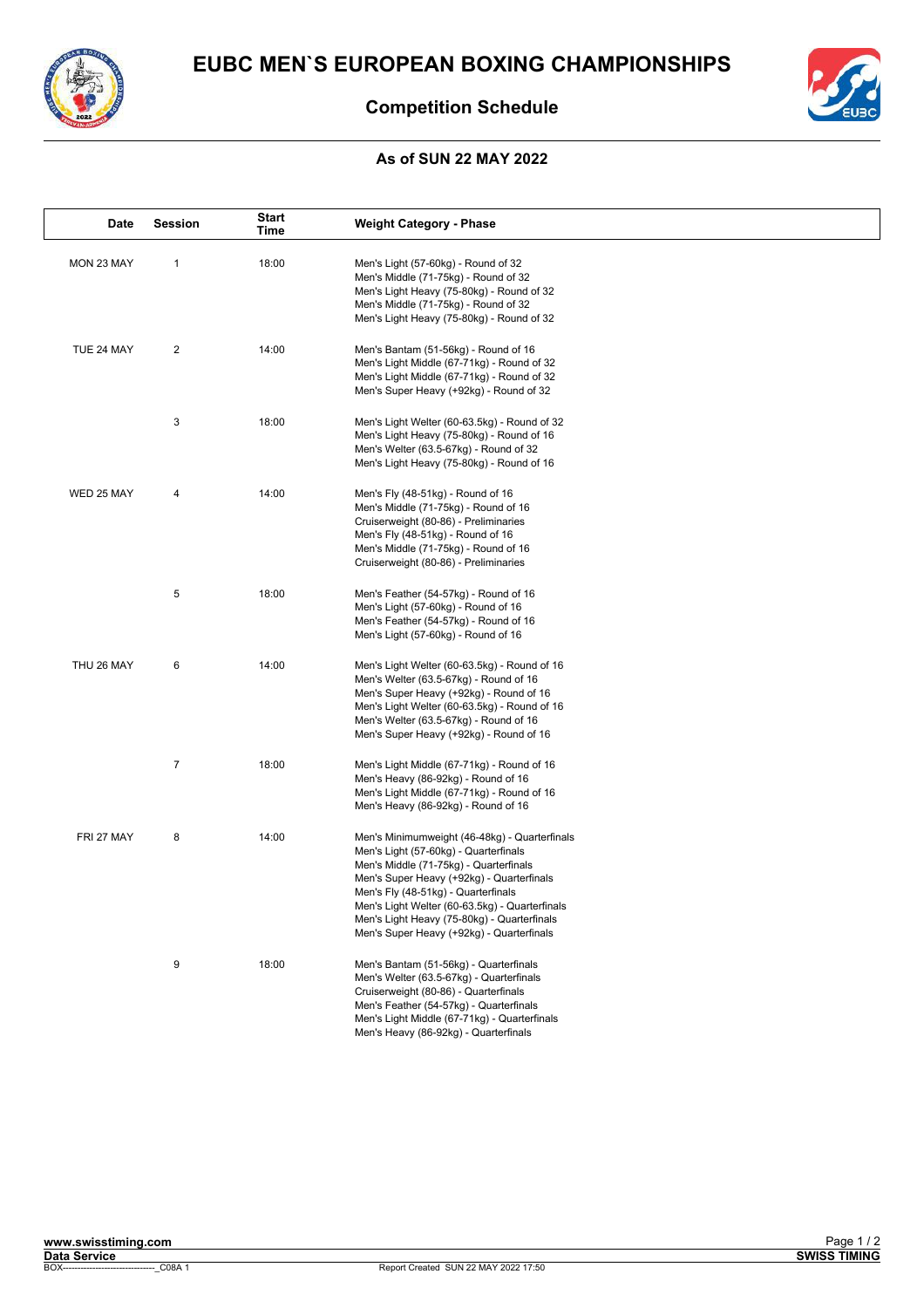# EUBC MEN`S EUROPEAN BOXING CHAMPIONSHIPS

## Competition Schedule

### As of SUN 22 MAY 2022

| Date | Session | Start Time | Weight Category - Phase |
|---|---|---|---|
| MON 23 MAY | 1 | 18:00 | Men's Light (57-60kg) - Round of 32<br>Men's Middle (71-75kg) - Round of 32<br>Men's Light Heavy (75-80kg) - Round of 32<br>Men's Middle (71-75kg) - Round of 32<br>Men's Light Heavy (75-80kg) - Round of 32 |
| TUE 24 MAY | 2 | 14:00 | Men's Bantam (51-56kg) - Round of 16<br>Men's Light Middle (67-71kg) - Round of 32<br>Men's Light Middle (67-71kg) - Round of 32<br>Men's Super Heavy (+92kg) - Round of 32 |
| | 3 | 18:00 | Men's Light Welter (60-63.5kg) - Round of 32<br>Men's Light Heavy (75-80kg) - Round of 16<br>Men's Welter (63.5-67kg) - Round of 32<br>Men's Light Heavy (75-80kg) - Round of 16 |
| WED 25 MAY | 4 | 14:00 | Men's Fly (48-51kg) - Round of 16<br>Men's Middle (71-75kg) - Round of 16<br>Cruiserweight (80-86) - Preliminaries<br>Men's Fly (48-51kg) - Round of 16<br>Men's Middle (71-75kg) - Round of 16<br>Cruiserweight (80-86) - Preliminaries |
| | 5 | 18:00 | Men's Feather (54-57kg) - Round of 16<br>Men's Light (57-60kg) - Round of 16<br>Men's Feather (54-57kg) - Round of 16<br>Men's Light (57-60kg) - Round of 16 |
| THU 26 MAY | 6 | 14:00 | Men's Light Welter (60-63.5kg) - Round of 16<br>Men's Welter (63.5-67kg) - Round of 16<br>Men's Super Heavy (+92kg) - Round of 16<br>Men's Light Welter (60-63.5kg) - Round of 16<br>Men's Welter (63.5-67kg) - Round of 16<br>Men's Super Heavy (+92kg) - Round of 16 |
| | 7 | 18:00 | Men's Light Middle (67-71kg) - Round of 16<br>Men's Heavy (86-92kg) - Round of 16<br>Men's Light Middle (67-71kg) - Round of 16<br>Men's Heavy (86-92kg) - Round of 16 |
| FRI 27 MAY | 8 | 14:00 | Men's Minimumweight (46-48kg) - Quarterfinals<br>Men's Light (57-60kg) - Quarterfinals<br>Men's Middle (71-75kg) - Quarterfinals<br>Men's Super Heavy (+92kg) - Quarterfinals<br>Men's Fly (48-51kg) - Quarterfinals<br>Men's Light Welter (60-63.5kg) - Quarterfinals<br>Men's Light Heavy (75-80kg) - Quarterfinals<br>Men's Super Heavy (+92kg) - Quarterfinals |
| | 9 | 18:00 | Men's Bantam (51-56kg) - Quarterfinals<br>Men's Welter (63.5-67kg) - Quarterfinals<br>Cruiserweight (80-86) - Quarterfinals<br>Men's Feather (54-57kg) - Quarterfinals<br>Men's Light Middle (67-71kg) - Quarterfinals<br>Men's Heavy (86-92kg) - Quarterfinals |

Report Created SUN 22 MAY 2022 17:50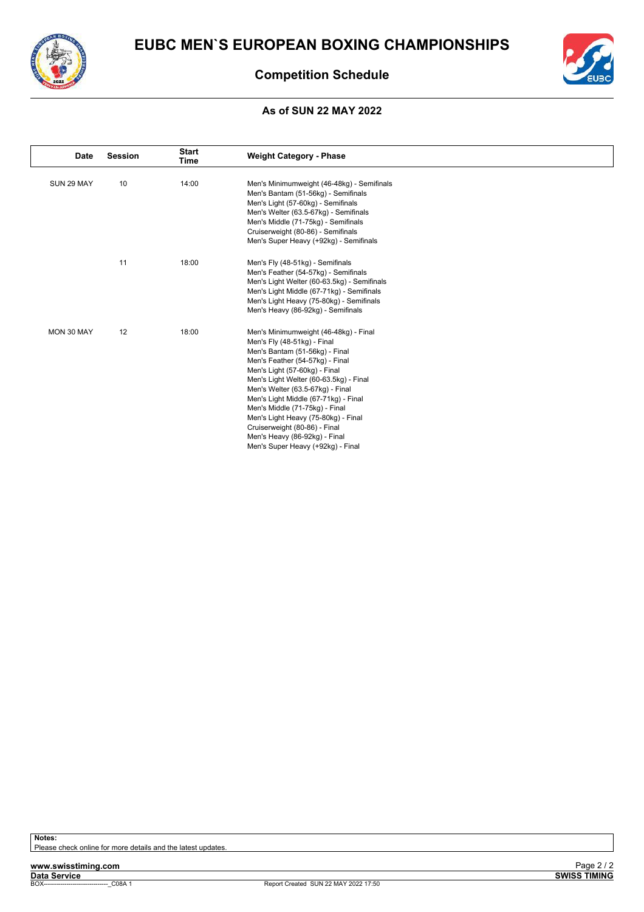# EUBC MEN`S EUROPEAN BOXING CHAMPIONSHIPS

## Competition Schedule

### As of SUN 22 MAY 2022

| Date | Session | Start Time | Weight Category - Phase |
|---|---|---|---|
| SUN 29 MAY | 10 | 14:00 | Men's Minimumweight (46-48kg) - Semifinals<br>Men's Bantam (51-56kg) - Semifinals<br>Men's Light (57-60kg) - Semifinals<br>Men's Welter (63.5-67kg) - Semifinals<br>Men's Middle (71-75kg) - Semifinals<br>Cruiserweight (80-86) - Semifinals<br>Men's Super Heavy (+92kg) - Semifinals |
| | 11 | 18:00 | Men's Fly (48-51kg) - Semifinals<br>Men's Feather (54-57kg) - Semifinals<br>Men's Light Welter (60-63.5kg) - Semifinals<br>Men's Light Middle (67-71kg) - Semifinals<br>Men's Light Heavy (75-80kg) - Semifinals<br>Men's Heavy (86-92kg) - Semifinals |
| MON 30 MAY | 12 | 18:00 | Men's Minimumweight (46-48kg) - Final<br>Men's Fly (48-51kg) - Final<br>Men's Bantam (51-56kg) - Final<br>Men's Feather (54-57kg) - Final<br>Men's Light (57-60kg) - Final<br>Men's Light Welter (60-63.5kg) - Final<br>Men's Welter (63.5-67kg) - Final<br>Men's Light Middle (67-71kg) - Final<br>Men's Middle (71-75kg) - Final<br>Men's Light Heavy (75-80kg) - Final<br>Cruiserweight (80-86) - Final<br>Men's Heavy (86-92kg) - Final<br>Men's Super Heavy (+92kg) - Final |

**Notes:**
Please check online for more details and the latest updates.

**www.swisstiming.com**
**Data Service**
BOX-------------------------------_C08A 1

Report Created SUN 22 MAY 2022 17:50

**SWISS TIMING**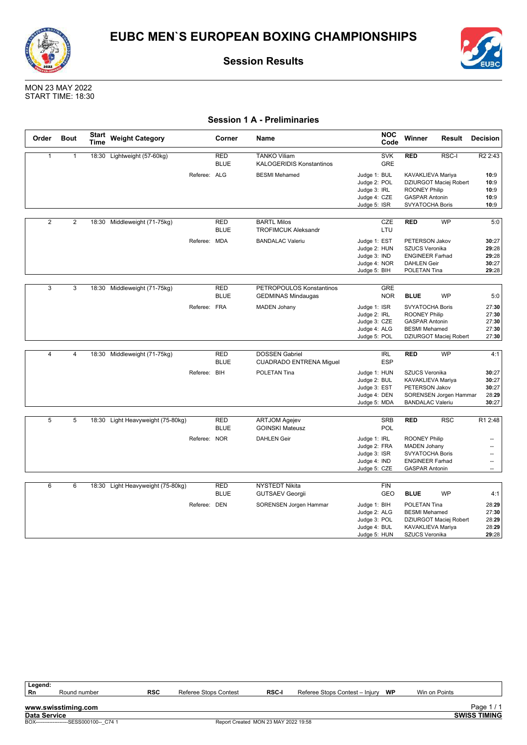# EUBC MEN`S EUROPEAN BOXING CHAMPIONSHIPS

## Session Results

MON 23 MAY 2022
START TIME: 18:30

### Session 1 A - Preliminaries

| Order | Bout | Start Time | Weight Category | Corner | Name | NOC Code | Winner | Result | Decision |
|---|---|---|---|---|---|---|---|---|---|
| 1 | 1 | 18:30 | Lightweight (57-60kg) | RED | TANKO Viliam | SVK | **RED** | RSC-I | R2 2:43 |
| | | | | BLUE | KALOGERIDIS Konstantinos | GRE | | | |
| | | | Referee: ALG | | BESMI Mehamed | Judge 1: BUL | KAVAKLIEVA Mariya | | **10**:9 |
| | | | | | | Judge 2: POL | DZIURGOT Maciej Robert | | **10**:9 |
| | | | | | | Judge 3: IRL | ROONEY Philip | | **10**:9 |
| | | | | | | Judge 4: CZE | GASPAR Antonin | | **10**:9 |
| | | | | | | Judge 5: ISR | SVYATOCHA Boris | | **10**:9 |
| 2 | 2 | 18:30 | Middleweight (71-75kg) | RED | BARTL Milos | CZE | **RED** | WP | 5:0 |
| | | | | BLUE | TROFIMCUK Aleksandr | LTU | | | |
| | | | Referee: MDA | | BANDALAC Valeriu | Judge 1: EST | PETERSON Jakov | | **30**:27 |
| | | | | | | Judge 2: HUN | SZUCS Veronika | | **29**:28 |
| | | | | | | Judge 3: IND | ENGINEER Farhad | | **29**:28 |
| | | | | | | Judge 4: NOR | DAHLEN Geir | | **30**:27 |
| | | | | | | Judge 5: BIH | POLETAN Tina | | **29**:28 |
| 3 | 3 | 18:30 | Middleweight (71-75kg) | RED | PETROPOULOS Konstantinos | GRE | | | |
| | | | | BLUE | GEDMINAS Mindaugas | NOR | **BLUE** | WP | 5:0 |
| | | | Referee: FRA | | MADEN Johany | Judge 1: ISR | SVYATOCHA Boris | | 27:**30** |
| | | | | | | Judge 2: IRL | ROONEY Philip | | 27:**30** |
| | | | | | | Judge 3: CZE | GASPAR Antonin | | 27:**30** |
| | | | | | | Judge 4: ALG | BESMI Mehamed | | 27:**30** |
| | | | | | | Judge 5: POL | DZIURGOT Maciej Robert | | 27:**30** |
| 4 | 4 | 18:30 | Middleweight (71-75kg) | RED | DOSSEN Gabriel | IRL | **RED** | WP | 4:1 |
| | | | | BLUE | CUADRADO ENTRENA Miguel | ESP | | | |
| | | | Referee: BIH | | POLETAN Tina | Judge 1: HUN | SZUCS Veronika | | **30**:27 |
| | | | | | | Judge 2: BUL | KAVAKLIEVA Mariya | | **30**:27 |
| | | | | | | Judge 3: EST | PETERSON Jakov | | **30**:27 |
| | | | | | | Judge 4: DEN | SORENSEN Jorgen Hammar | | 28:**29** |
| | | | | | | Judge 5: MDA | BANDALAC Valeriu | | **30**:27 |
| 5 | 5 | 18:30 | Light Heavyweight (75-80kg) | RED | ARTJOM Agejev | SRB | **RED** | RSC | R1 2:48 |
| | | | | BLUE | GOINSKI Mateusz | POL | | | |
| | | | Referee: NOR | | DAHLEN Geir | Judge 1: IRL | ROONEY Philip | | -- |
| | | | | | | Judge 2: FRA | MADEN Johany | | -- |
| | | | | | | Judge 3: ISR | SVYATOCHA Boris | | -- |
| | | | | | | Judge 4: IND | ENGINEER Farhad | | -- |
| | | | | | | Judge 5: CZE | GASPAR Antonin | | -- |
| 6 | 6 | 18:30 | Light Heavyweight (75-80kg) | RED | NYSTEDT Nikita | FIN | | | |
| | | | | BLUE | GUTSAEV Georgii | GEO | **BLUE** | WP | 4:1 |
| | | | Referee: DEN | | SORENSEN Jorgen Hammar | Judge 1: BIH | POLETAN Tina | | 28:**29** |
| | | | | | | Judge 2: ALG | BESMI Mehamed | | 27:**30** |
| | | | | | | Judge 3: POL | DZIURGOT Maciej Robert | | 28:**29** |
| | | | | | | Judge 4: BUL | KAVAKLIEVA Mariya | | 28:**29** |
| | | | | | | Judge 5: HUN | SZUCS Veronika | | **29**:28 |

**Legend:**

| Rn | Round number | RSC | Referee Stops Contest | RSC-I | Referee Stops Contest – Injury | WP | Win on Points |
|---|---|---|---|---|---|---|---|

www.swisstiming.com
Data Service
BOX-------------------SESS000100--_C74 1 Report Created MON 23 MAY 2022 19:58
SWISS TIMING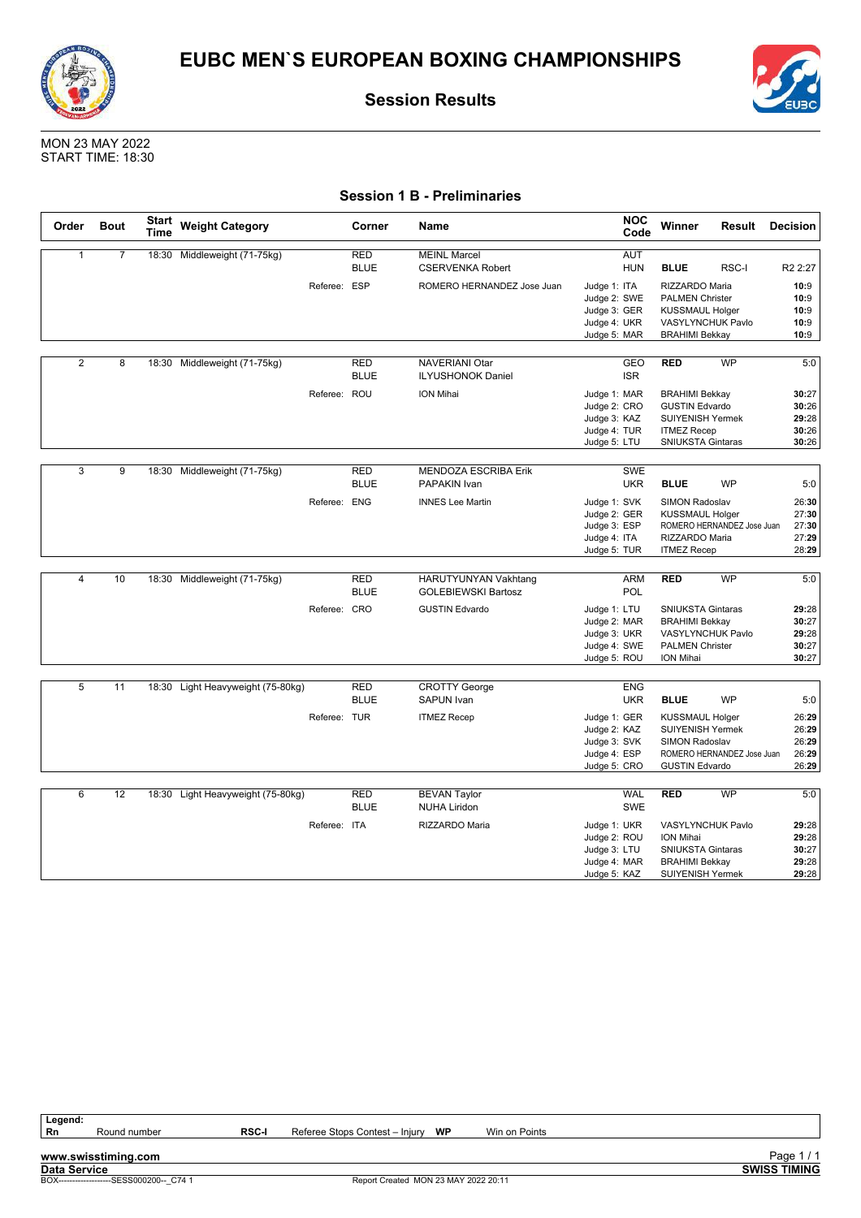# EUBC MEN`S EUROPEAN BOXING CHAMPIONSHIPS

## Session Results

MON 23 MAY 2022
START TIME: 18:30

### Session 1 B - Preliminaries

| Order | Bout | Start Time | Weight Category | | Corner | Name | | NOC Code | Winner | Result | Decision |
|---|---|---|---|---|---|---|---|---|---|---|---|
| 1 | 7 | 18:30 | Middleweight (71-75kg) | | RED | MEINL Marcel | | AUT | | | |
| | | | | | BLUE | CSERVENKA Robert | | HUN | **BLUE** | RSC-I | R2 2:27 |
| | | | | Referee: | ESP | ROMERO HERNANDEZ Jose Juan | Judge 1: | ITA | RIZZARDO Maria | | **10**:9 |
| | | | | | | | Judge 2: | SWE | PALMEN Christer | | **10**:9 |
| | | | | | | | Judge 3: | GER | KUSSMAUL Holger | | **10**:9 |
| | | | | | | | Judge 4: | UKR | VASYLYNCHUK Pavlo | | **10**:9 |
| | | | | | | | Judge 5: | MAR | BRAHIMI Bekkay | | **10**:9 |
| 2 | 8 | 18:30 | Middleweight (71-75kg) | | RED | NAVERIANI Otar | | GEO | **RED** | WP | 5:0 |
| | | | | | BLUE | ILYUSHONOK Daniel | | ISR | | | |
| | | | | Referee: | ROU | ION Mihai | Judge 1: | MAR | BRAHIMI Bekkay | | **30**:27 |
| | | | | | | | Judge 2: | CRO | GUSTIN Edvardo | | **30**:26 |
| | | | | | | | Judge 3: | KAZ | SUIYENISH Yermek | | **29**:28 |
| | | | | | | | Judge 4: | TUR | ITMEZ Recep | | **30**:26 |
| | | | | | | | Judge 5: | LTU | SNIUKSTA Gintaras | | **30**:26 |
| 3 | 9 | 18:30 | Middleweight (71-75kg) | | RED | MENDOZA ESCRIBA Erik | | SWE | | | |
| | | | | | BLUE | PAPAKIN Ivan | | UKR | **BLUE** | WP | 5:0 |
| | | | | Referee: | ENG | INNES Lee Martin | Judge 1: | SVK | SIMON Radoslav | | 26:**30** |
| | | | | | | | Judge 2: | GER | KUSSMAUL Holger | | 27:**30** |
| | | | | | | | Judge 3: | ESP | ROMERO HERNANDEZ Jose Juan | | 27:**30** |
| | | | | | | | Judge 4: | ITA | RIZZARDO Maria | | 27:**29** |
| | | | | | | | Judge 5: | TUR | ITMEZ Recep | | 28:**29** |
| 4 | 10 | 18:30 | Middleweight (71-75kg) | | RED | HARUTYUNYAN Vakhtang | | ARM | **RED** | WP | 5:0 |
| | | | | | BLUE | GOLEBIEWSKI Bartosz | | POL | | | |
| | | | | Referee: | CRO | GUSTIN Edvardo | Judge 1: | LTU | SNIUKSTA Gintaras | | **29**:28 |
| | | | | | | | Judge 2: | MAR | BRAHIMI Bekkay | | **30**:27 |
| | | | | | | | Judge 3: | UKR | VASYLYNCHUK Pavlo | | **29**:28 |
| | | | | | | | Judge 4: | SWE | PALMEN Christer | | **30**:27 |
| | | | | | | | Judge 5: | ROU | ION Mihai | | **30**:27 |
| 5 | 11 | 18:30 | Light Heavyweight (75-80kg) | | RED | CROTTY George | | ENG | | | |
| | | | | | BLUE | SAPUN Ivan | | UKR | **BLUE** | WP | 5:0 |
| | | | | Referee: | TUR | ITMEZ Recep | Judge 1: | GER | KUSSMAUL Holger | | 26:**29** |
| | | | | | | | Judge 2: | KAZ | SUIYENISH Yermek | | 26:**29** |
| | | | | | | | Judge 3: | SVK | SIMON Radoslav | | 26:**29** |
| | | | | | | | Judge 4: | ESP | ROMERO HERNANDEZ Jose Juan | | 26:**29** |
| | | | | | | | Judge 5: | CRO | GUSTIN Edvardo | | 26:**29** |
| 6 | 12 | 18:30 | Light Heavyweight (75-80kg) | | RED | BEVAN Taylor | | WAL | **RED** | WP | 5:0 |
| | | | | | BLUE | NUHA Liridon | | SWE | | | |
| | | | | Referee: | ITA | RIZZARDO Maria | Judge 1: | UKR | VASYLYNCHUK Pavlo | | **29**:28 |
| | | | | | | | Judge 2: | ROU | ION Mihai | | **29**:28 |
| | | | | | | | Judge 3: | LTU | SNIUKSTA Gintaras | | **30**:27 |
| | | | | | | | Judge 4: | MAR | BRAHIMI Bekkay | | **29**:28 |
| | | | | | | | Judge 5: | KAZ | SUIYENISH Yermek | | **29**:28 |

**Legend:**

| Rn | Round number | RSC-I | Referee Stops Contest – Injury | WP | Win on Points |
|---|---|---|---|---|---|

www.swisstiming.com
Data Service
BOX-------------------SESS000200--_C74 1
Report Created MON 23 MAY 2022 20:11
SWISS TIMING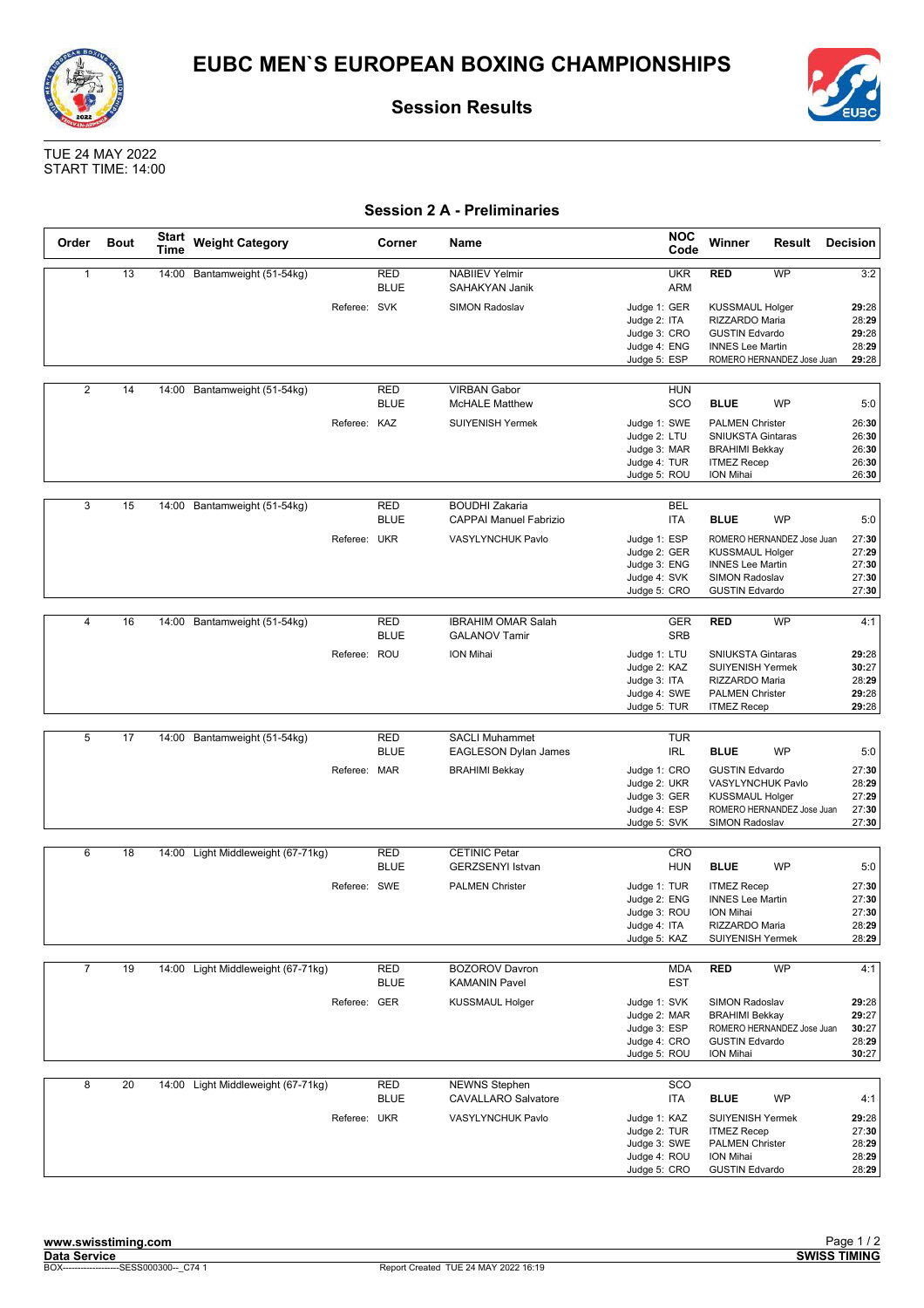# EUBC MEN`S EUROPEAN BOXING CHAMPIONSHIPS

## Session Results

TUE 24 MAY 2022
START TIME: 14:00

### Session 2 A - Preliminaries

| Order | Bout | Start Time | Weight Category | Corner | Name | NOC Code | Winner | Result | Decision |
|---|---|---|---|---|---|---|---|---|---|
| 1 | 13 | 14:00 | Bantamweight (51-54kg) | RED | NABIIEV Yelmir | UKR | **RED** | WP | 3:2 |
| | | | | BLUE | SAHAKYAN Janik | ARM | | | |
| | | | Referee: SVK | | SIMON Radoslav | Judge 1: GER | KUSSMAUL Holger | | **29**:28 |
| | | | | | | Judge 2: ITA | RIZZARDO Maria | | 28:**29** |
| | | | | | | Judge 3: CRO | GUSTIN Edvardo | | **29**:28 |
| | | | | | | Judge 4: ENG | INNES Lee Martin | | 28:**29** |
| | | | | | | Judge 5: ESP | ROMERO HERNANDEZ Jose Juan | | **29**:28 |
| 2 | 14 | 14:00 | Bantamweight (51-54kg) | RED | VIRBAN Gabor | HUN | | | |
| | | | | BLUE | McHALE Matthew | SCO | **BLUE** | WP | 5:0 |
| | | | Referee: KAZ | | SUIYENISH Yermek | Judge 1: SWE | PALMEN Christer | | 26:**30** |
| | | | | | | Judge 2: LTU | SNIUKSTA Gintaras | | 26:**30** |
| | | | | | | Judge 3: MAR | BRAHIMI Bekkay | | 26:**30** |
| | | | | | | Judge 4: TUR | ITMEZ Recep | | 26:**30** |
| | | | | | | Judge 5: ROU | ION Mihai | | 26:**30** |
| 3 | 15 | 14:00 | Bantamweight (51-54kg) | RED | BOUDHI Zakaria | BEL | | | |
| | | | | BLUE | CAPPAI Manuel Fabrizio | ITA | **BLUE** | WP | 5:0 |
| | | | Referee: UKR | | VASYLYNCHUK Pavlo | Judge 1: ESP | ROMERO HERNANDEZ Jose Juan | | 27:**30** |
| | | | | | | Judge 2: GER | KUSSMAUL Holger | | 27:**29** |
| | | | | | | Judge 3: ENG | INNES Lee Martin | | 27:**30** |
| | | | | | | Judge 4: SVK | SIMON Radoslav | | 27:**30** |
| | | | | | | Judge 5: CRO | GUSTIN Edvardo | | 27:**30** |
| 4 | 16 | 14:00 | Bantamweight (51-54kg) | RED | IBRAHIM OMAR Salah | GER | **RED** | WP | 4:1 |
| | | | | BLUE | GALANOV Tamir | SRB | | | |
| | | | Referee: ROU | | ION Mihai | Judge 1: LTU | SNIUKSTA Gintaras | | **29**:28 |
| | | | | | | Judge 2: KAZ | SUIYENISH Yermek | | **30**:27 |
| | | | | | | Judge 3: ITA | RIZZARDO Maria | | 28:**29** |
| | | | | | | Judge 4: SWE | PALMEN Christer | | **29**:28 |
| | | | | | | Judge 5: TUR | ITMEZ Recep | | **29**:28 |
| 5 | 17 | 14:00 | Bantamweight (51-54kg) | RED | SACLI Muhammet | TUR | | | |
| | | | | BLUE | EAGLESON Dylan James | IRL | **BLUE** | WP | 5:0 |
| | | | Referee: MAR | | BRAHIMI Bekkay | Judge 1: CRO | GUSTIN Edvardo | | 27:**30** |
| | | | | | | Judge 2: UKR | VASYLYNCHUK Pavlo | | 28:**29** |
| | | | | | | Judge 3: GER | KUSSMAUL Holger | | 27:**29** |
| | | | | | | Judge 4: ESP | ROMERO HERNANDEZ Jose Juan | | 27:**30** |
| | | | | | | Judge 5: SVK | SIMON Radoslav | | 27:**30** |
| 6 | 18 | 14:00 | Light Middleweight (67-71kg) | RED | CETINIC Petar | CRO | | | |
| | | | | BLUE | GERZSENYI Istvan | HUN | **BLUE** | WP | 5:0 |
| | | | Referee: SWE | | PALMEN Christer | Judge 1: TUR | ITMEZ Recep | | 27:**30** |
| | | | | | | Judge 2: ENG | INNES Lee Martin | | 27:**30** |
| | | | | | | Judge 3: ROU | ION Mihai | | 27:**30** |
| | | | | | | Judge 4: ITA | RIZZARDO Maria | | 28:**29** |
| | | | | | | Judge 5: KAZ | SUIYENISH Yermek | | 28:**29** |
| 7 | 19 | 14:00 | Light Middleweight (67-71kg) | RED | BOZOROV Davron | MDA | **RED** | WP | 4:1 |
| | | | | BLUE | KAMANIN Pavel | EST | | | |
| | | | Referee: GER | | KUSSMAUL Holger | Judge 1: SVK | SIMON Radoslav | | **29**:28 |
| | | | | | | Judge 2: MAR | BRAHIMI Bekkay | | **29**:27 |
| | | | | | | Judge 3: ESP | ROMERO HERNANDEZ Jose Juan | | **30**:27 |
| | | | | | | Judge 4: CRO | GUSTIN Edvardo | | 28:**29** |
| | | | | | | Judge 5: ROU | ION Mihai | | **30**:27 |
| 8 | 20 | 14:00 | Light Middleweight (67-71kg) | RED | NEWNS Stephen | SCO | | | |
| | | | | BLUE | CAVALLARO Salvatore | ITA | **BLUE** | WP | 4:1 |
| | | | Referee: UKR | | VASYLYNCHUK Pavlo | Judge 1: KAZ | SUIYENISH Yermek | | **29**:28 |
| | | | | | | Judge 2: TUR | ITMEZ Recep | | 27:**30** |
| | | | | | | Judge 3: SWE | PALMEN Christer | | 28:**29** |
| | | | | | | Judge 4: ROU | ION Mihai | | 28:**29** |
| | | | | | | Judge 5: CRO | GUSTIN Edvardo | | 28:**29** |

www.swisstiming.com
Data Service
BOX-------------------SESS000300--_C74 1
Report Created TUE 24 MAY 2022 16:19
SWISS TIMING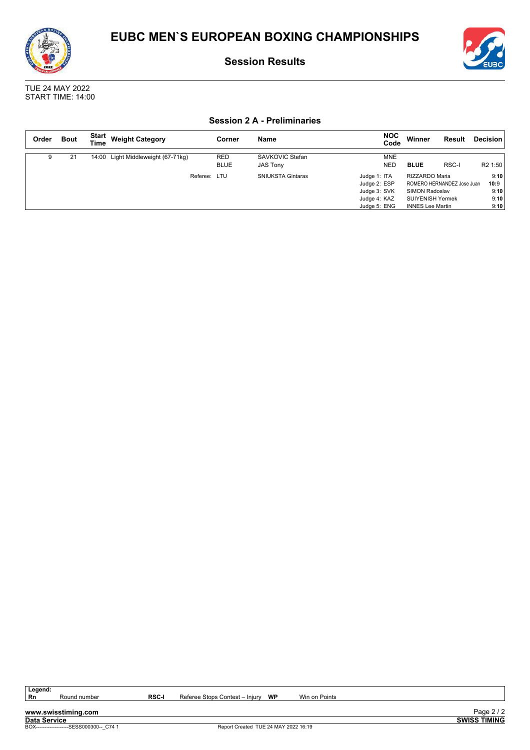# EUBC MEN`S EUROPEAN BOXING CHAMPIONSHIPS

## Session Results

TUE 24 MAY 2022
START TIME: 14:00

### Session 2 A - Preliminaries

| Order | Bout | Start Time | Weight Category | Corner | Name | NOC Code | Winner | Result | Decision |
|---|---|---|---|---|---|---|---|---|---|
| 9 | 21 | 14:00 | Light Middleweight (67-71kg) | RED | SAVKOVIC Stefan | MNE | | | |
| | | | | BLUE | JAS Tony | NED | **BLUE** | RSC-I | R2 1:50 |
| | | | Referee: | LTU | SNIUKSTA Gintaras | Judge 1: ITA | RIZZARDO Maria | | 9:**10** |
| | | | | | | Judge 2: ESP | ROMERO HERNANDEZ Jose Juan | | **10**:9 |
| | | | | | | Judge 3: SVK | SIMON Radoslav | | 9:**10** |
| | | | | | | Judge 4: KAZ | SUIYENISH Yermek | | 9:**10** |
| | | | | | | Judge 5: ENG | INNES Lee Martin | | 9:**10** |

**Legend:**

| | | | | | |
|---|---|---|---|---|---|
| **Rn** | Round number | **RSC-I** | Referee Stops Contest – Injury | **WP** | Win on Points |

www.swisstiming.com
Data Service
BOX-------------------SESS000300--_C74 1
Report Created TUE 24 MAY 2022 16:19
SWISS TIMING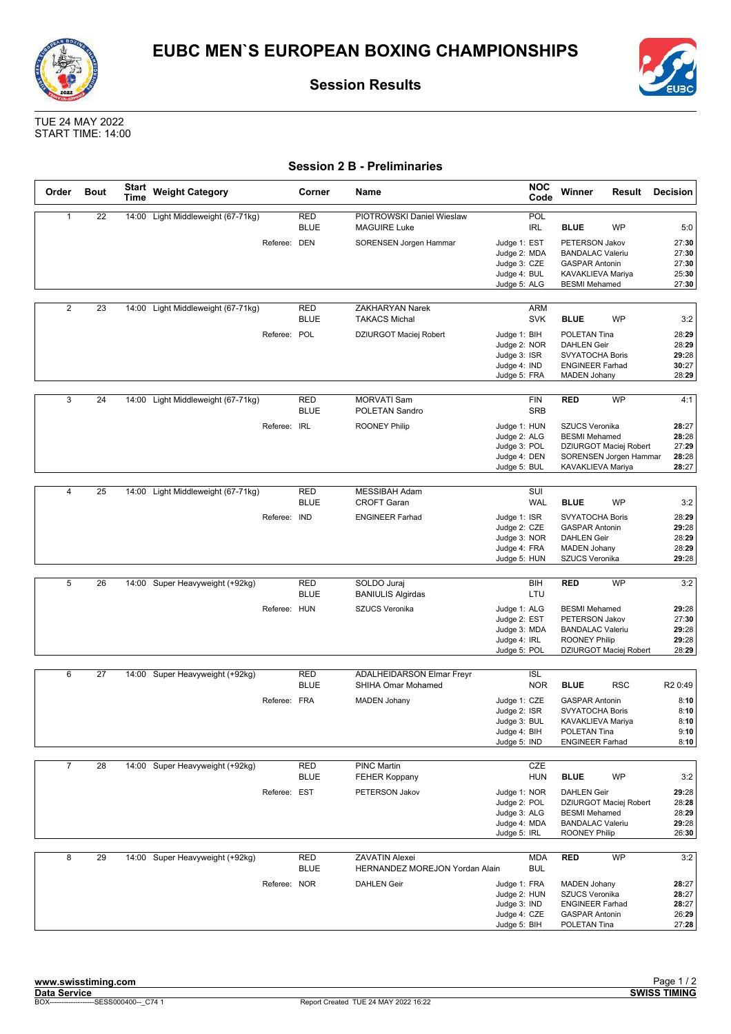# EUBC MEN`S EUROPEAN BOXING CHAMPIONSHIPS

## Session Results

TUE 24 MAY 2022
START TIME: 14:00

### Session 2 B - Preliminaries

| Order | Bout | Start Time | Weight Category | Corner | Name | NOC Code | Winner | Result | Decision |
|---|---|---|---|---|---|---|---|---|---|
| 1 | 22 | 14:00 | Light Middleweight (67-71kg) | RED | PIOTROWSKI Daniel Wieslaw | POL | | | |
| | | | | BLUE | MAGUIRE Luke | IRL | **BLUE** | WP | 5:0 |
| | | | Referee: | DEN | SORENSEN Jorgen Hammar | Judge 1: EST | PETERSON Jakov | | 27:**30** |
| | | | | | | Judge 2: MDA | BANDALAC Valeriu | | 27:**30** |
| | | | | | | Judge 3: CZE | GASPAR Antonin | | 27:**30** |
| | | | | | | Judge 4: BUL | KAVAKLIEVA Mariya | | 25:**30** |
| | | | | | | Judge 5: ALG | BESMI Mehamed | | 27:**30** |
| 2 | 23 | 14:00 | Light Middleweight (67-71kg) | RED | ZAKHARYAN Narek | ARM | | | |
| | | | | BLUE | TAKACS Michal | SVK | **BLUE** | WP | 3:2 |
| | | | Referee: | POL | DZIURGOT Maciej Robert | Judge 1: BIH | POLETAN Tina | | 28:**29** |
| | | | | | | Judge 2: NOR | DAHLEN Geir | | 28:**29** |
| | | | | | | Judge 3: ISR | SVYATOCHA Boris | | **29**:28 |
| | | | | | | Judge 4: IND | ENGINEER Farhad | | **30**:27 |
| | | | | | | Judge 5: FRA | MADEN Johany | | 28:**29** |
| 3 | 24 | 14:00 | Light Middleweight (67-71kg) | RED | MORVATI Sam | FIN | **RED** | WP | 4:1 |
| | | | | BLUE | POLETAN Sandro | SRB | | | |
| | | | Referee: | IRL | ROONEY Philip | Judge 1: HUN | SZUCS Veronika | | **28**:27 |
| | | | | | | Judge 2: ALG | BESMI Mehamed | | **28**:28 |
| | | | | | | Judge 3: POL | DZIURGOT Maciej Robert | | 27:**29** |
| | | | | | | Judge 4: DEN | SORENSEN Jorgen Hammar | | **28**:28 |
| | | | | | | Judge 5: BUL | KAVAKLIEVA Mariya | | **28**:27 |
| 4 | 25 | 14:00 | Light Middleweight (67-71kg) | RED | MESSIBAH Adam | SUI | | | |
| | | | | BLUE | CROFT Garan | WAL | **BLUE** | WP | 3:2 |
| | | | Referee: | IND | ENGINEER Farhad | Judge 1: ISR | SVYATOCHA Boris | | 28:**29** |
| | | | | | | Judge 2: CZE | GASPAR Antonin | | **29**:28 |
| | | | | | | Judge 3: NOR | DAHLEN Geir | | 28:**29** |
| | | | | | | Judge 4: FRA | MADEN Johany | | 28:**29** |
| | | | | | | Judge 5: HUN | SZUCS Veronika | | **29**:28 |
| 5 | 26 | 14:00 | Super Heavyweight (+92kg) | RED | SOLDO Juraj | BIH | **RED** | WP | 3:2 |
| | | | | BLUE | BANIULIS Algirdas | LTU | | | |
| | | | Referee: | HUN | SZUCS Veronika | Judge 1: ALG | BESMI Mehamed | | **29**:28 |
| | | | | | | Judge 2: EST | PETERSON Jakov | | 27:**30** |
| | | | | | | Judge 3: MDA | BANDALAC Valeriu | | **29**:28 |
| | | | | | | Judge 4: IRL | ROONEY Philip | | **29**:28 |
| | | | | | | Judge 5: POL | DZIURGOT Maciej Robert | | 28:**29** |
| 6 | 27 | 14:00 | Super Heavyweight (+92kg) | RED | ADALHEIDARSON Elmar Freyr | ISL | | | |
| | | | | BLUE | SHIHA Omar Mohamed | NOR | **BLUE** | RSC | R2 0:49 |
| | | | Referee: | FRA | MADEN Johany | Judge 1: CZE | GASPAR Antonin | | 8:**10** |
| | | | | | | Judge 2: ISR | SVYATOCHA Boris | | 8:**10** |
| | | | | | | Judge 3: BUL | KAVAKLIEVA Mariya | | 8:**10** |
| | | | | | | Judge 4: BIH | POLETAN Tina | | 9:**10** |
| | | | | | | Judge 5: IND | ENGINEER Farhad | | 8:**10** |
| 7 | 28 | 14:00 | Super Heavyweight (+92kg) | RED | PINC Martin | CZE | | | |
| | | | | BLUE | FEHER Koppany | HUN | **BLUE** | WP | 3:2 |
| | | | Referee: | EST | PETERSON Jakov | Judge 1: NOR | DAHLEN Geir | | **29**:28 |
| | | | | | | Judge 2: POL | DZIURGOT Maciej Robert | | 28:**28** |
| | | | | | | Judge 3: ALG | BESMI Mehamed | | 28:**29** |
| | | | | | | Judge 4: MDA | BANDALAC Valeriu | | **29**:28 |
| | | | | | | Judge 5: IRL | ROONEY Philip | | 26:**30** |
| 8 | 29 | 14:00 | Super Heavyweight (+92kg) | RED | ZAVATIN Alexei | MDA | **RED** | WP | 3:2 |
| | | | | BLUE | HERNANDEZ MOREJON Yordan Alain | BUL | | | |
| | | | Referee: | NOR | DAHLEN Geir | Judge 1: FRA | MADEN Johany | | **28**:27 |
| | | | | | | Judge 2: HUN | SZUCS Veronika | | **28**:27 |
| | | | | | | Judge 3: IND | ENGINEER Farhad | | **28**:27 |
| | | | | | | Judge 4: CZE | GASPAR Antonin | | 26:**29** |
| | | | | | | Judge 5: BIH | POLETAN Tina | | 27:**28** |

www.swisstiming.com
Data Service
BOX-------------------SESS000400--_C74 1 — Report Created TUE 24 MAY 2022 16:22
SWISS TIMING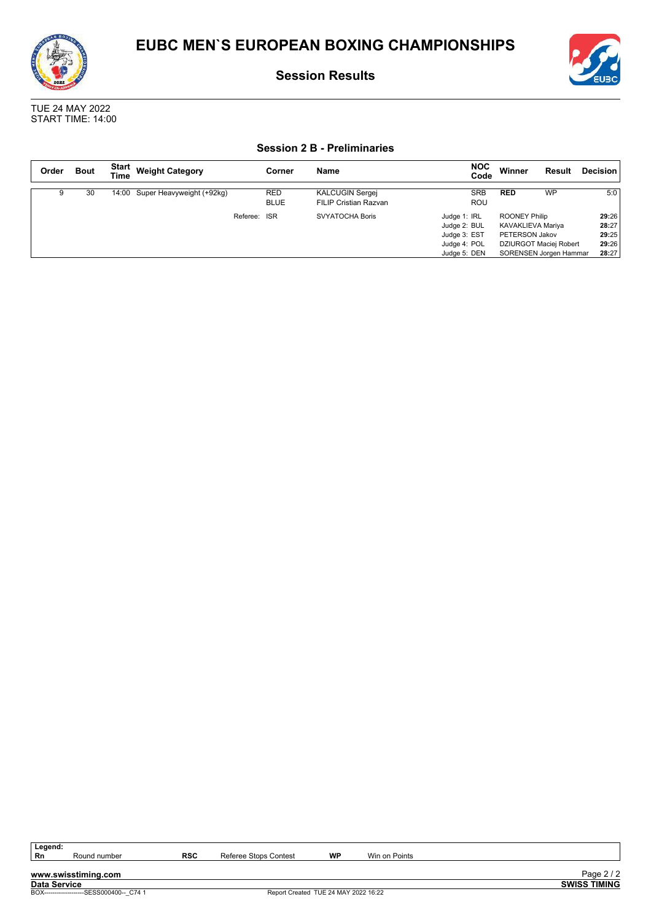# EUBC MEN`S EUROPEAN BOXING CHAMPIONSHIPS

## Session Results

TUE 24 MAY 2022
START TIME: 14:00

### Session 2 B - Preliminaries

| Order | Bout | Start Time | Weight Category | Corner | Name | NOC Code | Winner | Result | Decision |
|---|---|---|---|---|---|---|---|---|---|
| 9 | 30 | 14:00 | Super Heavyweight (+92kg) | RED | KALCUGIN Sergej | SRB | **RED** | WP | 5:0 |
| | | | | BLUE | FILIP Cristian Razvan | ROU | | | |
| | | | Referee: | ISR | SVYATOCHA Boris | Judge 1: IRL | ROONEY Philip | | **29**:26 |
| | | | | | | Judge 2: BUL | KAVAKLIEVA Mariya | | **28**:27 |
| | | | | | | Judge 3: EST | PETERSON Jakov | | **29**:25 |
| | | | | | | Judge 4: POL | DZIURGOT Maciej Robert | | **29**:26 |
| | | | | | | Judge 5: DEN | SORENSEN Jorgen Hammar | | **28**:27 |

| Legend: | | | | | |
|---|---|---|---|---|---|
| **Rn** | Round number | **RSC** | Referee Stops Contest | **WP** | Win on Points |

www.swisstiming.com
Data Service
BOX-------------------SESS000400--_C74 1
Report Created TUE 24 MAY 2022 16:22
SWISS TIMING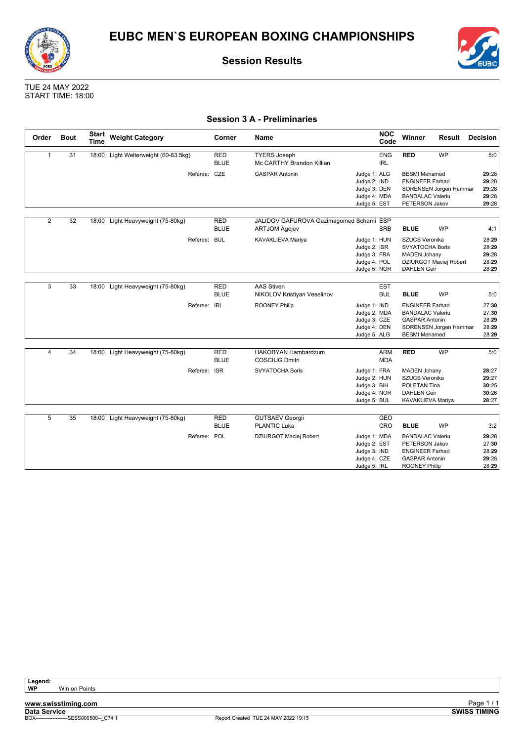# EUBC MEN`S EUROPEAN BOXING CHAMPIONSHIPS

## Session Results

TUE 24 MAY 2022
START TIME: 18:00

### Session 3 A - Preliminaries

| Order | Bout | Start Time | Weight Category | Corner | Name | NOC Code | Winner | Result | Decision |
|---|---|---|---|---|---|---|---|---|---|
| 1 | 31 | 18:00 | Light Welterweight (60-63.5kg) | RED | TYERS Joseph | ENG | **RED** | WP | 5:0 |
| | | | | BLUE | Mc CARTHY Brandon Killian | IRL | | | |
| | | | Referee: | CZE | GASPAR Antonin | Judge 1: ALG | BESMI Mehamed | | **29**:28 |
| | | | | | | Judge 2: IND | ENGINEER Farhad | | **29**:28 |
| | | | | | | Judge 3: DEN | SORENSEN Jorgen Hammar | | **29**:28 |
| | | | | | | Judge 4: MDA | BANDALAC Valeriu | | **29**:28 |
| | | | | | | Judge 5: EST | PETERSON Jakov | | **29**:28 |
| 2 | 32 | 18:00 | Light Heavyweight (75-80kg) | RED | JALIDOV GAFUROVA Gazimagomed Schami | ESP | | | |
| | | | | BLUE | ARTJOM Agejev | SRB | **BLUE** | WP | 4:1 |
| | | | Referee: | BUL | KAVAKLIEVA Mariya | Judge 1: HUN | SZUCS Veronika | | 28:**29** |
| | | | | | | Judge 2: ISR | SVYATOCHA Boris | | 28:**29** |
| | | | | | | Judge 3: FRA | MADEN Johany | | **29**:28 |
| | | | | | | Judge 4: POL | DZIURGOT Maciej Robert | | 28:**29** |
| | | | | | | Judge 5: NOR | DAHLEN Geir | | 28:**29** |
| 3 | 33 | 18:00 | Light Heavyweight (75-80kg) | RED | AAS Stiven | EST | | | |
| | | | | BLUE | NIKOLOV Kristiyan Veselinov | BUL | **BLUE** | WP | 5:0 |
| | | | Referee: | IRL | ROONEY Philip | Judge 1: IND | ENGINEER Farhad | | 27:**30** |
| | | | | | | Judge 2: MDA | BANDALAC Valeriu | | 27:**30** |
| | | | | | | Judge 3: CZE | GASPAR Antonin | | 28:**29** |
| | | | | | | Judge 4: DEN | SORENSEN Jorgen Hammar | | 28:**29** |
| | | | | | | Judge 5: ALG | BESMI Mehamed | | 28:**29** |
| 4 | 34 | 18:00 | Light Heavyweight (75-80kg) | RED | HAKOBYAN Hambardzum | ARM | **RED** | WP | 5:0 |
| | | | | BLUE | COSCIUG Dmitri | MDA | | | |
| | | | Referee: | ISR | SVYATOCHA Boris | Judge 1: FRA | MADEN Johany | | **28**:27 |
| | | | | | | Judge 2: HUN | SZUCS Veronika | | **29**:27 |
| | | | | | | Judge 3: BIH | POLETAN Tina | | **30**:25 |
| | | | | | | Judge 4: NOR | DAHLEN Geir | | **30**:26 |
| | | | | | | Judge 5: BUL | KAVAKLIEVA Mariya | | **28**:27 |
| 5 | 35 | 18:00 | Light Heavyweight (75-80kg) | RED | GUTSAEV Georgii | GEO | | | |
| | | | | BLUE | PLANTIC Luka | CRO | **BLUE** | WP | 3:2 |
| | | | Referee: | POL | DZIURGOT Maciej Robert | Judge 1: MDA | BANDALAC Valeriu | | **29**:28 |
| | | | | | | Judge 2: EST | PETERSON Jakov | | 27:**30** |
| | | | | | | Judge 3: IND | ENGINEER Farhad | | 28:**29** |
| | | | | | | Judge 4: CZE | GASPAR Antonin | | **29**:28 |
| | | | | | | Judge 5: IRL | ROONEY Philip | | 28:**29** |

**Legend:**
**WP** Win on Points

**www.swisstiming.com**
**Data Service**
BOX-------------------SESS000500--_C74 1
Report Created TUE 24 MAY 2022 19:15
**SWISS TIMING**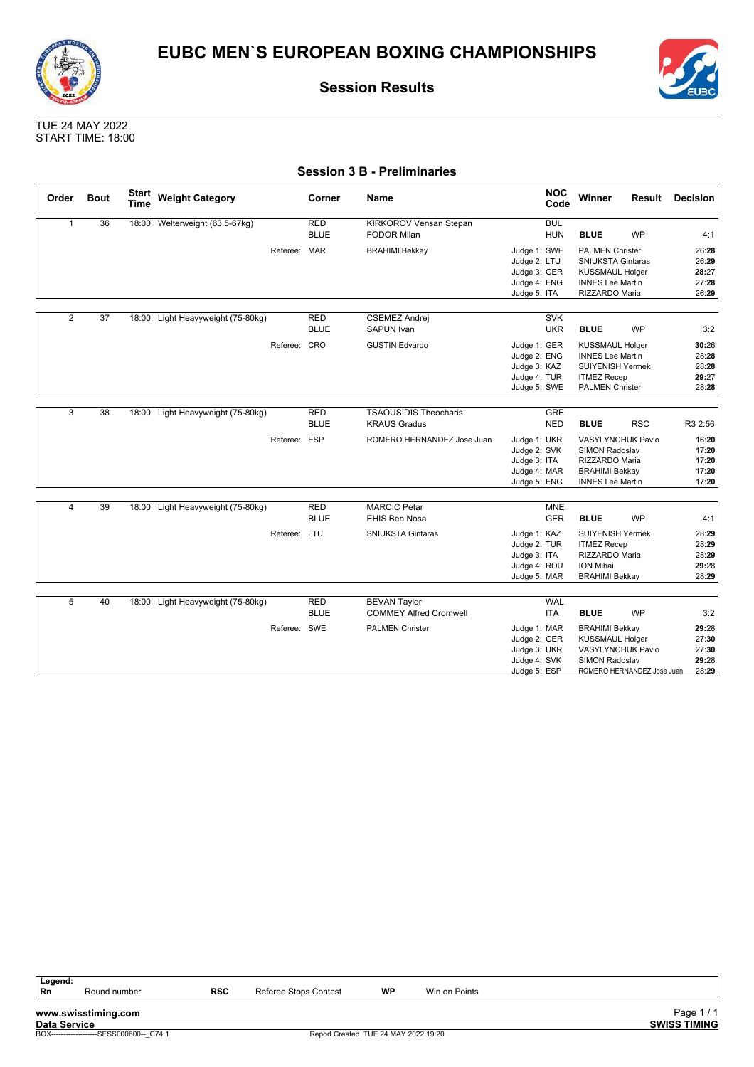# EUBC MEN`S EUROPEAN BOXING CHAMPIONSHIPS

## Session Results

TUE 24 MAY 2022
START TIME: 18:00

### Session 3 B - Preliminaries

| Order | Bout | Start Time | Weight Category | Corner | Name | NOC Code | Winner | Result | Decision |
|---|---|---|---|---|---|---|---|---|---|
| 1 | 36 | 18:00 | Welterweight (63.5-67kg) | RED | KIRKOROV Vensan Stepan | BUL | | | |
| | | | | BLUE | FODOR Milan | HUN | **BLUE** | WP | 4:1 |
| | | | Referee: | MAR | BRAHIMI Bekkay | Judge 1: SWE | PALMEN Christer | | 26:**28** |
| | | | | | | Judge 2: LTU | SNIUKSTA Gintaras | | 26:**29** |
| | | | | | | Judge 3: GER | KUSSMAUL Holger | | **28**:27 |
| | | | | | | Judge 4: ENG | INNES Lee Martin | | 27:**28** |
| | | | | | | Judge 5: ITA | RIZZARDO Maria | | 26:**29** |
| 2 | 37 | 18:00 | Light Heavyweight (75-80kg) | RED | CSEMEZ Andrej | SVK | | | |
| | | | | BLUE | SAPUN Ivan | UKR | **BLUE** | WP | 3:2 |
| | | | Referee: | CRO | GUSTIN Edvardo | Judge 1: GER | KUSSMAUL Holger | | **30**:26 |
| | | | | | | Judge 2: ENG | INNES Lee Martin | | 28:**28** |
| | | | | | | Judge 3: KAZ | SUIYENISH Yermek | | 28:**28** |
| | | | | | | Judge 4: TUR | ITMEZ Recep | | **29**:27 |
| | | | | | | Judge 5: SWE | PALMEN Christer | | 28:**28** |
| 3 | 38 | 18:00 | Light Heavyweight (75-80kg) | RED | TSAOUSIDIS Theocharis | GRE | | | |
| | | | | BLUE | KRAUS Gradus | NED | **BLUE** | RSC | R3 2:56 |
| | | | Referee: | ESP | ROMERO HERNANDEZ Jose Juan | Judge 1: UKR | VASYLYNCHUK Pavlo | | 16:**20** |
| | | | | | | Judge 2: SVK | SIMON Radoslav | | 17:**20** |
| | | | | | | Judge 3: ITA | RIZZARDO Maria | | 17:**20** |
| | | | | | | Judge 4: MAR | BRAHIMI Bekkay | | 17:**20** |
| | | | | | | Judge 5: ENG | INNES Lee Martin | | 17:**20** |
| 4 | 39 | 18:00 | Light Heavyweight (75-80kg) | RED | MARCIC Petar | MNE | | | |
| | | | | BLUE | EHIS Ben Nosa | GER | **BLUE** | WP | 4:1 |
| | | | Referee: | LTU | SNIUKSTA Gintaras | Judge 1: KAZ | SUIYENISH Yermek | | 28:**29** |
| | | | | | | Judge 2: TUR | ITMEZ Recep | | 28:**29** |
| | | | | | | Judge 3: ITA | RIZZARDO Maria | | 28:**29** |
| | | | | | | Judge 4: ROU | ION Mihai | | **29**:28 |
| | | | | | | Judge 5: MAR | BRAHIMI Bekkay | | 28:**29** |
| 5 | 40 | 18:00 | Light Heavyweight (75-80kg) | RED | BEVAN Taylor | WAL | | | |
| | | | | BLUE | COMMEY Alfred Cromwell | ITA | **BLUE** | WP | 3:2 |
| | | | Referee: | SWE | PALMEN Christer | Judge 1: MAR | BRAHIMI Bekkay | | **29**:28 |
| | | | | | | Judge 2: GER | KUSSMAUL Holger | | 27:**30** |
| | | | | | | Judge 3: UKR | VASYLYNCHUK Pavlo | | 27:**30** |
| | | | | | | Judge 4: SVK | SIMON Radoslav | | **29**:28 |
| | | | | | | Judge 5: ESP | ROMERO HERNANDEZ Jose Juan | | 28:**29** |

**Legend:**

| | | | | | |
|---|---|---|---|---|---|
| **Rn** | Round number | **RSC** | Referee Stops Contest | **WP** | Win on Points |

www.swisstiming.com
Data Service
BOX-------------------SESS000600--_C74 1
Report Created TUE 24 MAY 2022 19:20
SWISS TIMING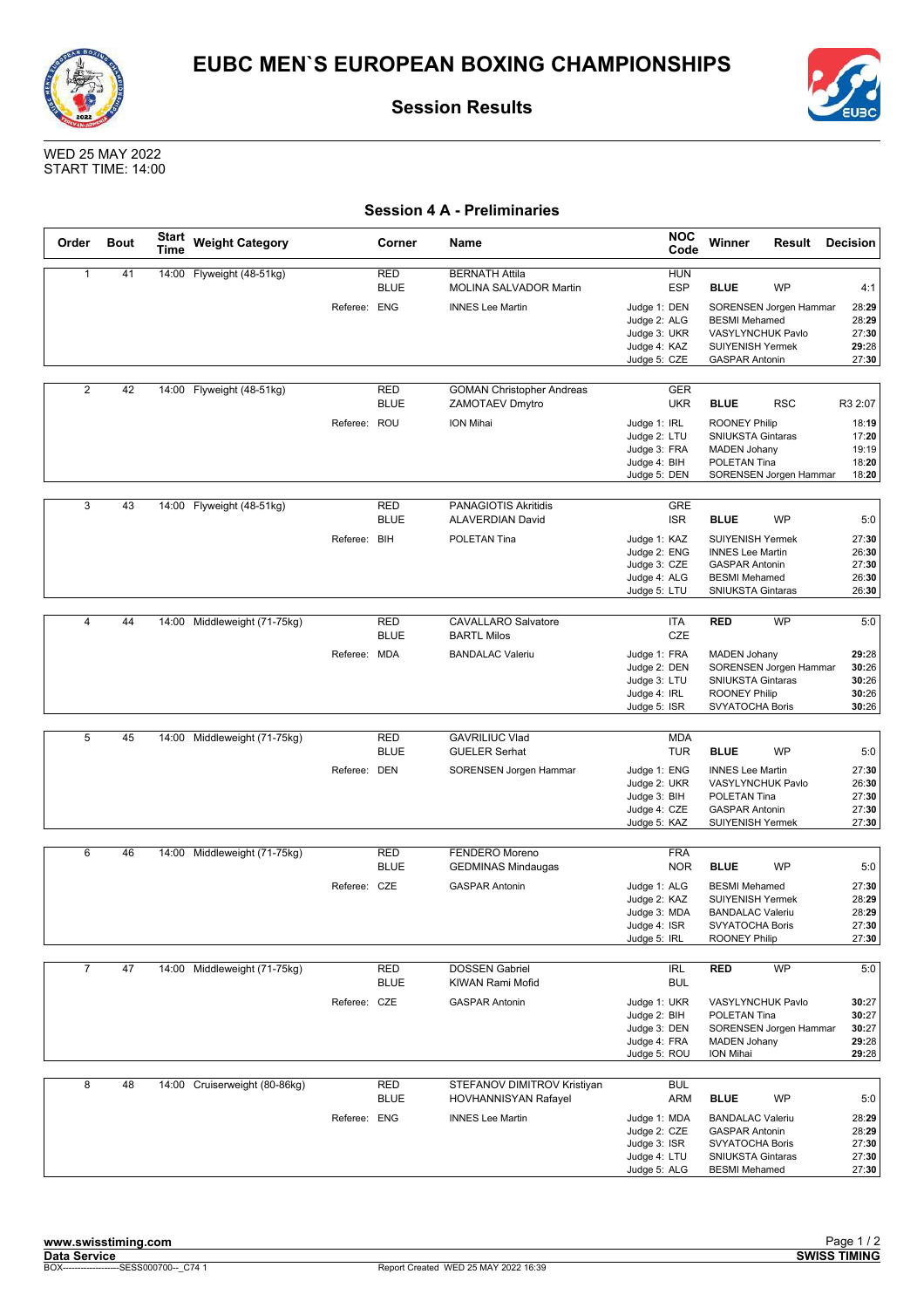# EUBC MEN`S EUROPEAN BOXING CHAMPIONSHIPS

## Session Results

WED 25 MAY 2022
START TIME: 14:00

### Session 4 A - Preliminaries

| Order | Bout | Start Time | Weight Category | Corner | Name | NOC Code | Winner | Result | Decision |
|---|---|---|---|---|---|---|---|---|---|
| 1 | 41 | 14:00 | Flyweight (48-51kg) | RED | BERNATH Attila | HUN | | | |
| | | | | BLUE | MOLINA SALVADOR Martin | ESP | **BLUE** | WP | 4:1 |
| | | | Referee: ENG | | INNES Lee Martin | Judge 1: DEN | SORENSEN Jorgen Hammar | | 28:**29** |
| | | | | | | Judge 2: ALG | BESMI Mehamed | | 28:**29** |
| | | | | | | Judge 3: UKR | VASYLYNCHUK Pavlo | | 27:**30** |
| | | | | | | Judge 4: KAZ | SUIYENISH Yermek | | **29**:28 |
| | | | | | | Judge 5: CZE | GASPAR Antonin | | 27:**30** |
| 2 | 42 | 14:00 | Flyweight (48-51kg) | RED | GOMAN Christopher Andreas | GER | | | |
| | | | | BLUE | ZAMOTAEV Dmytro | UKR | **BLUE** | RSC | R3 2:07 |
| | | | Referee: ROU | | ION Mihai | Judge 1: IRL | ROONEY Philip | | 18:**19** |
| | | | | | | Judge 2: LTU | SNIUKSTA Gintaras | | 17:**20** |
| | | | | | | Judge 3: FRA | MADEN Johany | | 19:19 |
| | | | | | | Judge 4: BIH | POLETAN Tina | | 18:**20** |
| | | | | | | Judge 5: DEN | SORENSEN Jorgen Hammar | | 18:**20** |
| 3 | 43 | 14:00 | Flyweight (48-51kg) | RED | PANAGIOTIS Akritidis | GRE | | | |
| | | | | BLUE | ALAVERDIAN David | ISR | **BLUE** | WP | 5:0 |
| | | | Referee: BIH | | POLETAN Tina | Judge 1: KAZ | SUIYENISH Yermek | | 27:**30** |
| | | | | | | Judge 2: ENG | INNES Lee Martin | | 26:**30** |
| | | | | | | Judge 3: CZE | GASPAR Antonin | | 27:**30** |
| | | | | | | Judge 4: ALG | BESMI Mehamed | | 26:**30** |
| | | | | | | Judge 5: LTU | SNIUKSTA Gintaras | | 26:**30** |
| 4 | 44 | 14:00 | Middleweight (71-75kg) | RED | CAVALLARO Salvatore | ITA | **RED** | WP | 5:0 |
| | | | | BLUE | BARTL Milos | CZE | | | |
| | | | Referee: MDA | | BANDALAC Valeriu | Judge 1: FRA | MADEN Johany | | **29**:28 |
| | | | | | | Judge 2: DEN | SORENSEN Jorgen Hammar | | **30**:26 |
| | | | | | | Judge 3: LTU | SNIUKSTA Gintaras | | **30**:26 |
| | | | | | | Judge 4: IRL | ROONEY Philip | | **30**:26 |
| | | | | | | Judge 5: ISR | SVYATOCHA Boris | | **30**:26 |
| 5 | 45 | 14:00 | Middleweight (71-75kg) | RED | GAVRILIUC Vlad | MDA | | | |
| | | | | BLUE | GUELER Serhat | TUR | **BLUE** | WP | 5:0 |
| | | | Referee: DEN | | SORENSEN Jorgen Hammar | Judge 1: ENG | INNES Lee Martin | | 27:**30** |
| | | | | | | Judge 2: UKR | VASYLYNCHUK Pavlo | | 26:**30** |
| | | | | | | Judge 3: BIH | POLETAN Tina | | 27:**30** |
| | | | | | | Judge 4: CZE | GASPAR Antonin | | 27:**30** |
| | | | | | | Judge 5: KAZ | SUIYENISH Yermek | | 27:**30** |
| 6 | 46 | 14:00 | Middleweight (71-75kg) | RED | FENDERO Moreno | FRA | | | |
| | | | | BLUE | GEDMINAS Mindaugas | NOR | **BLUE** | WP | 5:0 |
| | | | Referee: CZE | | GASPAR Antonin | Judge 1: ALG | BESMI Mehamed | | 27:**30** |
| | | | | | | Judge 2: KAZ | SUIYENISH Yermek | | 28:**29** |
| | | | | | | Judge 3: MDA | BANDALAC Valeriu | | 28:**29** |
| | | | | | | Judge 4: ISR | SVYATOCHA Boris | | 27:**30** |
| | | | | | | Judge 5: IRL | ROONEY Philip | | 27:**30** |
| 7 | 47 | 14:00 | Middleweight (71-75kg) | RED | DOSSEN Gabriel | IRL | **RED** | WP | 5:0 |
| | | | | BLUE | KIWAN Rami Mofid | BUL | | | |
| | | | Referee: CZE | | GASPAR Antonin | Judge 1: UKR | VASYLYNCHUK Pavlo | | **30**:27 |
| | | | | | | Judge 2: BIH | POLETAN Tina | | **30**:27 |
| | | | | | | Judge 3: DEN | SORENSEN Jorgen Hammar | | **30**:27 |
| | | | | | | Judge 4: FRA | MADEN Johany | | **29**:28 |
| | | | | | | Judge 5: ROU | ION Mihai | | **29**:28 |
| 8 | 48 | 14:00 | Cruiserweight (80-86kg) | RED | STEFANOV DIMITROV Kristiyan | BUL | | | |
| | | | | BLUE | HOVHANNISYAN Rafayel | ARM | **BLUE** | WP | 5:0 |
| | | | Referee: ENG | | INNES Lee Martin | Judge 1: MDA | BANDALAC Valeriu | | 28:**29** |
| | | | | | | Judge 2: CZE | GASPAR Antonin | | 28:**29** |
| | | | | | | Judge 3: ISR | SVYATOCHA Boris | | 27:**30** |
| | | | | | | Judge 4: LTU | SNIUKSTA Gintaras | | 27:**30** |
| | | | | | | Judge 5: ALG | BESMI Mehamed | | 27:**30** |

www.swisstiming.com
Data Service
BOX-------------------SESS000700--_C74 1
Report Created WED 25 MAY 2022 16:39
SWISS TIMING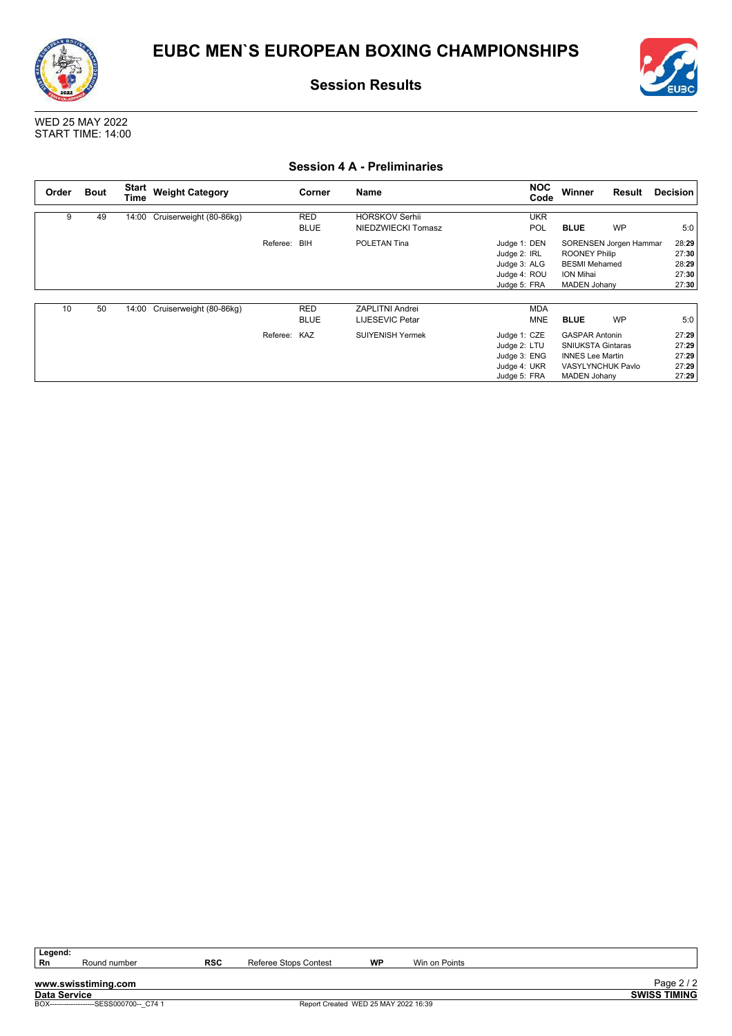# EUBC MEN`S EUROPEAN BOXING CHAMPIONSHIPS

## Session Results

WED 25 MAY 2022
START TIME: 14:00

### Session 4 A - Preliminaries

| Order | Bout | Start Time | Weight Category | Corner | Name | NOC Code | Winner | Result | Decision |
|---|---|---|---|---|---|---|---|---|---|
| 9 | 49 | 14:00 | Cruiserweight (80-86kg) | RED | HORSKOV Serhii | UKR | | | |
| | | | | BLUE | NIEDZWIECKI Tomasz | POL | **BLUE** | WP | 5:0 |
| | | | Referee: | BIH | POLETAN Tina | Judge 1: DEN | SORENSEN Jorgen Hammar | | 28:**29** |
| | | | | | | Judge 2: IRL | ROONEY Philip | | 27:**30** |
| | | | | | | Judge 3: ALG | BESMI Mehamed | | 28:**29** |
| | | | | | | Judge 4: ROU | ION Mihai | | 27:**30** |
| | | | | | | Judge 5: FRA | MADEN Johany | | 27:**30** |
| 10 | 50 | 14:00 | Cruiserweight (80-86kg) | RED | ZAPLITNI Andrei | MDA | | | |
| | | | | BLUE | LIJESEVIC Petar | MNE | **BLUE** | WP | 5:0 |
| | | | Referee: | KAZ | SUIYENISH Yermek | Judge 1: CZE | GASPAR Antonin | | 27:**29** |
| | | | | | | Judge 2: LTU | SNIUKSTA Gintaras | | 27:**29** |
| | | | | | | Judge 3: ENG | INNES Lee Martin | | 27:**29** |
| | | | | | | Judge 4: UKR | VASYLYNCHUK Pavlo | | 27:**29** |
| | | | | | | Judge 5: FRA | MADEN Johany | | 27:**29** |

| Legend: | | | | | |
|---|---|---|---|---|---|
| Rn | Round number | RSC | Referee Stops Contest | WP | Win on Points |

www.swisstiming.com
Data Service
BOX-------------------SESS000700--_C74 1
Report Created WED 25 MAY 2022 16:39
SWISS TIMING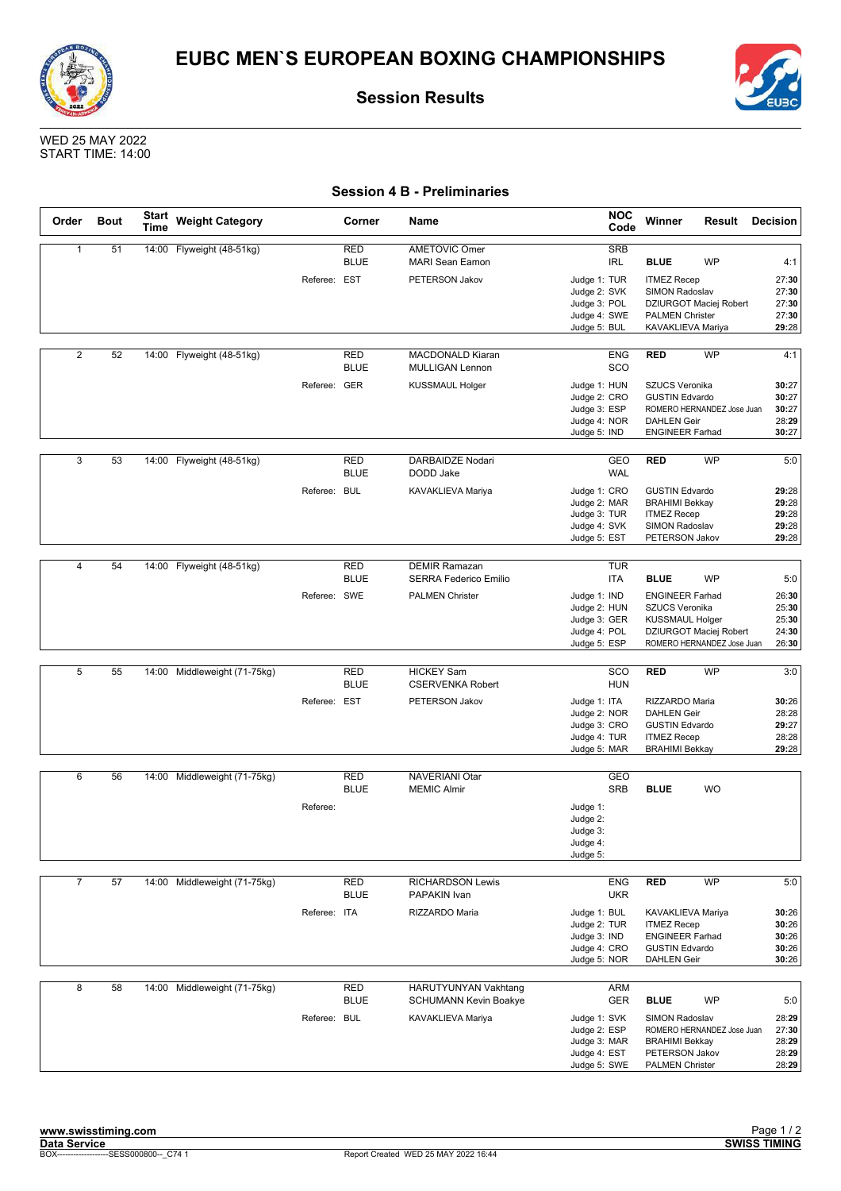# EUBC MEN`S EUROPEAN BOXING CHAMPIONSHIPS

## Session Results

WED 25 MAY 2022
START TIME: 14:00

### Session 4 B - Preliminaries

| Order | Bout | Start Time | Weight Category | Corner | Name | NOC Code | Winner | Result | Decision |
|---|---|---|---|---|---|---|---|---|---|
| 1 | 51 | 14:00 | Flyweight (48-51kg) | RED | AMETOVIC Omer | SRB | | | |
| | | | | BLUE | MARI Sean Eamon | IRL | BLUE | WP | 4:1 |
| | | | Referee: EST | | PETERSON Jakov | Judge 1: TUR | ITMEZ Recep | | 27:30 |
| | | | | | | Judge 2: SVK | SIMON Radoslav | | 27:30 |
| | | | | | | Judge 3: POL | DZIURGOT Maciej Robert | | 27:30 |
| | | | | | | Judge 4: SWE | PALMEN Christer | | 27:30 |
| | | | | | | Judge 5: BUL | KAVAKLIEVA Mariya | | 29:28 |
| 2 | 52 | 14:00 | Flyweight (48-51kg) | RED | MACDONALD Kiaran | ENG | RED | WP | 4:1 |
| | | | | BLUE | MULLIGAN Lennon | SCO | | | |
| | | | Referee: GER | | KUSSMAUL Holger | Judge 1: HUN | SZUCS Veronika | | 30:27 |
| | | | | | | Judge 2: CRO | GUSTIN Edvardo | | 30:27 |
| | | | | | | Judge 3: ESP | ROMERO HERNANDEZ Jose Juan | | 30:27 |
| | | | | | | Judge 4: NOR | DAHLEN Geir | | 28:29 |
| | | | | | | Judge 5: IND | ENGINEER Farhad | | 30:27 |
| 3 | 53 | 14:00 | Flyweight (48-51kg) | RED | DARBAIDZE Nodari | GEO | RED | WP | 5:0 |
| | | | | BLUE | DODD Jake | WAL | | | |
| | | | Referee: BUL | | KAVAKLIEVA Mariya | Judge 1: CRO | GUSTIN Edvardo | | 29:28 |
| | | | | | | Judge 2: MAR | BRAHIMI Bekkay | | 29:28 |
| | | | | | | Judge 3: TUR | ITMEZ Recep | | 29:28 |
| | | | | | | Judge 4: SVK | SIMON Radoslav | | 29:28 |
| | | | | | | Judge 5: EST | PETERSON Jakov | | 29:28 |
| 4 | 54 | 14:00 | Flyweight (48-51kg) | RED | DEMIR Ramazan | TUR | | | |
| | | | | BLUE | SERRA Federico Emilio | ITA | BLUE | WP | 5:0 |
| | | | Referee: SWE | | PALMEN Christer | Judge 1: IND | ENGINEER Farhad | | 26:30 |
| | | | | | | Judge 2: HUN | SZUCS Veronika | | 25:30 |
| | | | | | | Judge 3: GER | KUSSMAUL Holger | | 25:30 |
| | | | | | | Judge 4: POL | DZIURGOT Maciej Robert | | 24:30 |
| | | | | | | Judge 5: ESP | ROMERO HERNANDEZ Jose Juan | | 26:30 |
| 5 | 55 | 14:00 | Middleweight (71-75kg) | RED | HICKEY Sam | SCO | RED | WP | 3:0 |
| | | | | BLUE | CSERVENKA Robert | HUN | | | |
| | | | Referee: EST | | PETERSON Jakov | Judge 1: ITA | RIZZARDO Maria | | 30:26 |
| | | | | | | Judge 2: NOR | DAHLEN Geir | | 28:28 |
| | | | | | | Judge 3: CRO | GUSTIN Edvardo | | 29:27 |
| | | | | | | Judge 4: TUR | ITMEZ Recep | | 28:28 |
| | | | | | | Judge 5: MAR | BRAHIMI Bekkay | | 29:28 |
| 6 | 56 | 14:00 | Middleweight (71-75kg) | RED | NAVERIANI Otar | GEO | | | |
| | | | | BLUE | MEMIC Almir | SRB | BLUE | WO | |
| | | | Referee: | | | Judge 1: | | | |
| | | | | | | Judge 2: | | | |
| | | | | | | Judge 3: | | | |
| | | | | | | Judge 4: | | | |
| | | | | | | Judge 5: | | | |
| 7 | 57 | 14:00 | Middleweight (71-75kg) | RED | RICHARDSON Lewis | ENG | RED | WP | 5:0 |
| | | | | BLUE | PAPAKIN Ivan | UKR | | | |
| | | | Referee: ITA | | RIZZARDO Maria | Judge 1: BUL | KAVAKLIEVA Mariya | | 30:26 |
| | | | | | | Judge 2: TUR | ITMEZ Recep | | 30:26 |
| | | | | | | Judge 3: IND | ENGINEER Farhad | | 30:26 |
| | | | | | | Judge 4: CRO | GUSTIN Edvardo | | 30:26 |
| | | | | | | Judge 5: NOR | DAHLEN Geir | | 30:26 |
| 8 | 58 | 14:00 | Middleweight (71-75kg) | RED | HARUTYUNYAN Vakhtang | ARM | | | |
| | | | | BLUE | SCHUMANN Kevin Boakye | GER | BLUE | WP | 5:0 |
| | | | Referee: BUL | | KAVAKLIEVA Mariya | Judge 1: SVK | SIMON Radoslav | | 28:29 |
| | | | | | | Judge 2: ESP | ROMERO HERNANDEZ Jose Juan | | 27:30 |
| | | | | | | Judge 3: MAR | BRAHIMI Bekkay | | 28:29 |
| | | | | | | Judge 4: EST | PETERSON Jakov | | 28:29 |
| | | | | | | Judge 5: SWE | PALMEN Christer | | 28:29 |

www.swisstiming.com
Data Service
BOX-------------------SESS000800--_C74 1
Report Created WED 25 MAY 2022 16:44
SWISS TIMING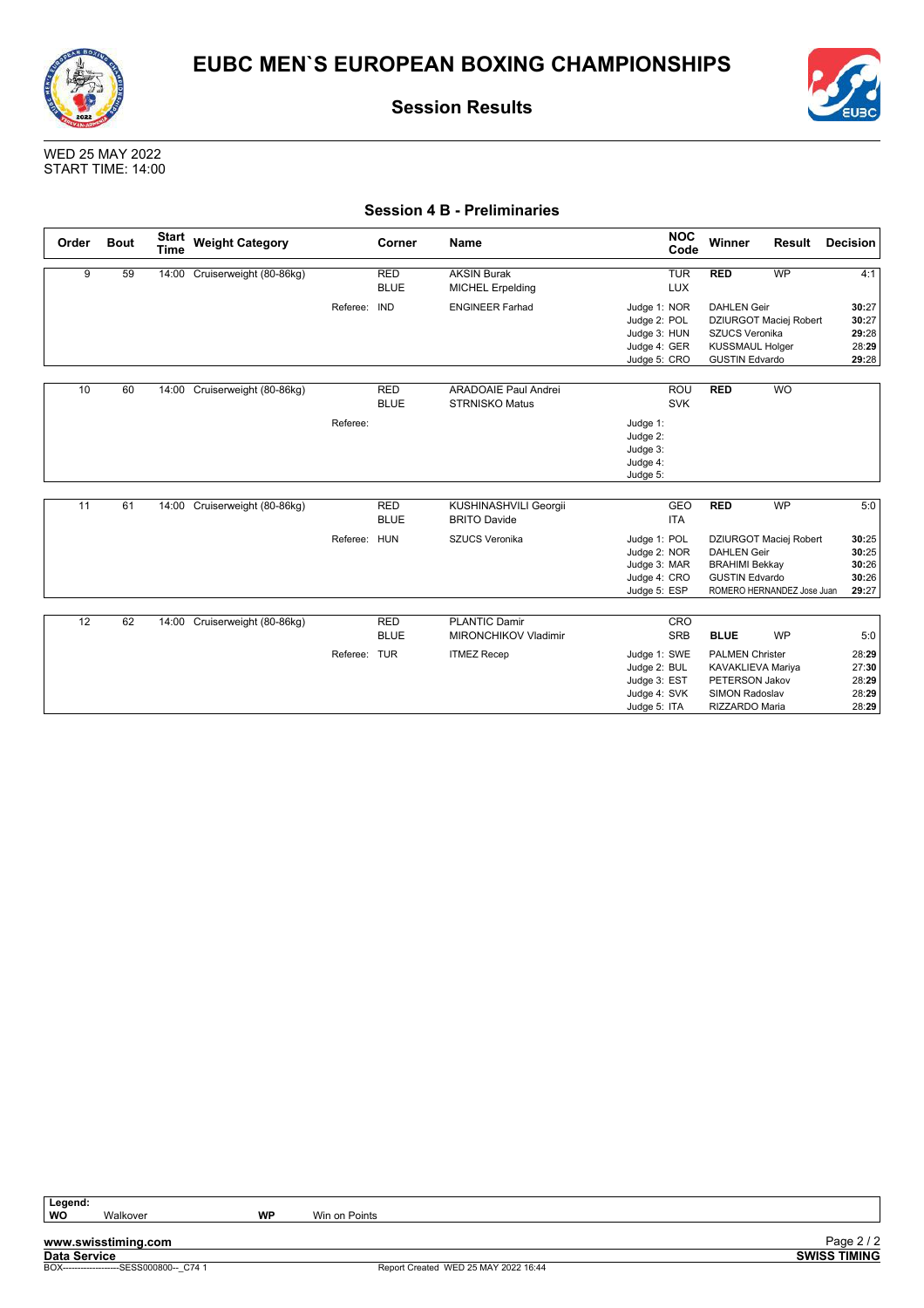# EUBC MEN`S EUROPEAN BOXING CHAMPIONSHIPS

## Session Results

WED 25 MAY 2022
START TIME: 14:00

### Session 4 B - Preliminaries

| Order | Bout | Start Time | Weight Category | Corner | Name | NOC Code | Winner | Result | Decision |
|---|---|---|---|---|---|---|---|---|---|
| 9 | 59 | 14:00 | Cruiserweight (80-86kg) | RED | AKSIN Burak | TUR | **RED** | WP | 4:1 |
| | | | | BLUE | MICHEL Erpelding | LUX | | | |
| | | | Referee: | IND | ENGINEER Farhad | Judge 1: NOR | DAHLEN Geir | | **30**:27 |
| | | | | | | Judge 2: POL | DZIURGOT Maciej Robert | | **30**:27 |
| | | | | | | Judge 3: HUN | SZUCS Veronika | | **29**:28 |
| | | | | | | Judge 4: GER | KUSSMAUL Holger | | 28:**29** |
| | | | | | | Judge 5: CRO | GUSTIN Edvardo | | **29**:28 |
| 10 | 60 | 14:00 | Cruiserweight (80-86kg) | RED | ARADOAIE Paul Andrei | ROU | **RED** | WO | |
| | | | | BLUE | STRNISKO Matus | SVK | | | |
| | | | Referee: | | | Judge 1: | | | |
| | | | | | | Judge 2: | | | |
| | | | | | | Judge 3: | | | |
| | | | | | | Judge 4: | | | |
| | | | | | | Judge 5: | | | |
| 11 | 61 | 14:00 | Cruiserweight (80-86kg) | RED | KUSHINASHVILI Georgii | GEO | **RED** | WP | 5:0 |
| | | | | BLUE | BRITO Davide | ITA | | | |
| | | | Referee: | HUN | SZUCS Veronika | Judge 1: POL | DZIURGOT Maciej Robert | | **30**:25 |
| | | | | | | Judge 2: NOR | DAHLEN Geir | | **30**:25 |
| | | | | | | Judge 3: MAR | BRAHIMI Bekkay | | **30**:26 |
| | | | | | | Judge 4: CRO | GUSTIN Edvardo | | **30**:26 |
| | | | | | | Judge 5: ESP | ROMERO HERNANDEZ Jose Juan | | **29**:27 |
| 12 | 62 | 14:00 | Cruiserweight (80-86kg) | RED | PLANTIC Damir | CRO | | | |
| | | | | BLUE | MIRONCHIKOV Vladimir | SRB | **BLUE** | WP | 5:0 |
| | | | Referee: | TUR | ITMEZ Recep | Judge 1: SWE | PALMEN Christer | | 28:**29** |
| | | | | | | Judge 2: BUL | KAVAKLIEVA Mariya | | 27:**30** |
| | | | | | | Judge 3: EST | PETERSON Jakov | | 28:**29** |
| | | | | | | Judge 4: SVK | SIMON Radoslav | | 28:**29** |
| | | | | | | Judge 5: ITA | RIZZARDO Maria | | 28:**29** |

**Legend:**

| | | | |
|---|---|---|---|
| **WO** | Walkover | **WP** | Win on Points |

**www.swisstiming.com**
**Data Service**
BOX-------------------SESS000800--_C74 1
Report Created WED 25 MAY 2022 16:44
**SWISS TIMING**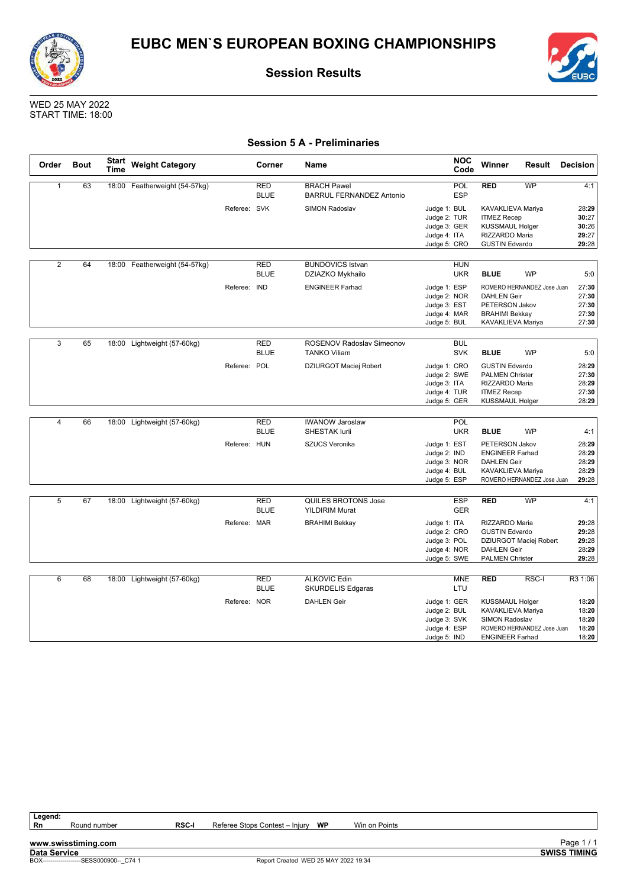# EUBC MEN`S EUROPEAN BOXING CHAMPIONSHIPS

## Session Results

WED 25 MAY 2022
START TIME: 18:00

### Session 5 A - Preliminaries

| Order | Bout | Start Time | Weight Category | Corner | Name | NOC Code | Winner | Result | Decision |
|---|---|---|---|---|---|---|---|---|---|
| 1 | 63 | 18:00 | Featherweight (54-57kg) | RED | BRACH Pawel | POL | **RED** | WP | 4:1 |
| | | | | BLUE | BARRUL FERNANDEZ Antonio | ESP | | | |
| | | | Referee: SVK | | SIMON Radoslav | Judge 1: BUL | KAVAKLIEVA Mariya | | 28:**29** |
| | | | | | | Judge 2: TUR | ITMEZ Recep | | **30**:27 |
| | | | | | | Judge 3: GER | KUSSMAUL Holger | | **30**:26 |
| | | | | | | Judge 4: ITA | RIZZARDO Maria | | **29**:27 |
| | | | | | | Judge 5: CRO | GUSTIN Edvardo | | **29**:28 |
| 2 | 64 | 18:00 | Featherweight (54-57kg) | RED | BUNDOVICS Istvan | HUN | | | |
| | | | | BLUE | DZIAZKO Mykhailo | UKR | **BLUE** | WP | 5:0 |
| | | | Referee: IND | | ENGINEER Farhad | Judge 1: ESP | ROMERO HERNANDEZ Jose Juan | | 27:**30** |
| | | | | | | Judge 2: NOR | DAHLEN Geir | | 27:**30** |
| | | | | | | Judge 3: EST | PETERSON Jakov | | 27:**30** |
| | | | | | | Judge 4: MAR | BRAHIMI Bekkay | | 27:**30** |
| | | | | | | Judge 5: BUL | KAVAKLIEVA Mariya | | 27:**30** |
| 3 | 65 | 18:00 | Lightweight (57-60kg) | RED | ROSENOV Radoslav Simeonov | BUL | | | |
| | | | | BLUE | TANKO Viliam | SVK | **BLUE** | WP | 5:0 |
| | | | Referee: POL | | DZIURGOT Maciej Robert | Judge 1: CRO | GUSTIN Edvardo | | 28:**29** |
| | | | | | | Judge 2: SWE | PALMEN Christer | | 27:**30** |
| | | | | | | Judge 3: ITA | RIZZARDO Maria | | 28:**29** |
| | | | | | | Judge 4: TUR | ITMEZ Recep | | 27:**30** |
| | | | | | | Judge 5: GER | KUSSMAUL Holger | | 28:**29** |
| 4 | 66 | 18:00 | Lightweight (57-60kg) | RED | IWANOW Jaroslaw | POL | | | |
| | | | | BLUE | SHESTAK Iurii | UKR | **BLUE** | WP | 4:1 |
| | | | Referee: HUN | | SZUCS Veronika | Judge 1: EST | PETERSON Jakov | | 28:**29** |
| | | | | | | Judge 2: IND | ENGINEER Farhad | | 28:**29** |
| | | | | | | Judge 3: NOR | DAHLEN Geir | | 28:**29** |
| | | | | | | Judge 4: BUL | KAVAKLIEVA Mariya | | 28:**29** |
| | | | | | | Judge 5: ESP | ROMERO HERNANDEZ Jose Juan | | **29**:28 |
| 5 | 67 | 18:00 | Lightweight (57-60kg) | RED | QUILES BROTONS Jose | ESP | **RED** | WP | 4:1 |
| | | | | BLUE | YILDIRIM Murat | GER | | | |
| | | | Referee: MAR | | BRAHIMI Bekkay | Judge 1: ITA | RIZZARDO Maria | | **29**:28 |
| | | | | | | Judge 2: CRO | GUSTIN Edvardo | | **29**:28 |
| | | | | | | Judge 3: POL | DZIURGOT Maciej Robert | | **29**:28 |
| | | | | | | Judge 4: NOR | DAHLEN Geir | | 28:**29** |
| | | | | | | Judge 5: SWE | PALMEN Christer | | **29**:28 |
| 6 | 68 | 18:00 | Lightweight (57-60kg) | RED | ALKOVIC Edin | MNE | **RED** | RSC-I | R3 1:06 |
| | | | | BLUE | SKURDELIS Edgaras | LTU | | | |
| | | | Referee: NOR | | DAHLEN Geir | Judge 1: GER | KUSSMAUL Holger | | 18:**20** |
| | | | | | | Judge 2: BUL | KAVAKLIEVA Mariya | | 18:**20** |
| | | | | | | Judge 3: SVK | SIMON Radoslav | | 18:**20** |
| | | | | | | Judge 4: ESP | ROMERO HERNANDEZ Jose Juan | | 18:**20** |
| | | | | | | Judge 5: IND | ENGINEER Farhad | | 18:**20** |

**Legend:**

| | | | | | |
|---|---|---|---|---|---|
| **Rn** | Round number | **RSC-I** | Referee Stops Contest – Injury | **WP** | Win on Points |

**www.swisstiming.com**
**Data Service** — **SWISS TIMING**
BOX-------------------SESS000900--_C74 1 — Report Created WED 25 MAY 2022 19:34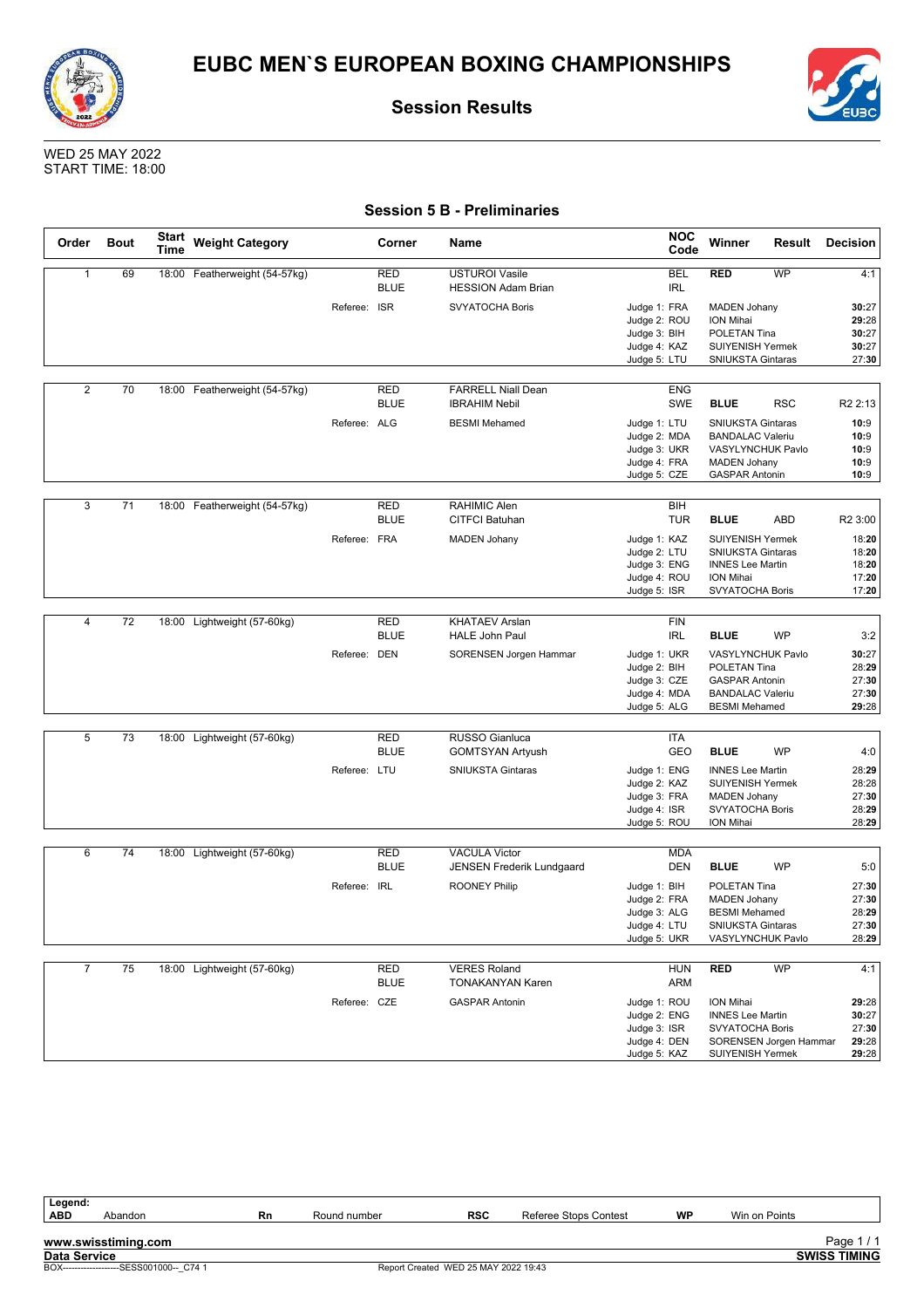# EUBC MEN`S EUROPEAN BOXING CHAMPIONSHIPS

## Session Results

WED 25 MAY 2022
START TIME: 18:00

### Session 5 B - Preliminaries

| Order | Bout | Start Time | Weight Category | Corner | Name | NOC Code | Winner | Result | Decision |
|---|---|---|---|---|---|---|---|---|---|
| 1 | 69 | 18:00 | Featherweight (54-57kg) | RED | USTUROI Vasile | BEL | RED | WP | 4:1 |
| | | | | BLUE | HESSION Adam Brian | IRL | | | |
| | | | Referee: ISR | | SVYATOCHA Boris | Judge 1: FRA | MADEN Johany | | **30**:27 |
| | | | | | | Judge 2: ROU | ION Mihai | | **29**:28 |
| | | | | | | Judge 3: BIH | POLETAN Tina | | **30**:27 |
| | | | | | | Judge 4: KAZ | SUIYENISH Yermek | | **30**:27 |
| | | | | | | Judge 5: LTU | SNIUKSTA Gintaras | | 27:**30** |
| 2 | 70 | 18:00 | Featherweight (54-57kg) | RED | FARRELL Niall Dean | ENG | | | |
| | | | | BLUE | IBRAHIM Nebil | SWE | BLUE | RSC | R2 2:13 |
| | | | Referee: ALG | | BESMI Mehamed | Judge 1: LTU | SNIUKSTA Gintaras | | **10**:9 |
| | | | | | | Judge 2: MDA | BANDALAC Valeriu | | **10**:9 |
| | | | | | | Judge 3: UKR | VASYLYNCHUK Pavlo | | **10**:9 |
| | | | | | | Judge 4: FRA | MADEN Johany | | **10**:9 |
| | | | | | | Judge 5: CZE | GASPAR Antonin | | **10**:9 |
| 3 | 71 | 18:00 | Featherweight (54-57kg) | RED | RAHIMIC Alen | BIH | | | |
| | | | | BLUE | CITFCI Batuhan | TUR | BLUE | ABD | R2 3:00 |
| | | | Referee: FRA | | MADEN Johany | Judge 1: KAZ | SUIYENISH Yermek | | 18:**20** |
| | | | | | | Judge 2: LTU | SNIUKSTA Gintaras | | 18:**20** |
| | | | | | | Judge 3: ENG | INNES Lee Martin | | 18:**20** |
| | | | | | | Judge 4: ROU | ION Mihai | | 17:**20** |
| | | | | | | Judge 5: ISR | SVYATOCHA Boris | | 17:**20** |
| 4 | 72 | 18:00 | Lightweight (57-60kg) | RED | KHATAEV Arslan | FIN | | | |
| | | | | BLUE | HALE John Paul | IRL | BLUE | WP | 3:2 |
| | | | Referee: DEN | | SORENSEN Jorgen Hammar | Judge 1: UKR | VASYLYNCHUK Pavlo | | **30**:27 |
| | | | | | | Judge 2: BIH | POLETAN Tina | | 28:**29** |
| | | | | | | Judge 3: CZE | GASPAR Antonin | | 27:**30** |
| | | | | | | Judge 4: MDA | BANDALAC Valeriu | | 27:**30** |
| | | | | | | Judge 5: ALG | BESMI Mehamed | | **29**:28 |
| 5 | 73 | 18:00 | Lightweight (57-60kg) | RED | RUSSO Gianluca | ITA | | | |
| | | | | BLUE | GOMTSYAN Artyush | GEO | BLUE | WP | 4:0 |
| | | | Referee: LTU | | SNIUKSTA Gintaras | Judge 1: ENG | INNES Lee Martin | | 28:**29** |
| | | | | | | Judge 2: KAZ | SUIYENISH Yermek | | 28:28 |
| | | | | | | Judge 3: FRA | MADEN Johany | | 27:**30** |
| | | | | | | Judge 4: ISR | SVYATOCHA Boris | | 28:**29** |
| | | | | | | Judge 5: ROU | ION Mihai | | 28:**29** |
| 6 | 74 | 18:00 | Lightweight (57-60kg) | RED | VACULA Victor | MDA | | | |
| | | | | BLUE | JENSEN Frederik Lundgaard | DEN | BLUE | WP | 5:0 |
| | | | Referee: IRL | | ROONEY Philip | Judge 1: BIH | POLETAN Tina | | 27:**30** |
| | | | | | | Judge 2: FRA | MADEN Johany | | 27:**30** |
| | | | | | | Judge 3: ALG | BESMI Mehamed | | 28:**29** |
| | | | | | | Judge 4: LTU | SNIUKSTA Gintaras | | 27:**30** |
| | | | | | | Judge 5: UKR | VASYLYNCHUK Pavlo | | 28:**29** |
| 7 | 75 | 18:00 | Lightweight (57-60kg) | RED | VERES Roland | HUN | RED | WP | 4:1 |
| | | | | BLUE | TONAKANYAN Karen | ARM | | | |
| | | | Referee: CZE | | GASPAR Antonin | Judge 1: ROU | ION Mihai | | **29**:28 |
| | | | | | | Judge 2: ENG | INNES Lee Martin | | **30**:27 |
| | | | | | | Judge 3: ISR | SVYATOCHA Boris | | 27:**30** |
| | | | | | | Judge 4: DEN | SORENSEN Jorgen Hammar | | **29**:28 |
| | | | | | | Judge 5: KAZ | SUIYENISH Yermek | | **29**:28 |

**Legend:**

| | | | | | | | |
|---|---|---|---|---|---|---|---|
| **ABD** | Abandon | **Rn** | Round number | **RSC** | Referee Stops Contest | **WP** | Win on Points |

**www.swisstiming.com**
**Data Service**
BOX-------------------SESS001000--_C74 1
Report Created WED 25 MAY 2022 19:43
**SWISS TIMING**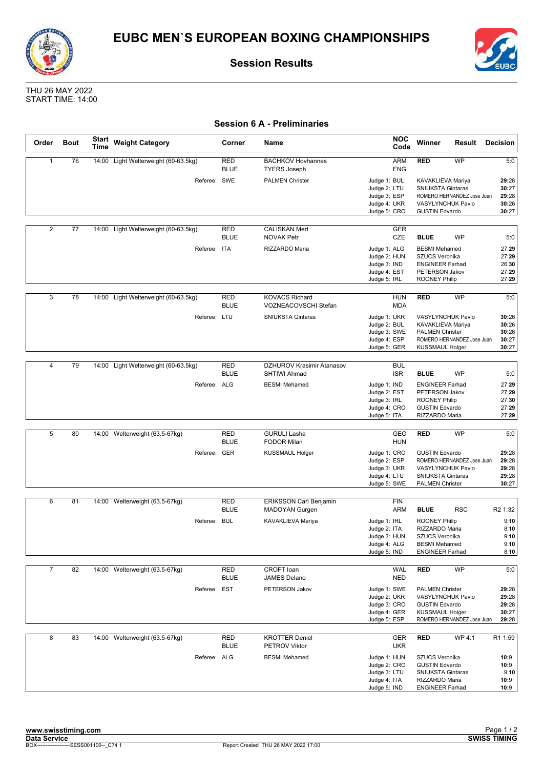# EUBC MEN`S EUROPEAN BOXING CHAMPIONSHIPS

## Session Results

THU 26 MAY 2022
START TIME: 14:00

### Session 6 A - Preliminaries

| Order | Bout | Start Time | Weight Category | Corner | Name | NOC Code | Winner | Result | Decision |
|---|---|---|---|---|---|---|---|---|---|
| 1 | 76 | 14:00 | Light Welterweight (60-63.5kg) | RED | BACHKOV Hovhannes | ARM | RED | WP | 5:0 |
| | | | | BLUE | TYERS Joseph | ENG | | | |
| | | | Referee: | SWE | PALMEN Christer | Judge 1: BUL | KAVAKLIEVA Mariya | | 29:28 |
| | | | | | | Judge 2: LTU | SNIUKSTA Gintaras | | 30:27 |
| | | | | | | Judge 3: ESP | ROMERO HERNANDEZ Jose Juan | | 29:28 |
| | | | | | | Judge 4: UKR | VASYLYNCHUK Pavlo | | 30:26 |
| | | | | | | Judge 5: CRO | GUSTIN Edvardo | | 30:27 |
| 2 | 77 | 14:00 | Light Welterweight (60-63.5kg) | RED | CALISKAN Mert | GER | | | |
| | | | | BLUE | NOVAK Petr | CZE | BLUE | WP | 5:0 |
| | | | Referee: | ITA | RIZZARDO Maria | Judge 1: ALG | BESMI Mehamed | | 27:29 |
| | | | | | | Judge 2: HUN | SZUCS Veronika | | 27:29 |
| | | | | | | Judge 3: IND | ENGINEER Farhad | | 26:30 |
| | | | | | | Judge 4: EST | PETERSON Jakov | | 27:29 |
| | | | | | | Judge 5: IRL | ROONEY Philip | | 27:29 |
| 3 | 78 | 14:00 | Light Welterweight (60-63.5kg) | RED | KOVACS Richard | HUN | RED | WP | 5:0 |
| | | | | BLUE | VOZNEACOVSCHI Stefan | MDA | | | |
| | | | Referee: | LTU | SNIUKSTA Gintaras | Judge 1: UKR | VASYLYNCHUK Pavlo | | 30:26 |
| | | | | | | Judge 2: BUL | KAVAKLIEVA Mariya | | 30:26 |
| | | | | | | Judge 3: SWE | PALMEN Christer | | 30:26 |
| | | | | | | Judge 4: ESP | ROMERO HERNANDEZ Jose Juan | | 30:27 |
| | | | | | | Judge 5: GER | KUSSMAUL Holger | | 30:27 |
| 4 | 79 | 14:00 | Light Welterweight (60-63.5kg) | RED | DZHUROV Krasimir Atanasov | BUL | | | |
| | | | | BLUE | SHTIWI Ahmad | ISR | BLUE | WP | 5:0 |
| | | | Referee: | ALG | BESMI Mehamed | Judge 1: IND | ENGINEER Farhad | | 27:29 |
| | | | | | | Judge 2: EST | PETERSON Jakov | | 27:29 |
| | | | | | | Judge 3: IRL | ROONEY Philip | | 27:30 |
| | | | | | | Judge 4: CRO | GUSTIN Edvardo | | 27:29 |
| | | | | | | Judge 5: ITA | RIZZARDO Maria | | 27:29 |
| 5 | 80 | 14:00 | Welterweight (63.5-67kg) | RED | GURULI Lasha | GEO | RED | WP | 5:0 |
| | | | | BLUE | FODOR Milan | HUN | | | |
| | | | Referee: | GER | KUSSMAUL Holger | Judge 1: CRO | GUSTIN Edvardo | | 29:28 |
| | | | | | | Judge 2: ESP | ROMERO HERNANDEZ Jose Juan | | 29:28 |
| | | | | | | Judge 3: UKR | VASYLYNCHUK Pavlo | | 29:28 |
| | | | | | | Judge 4: LTU | SNIUKSTA Gintaras | | 29:28 |
| | | | | | | Judge 5: SWE | PALMEN Christer | | 30:27 |
| 6 | 81 | 14:00 | Welterweight (63.5-67kg) | RED | ERIKSSON Carl Benjamin | FIN | | | |
| | | | | BLUE | MADOYAN Gurgen | ARM | BLUE | RSC | R2 1:32 |
| | | | Referee: | BUL | KAVAKLIEVA Mariya | Judge 1: IRL | ROONEY Philip | | 9:10 |
| | | | | | | Judge 2: ITA | RIZZARDO Maria | | 8:10 |
| | | | | | | Judge 3: HUN | SZUCS Veronika | | 9:10 |
| | | | | | | Judge 4: ALG | BESMI Mehamed | | 9:10 |
| | | | | | | Judge 5: IND | ENGINEER Farhad | | 8:10 |
| 7 | 82 | 14:00 | Welterweight (63.5-67kg) | RED | CROFT Ioan | WAL | RED | WP | 5:0 |
| | | | | BLUE | JAMES Delano | NED | | | |
| | | | Referee: | EST | PETERSON Jakov | Judge 1: SWE | PALMEN Christer | | 29:28 |
| | | | | | | Judge 2: UKR | VASYLYNCHUK Pavlo | | 29:28 |
| | | | | | | Judge 3: CRO | GUSTIN Edvardo | | 29:28 |
| | | | | | | Judge 4: GER | KUSSMAUL Holger | | 30:27 |
| | | | | | | Judge 5: ESP | ROMERO HERNANDEZ Jose Juan | | 29:28 |
| 8 | 83 | 14:00 | Welterweight (63.5-67kg) | RED | KROTTER Deniel | GER | RED | WP 4:1 | R1 1:59 |
| | | | | BLUE | PETROV Viktor | UKR | | | |
| | | | Referee: | ALG | BESMI Mehamed | Judge 1: HUN | SZUCS Veronika | | 10:9 |
| | | | | | | Judge 2: CRO | GUSTIN Edvardo | | 10:9 |
| | | | | | | Judge 3: LTU | SNIUKSTA Gintaras | | 9:10 |
| | | | | | | Judge 4: ITA | RIZZARDO Maria | | 10:9 |
| | | | | | | Judge 5: IND | ENGINEER Farhad | | 10:9 |

www.swisstiming.com
Data Service
BOX-------------------SESS001100--_C74 1
Report Created THU 26 MAY 2022 17:00
SWISS TIMING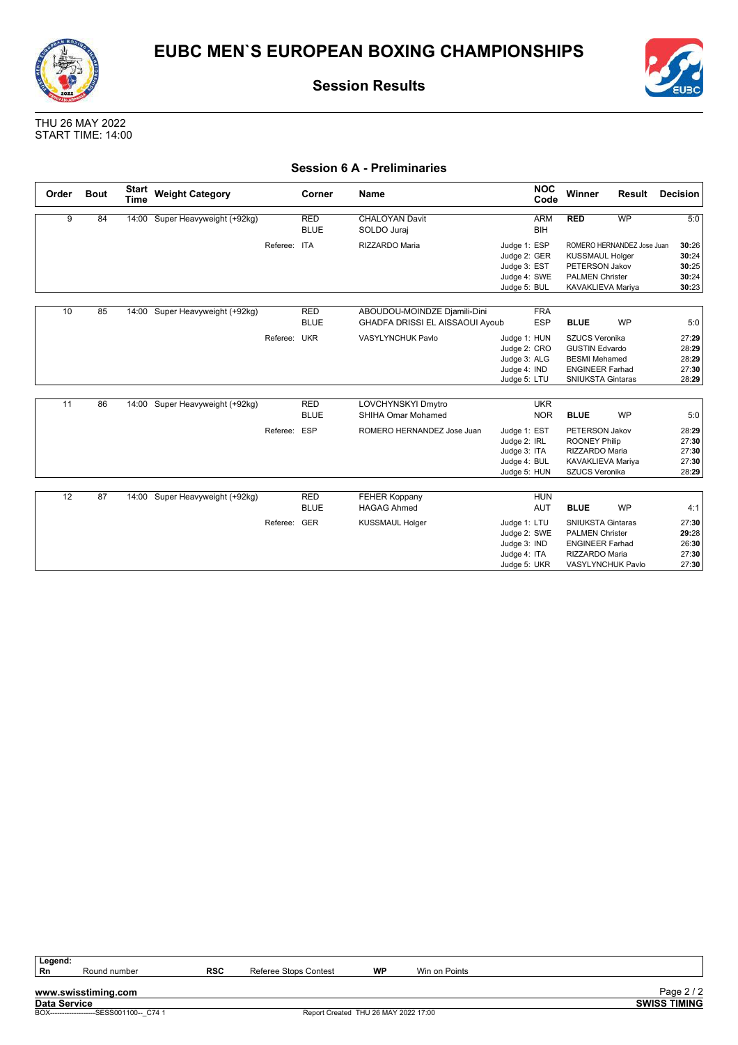# EUBC MEN`S EUROPEAN BOXING CHAMPIONSHIPS

## Session Results

THU 26 MAY 2022
START TIME: 14:00

### Session 6 A - Preliminaries

| Order | Bout | Start Time | Weight Category | Corner | Name | NOC Code | Winner | Result | Decision |
|---|---|---|---|---|---|---|---|---|---|
| 9 | 84 | 14:00 | Super Heavyweight (+92kg) | RED | CHALOYAN Davit | ARM | **RED** | WP | 5:0 |
| | | | | BLUE | SOLDO Juraj | BIH | | | |
| | | | Referee: | ITA | RIZZARDO Maria | Judge 1: ESP | ROMERO HERNANDEZ Jose Juan | | **30**:26 |
| | | | | | | Judge 2: GER | KUSSMAUL Holger | | **30**:24 |
| | | | | | | Judge 3: EST | PETERSON Jakov | | **30**:25 |
| | | | | | | Judge 4: SWE | PALMEN Christer | | **30**:24 |
| | | | | | | Judge 5: BUL | KAVAKLIEVA Mariya | | **30**:23 |
| 10 | 85 | 14:00 | Super Heavyweight (+92kg) | RED | ABOUDOU-MOINDZE Djamili-Dini | FRA | | | |
| | | | | BLUE | GHADFA DRISSI EL AISSAOUI Ayoub | ESP | **BLUE** | WP | 5:0 |
| | | | Referee: | UKR | VASYLYNCHUK Pavlo | Judge 1: HUN | SZUCS Veronika | | 27:**29** |
| | | | | | | Judge 2: CRO | GUSTIN Edvardo | | 28:**29** |
| | | | | | | Judge 3: ALG | BESMI Mehamed | | 28:**29** |
| | | | | | | Judge 4: IND | ENGINEER Farhad | | 27:**30** |
| | | | | | | Judge 5: LTU | SNIUKSTA Gintaras | | 28:**29** |
| 11 | 86 | 14:00 | Super Heavyweight (+92kg) | RED | LOVCHYNSKYI Dmytro | UKR | | | |
| | | | | BLUE | SHIHA Omar Mohamed | NOR | **BLUE** | WP | 5:0 |
| | | | Referee: | ESP | ROMERO HERNANDEZ Jose Juan | Judge 1: EST | PETERSON Jakov | | 28:**29** |
| | | | | | | Judge 2: IRL | ROONEY Philip | | 27:**30** |
| | | | | | | Judge 3: ITA | RIZZARDO Maria | | 27:**30** |
| | | | | | | Judge 4: BUL | KAVAKLIEVA Mariya | | 27:**30** |
| | | | | | | Judge 5: HUN | SZUCS Veronika | | 28:**29** |
| 12 | 87 | 14:00 | Super Heavyweight (+92kg) | RED | FEHER Koppany | HUN | | | |
| | | | | BLUE | HAGAG Ahmed | AUT | **BLUE** | WP | 4:1 |
| | | | Referee: | GER | KUSSMAUL Holger | Judge 1: LTU | SNIUKSTA Gintaras | | 27:**30** |
| | | | | | | Judge 2: SWE | PALMEN Christer | | **29**:28 |
| | | | | | | Judge 3: IND | ENGINEER Farhad | | 26:**30** |
| | | | | | | Judge 4: ITA | RIZZARDO Maria | | 27:**30** |
| | | | | | | Judge 5: UKR | VASYLYNCHUK Pavlo | | 27:**30** |

**Legend:**

| Rn | Round number | RSC | Referee Stops Contest | WP | Win on Points |
|---|---|---|---|---|---|

**www.swisstiming.com**
**Data Service**
BOX-------------------SESS001100--_C74 1
Report Created THU 26 MAY 2022 17:00
**SWISS TIMING**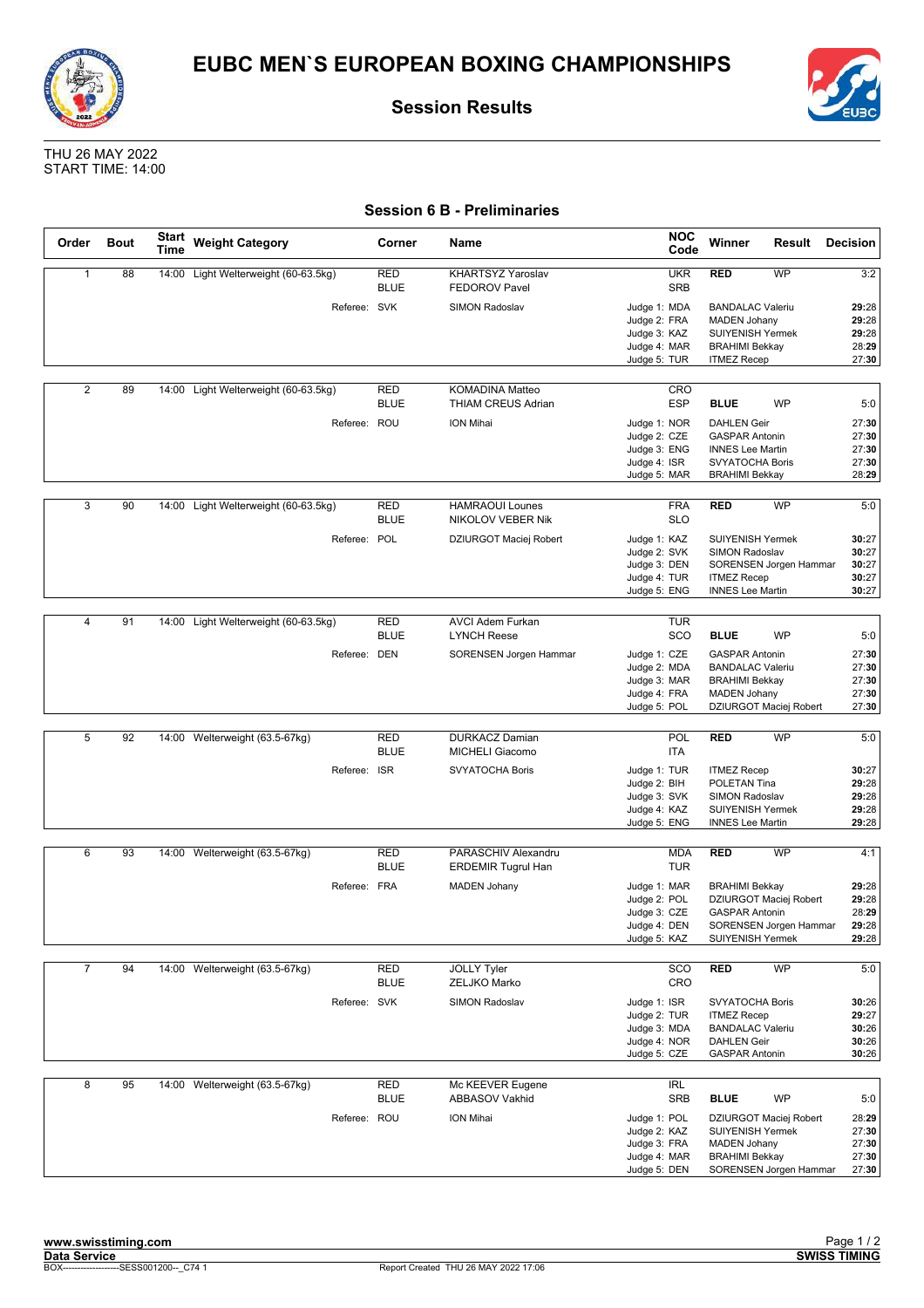# EUBC MEN`S EUROPEAN BOXING CHAMPIONSHIPS

## Session Results

THU 26 MAY 2022
START TIME: 14:00

### Session 6 B - Preliminaries

| Order | Bout | Start Time | Weight Category | Corner | Name | NOC Code | Winner | Result | Decision |
|---|---|---|---|---|---|---|---|---|---|
| 1 | 88 | 14:00 | Light Welterweight (60-63.5kg) | RED | KHARTSYZ Yaroslav | UKR | **RED** | WP | 3:2 |
| | | | | BLUE | FEDOROV Pavel | SRB | | | |
| | | | Referee: | SVK | SIMON Radoslav | Judge 1: MDA | BANDALAC Valeriu | | **29**:28 |
| | | | | | | Judge 2: FRA | MADEN Johany | | **29**:28 |
| | | | | | | Judge 3: KAZ | SUIYENISH Yermek | | **29**:28 |
| | | | | | | Judge 4: MAR | BRAHIMI Bekkay | | 28:**29** |
| | | | | | | Judge 5: TUR | ITMEZ Recep | | 27:**30** |
| 2 | 89 | 14:00 | Light Welterweight (60-63.5kg) | RED | KOMADINA Matteo | CRO | | | |
| | | | | BLUE | THIAM CREUS Adrian | ESP | **BLUE** | WP | 5:0 |
| | | | Referee: | ROU | ION Mihai | Judge 1: NOR | DAHLEN Geir | | 27:**30** |
| | | | | | | Judge 2: CZE | GASPAR Antonin | | 27:**30** |
| | | | | | | Judge 3: ENG | INNES Lee Martin | | 27:**30** |
| | | | | | | Judge 4: ISR | SVYATOCHA Boris | | 27:**30** |
| | | | | | | Judge 5: MAR | BRAHIMI Bekkay | | 28:**29** |
| 3 | 90 | 14:00 | Light Welterweight (60-63.5kg) | RED | HAMRAOUI Lounes | FRA | **RED** | WP | 5:0 |
| | | | | BLUE | NIKOLOV VEBER Nik | SLO | | | |
| | | | Referee: | POL | DZIURGOT Maciej Robert | Judge 1: KAZ | SUIYENISH Yermek | | **30**:27 |
| | | | | | | Judge 2: SVK | SIMON Radoslav | | **30**:27 |
| | | | | | | Judge 3: DEN | SORENSEN Jorgen Hammar | | **30**:27 |
| | | | | | | Judge 4: TUR | ITMEZ Recep | | **30**:27 |
| | | | | | | Judge 5: ENG | INNES Lee Martin | | **30**:27 |
| 4 | 91 | 14:00 | Light Welterweight (60-63.5kg) | RED | AVCI Adem Furkan | TUR | | | |
| | | | | BLUE | LYNCH Reese | SCO | **BLUE** | WP | 5:0 |
| | | | Referee: | DEN | SORENSEN Jorgen Hammar | Judge 1: CZE | GASPAR Antonin | | 27:**30** |
| | | | | | | Judge 2: MDA | BANDALAC Valeriu | | 27:**30** |
| | | | | | | Judge 3: MAR | BRAHIMI Bekkay | | 27:**30** |
| | | | | | | Judge 4: FRA | MADEN Johany | | 27:**30** |
| | | | | | | Judge 5: POL | DZIURGOT Maciej Robert | | 27:**30** |
| 5 | 92 | 14:00 | Welterweight (63.5-67kg) | RED | DURKACZ Damian | POL | **RED** | WP | 5:0 |
| | | | | BLUE | MICHELI Giacomo | ITA | | | |
| | | | Referee: | ISR | SVYATOCHA Boris | Judge 1: TUR | ITMEZ Recep | | **30**:27 |
| | | | | | | Judge 2: BIH | POLETAN Tina | | **29**:28 |
| | | | | | | Judge 3: SVK | SIMON Radoslav | | **29**:28 |
| | | | | | | Judge 4: KAZ | SUIYENISH Yermek | | **29**:28 |
| | | | | | | Judge 5: ENG | INNES Lee Martin | | **29**:28 |
| 6 | 93 | 14:00 | Welterweight (63.5-67kg) | RED | PARASCHIV Alexandru | MDA | **RED** | WP | 4:1 |
| | | | | BLUE | ERDEMIR Tugrul Han | TUR | | | |
| | | | Referee: | FRA | MADEN Johany | Judge 1: MAR | BRAHIMI Bekkay | | **29**:28 |
| | | | | | | Judge 2: POL | DZIURGOT Maciej Robert | | **29**:28 |
| | | | | | | Judge 3: CZE | GASPAR Antonin | | 28:**29** |
| | | | | | | Judge 4: DEN | SORENSEN Jorgen Hammar | | **29**:28 |
| | | | | | | Judge 5: KAZ | SUIYENISH Yermek | | **29**:28 |
| 7 | 94 | 14:00 | Welterweight (63.5-67kg) | RED | JOLLY Tyler | SCO | **RED** | WP | 5:0 |
| | | | | BLUE | ZELJKO Marko | CRO | | | |
| | | | Referee: | SVK | SIMON Radoslav | Judge 1: ISR | SVYATOCHA Boris | | **30**:26 |
| | | | | | | Judge 2: TUR | ITMEZ Recep | | **29**:27 |
| | | | | | | Judge 3: MDA | BANDALAC Valeriu | | **30**:26 |
| | | | | | | Judge 4: NOR | DAHLEN Geir | | **30**:26 |
| | | | | | | Judge 5: CZE | GASPAR Antonin | | **30**:26 |
| 8 | 95 | 14:00 | Welterweight (63.5-67kg) | RED | Mc KEEVER Eugene | IRL | | | |
| | | | | BLUE | ABBASOV Vakhid | SRB | **BLUE** | WP | 5:0 |
| | | | Referee: | ROU | ION Mihai | Judge 1: POL | DZIURGOT Maciej Robert | | 28:**29** |
| | | | | | | Judge 2: KAZ | SUIYENISH Yermek | | 27:**30** |
| | | | | | | Judge 3: FRA | MADEN Johany | | 27:**30** |
| | | | | | | Judge 4: MAR | BRAHIMI Bekkay | | 27:**30** |
| | | | | | | Judge 5: DEN | SORENSEN Jorgen Hammar | | 27:**30** |

www.swisstiming.com
Data Service
BOX-------------------SESS001200--_C74 1
Report Created THU 26 MAY 2022 17:06
SWISS TIMING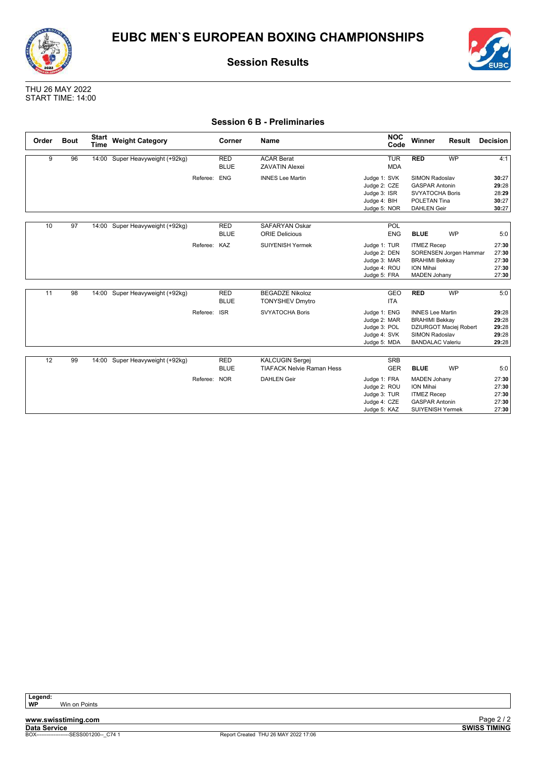# EUBC MEN`S EUROPEAN BOXING CHAMPIONSHIPS

## Session Results

THU 26 MAY 2022
START TIME: 14:00

### Session 6 B - Preliminaries

| Order | Bout | Start Time | Weight Category | Corner | Name | NOC Code | Winner | Result | Decision |
|---|---|---|---|---|---|---|---|---|---|
| 9 | 96 | 14:00 | Super Heavyweight (+92kg) | RED | ACAR Berat | TUR | **RED** | WP | 4:1 |
| | | | | BLUE | ZAVATIN Alexei | MDA | | | |
| | | | Referee: | ENG | INNES Lee Martin | Judge 1: SVK | SIMON Radoslav | | **30**:27 |
| | | | | | | Judge 2: CZE | GASPAR Antonin | | **29**:28 |
| | | | | | | Judge 3: ISR | SVYATOCHA Boris | | 28:**29** |
| | | | | | | Judge 4: BIH | POLETAN Tina | | **30**:27 |
| | | | | | | Judge 5: NOR | DAHLEN Geir | | **30**:27 |
| 10 | 97 | 14:00 | Super Heavyweight (+92kg) | RED | SAFARYAN Oskar | POL | | | |
| | | | | BLUE | ORIE Delicious | ENG | **BLUE** | WP | 5:0 |
| | | | Referee: | KAZ | SUIYENISH Yermek | Judge 1: TUR | ITMEZ Recep | | 27:**30** |
| | | | | | | Judge 2: DEN | SORENSEN Jorgen Hammar | | 27:**30** |
| | | | | | | Judge 3: MAR | BRAHIMI Bekkay | | 27:**30** |
| | | | | | | Judge 4: ROU | ION Mihai | | 27:**30** |
| | | | | | | Judge 5: FRA | MADEN Johany | | 27:**30** |
| 11 | 98 | 14:00 | Super Heavyweight (+92kg) | RED | BEGADZE Nikoloz | GEO | **RED** | WP | 5:0 |
| | | | | BLUE | TONYSHEV Dmytro | ITA | | | |
| | | | Referee: | ISR | SVYATOCHA Boris | Judge 1: ENG | INNES Lee Martin | | **29**:28 |
| | | | | | | Judge 2: MAR | BRAHIMI Bekkay | | **29**:28 |
| | | | | | | Judge 3: POL | DZIURGOT Maciej Robert | | **29**:28 |
| | | | | | | Judge 4: SVK | SIMON Radoslav | | **29**:28 |
| | | | | | | Judge 5: MDA | BANDALAC Valeriu | | **29**:28 |
| 12 | 99 | 14:00 | Super Heavyweight (+92kg) | RED | KALCUGIN Sergej | SRB | | | |
| | | | | BLUE | TIAFACK Nelvie Raman Hess | GER | **BLUE** | WP | 5:0 |
| | | | Referee: | NOR | DAHLEN Geir | Judge 1: FRA | MADEN Johany | | 27:**30** |
| | | | | | | Judge 2: ROU | ION Mihai | | 27:**30** |
| | | | | | | Judge 3: TUR | ITMEZ Recep | | 27:**30** |
| | | | | | | Judge 4: CZE | GASPAR Antonin | | 27:**30** |
| | | | | | | Judge 5: KAZ | SUIYENISH Yermek | | 27:**30** |

**Legend:**
**WP** Win on Points

www.swisstiming.com
Data Service
BOX-------------------SESS001200--_C74 1
Report Created THU 26 MAY 2022 17:06
SWISS TIMING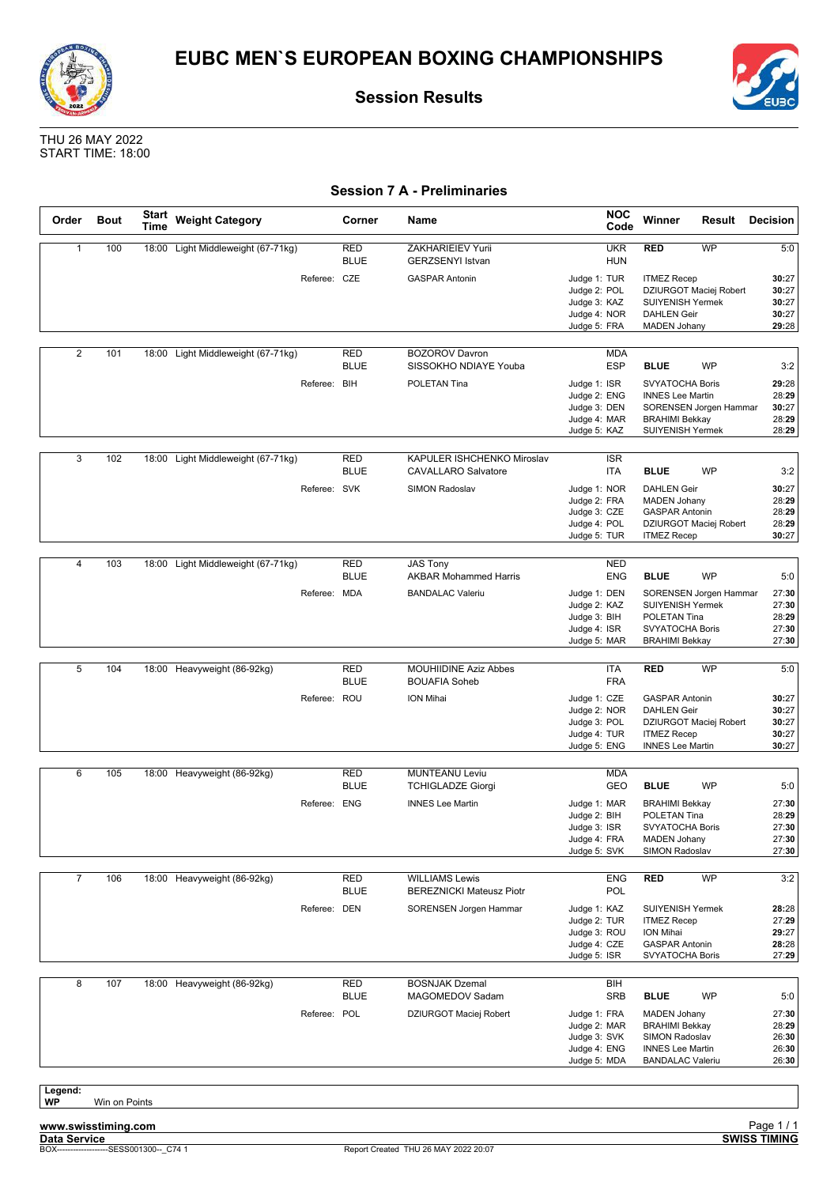# EUBC MEN`S EUROPEAN BOXING CHAMPIONSHIPS

## Session Results

THU 26 MAY 2022
START TIME: 18:00

### Session 7 A - Preliminaries

| Order | Bout | Start Time | Weight Category | Corner | Name | NOC Code | Winner | Result | Decision |
|---|---|---|---|---|---|---|---|---|---|
| 1 | 100 | 18:00 | Light Middleweight (67-71kg) | RED | ZAKHARIEIEV Yurii | UKR | RED | WP | 5:0 |
| | | | | BLUE | GERZSENYI Istvan | HUN | | | |
| | | | Referee: | CZE | GASPAR Antonin | Judge 1: TUR | ITMEZ Recep | | **30**:27 |
| | | | | | | Judge 2: POL | DZIURGOT Maciej Robert | | **30**:27 |
| | | | | | | Judge 3: KAZ | SUIYENISH Yermek | | **30**:27 |
| | | | | | | Judge 4: NOR | DAHLEN Geir | | **30**:27 |
| | | | | | | Judge 5: FRA | MADEN Johany | | **29**:28 |
| 2 | 101 | 18:00 | Light Middleweight (67-71kg) | RED | BOZOROV Davron | MDA | | | |
| | | | | BLUE | SISSOKHO NDIAYE Youba | ESP | BLUE | WP | 3:2 |
| | | | Referee: | BIH | POLETAN Tina | Judge 1: ISR | SVYATOCHA Boris | | **29**:28 |
| | | | | | | Judge 2: ENG | INNES Lee Martin | | 28:**29** |
| | | | | | | Judge 3: DEN | SORENSEN Jorgen Hammar | | **30**:27 |
| | | | | | | Judge 4: MAR | BRAHIMI Bekkay | | 28:**29** |
| | | | | | | Judge 5: KAZ | SUIYENISH Yermek | | 28:**29** |
| 3 | 102 | 18:00 | Light Middleweight (67-71kg) | RED | KAPULER ISHCHENKO Miroslav | ISR | | | |
| | | | | BLUE | CAVALLARO Salvatore | ITA | BLUE | WP | 3:2 |
| | | | Referee: | SVK | SIMON Radoslav | Judge 1: NOR | DAHLEN Geir | | **30**:27 |
| | | | | | | Judge 2: FRA | MADEN Johany | | 28:**29** |
| | | | | | | Judge 3: CZE | GASPAR Antonin | | 28:**29** |
| | | | | | | Judge 4: POL | DZIURGOT Maciej Robert | | 28:**29** |
| | | | | | | Judge 5: TUR | ITMEZ Recep | | **30**:27 |
| 4 | 103 | 18:00 | Light Middleweight (67-71kg) | RED | JAS Tony | NED | | | |
| | | | | BLUE | AKBAR Mohammed Harris | ENG | BLUE | WP | 5:0 |
| | | | Referee: | MDA | BANDALAC Valeriu | Judge 1: DEN | SORENSEN Jorgen Hammar | | 27:**30** |
| | | | | | | Judge 2: KAZ | SUIYENISH Yermek | | 27:**30** |
| | | | | | | Judge 3: BIH | POLETAN Tina | | 28:**29** |
| | | | | | | Judge 4: ISR | SVYATOCHA Boris | | 27:**30** |
| | | | | | | Judge 5: MAR | BRAHIMI Bekkay | | 27:**30** |
| 5 | 104 | 18:00 | Heavyweight (86-92kg) | RED | MOUHIIDINE Aziz Abbes | ITA | RED | WP | 5:0 |
| | | | | BLUE | BOUAFIA Soheb | FRA | | | |
| | | | Referee: | ROU | ION Mihai | Judge 1: CZE | GASPAR Antonin | | **30**:27 |
| | | | | | | Judge 2: NOR | DAHLEN Geir | | **30**:27 |
| | | | | | | Judge 3: POL | DZIURGOT Maciej Robert | | **30**:27 |
| | | | | | | Judge 4: TUR | ITMEZ Recep | | **30**:27 |
| | | | | | | Judge 5: ENG | INNES Lee Martin | | **30**:27 |
| 6 | 105 | 18:00 | Heavyweight (86-92kg) | RED | MUNTEANU Leviu | MDA | | | |
| | | | | BLUE | TCHIGLADZE Giorgi | GEO | BLUE | WP | 5:0 |
| | | | Referee: | ENG | INNES Lee Martin | Judge 1: MAR | BRAHIMI Bekkay | | 27:**30** |
| | | | | | | Judge 2: BIH | POLETAN Tina | | 28:**29** |
| | | | | | | Judge 3: ISR | SVYATOCHA Boris | | 27:**30** |
| | | | | | | Judge 4: FRA | MADEN Johany | | 27:**30** |
| | | | | | | Judge 5: SVK | SIMON Radoslav | | 27:**30** |
| 7 | 106 | 18:00 | Heavyweight (86-92kg) | RED | WILLIAMS Lewis | ENG | RED | WP | 3:2 |
| | | | | BLUE | BEREZNICKI Mateusz Piotr | POL | | | |
| | | | Referee: | DEN | SORENSEN Jorgen Hammar | Judge 1: KAZ | SUIYENISH Yermek | | **28**:28 |
| | | | | | | Judge 2: TUR | ITMEZ Recep | | 27:**29** |
| | | | | | | Judge 3: ROU | ION Mihai | | **29**:27 |
| | | | | | | Judge 4: CZE | GASPAR Antonin | | **28**:28 |
| | | | | | | Judge 5: ISR | SVYATOCHA Boris | | 27:**29** |
| 8 | 107 | 18:00 | Heavyweight (86-92kg) | RED | BOSNJAK Dzemal | BIH | | | |
| | | | | BLUE | MAGOMEDOV Sadam | SRB | BLUE | WP | 5:0 |
| | | | Referee: | POL | DZIURGOT Maciej Robert | Judge 1: FRA | MADEN Johany | | 27:**30** |
| | | | | | | Judge 2: MAR | BRAHIMI Bekkay | | 28:**29** |
| | | | | | | Judge 3: SVK | SIMON Radoslav | | 26:**30** |
| | | | | | | Judge 4: ENG | INNES Lee Martin | | 26:**30** |
| | | | | | | Judge 5: MDA | BANDALAC Valeriu | | 26:**30** |

**Legend:**
**WP** Win on Points

**www.swisstiming.com**
**Data Service**
BOX-------------------SESS001300--_C74 1
Report Created THU 26 MAY 2022 20:07
**SWISS TIMING**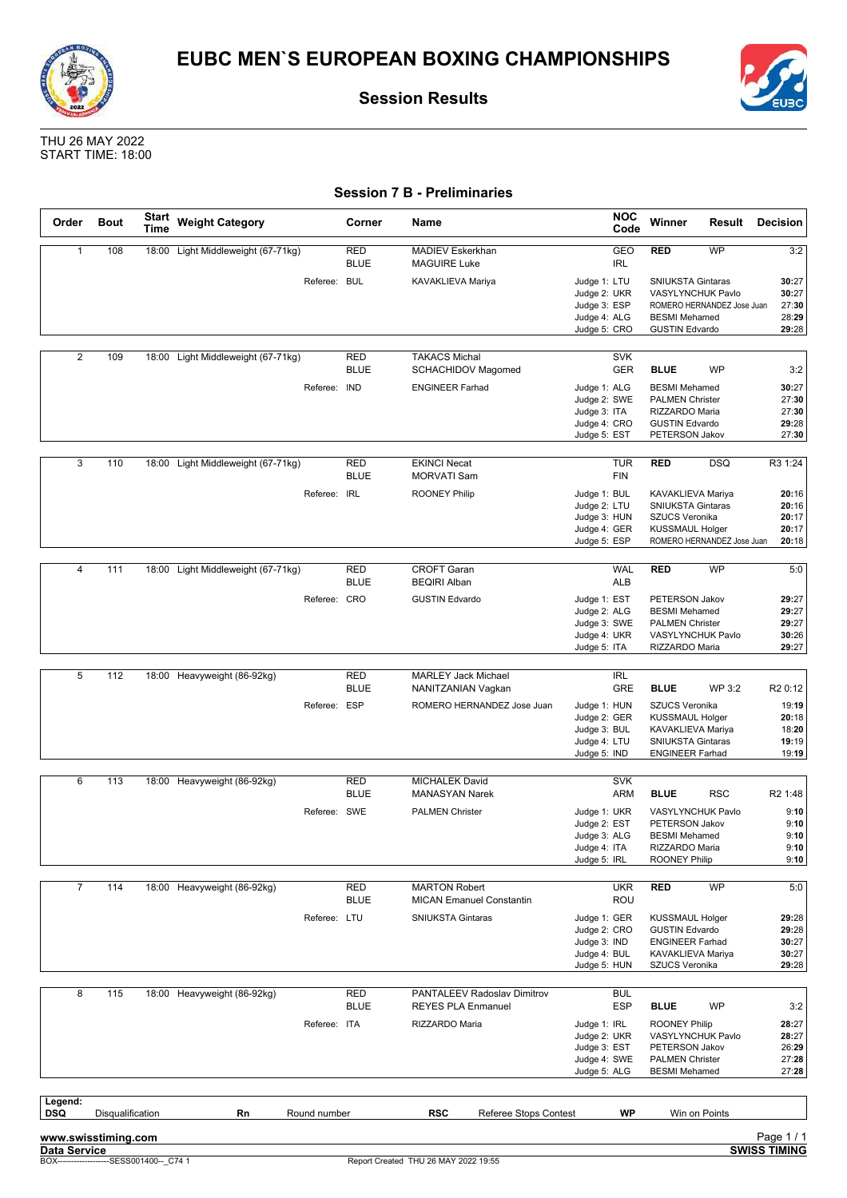# EUBC MEN`S EUROPEAN BOXING CHAMPIONSHIPS

## Session Results

THU 26 MAY 2022
START TIME: 18:00

### Session 7 B - Preliminaries

| Order | Bout | Start Time | Weight Category | Corner | Name | NOC Code | Winner | Result | Decision |
|---|---|---|---|---|---|---|---|---|---|
| 1 | 108 | 18:00 | Light Middleweight (67-71kg) | RED | MADIEV Eskerkhan | GEO | RED | WP | 3:2 |
| | | | | BLUE | MAGUIRE Luke | IRL | | | |
| | | | Referee: BUL | | KAVAKLIEVA Mariya | Judge 1: LTU | SNIUKSTA Gintaras | | **30**:27 |
| | | | | | | Judge 2: UKR | VASYLYNCHUK Pavlo | | **30**:27 |
| | | | | | | Judge 3: ESP | ROMERO HERNANDEZ Jose Juan | | 27:**30** |
| | | | | | | Judge 4: ALG | BESMI Mehamed | | 28:**29** |
| | | | | | | Judge 5: CRO | GUSTIN Edvardo | | **29**:28 |
| 2 | 109 | 18:00 | Light Middleweight (67-71kg) | RED | TAKACS Michal | SVK | | | |
| | | | | BLUE | SCHACHIDOV Magomed | GER | BLUE | WP | 3:2 |
| | | | Referee: IND | | ENGINEER Farhad | Judge 1: ALG | BESMI Mehamed | | **30**:27 |
| | | | | | | Judge 2: SWE | PALMEN Christer | | 27:**30** |
| | | | | | | Judge 3: ITA | RIZZARDO Maria | | 27:**30** |
| | | | | | | Judge 4: CRO | GUSTIN Edvardo | | **29**:28 |
| | | | | | | Judge 5: EST | PETERSON Jakov | | 27:**30** |
| 3 | 110 | 18:00 | Light Middleweight (67-71kg) | RED | EKINCI Necat | TUR | RED | DSQ | R3 1:24 |
| | | | | BLUE | MORVATI Sam | FIN | | | |
| | | | Referee: IRL | | ROONEY Philip | Judge 1: BUL | KAVAKLIEVA Mariya | | **20**:16 |
| | | | | | | Judge 2: LTU | SNIUKSTA Gintaras | | **20**:16 |
| | | | | | | Judge 3: HUN | SZUCS Veronika | | **20**:17 |
| | | | | | | Judge 4: GER | KUSSMAUL Holger | | **20**:17 |
| | | | | | | Judge 5: ESP | ROMERO HERNANDEZ Jose Juan | | **20**:18 |
| 4 | 111 | 18:00 | Light Middleweight (67-71kg) | RED | CROFT Garan | WAL | RED | WP | 5:0 |
| | | | | BLUE | BEQIRI Alban | ALB | | | |
| | | | Referee: CRO | | GUSTIN Edvardo | Judge 1: EST | PETERSON Jakov | | **29**:27 |
| | | | | | | Judge 2: ALG | BESMI Mehamed | | **29**:27 |
| | | | | | | Judge 3: SWE | PALMEN Christer | | **29**:27 |
| | | | | | | Judge 4: UKR | VASYLYNCHUK Pavlo | | **30**:26 |
| | | | | | | Judge 5: ITA | RIZZARDO Maria | | **29**:27 |
| 5 | 112 | 18:00 | Heavyweight (86-92kg) | RED | MARLEY Jack Michael | IRL | | | |
| | | | | BLUE | NANITZANIAN Vagkan | GRE | BLUE | WP 3:2 | R2 0:12 |
| | | | Referee: ESP | | ROMERO HERNANDEZ Jose Juan | Judge 1: HUN | SZUCS Veronika | | 19:**19** |
| | | | | | | Judge 2: GER | KUSSMAUL Holger | | **20**:18 |
| | | | | | | Judge 3: BUL | KAVAKLIEVA Mariya | | 18:**20** |
| | | | | | | Judge 4: LTU | SNIUKSTA Gintaras | | **19**:19 |
| | | | | | | Judge 5: IND | ENGINEER Farhad | | 19:**19** |
| 6 | 113 | 18:00 | Heavyweight (86-92kg) | RED | MICHALEK David | SVK | | | |
| | | | | BLUE | MANASYAN Narek | ARM | BLUE | RSC | R2 1:48 |
| | | | Referee: SWE | | PALMEN Christer | Judge 1: UKR | VASYLYNCHUK Pavlo | | 9:**10** |
| | | | | | | Judge 2: EST | PETERSON Jakov | | 9:**10** |
| | | | | | | Judge 3: ALG | BESMI Mehamed | | 9:**10** |
| | | | | | | Judge 4: ITA | RIZZARDO Maria | | 9:**10** |
| | | | | | | Judge 5: IRL | ROONEY Philip | | 9:**10** |
| 7 | 114 | 18:00 | Heavyweight (86-92kg) | RED | MARTON Robert | UKR | RED | WP | 5:0 |
| | | | | BLUE | MICAN Emanuel Constantin | ROU | | | |
| | | | Referee: LTU | | SNIUKSTA Gintaras | Judge 1: GER | KUSSMAUL Holger | | **29**:28 |
| | | | | | | Judge 2: CRO | GUSTIN Edvardo | | **29**:28 |
| | | | | | | Judge 3: IND | ENGINEER Farhad | | **30**:27 |
| | | | | | | Judge 4: BUL | KAVAKLIEVA Mariya | | **30**:27 |
| | | | | | | Judge 5: HUN | SZUCS Veronika | | **29**:28 |
| 8 | 115 | 18:00 | Heavyweight (86-92kg) | RED | PANTALEEV Radoslav Dimitrov | BUL | | | |
| | | | | BLUE | REYES PLA Enmanuel | ESP | BLUE | WP | 3:2 |
| | | | Referee: ITA | | RIZZARDO Maria | Judge 1: IRL | ROONEY Philip | | **28**:27 |
| | | | | | | Judge 2: UKR | VASYLYNCHUK Pavlo | | **28**:27 |
| | | | | | | Judge 3: EST | PETERSON Jakov | | 26:**29** |
| | | | | | | Judge 4: SWE | PALMEN Christer | | 27:**28** |
| | | | | | | Judge 5: ALG | BESMI Mehamed | | 27:**28** |

**Legend:**

| | | | | | | | |
|---|---|---|---|---|---|---|---|
| **DSQ** | Disqualification | **Rn** | Round number | **RSC** | Referee Stops Contest | **WP** | Win on Points |

**www.swisstiming.com**
**Data Service**
BOX-------------------SESS001400--_C74 1
Report Created THU 26 MAY 2022 19:55
**SWISS TIMING**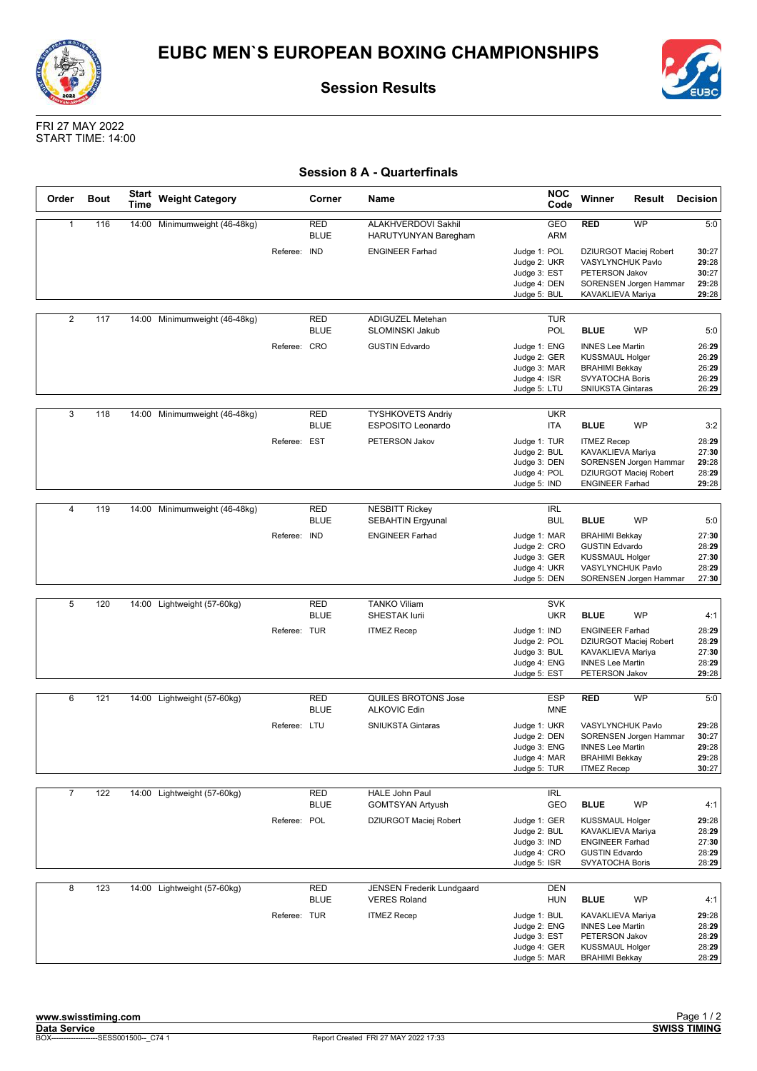# EUBC MEN`S EUROPEAN BOXING CHAMPIONSHIPS

## Session Results

FRI 27 MAY 2022
START TIME: 14:00

### Session 8 A - Quarterfinals

| Order | Bout | Start Time | Weight Category | Corner | Name | NOC Code | Winner | Result | Decision |
|---|---|---|---|---|---|---|---|---|---|
| 1 | 116 | 14:00 | Minimumweight (46-48kg) | RED | ALAKHVERDOVI Sakhil | GEO | RED | WP | 5:0 |
| | | | | BLUE | HARUTYUNYAN Baregham | ARM | | | |
| | | | Referee: IND | | ENGINEER Farhad | Judge 1: POL | DZIURGOT Maciej Robert | | 30:27 |
| | | | | | | Judge 2: UKR | VASYLYNCHUK Pavlo | | 29:28 |
| | | | | | | Judge 3: EST | PETERSON Jakov | | 30:27 |
| | | | | | | Judge 4: DEN | SORENSEN Jorgen Hammar | | 29:28 |
| | | | | | | Judge 5: BUL | KAVAKLIEVA Mariya | | 29:28 |
| 2 | 117 | 14:00 | Minimumweight (46-48kg) | RED | ADIGUZEL Metehan | TUR | | | |
| | | | | BLUE | SLOMINSKI Jakub | POL | BLUE | WP | 5:0 |
| | | | Referee: CRO | | GUSTIN Edvardo | Judge 1: ENG | INNES Lee Martin | | 26:29 |
| | | | | | | Judge 2: GER | KUSSMAUL Holger | | 26:29 |
| | | | | | | Judge 3: MAR | BRAHIMI Bekkay | | 26:29 |
| | | | | | | Judge 4: ISR | SVYATOCHA Boris | | 26:29 |
| | | | | | | Judge 5: LTU | SNIUKSTA Gintaras | | 26:29 |
| 3 | 118 | 14:00 | Minimumweight (46-48kg) | RED | TYSHKOVETS Andriy | UKR | | | |
| | | | | BLUE | ESPOSITO Leonardo | ITA | BLUE | WP | 3:2 |
| | | | Referee: EST | | PETERSON Jakov | Judge 1: TUR | ITMEZ Recep | | 28:29 |
| | | | | | | Judge 2: BUL | KAVAKLIEVA Mariya | | 27:30 |
| | | | | | | Judge 3: DEN | SORENSEN Jorgen Hammar | | 29:28 |
| | | | | | | Judge 4: POL | DZIURGOT Maciej Robert | | 28:29 |
| | | | | | | Judge 5: IND | ENGINEER Farhad | | 29:28 |
| 4 | 119 | 14:00 | Minimumweight (46-48kg) | RED | NESBITT Rickey | IRL | | | |
| | | | | BLUE | SEBAHTIN Ergyunal | BUL | BLUE | WP | 5:0 |
| | | | Referee: IND | | ENGINEER Farhad | Judge 1: MAR | BRAHIMI Bekkay | | 27:30 |
| | | | | | | Judge 2: CRO | GUSTIN Edvardo | | 28:29 |
| | | | | | | Judge 3: GER | KUSSMAUL Holger | | 27:30 |
| | | | | | | Judge 4: UKR | VASYLYNCHUK Pavlo | | 28:29 |
| | | | | | | Judge 5: DEN | SORENSEN Jorgen Hammar | | 27:30 |
| 5 | 120 | 14:00 | Lightweight (57-60kg) | RED | TANKO Viliam | SVK | | | |
| | | | | BLUE | SHESTAK Iurii | UKR | BLUE | WP | 4:1 |
| | | | Referee: TUR | | ITMEZ Recep | Judge 1: IND | ENGINEER Farhad | | 28:29 |
| | | | | | | Judge 2: POL | DZIURGOT Maciej Robert | | 28:29 |
| | | | | | | Judge 3: BUL | KAVAKLIEVA Mariya | | 27:30 |
| | | | | | | Judge 4: ENG | INNES Lee Martin | | 28:29 |
| | | | | | | Judge 5: EST | PETERSON Jakov | | 29:28 |
| 6 | 121 | 14:00 | Lightweight (57-60kg) | RED | QUILES BROTONS Jose | ESP | RED | WP | 5:0 |
| | | | | BLUE | ALKOVIC Edin | MNE | | | |
| | | | Referee: LTU | | SNIUKSTA Gintaras | Judge 1: UKR | VASYLYNCHUK Pavlo | | 29:28 |
| | | | | | | Judge 2: DEN | SORENSEN Jorgen Hammar | | 30:27 |
| | | | | | | Judge 3: ENG | INNES Lee Martin | | 29:28 |
| | | | | | | Judge 4: MAR | BRAHIMI Bekkay | | 29:28 |
| | | | | | | Judge 5: TUR | ITMEZ Recep | | 30:27 |
| 7 | 122 | 14:00 | Lightweight (57-60kg) | RED | HALE John Paul | IRL | | | |
| | | | | BLUE | GOMTSYAN Artyush | GEO | BLUE | WP | 4:1 |
| | | | Referee: POL | | DZIURGOT Maciej Robert | Judge 1: GER | KUSSMAUL Holger | | 29:28 |
| | | | | | | Judge 2: BUL | KAVAKLIEVA Mariya | | 28:29 |
| | | | | | | Judge 3: IND | ENGINEER Farhad | | 27:30 |
| | | | | | | Judge 4: CRO | GUSTIN Edvardo | | 28:29 |
| | | | | | | Judge 5: ISR | SVYATOCHA Boris | | 28:29 |
| 8 | 123 | 14:00 | Lightweight (57-60kg) | RED | JENSEN Frederik Lundgaard | DEN | | | |
| | | | | BLUE | VERES Roland | HUN | BLUE | WP | 4:1 |
| | | | Referee: TUR | | ITMEZ Recep | Judge 1: BUL | KAVAKLIEVA Mariya | | 29:28 |
| | | | | | | Judge 2: ENG | INNES Lee Martin | | 28:29 |
| | | | | | | Judge 3: EST | PETERSON Jakov | | 28:29 |
| | | | | | | Judge 4: GER | KUSSMAUL Holger | | 28:29 |
| | | | | | | Judge 5: MAR | BRAHIMI Bekkay | | 28:29 |

www.swisstiming.com
Data Service
BOX--------------------SESS001500--_C74 1
Report Created FRI 27 MAY 2022 17:33
SWISS TIMING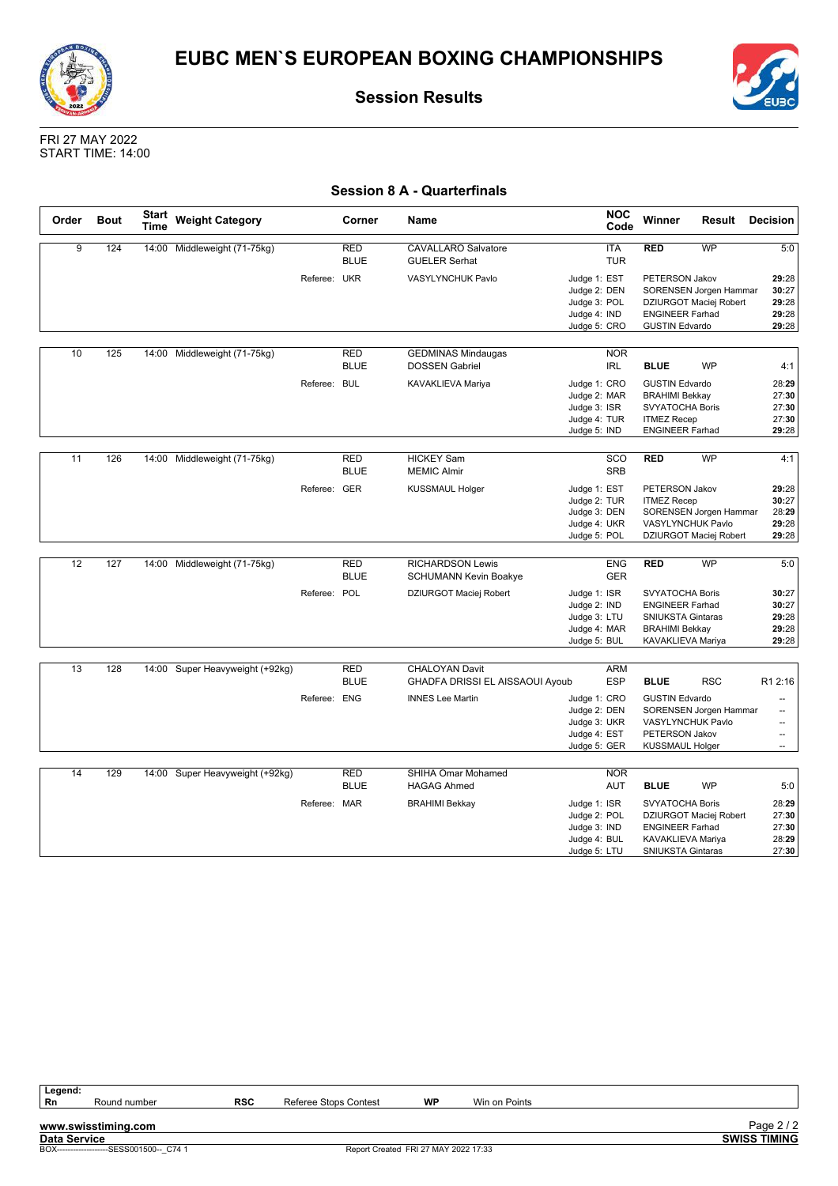# EUBC MEN`S EUROPEAN BOXING CHAMPIONSHIPS

## Session Results

FRI 27 MAY 2022
START TIME: 14:00

### Session 8 A - Quarterfinals

| Order | Bout | Start Time | Weight Category | Corner | Name | NOC Code | Winner | Result | Decision |
|---|---|---|---|---|---|---|---|---|---|
| 9 | 124 | 14:00 | Middleweight (71-75kg) | RED | CAVALLARO Salvatore | ITA | RED | WP | 5:0 |
| | | | | BLUE | GUELER Serhat | TUR | | | |
| | | | Referee: | UKR | VASYLYNCHUK Pavlo | Judge 1: EST | PETERSON Jakov | | **29**:28 |
| | | | | | | Judge 2: DEN | SORENSEN Jorgen Hammar | | **30**:27 |
| | | | | | | Judge 3: POL | DZIURGOT Maciej Robert | | **29**:28 |
| | | | | | | Judge 4: IND | ENGINEER Farhad | | **29**:28 |
| | | | | | | Judge 5: CRO | GUSTIN Edvardo | | **29**:28 |
| 10 | 125 | 14:00 | Middleweight (71-75kg) | RED | GEDMINAS Mindaugas | NOR | | | |
| | | | | BLUE | DOSSEN Gabriel | IRL | BLUE | WP | 4:1 |
| | | | Referee: | BUL | KAVAKLIEVA Mariya | Judge 1: CRO | GUSTIN Edvardo | | 28:**29** |
| | | | | | | Judge 2: MAR | BRAHIMI Bekkay | | 27:**30** |
| | | | | | | Judge 3: ISR | SVYATOCHA Boris | | 27:**30** |
| | | | | | | Judge 4: TUR | ITMEZ Recep | | 27:**30** |
| | | | | | | Judge 5: IND | ENGINEER Farhad | | **29**:28 |
| 11 | 126 | 14:00 | Middleweight (71-75kg) | RED | HICKEY Sam | SCO | RED | WP | 4:1 |
| | | | | BLUE | MEMIC Almir | SRB | | | |
| | | | Referee: | GER | KUSSMAUL Holger | Judge 1: EST | PETERSON Jakov | | **29**:28 |
| | | | | | | Judge 2: TUR | ITMEZ Recep | | **30**:27 |
| | | | | | | Judge 3: DEN | SORENSEN Jorgen Hammar | | 28:**29** |
| | | | | | | Judge 4: UKR | VASYLYNCHUK Pavlo | | **29**:28 |
| | | | | | | Judge 5: POL | DZIURGOT Maciej Robert | | **29**:28 |
| 12 | 127 | 14:00 | Middleweight (71-75kg) | RED | RICHARDSON Lewis | ENG | RED | WP | 5:0 |
| | | | | BLUE | SCHUMANN Kevin Boakye | GER | | | |
| | | | Referee: | POL | DZIURGOT Maciej Robert | Judge 1: ISR | SVYATOCHA Boris | | **30**:27 |
| | | | | | | Judge 2: IND | ENGINEER Farhad | | **30**:27 |
| | | | | | | Judge 3: LTU | SNIUKSTA Gintaras | | **29**:28 |
| | | | | | | Judge 4: MAR | BRAHIMI Bekkay | | **29**:28 |
| | | | | | | Judge 5: BUL | KAVAKLIEVA Mariya | | **29**:28 |
| 13 | 128 | 14:00 | Super Heavyweight (+92kg) | RED | CHALOYAN Davit | ARM | | | |
| | | | | BLUE | GHADFA DRISSI EL AISSAOUI Ayoub | ESP | BLUE | RSC | R1 2:16 |
| | | | Referee: | ENG | INNES Lee Martin | Judge 1: CRO | GUSTIN Edvardo | | -- |
| | | | | | | Judge 2: DEN | SORENSEN Jorgen Hammar | | -- |
| | | | | | | Judge 3: UKR | VASYLYNCHUK Pavlo | | -- |
| | | | | | | Judge 4: EST | PETERSON Jakov | | -- |
| | | | | | | Judge 5: GER | KUSSMAUL Holger | | -- |
| 14 | 129 | 14:00 | Super Heavyweight (+92kg) | RED | SHIHA Omar Mohamed | NOR | | | |
| | | | | BLUE | HAGAG Ahmed | AUT | BLUE | WP | 5:0 |
| | | | Referee: | MAR | BRAHIMI Bekkay | Judge 1: ISR | SVYATOCHA Boris | | 28:**29** |
| | | | | | | Judge 2: POL | DZIURGOT Maciej Robert | | 27:**30** |
| | | | | | | Judge 3: IND | ENGINEER Farhad | | 27:**30** |
| | | | | | | Judge 4: BUL | KAVAKLIEVA Mariya | | 28:**29** |
| | | | | | | Judge 5: LTU | SNIUKSTA Gintaras | | 27:**30** |

**Legend:**

| Rn | Round number | RSC | Referee Stops Contest | WP | Win on Points |
|---|---|---|---|---|---|

**www.swisstiming.com**
**Data Service**
BOX-------------------SESS001500--_C74 1
Report Created FRI 27 MAY 2022 17:33
**SWISS TIMING**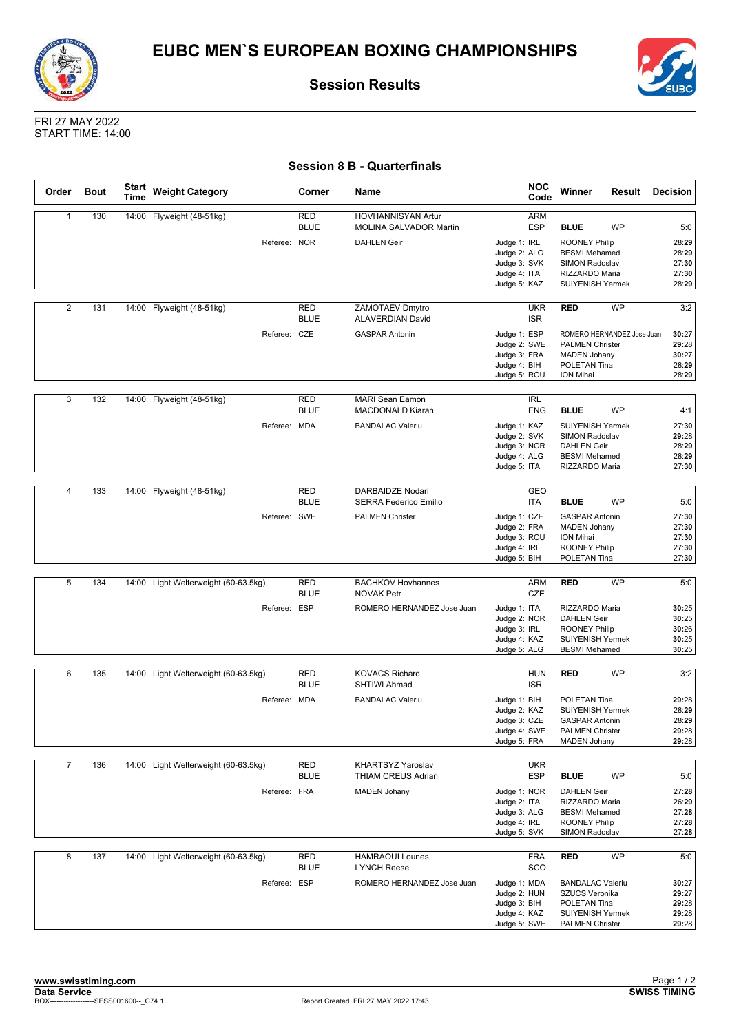# EUBC MEN`S EUROPEAN BOXING CHAMPIONSHIPS

## Session Results

FRI 27 MAY 2022
START TIME: 14:00

### Session 8 B - Quarterfinals

| Order | Bout | Start Time | Weight Category | Corner | Name | NOC Code | Winner | Result | Decision |
|---|---|---|---|---|---|---|---|---|---|
| 1 | 130 | 14:00 | Flyweight (48-51kg) | RED | HOVHANNISYAN Artur | ARM | | | |
| | | | | BLUE | MOLINA SALVADOR Martin | ESP | **BLUE** | WP | 5:0 |
| | | | Referee: | NOR | DAHLEN Geir | Judge 1: IRL | ROONEY Philip | | 28:**29** |
| | | | | | | Judge 2: ALG | BESMI Mehamed | | 28:**29** |
| | | | | | | Judge 3: SVK | SIMON Radoslav | | 27:**30** |
| | | | | | | Judge 4: ITA | RIZZARDO Maria | | 27:**30** |
| | | | | | | Judge 5: KAZ | SUIYENISH Yermek | | 28:**29** |
| 2 | 131 | 14:00 | Flyweight (48-51kg) | RED | ZAMOTAEV Dmytro | UKR | **RED** | WP | 3:2 |
| | | | | BLUE | ALAVERDIAN David | ISR | | | |
| | | | Referee: | CZE | GASPAR Antonin | Judge 1: ESP | ROMERO HERNANDEZ Jose Juan | | **30**:27 |
| | | | | | | Judge 2: SWE | PALMEN Christer | | **29**:28 |
| | | | | | | Judge 3: FRA | MADEN Johany | | **30**:27 |
| | | | | | | Judge 4: BIH | POLETAN Tina | | 28:**29** |
| | | | | | | Judge 5: ROU | ION Mihai | | 28:**29** |
| 3 | 132 | 14:00 | Flyweight (48-51kg) | RED | MARI Sean Eamon | IRL | | | |
| | | | | BLUE | MACDONALD Kiaran | ENG | **BLUE** | WP | 4:1 |
| | | | Referee: | MDA | BANDALAC Valeriu | Judge 1: KAZ | SUIYENISH Yermek | | 27:**30** |
| | | | | | | Judge 2: SVK | SIMON Radoslav | | **29**:28 |
| | | | | | | Judge 3: NOR | DAHLEN Geir | | 28:**29** |
| | | | | | | Judge 4: ALG | BESMI Mehamed | | 28:**29** |
| | | | | | | Judge 5: ITA | RIZZARDO Maria | | 27:**30** |
| 4 | 133 | 14:00 | Flyweight (48-51kg) | RED | DARBAIDZE Nodari | GEO | | | |
| | | | | BLUE | SERRA Federico Emilio | ITA | **BLUE** | WP | 5:0 |
| | | | Referee: | SWE | PALMEN Christer | Judge 1: CZE | GASPAR Antonin | | 27:**30** |
| | | | | | | Judge 2: FRA | MADEN Johany | | 27:**30** |
| | | | | | | Judge 3: ROU | ION Mihai | | 27:**30** |
| | | | | | | Judge 4: IRL | ROONEY Philip | | 27:**30** |
| | | | | | | Judge 5: BIH | POLETAN Tina | | 27:**30** |
| 5 | 134 | 14:00 | Light Welterweight (60-63.5kg) | RED | BACHKOV Hovhannes | ARM | **RED** | WP | 5:0 |
| | | | | BLUE | NOVAK Petr | CZE | | | |
| | | | Referee: | ESP | ROMERO HERNANDEZ Jose Juan | Judge 1: ITA | RIZZARDO Maria | | **30**:25 |
| | | | | | | Judge 2: NOR | DAHLEN Geir | | **30**:25 |
| | | | | | | Judge 3: IRL | ROONEY Philip | | **30**:26 |
| | | | | | | Judge 4: KAZ | SUIYENISH Yermek | | **30**:25 |
| | | | | | | Judge 5: ALG | BESMI Mehamed | | **30**:25 |
| 6 | 135 | 14:00 | Light Welterweight (60-63.5kg) | RED | KOVACS Richard | HUN | **RED** | WP | 3:2 |
| | | | | BLUE | SHTIWI Ahmad | ISR | | | |
| | | | Referee: | MDA | BANDALAC Valeriu | Judge 1: BIH | POLETAN Tina | | **29**:28 |
| | | | | | | Judge 2: KAZ | SUIYENISH Yermek | | 28:**29** |
| | | | | | | Judge 3: CZE | GASPAR Antonin | | 28:**29** |
| | | | | | | Judge 4: SWE | PALMEN Christer | | **29**:28 |
| | | | | | | Judge 5: FRA | MADEN Johany | | **29**:28 |
| 7 | 136 | 14:00 | Light Welterweight (60-63.5kg) | RED | KHARTSYZ Yaroslav | UKR | | | |
| | | | | BLUE | THIAM CREUS Adrian | ESP | **BLUE** | WP | 5:0 |
| | | | Referee: | FRA | MADEN Johany | Judge 1: NOR | DAHLEN Geir | | 27:**28** |
| | | | | | | Judge 2: ITA | RIZZARDO Maria | | 26:**29** |
| | | | | | | Judge 3: ALG | BESMI Mehamed | | 27:**28** |
| | | | | | | Judge 4: IRL | ROONEY Philip | | 27:**28** |
| | | | | | | Judge 5: SVK | SIMON Radoslav | | 27:**28** |
| 8 | 137 | 14:00 | Light Welterweight (60-63.5kg) | RED | HAMRAOUI Lounes | FRA | **RED** | WP | 5:0 |
| | | | | BLUE | LYNCH Reese | SCO | | | |
| | | | Referee: | ESP | ROMERO HERNANDEZ Jose Juan | Judge 1: MDA | BANDALAC Valeriu | | **30**:27 |
| | | | | | | Judge 2: HUN | SZUCS Veronika | | **29**:27 |
| | | | | | | Judge 3: BIH | POLETAN Tina | | **29**:28 |
| | | | | | | Judge 4: KAZ | SUIYENISH Yermek | | **29**:28 |
| | | | | | | Judge 5: SWE | PALMEN Christer | | **29**:28 |

www.swisstiming.com
Data Service
BOX-------------------SESS001600--_C74 1
Report Created FRI 27 MAY 2022 17:43
SWISS TIMING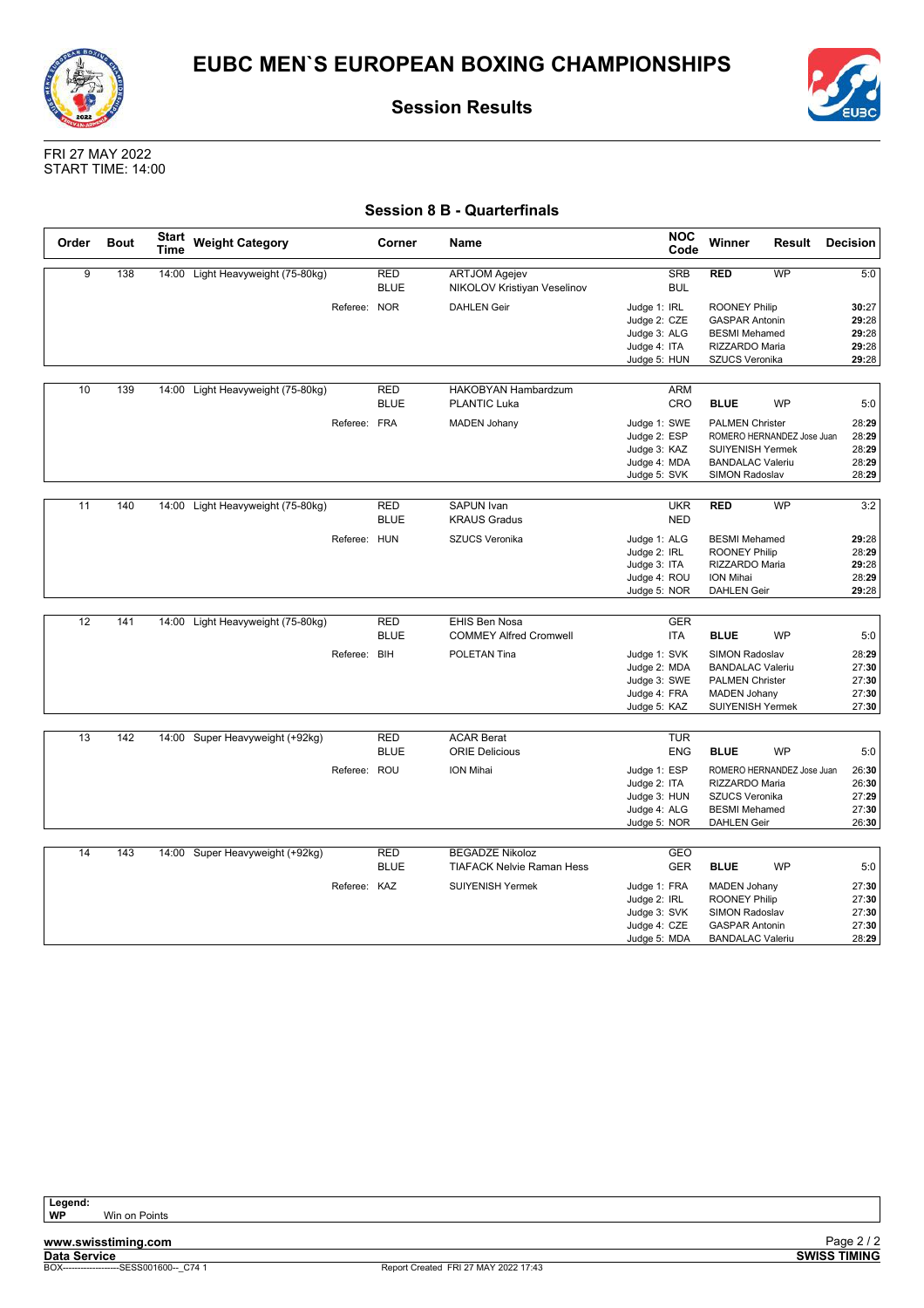# EUBC MEN`S EUROPEAN BOXING CHAMPIONSHIPS

## Session Results

FRI 27 MAY 2022
START TIME: 14:00

### Session 8 B - Quarterfinals

| Order | Bout | Start Time | Weight Category | Corner | Name | NOC Code | Winner | Result | Decision |
|---|---|---|---|---|---|---|---|---|---|
| 9 | 138 | 14:00 | Light Heavyweight (75-80kg) | RED | ARTJOM Agejev | SRB | RED | WP | 5:0 |
| | | | | BLUE | NIKOLOV Kristiyan Veselinov | BUL | | | |
| | | | Referee: NOR | | DAHLEN Geir | Judge 1: IRL | ROONEY Philip | | **30**:27 |
| | | | | | | Judge 2: CZE | GASPAR Antonin | | **29**:28 |
| | | | | | | Judge 3: ALG | BESMI Mehamed | | **29**:28 |
| | | | | | | Judge 4: ITA | RIZZARDO Maria | | **29**:28 |
| | | | | | | Judge 5: HUN | SZUCS Veronika | | **29**:28 |
| 10 | 139 | 14:00 | Light Heavyweight (75-80kg) | RED | HAKOBYAN Hambardzum | ARM | | | |
| | | | | BLUE | PLANTIC Luka | CRO | BLUE | WP | 5:0 |
| | | | Referee: FRA | | MADEN Johany | Judge 1: SWE | PALMEN Christer | | 28:**29** |
| | | | | | | Judge 2: ESP | ROMERO HERNANDEZ Jose Juan | | 28:**29** |
| | | | | | | Judge 3: KAZ | SUIYENISH Yermek | | 28:**29** |
| | | | | | | Judge 4: MDA | BANDALAC Valeriu | | 28:**29** |
| | | | | | | Judge 5: SVK | SIMON Radoslav | | 28:**29** |
| 11 | 140 | 14:00 | Light Heavyweight (75-80kg) | RED | SAPUN Ivan | UKR | RED | WP | 3:2 |
| | | | | BLUE | KRAUS Gradus | NED | | | |
| | | | Referee: HUN | | SZUCS Veronika | Judge 1: ALG | BESMI Mehamed | | **29**:28 |
| | | | | | | Judge 2: IRL | ROONEY Philip | | 28:**29** |
| | | | | | | Judge 3: ITA | RIZZARDO Maria | | **29**:28 |
| | | | | | | Judge 4: ROU | ION Mihai | | 28:**29** |
| | | | | | | Judge 5: NOR | DAHLEN Geir | | **29**:28 |
| 12 | 141 | 14:00 | Light Heavyweight (75-80kg) | RED | EHIS Ben Nosa | GER | | | |
| | | | | BLUE | COMMEY Alfred Cromwell | ITA | BLUE | WP | 5:0 |
| | | | Referee: BIH | | POLETAN Tina | Judge 1: SVK | SIMON Radoslav | | 28:**29** |
| | | | | | | Judge 2: MDA | BANDALAC Valeriu | | 27:**30** |
| | | | | | | Judge 3: SWE | PALMEN Christer | | 27:**30** |
| | | | | | | Judge 4: FRA | MADEN Johany | | 27:**30** |
| | | | | | | Judge 5: KAZ | SUIYENISH Yermek | | 27:**30** |
| 13 | 142 | 14:00 | Super Heavyweight (+92kg) | RED | ACAR Berat | TUR | | | |
| | | | | BLUE | ORIE Delicious | ENG | BLUE | WP | 5:0 |
| | | | Referee: ROU | | ION Mihai | Judge 1: ESP | ROMERO HERNANDEZ Jose Juan | | 26:**30** |
| | | | | | | Judge 2: ITA | RIZZARDO Maria | | 26:**30** |
| | | | | | | Judge 3: HUN | SZUCS Veronika | | 27:**29** |
| | | | | | | Judge 4: ALG | BESMI Mehamed | | 27:**30** |
| | | | | | | Judge 5: NOR | DAHLEN Geir | | 26:**30** |
| 14 | 143 | 14:00 | Super Heavyweight (+92kg) | RED | BEGADZE Nikoloz | GEO | | | |
| | | | | BLUE | TIAFACK Nelvie Raman Hess | GER | BLUE | WP | 5:0 |
| | | | Referee: KAZ | | SUIYENISH Yermek | Judge 1: FRA | MADEN Johany | | 27:**30** |
| | | | | | | Judge 2: IRL | ROONEY Philip | | 27:**30** |
| | | | | | | Judge 3: SVK | SIMON Radoslav | | 27:**30** |
| | | | | | | Judge 4: CZE | GASPAR Antonin | | 27:**30** |
| | | | | | | Judge 5: MDA | BANDALAC Valeriu | | 28:**29** |

**Legend:**
**WP** Win on Points

**www.swisstiming.com**
**Data Service**
BOX-------------------SESS001600--_C74 1
Report Created FRI 27 MAY 2022 17:43
**SWISS TIMING**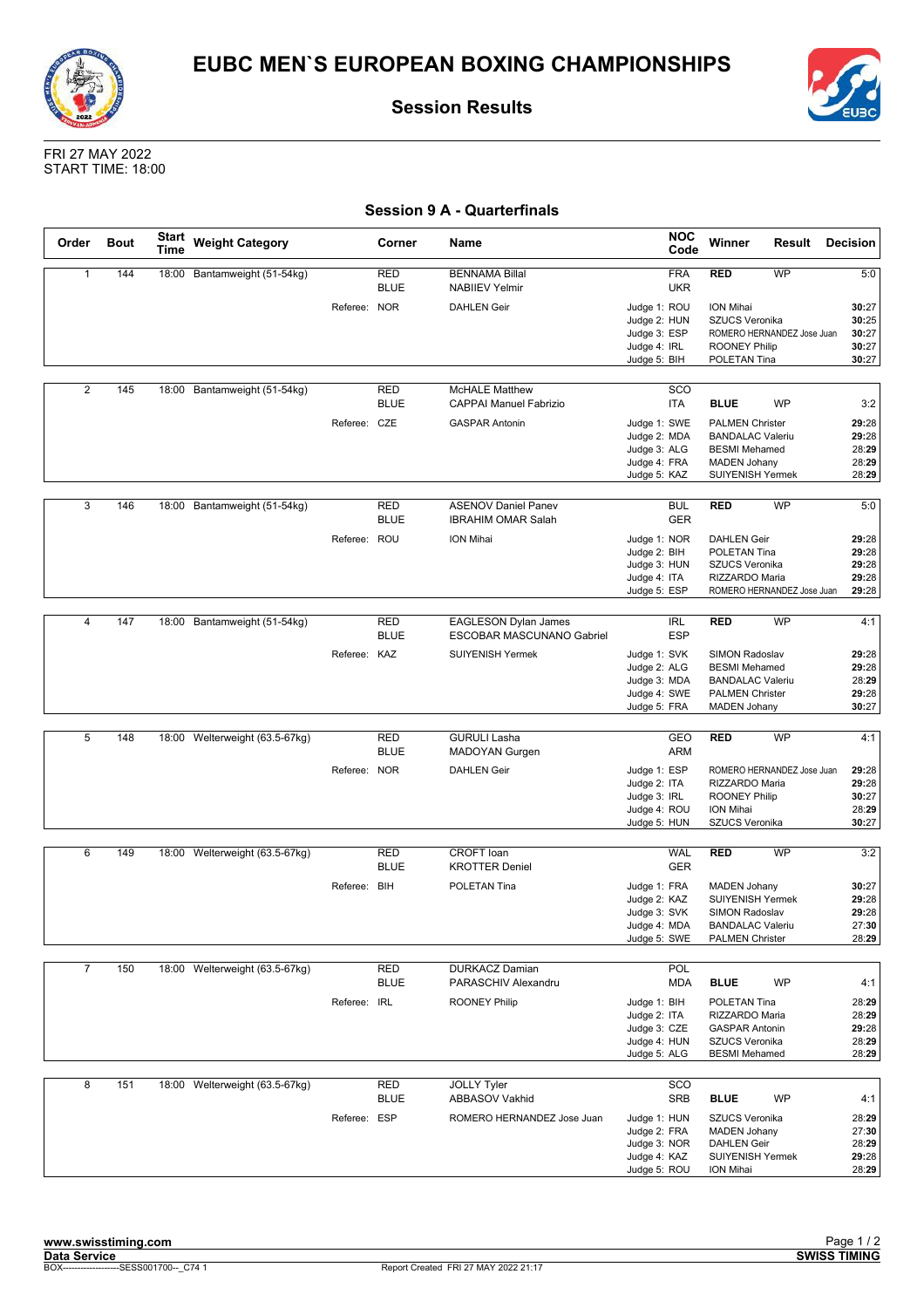# EUBC MEN`S EUROPEAN BOXING CHAMPIONSHIPS

## Session Results

FRI 27 MAY 2022
START TIME: 18:00

### Session 9 A - Quarterfinals

| Order | Bout | Start Time | Weight Category | | Corner | Name | NOC Code | Winner | Result | Decision |
|---|---|---|---|---|---|---|---|---|---|---|
| 1 | 144 | 18:00 | Bantamweight (51-54kg) | | RED | BENNAMA Billal | FRA | RED | WP | 5:0 |
| | | | | | BLUE | NABIIEV Yelmir | UKR | | | |
| | | | | Referee: | NOR | DAHLEN Geir | Judge 1: ROU | ION Mihai | | 30:27 |
| | | | | | | | Judge 2: HUN | SZUCS Veronika | | 30:25 |
| | | | | | | | Judge 3: ESP | ROMERO HERNANDEZ Jose Juan | | 30:27 |
| | | | | | | | Judge 4: IRL | ROONEY Philip | | 30:27 |
| | | | | | | | Judge 5: BIH | POLETAN Tina | | 30:27 |
| 2 | 145 | 18:00 | Bantamweight (51-54kg) | | RED | McHALE Matthew | SCO | | | |
| | | | | | BLUE | CAPPAI Manuel Fabrizio | ITA | BLUE | WP | 3:2 |
| | | | | Referee: | CZE | GASPAR Antonin | Judge 1: SWE | PALMEN Christer | | 29:28 |
| | | | | | | | Judge 2: MDA | BANDALAC Valeriu | | 29:28 |
| | | | | | | | Judge 3: ALG | BESMI Mehamed | | 28:29 |
| | | | | | | | Judge 4: FRA | MADEN Johany | | 28:29 |
| | | | | | | | Judge 5: KAZ | SUIYENISH Yermek | | 28:29 |
| 3 | 146 | 18:00 | Bantamweight (51-54kg) | | RED | ASENOV Daniel Panev | BUL | RED | WP | 5:0 |
| | | | | | BLUE | IBRAHIM OMAR Salah | GER | | | |
| | | | | Referee: | ROU | ION Mihai | Judge 1: NOR | DAHLEN Geir | | 29:28 |
| | | | | | | | Judge 2: BIH | POLETAN Tina | | 29:28 |
| | | | | | | | Judge 3: HUN | SZUCS Veronika | | 29:28 |
| | | | | | | | Judge 4: ITA | RIZZARDO Maria | | 29:28 |
| | | | | | | | Judge 5: ESP | ROMERO HERNANDEZ Jose Juan | | 29:28 |
| 4 | 147 | 18:00 | Bantamweight (51-54kg) | | RED | EAGLESON Dylan James | IRL | RED | WP | 4:1 |
| | | | | | BLUE | ESCOBAR MASCUNANO Gabriel | ESP | | | |
| | | | | Referee: | KAZ | SUIYENISH Yermek | Judge 1: SVK | SIMON Radoslav | | 29:28 |
| | | | | | | | Judge 2: ALG | BESMI Mehamed | | 29:28 |
| | | | | | | | Judge 3: MDA | BANDALAC Valeriu | | 28:29 |
| | | | | | | | Judge 4: SWE | PALMEN Christer | | 29:28 |
| | | | | | | | Judge 5: FRA | MADEN Johany | | 30:27 |
| 5 | 148 | 18:00 | Welterweight (63.5-67kg) | | RED | GURULI Lasha | GEO | RED | WP | 4:1 |
| | | | | | BLUE | MADOYAN Gurgen | ARM | | | |
| | | | | Referee: | NOR | DAHLEN Geir | Judge 1: ESP | ROMERO HERNANDEZ Jose Juan | | 29:28 |
| | | | | | | | Judge 2: ITA | RIZZARDO Maria | | 29:28 |
| | | | | | | | Judge 3: IRL | ROONEY Philip | | 30:27 |
| | | | | | | | Judge 4: ROU | ION Mihai | | 28:29 |
| | | | | | | | Judge 5: HUN | SZUCS Veronika | | 30:27 |
| 6 | 149 | 18:00 | Welterweight (63.5-67kg) | | RED | CROFT Ioan | WAL | RED | WP | 3:2 |
| | | | | | BLUE | KROTTER Deniel | GER | | | |
| | | | | Referee: | BIH | POLETAN Tina | Judge 1: FRA | MADEN Johany | | 30:27 |
| | | | | | | | Judge 2: KAZ | SUIYENISH Yermek | | 29:28 |
| | | | | | | | Judge 3: SVK | SIMON Radoslav | | 29:28 |
| | | | | | | | Judge 4: MDA | BANDALAC Valeriu | | 27:30 |
| | | | | | | | Judge 5: SWE | PALMEN Christer | | 28:29 |
| 7 | 150 | 18:00 | Welterweight (63.5-67kg) | | RED | DURKACZ Damian | POL | | | |
| | | | | | BLUE | PARASCHIV Alexandru | MDA | BLUE | WP | 4:1 |
| | | | | Referee: | IRL | ROONEY Philip | Judge 1: BIH | POLETAN Tina | | 28:29 |
| | | | | | | | Judge 2: ITA | RIZZARDO Maria | | 28:29 |
| | | | | | | | Judge 3: CZE | GASPAR Antonin | | 29:28 |
| | | | | | | | Judge 4: HUN | SZUCS Veronika | | 28:29 |
| | | | | | | | Judge 5: ALG | BESMI Mehamed | | 28:29 |
| 8 | 151 | 18:00 | Welterweight (63.5-67kg) | | RED | JOLLY Tyler | SCO | | | |
| | | | | | BLUE | ABBASOV Vakhid | SRB | BLUE | WP | 4:1 |
| | | | | Referee: | ESP | ROMERO HERNANDEZ Jose Juan | Judge 1: HUN | SZUCS Veronika | | 28:29 |
| | | | | | | | Judge 2: FRA | MADEN Johany | | 27:30 |
| | | | | | | | Judge 3: NOR | DAHLEN Geir | | 28:29 |
| | | | | | | | Judge 4: KAZ | SUIYENISH Yermek | | 29:28 |
| | | | | | | | Judge 5: ROU | ION Mihai | | 28:29 |

www.swisstiming.com
Data Service
BOX-------------------SESS001700--_C74 1
Report Created FRI 27 MAY 2022 21:17
SWISS TIMING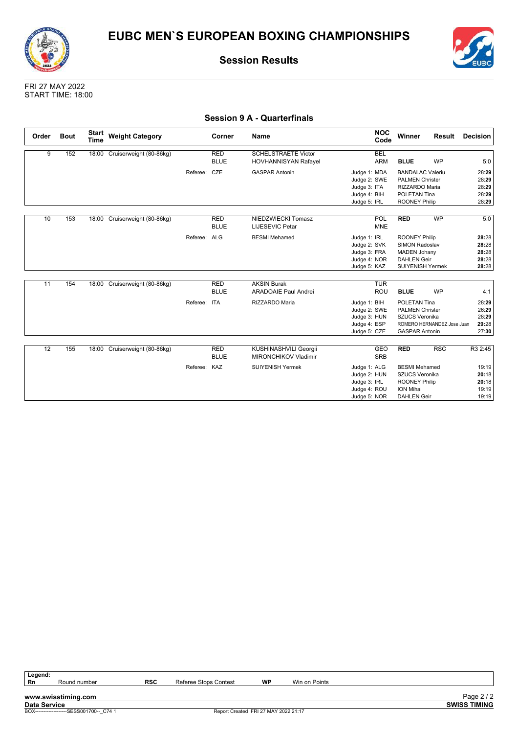# EUBC MEN`S EUROPEAN BOXING CHAMPIONSHIPS

## Session Results

FRI 27 MAY 2022
START TIME: 18:00

### Session 9 A - Quarterfinals

| Order | Bout | Start Time | Weight Category | Corner | Name | NOC Code | Winner | Result | Decision |
|---|---|---|---|---|---|---|---|---|---|
| 9 | 152 | 18:00 | Cruiserweight (80-86kg) | RED | SCHELSTRAETE Victor | BEL | | | |
| | | | | BLUE | HOVHANNISYAN Rafayel | ARM | **BLUE** | WP | 5:0 |
| | | | Referee: | CZE | GASPAR Antonin | Judge 1: MDA | BANDALAC Valeriu | | 28:**29** |
| | | | | | | Judge 2: SWE | PALMEN Christer | | 28:**29** |
| | | | | | | Judge 3: ITA | RIZZARDO Maria | | 28:**29** |
| | | | | | | Judge 4: BIH | POLETAN Tina | | 28:**29** |
| | | | | | | Judge 5: IRL | ROONEY Philip | | 28:**29** |
| 10 | 153 | 18:00 | Cruiserweight (80-86kg) | RED | NIEDZWIECKI Tomasz | POL | **RED** | WP | 5:0 |
| | | | | BLUE | LJESEVIC Petar | MNE | | | |
| | | | Referee: | ALG | BESMI Mehamed | Judge 1: IRL | ROONEY Philip | | **28**:28 |
| | | | | | | Judge 2: SVK | SIMON Radoslav | | **28**:28 |
| | | | | | | Judge 3: FRA | MADEN Johany | | **28**:28 |
| | | | | | | Judge 4: NOR | DAHLEN Geir | | **28**:28 |
| | | | | | | Judge 5: KAZ | SUIYENISH Yermek | | **28**:28 |
| 11 | 154 | 18:00 | Cruiserweight (80-86kg) | RED | AKSIN Burak | TUR | | | |
| | | | | BLUE | ARADOAIE Paul Andrei | ROU | **BLUE** | WP | 4:1 |
| | | | Referee: | ITA | RIZZARDO Maria | Judge 1: BIH | POLETAN Tina | | 28:**29** |
| | | | | | | Judge 2: SWE | PALMEN Christer | | 26:**29** |
| | | | | | | Judge 3: HUN | SZUCS Veronika | | 28:**29** |
| | | | | | | Judge 4: ESP | ROMERO HERNANDEZ Jose Juan | | **29**:28 |
| | | | | | | Judge 5: CZE | GASPAR Antonin | | 27:**30** |
| 12 | 155 | 18:00 | Cruiserweight (80-86kg) | RED | KUSHINASHVILI Georgii | GEO | **RED** | RSC | R3 2:45 |
| | | | | BLUE | MIRONCHIKOV Vladimir | SRB | | | |
| | | | Referee: | KAZ | SUIYENISH Yermek | Judge 1: ALG | BESMI Mehamed | | 19:19 |
| | | | | | | Judge 2: HUN | SZUCS Veronika | | **20**:18 |
| | | | | | | Judge 3: IRL | ROONEY Philip | | **20**:18 |
| | | | | | | Judge 4: ROU | ION Mihai | | 19:19 |
| | | | | | | Judge 5: NOR | DAHLEN Geir | | 19:19 |

**Legend:**

| | | | | | |
|---|---|---|---|---|---|
| **Rn** | Round number | **RSC** | Referee Stops Contest | **WP** | Win on Points |

www.swisstiming.com
Data Service
SWISS TIMING
BOX-------------------SESS001700--_C74 1
Report Created FRI 27 MAY 2022 21:17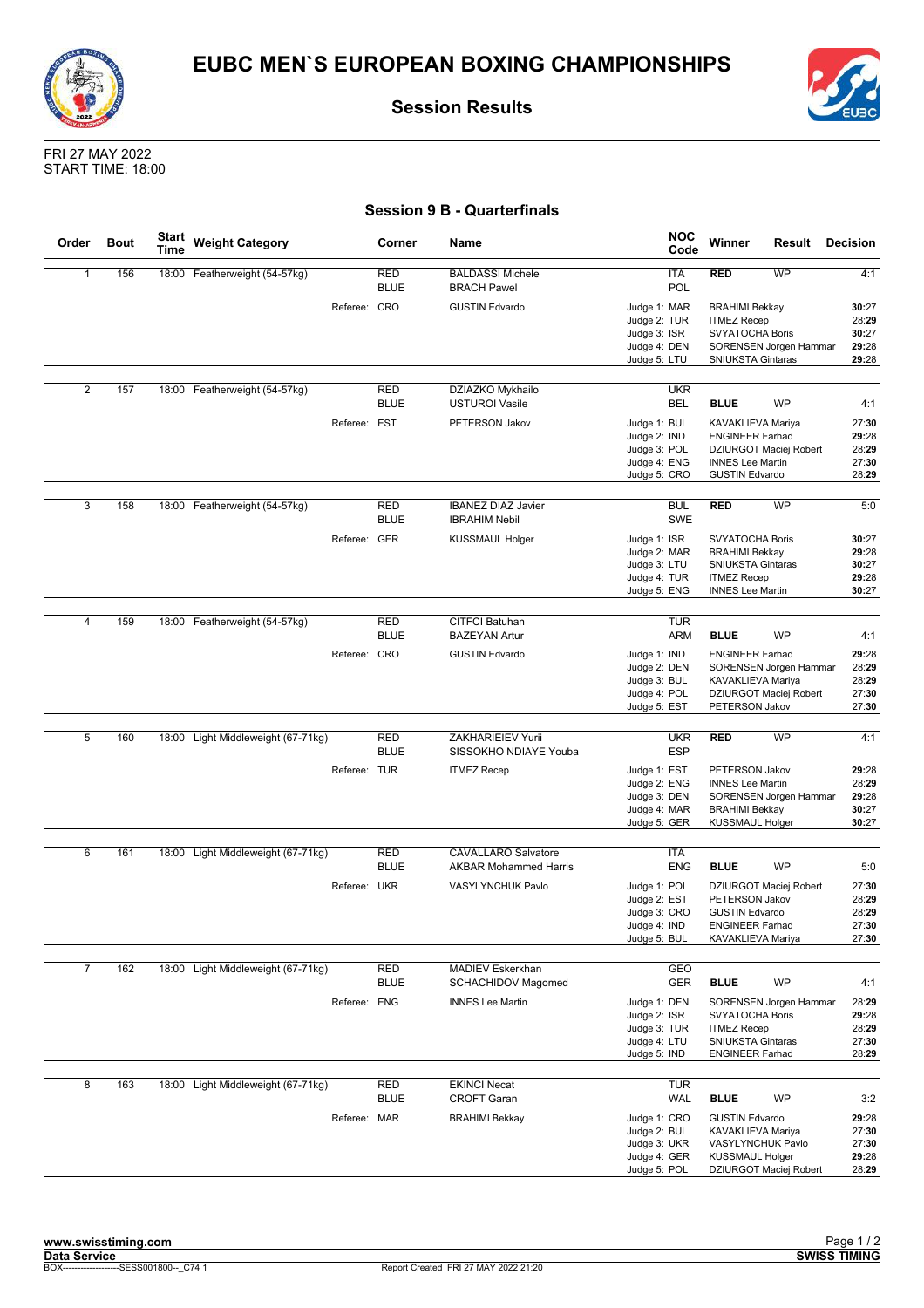# EUBC MEN`S EUROPEAN BOXING CHAMPIONSHIPS

## Session Results

FRI 27 MAY 2022
START TIME: 18:00

### Session 9 B - Quarterfinals

| Order | Bout | Start Time | Weight Category | Corner | Name | NOC Code | Winner | Result | Decision |
|---|---|---|---|---|---|---|---|---|---|
| 1 | 156 | 18:00 | Featherweight (54-57kg) | RED | BALDASSI Michele | ITA | RED | WP | 4:1 |
| | | | | BLUE | BRACH Pawel | POL | | | |
| | | | Referee: | CRO | GUSTIN Edvardo | Judge 1: MAR | BRAHIMI Bekkay | | **30**:27 |
| | | | | | | Judge 2: TUR | ITMEZ Recep | | 28:**29** |
| | | | | | | Judge 3: ISR | SVYATOCHA Boris | | **30**:27 |
| | | | | | | Judge 4: DEN | SORENSEN Jorgen Hammar | | **29**:28 |
| | | | | | | Judge 5: LTU | SNIUKSTA Gintaras | | **29**:28 |
| 2 | 157 | 18:00 | Featherweight (54-57kg) | RED | DZIAZKO Mykhailo | UKR | | | |
| | | | | BLUE | USTUROI Vasile | BEL | BLUE | WP | 4:1 |
| | | | Referee: | EST | PETERSON Jakov | Judge 1: BUL | KAVAKLIEVA Mariya | | 27:**30** |
| | | | | | | Judge 2: IND | ENGINEER Farhad | | **29**:28 |
| | | | | | | Judge 3: POL | DZIURGOT Maciej Robert | | 28:**29** |
| | | | | | | Judge 4: ENG | INNES Lee Martin | | 27:**30** |
| | | | | | | Judge 5: CRO | GUSTIN Edvardo | | 28:**29** |
| 3 | 158 | 18:00 | Featherweight (54-57kg) | RED | IBANEZ DIAZ Javier | BUL | RED | WP | 5:0 |
| | | | | BLUE | IBRAHIM Nebil | SWE | | | |
| | | | Referee: | GER | KUSSMAUL Holger | Judge 1: ISR | SVYATOCHA Boris | | **30**:27 |
| | | | | | | Judge 2: MAR | BRAHIMI Bekkay | | **29**:28 |
| | | | | | | Judge 3: LTU | SNIUKSTA Gintaras | | **30**:27 |
| | | | | | | Judge 4: TUR | ITMEZ Recep | | **29**:28 |
| | | | | | | Judge 5: ENG | INNES Lee Martin | | **30**:27 |
| 4 | 159 | 18:00 | Featherweight (54-57kg) | RED | CITFCI Batuhan | TUR | | | |
| | | | | BLUE | BAZEYAN Artur | ARM | BLUE | WP | 4:1 |
| | | | Referee: | CRO | GUSTIN Edvardo | Judge 1: IND | ENGINEER Farhad | | **29**:28 |
| | | | | | | Judge 2: DEN | SORENSEN Jorgen Hammar | | 28:**29** |
| | | | | | | Judge 3: BUL | KAVAKLIEVA Mariya | | 28:**29** |
| | | | | | | Judge 4: POL | DZIURGOT Maciej Robert | | 27:**30** |
| | | | | | | Judge 5: EST | PETERSON Jakov | | 27:**30** |
| 5 | 160 | 18:00 | Light Middleweight (67-71kg) | RED | ZAKHARIEIEV Yurii | UKR | RED | WP | 4:1 |
| | | | | BLUE | SISSOKHO NDIAYE Youba | ESP | | | |
| | | | Referee: | TUR | ITMEZ Recep | Judge 1: EST | PETERSON Jakov | | **29**:28 |
| | | | | | | Judge 2: ENG | INNES Lee Martin | | 28:**29** |
| | | | | | | Judge 3: DEN | SORENSEN Jorgen Hammar | | **29**:28 |
| | | | | | | Judge 4: MAR | BRAHIMI Bekkay | | **30**:27 |
| | | | | | | Judge 5: GER | KUSSMAUL Holger | | **30**:27 |
| 6 | 161 | 18:00 | Light Middleweight (67-71kg) | RED | CAVALLARO Salvatore | ITA | | | |
| | | | | BLUE | AKBAR Mohammed Harris | ENG | BLUE | WP | 5:0 |
| | | | Referee: | UKR | VASYLYNCHUK Pavlo | Judge 1: POL | DZIURGOT Maciej Robert | | 27:**30** |
| | | | | | | Judge 2: EST | PETERSON Jakov | | 28:**29** |
| | | | | | | Judge 3: CRO | GUSTIN Edvardo | | 28:**29** |
| | | | | | | Judge 4: IND | ENGINEER Farhad | | 27:**30** |
| | | | | | | Judge 5: BUL | KAVAKLIEVA Mariya | | 27:**30** |
| 7 | 162 | 18:00 | Light Middleweight (67-71kg) | RED | MADIEV Eskerkhan | GEO | | | |
| | | | | BLUE | SCHACHIDOV Magomed | GER | BLUE | WP | 4:1 |
| | | | Referee: | ENG | INNES Lee Martin | Judge 1: DEN | SORENSEN Jorgen Hammar | | 28:**29** |
| | | | | | | Judge 2: ISR | SVYATOCHA Boris | | **29**:28 |
| | | | | | | Judge 3: TUR | ITMEZ Recep | | 28:**29** |
| | | | | | | Judge 4: LTU | SNIUKSTA Gintaras | | 27:**30** |
| | | | | | | Judge 5: IND | ENGINEER Farhad | | 28:**29** |
| 8 | 163 | 18:00 | Light Middleweight (67-71kg) | RED | EKINCI Necat | TUR | | | |
| | | | | BLUE | CROFT Garan | WAL | BLUE | WP | 3:2 |
| | | | Referee: | MAR | BRAHIMI Bekkay | Judge 1: CRO | GUSTIN Edvardo | | **29**:28 |
| | | | | | | Judge 2: BUL | KAVAKLIEVA Mariya | | 27:**30** |
| | | | | | | Judge 3: UKR | VASYLYNCHUK Pavlo | | 27:**30** |
| | | | | | | Judge 4: GER | KUSSMAUL Holger | | **29**:28 |
| | | | | | | Judge 5: POL | DZIURGOT Maciej Robert | | 28:**29** |

www.swisstiming.com
Data Service
BOX-------------------SESS001800--_C74 1
Report Created FRI 27 MAY 2022 21:20
SWISS TIMING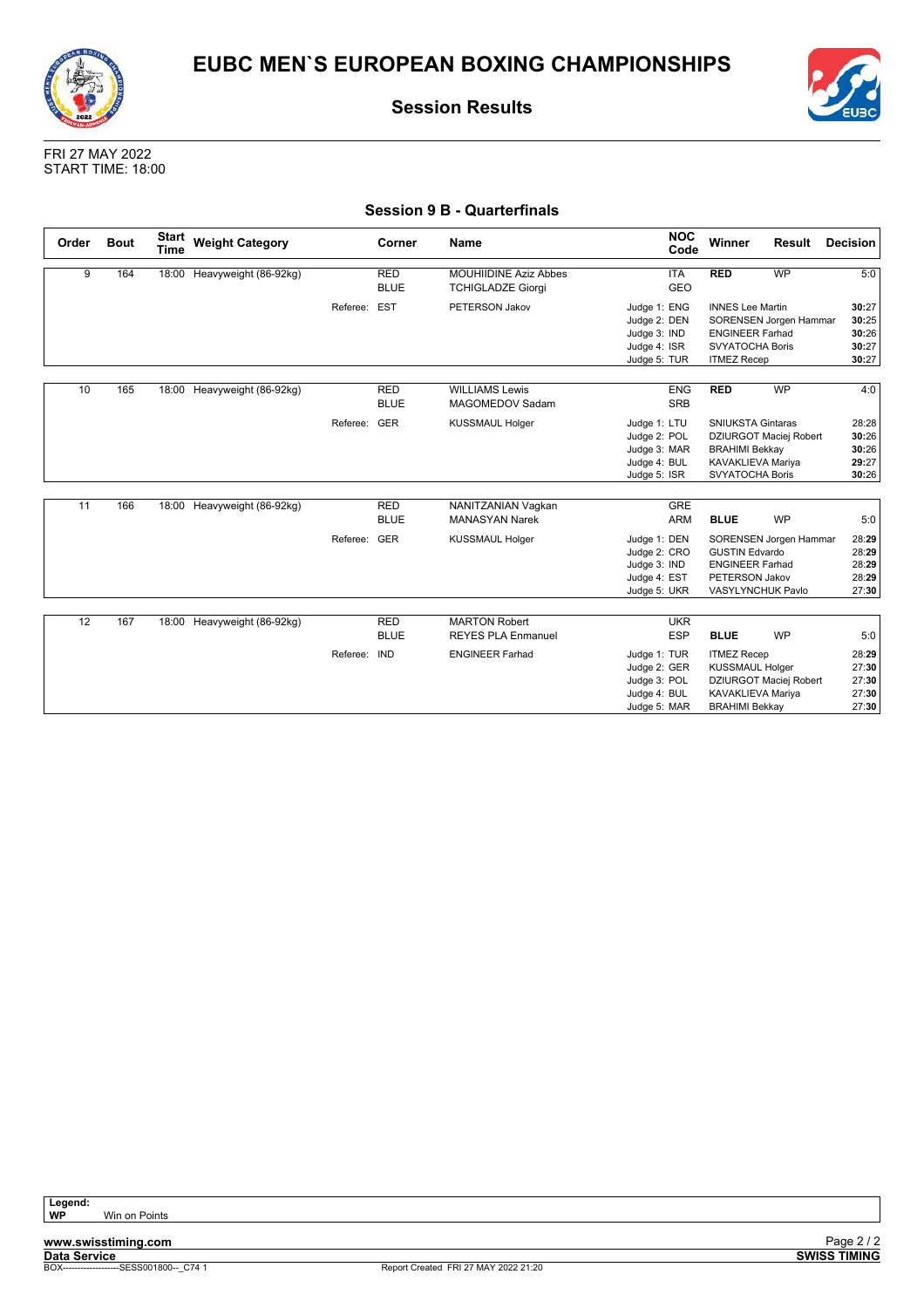# EUBC MEN`S EUROPEAN BOXING CHAMPIONSHIPS

## Session Results

FRI 27 MAY 2022
START TIME: 18:00

### Session 9 B - Quarterfinals

| Order | Bout | Start Time | Weight Category | Corner | Name | NOC Code | Winner | Result | Decision |
|---|---|---|---|---|---|---|---|---|---|
| 9 | 164 | 18:00 | Heavyweight (86-92kg) | RED | MOUHIIDINE Aziz Abbes | ITA | **RED** | WP | 5:0 |
| | | | | BLUE | TCHIGLADZE Giorgi | GEO | | | |
| | | | Referee: | EST | PETERSON Jakov | Judge 1: ENG | INNES Lee Martin | | **30**:27 |
| | | | | | | Judge 2: DEN | SORENSEN Jorgen Hammar | | **30**:25 |
| | | | | | | Judge 3: IND | ENGINEER Farhad | | **30**:26 |
| | | | | | | Judge 4: ISR | SVYATOCHA Boris | | **30**:27 |
| | | | | | | Judge 5: TUR | ITMEZ Recep | | **30**:27 |
| 10 | 165 | 18:00 | Heavyweight (86-92kg) | RED | WILLIAMS Lewis | ENG | **RED** | WP | 4:0 |
| | | | | BLUE | MAGOMEDOV Sadam | SRB | | | |
| | | | Referee: | GER | KUSSMAUL Holger | Judge 1: LTU | SNIUKSTA Gintaras | | 28:28 |
| | | | | | | Judge 2: POL | DZIURGOT Maciej Robert | | **30**:26 |
| | | | | | | Judge 3: MAR | BRAHIMI Bekkay | | **30**:26 |
| | | | | | | Judge 4: BUL | KAVAKLIEVA Mariya | | **29**:27 |
| | | | | | | Judge 5: ISR | SVYATOCHA Boris | | **30**:26 |
| 11 | 166 | 18:00 | Heavyweight (86-92kg) | RED | NANITZANIAN Vagkan | GRE | | | |
| | | | | BLUE | MANASYAN Narek | ARM | **BLUE** | WP | 5:0 |
| | | | Referee: | GER | KUSSMAUL Holger | Judge 1: DEN | SORENSEN Jorgen Hammar | | 28:**29** |
| | | | | | | Judge 2: CRO | GUSTIN Edvardo | | 28:**29** |
| | | | | | | Judge 3: IND | ENGINEER Farhad | | 28:**29** |
| | | | | | | Judge 4: EST | PETERSON Jakov | | 28:**29** |
| | | | | | | Judge 5: UKR | VASYLYNCHUK Pavlo | | 27:**30** |
| 12 | 167 | 18:00 | Heavyweight (86-92kg) | RED | MARTON Robert | UKR | | | |
| | | | | BLUE | REYES PLA Enmanuel | ESP | **BLUE** | WP | 5:0 |
| | | | Referee: | IND | ENGINEER Farhad | Judge 1: TUR | ITMEZ Recep | | 28:**29** |
| | | | | | | Judge 2: GER | KUSSMAUL Holger | | 27:**30** |
| | | | | | | Judge 3: POL | DZIURGOT Maciej Robert | | 27:**30** |
| | | | | | | Judge 4: BUL | KAVAKLIEVA Mariya | | 27:**30** |
| | | | | | | Judge 5: MAR | BRAHIMI Bekkay | | 27:**30** |

**Legend:**
**WP** Win on Points

**www.swisstiming.com**
**Data Service**
BOX-------------------SESS001800--_C74 1
Report Created FRI 27 MAY 2022 21:20
**SWISS TIMING**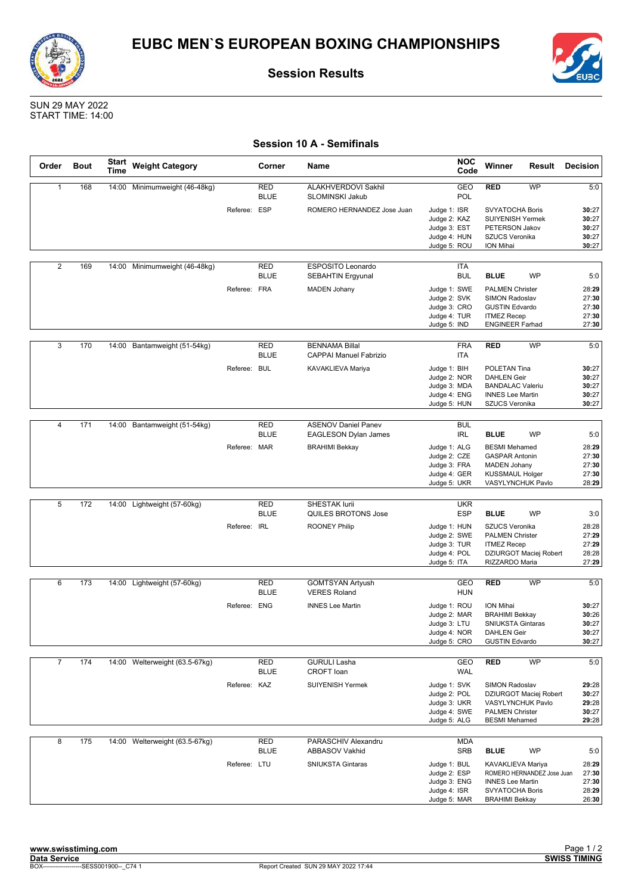# EUBC MEN`S EUROPEAN BOXING CHAMPIONSHIPS

## Session Results

SUN 29 MAY 2022
START TIME: 14:00

### Session 10 A - Semifinals

| Order | Bout | Start Time | Weight Category | Corner | Name | NOC Code | Winner | Result | Decision |
|---|---|---|---|---|---|---|---|---|---|
| 1 | 168 | 14:00 | Minimumweight (46-48kg) | RED | ALAKHVERDOVI Sakhil | GEO | **RED** | WP | 5:0 |
| | | | | BLUE | SLOMINSKI Jakub | POL | | | |
| | | | Referee: | ESP | ROMERO HERNANDEZ Jose Juan | Judge 1: ISR | SVYATOCHA Boris | | **30**:27 |
| | | | | | | Judge 2: KAZ | SUIYENISH Yermek | | **30**:27 |
| | | | | | | Judge 3: EST | PETERSON Jakov | | **30**:27 |
| | | | | | | Judge 4: HUN | SZUCS Veronika | | **30**:27 |
| | | | | | | Judge 5: ROU | ION Mihai | | **30**:27 |
| 2 | 169 | 14:00 | Minimumweight (46-48kg) | RED | ESPOSITO Leonardo | ITA | | | |
| | | | | BLUE | SEBAHTIN Ergyunal | BUL | **BLUE** | WP | 5:0 |
| | | | Referee: | FRA | MADEN Johany | Judge 1: SWE | PALMEN Christer | | 28:**29** |
| | | | | | | Judge 2: SVK | SIMON Radoslav | | 27:**30** |
| | | | | | | Judge 3: CRO | GUSTIN Edvardo | | 27:**30** |
| | | | | | | Judge 4: TUR | ITMEZ Recep | | 27:**30** |
| | | | | | | Judge 5: IND | ENGINEER Farhad | | 27:**30** |
| 3 | 170 | 14:00 | Bantamweight (51-54kg) | RED | BENNAMA Billal | FRA | **RED** | WP | 5:0 |
| | | | | BLUE | CAPPAI Manuel Fabrizio | ITA | | | |
| | | | Referee: | BUL | KAVAKLIEVA Mariya | Judge 1: BIH | POLETAN Tina | | **30**:27 |
| | | | | | | Judge 2: NOR | DAHLEN Geir | | **30**:27 |
| | | | | | | Judge 3: MDA | BANDALAC Valeriu | | **30**:27 |
| | | | | | | Judge 4: ENG | INNES Lee Martin | | **30**:27 |
| | | | | | | Judge 5: HUN | SZUCS Veronika | | **30**:27 |
| 4 | 171 | 14:00 | Bantamweight (51-54kg) | RED | ASENOV Daniel Panev | BUL | | | |
| | | | | BLUE | EAGLESON Dylan James | IRL | **BLUE** | WP | 5:0 |
| | | | Referee: | MAR | BRAHIMI Bekkay | Judge 1: ALG | BESMI Mehamed | | 28:**29** |
| | | | | | | Judge 2: CZE | GASPAR Antonin | | 27:**30** |
| | | | | | | Judge 3: FRA | MADEN Johany | | 27:**30** |
| | | | | | | Judge 4: GER | KUSSMAUL Holger | | 27:**30** |
| | | | | | | Judge 5: UKR | VASYLYNCHUK Pavlo | | 28:**29** |
| 5 | 172 | 14:00 | Lightweight (57-60kg) | RED | SHESTAK Iurii | UKR | | | |
| | | | | BLUE | QUILES BROTONS Jose | ESP | **BLUE** | WP | 3:0 |
| | | | Referee: | IRL | ROONEY Philip | Judge 1: HUN | SZUCS Veronika | | 28:28 |
| | | | | | | Judge 2: SWE | PALMEN Christer | | 27:**29** |
| | | | | | | Judge 3: TUR | ITMEZ Recep | | 27:**29** |
| | | | | | | Judge 4: POL | DZIURGOT Maciej Robert | | 28:28 |
| | | | | | | Judge 5: ITA | RIZZARDO Maria | | 27:**29** |
| 6 | 173 | 14:00 | Lightweight (57-60kg) | RED | GOMTSYAN Artyush | GEO | **RED** | WP | 5:0 |
| | | | | BLUE | VERES Roland | HUN | | | |
| | | | Referee: | ENG | INNES Lee Martin | Judge 1: ROU | ION Mihai | | **30**:27 |
| | | | | | | Judge 2: MAR | BRAHIMI Bekkay | | **30**:26 |
| | | | | | | Judge 3: LTU | SNIUKSTA Gintaras | | **30**:27 |
| | | | | | | Judge 4: NOR | DAHLEN Geir | | **30**:27 |
| | | | | | | Judge 5: CRO | GUSTIN Edvardo | | **30**:27 |
| 7 | 174 | 14:00 | Welterweight (63.5-67kg) | RED | GURULI Lasha | GEO | **RED** | WP | 5:0 |
| | | | | BLUE | CROFT Ioan | WAL | | | |
| | | | Referee: | KAZ | SUIYENISH Yermek | Judge 1: SVK | SIMON Radoslav | | **29**:28 |
| | | | | | | Judge 2: POL | DZIURGOT Maciej Robert | | **30**:27 |
| | | | | | | Judge 3: UKR | VASYLYNCHUK Pavlo | | **29**:28 |
| | | | | | | Judge 4: SWE | PALMEN Christer | | **30**:27 |
| | | | | | | Judge 5: ALG | BESMI Mehamed | | **29**:28 |
| 8 | 175 | 14:00 | Welterweight (63.5-67kg) | RED | PARASCHIV Alexandru | MDA | | | |
| | | | | BLUE | ABBASOV Vakhid | SRB | **BLUE** | WP | 5:0 |
| | | | Referee: | LTU | SNIUKSTA Gintaras | Judge 1: BUL | KAVAKLIEVA Mariya | | 28:**29** |
| | | | | | | Judge 2: ESP | ROMERO HERNANDEZ Jose Juan | | 27:**30** |
| | | | | | | Judge 3: ENG | INNES Lee Martin | | 27:**30** |
| | | | | | | Judge 4: ISR | SVYATOCHA Boris | | 28:**29** |
| | | | | | | Judge 5: MAR | BRAHIMI Bekkay | | 26:**30** |

www.swisstiming.com
Data Service
BOX-------------------SESS001900--_C74 1
Report Created SUN 29 MAY 2022 17:44
SWISS TIMING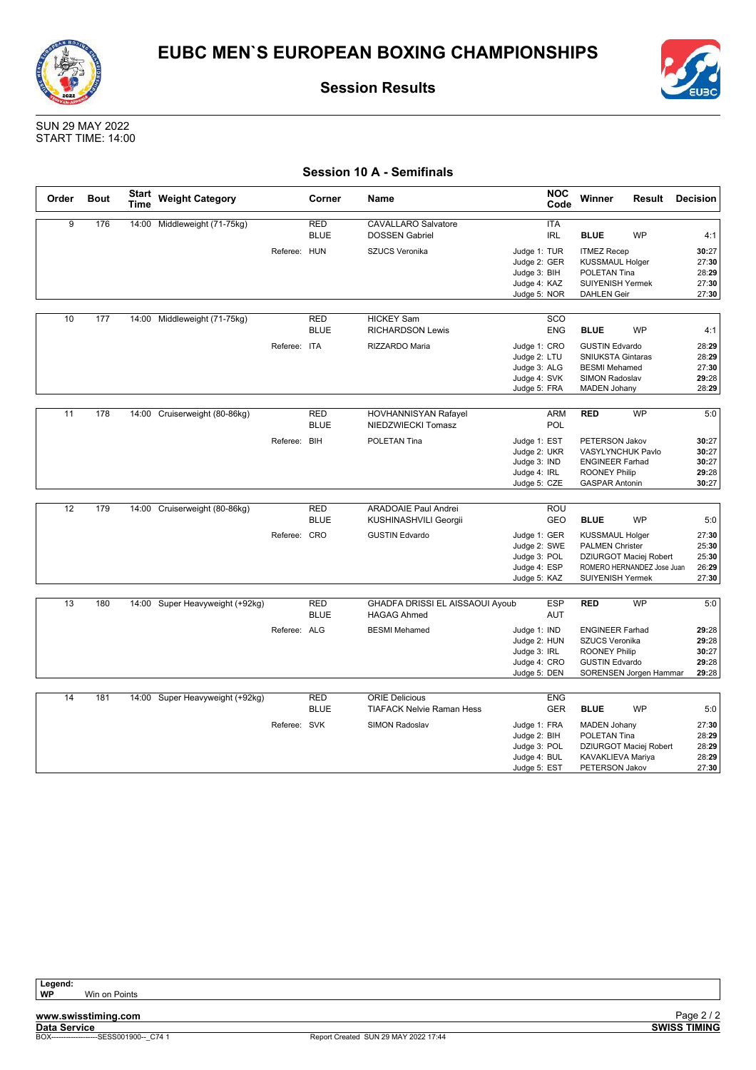# EUBC MEN`S EUROPEAN BOXING CHAMPIONSHIPS

## Session Results

SUN 29 MAY 2022
START TIME: 14:00

### Session 10 A - Semifinals

| Order | Bout | Start Time | Weight Category | Corner | Name | NOC Code | Winner | Result | Decision |
|---|---|---|---|---|---|---|---|---|---|
| 9 | 176 | 14:00 | Middleweight (71-75kg) | RED | CAVALLARO Salvatore | ITA | | | |
| | | | | BLUE | DOSSEN Gabriel | IRL | BLUE | WP | 4:1 |
| | | | Referee: | HUN | SZUCS Veronika | Judge 1: TUR | ITMEZ Recep | | **30**:27 |
| | | | | | | Judge 2: GER | KUSSMAUL Holger | | 27:**30** |
| | | | | | | Judge 3: BIH | POLETAN Tina | | 28:**29** |
| | | | | | | Judge 4: KAZ | SUIYENISH Yermek | | 27:**30** |
| | | | | | | Judge 5: NOR | DAHLEN Geir | | 27:**30** |
| 10 | 177 | 14:00 | Middleweight (71-75kg) | RED | HICKEY Sam | SCO | | | |
| | | | | BLUE | RICHARDSON Lewis | ENG | BLUE | WP | 4:1 |
| | | | Referee: | ITA | RIZZARDO Maria | Judge 1: CRO | GUSTIN Edvardo | | 28:**29** |
| | | | | | | Judge 2: LTU | SNIUKSTA Gintaras | | 28:**29** |
| | | | | | | Judge 3: ALG | BESMI Mehamed | | 27:**30** |
| | | | | | | Judge 4: SVK | SIMON Radoslav | | **29**:28 |
| | | | | | | Judge 5: FRA | MADEN Johany | | 28:**29** |
| 11 | 178 | 14:00 | Cruiserweight (80-86kg) | RED | HOVHANNISYAN Rafayel | ARM | RED | WP | 5:0 |
| | | | | BLUE | NIEDZWIECKI Tomasz | POL | | | |
| | | | Referee: | BIH | POLETAN Tina | Judge 1: EST | PETERSON Jakov | | **30**:27 |
| | | | | | | Judge 2: UKR | VASYLYNCHUK Pavlo | | **30**:27 |
| | | | | | | Judge 3: IND | ENGINEER Farhad | | **30**:27 |
| | | | | | | Judge 4: IRL | ROONEY Philip | | **29**:28 |
| | | | | | | Judge 5: CZE | GASPAR Antonin | | **30**:27 |
| 12 | 179 | 14:00 | Cruiserweight (80-86kg) | RED | ARADOAIE Paul Andrei | ROU | | | |
| | | | | BLUE | KUSHINASHVILI Georgii | GEO | BLUE | WP | 5:0 |
| | | | Referee: | CRO | GUSTIN Edvardo | Judge 1: GER | KUSSMAUL Holger | | 27:**30** |
| | | | | | | Judge 2: SWE | PALMEN Christer | | 25:**30** |
| | | | | | | Judge 3: POL | DZIURGOT Maciej Robert | | 25:**30** |
| | | | | | | Judge 4: ESP | ROMERO HERNANDEZ Jose Juan | | 26:**29** |
| | | | | | | Judge 5: KAZ | SUIYENISH Yermek | | 27:**30** |
| 13 | 180 | 14:00 | Super Heavyweight (+92kg) | RED | GHADFA DRISSI EL AISSAOUI Ayoub | ESP | RED | WP | 5:0 |
| | | | | BLUE | HAGAG Ahmed | AUT | | | |
| | | | Referee: | ALG | BESMI Mehamed | Judge 1: IND | ENGINEER Farhad | | **29**:28 |
| | | | | | | Judge 2: HUN | SZUCS Veronika | | **29**:28 |
| | | | | | | Judge 3: IRL | ROONEY Philip | | **30**:27 |
| | | | | | | Judge 4: CRO | GUSTIN Edvardo | | **29**:28 |
| | | | | | | Judge 5: DEN | SORENSEN Jorgen Hammar | | **29**:28 |
| 14 | 181 | 14:00 | Super Heavyweight (+92kg) | RED | ORIE Delicious | ENG | | | |
| | | | | BLUE | TIAFACK Nelvie Raman Hess | GER | BLUE | WP | 5:0 |
| | | | Referee: | SVK | SIMON Radoslav | Judge 1: FRA | MADEN Johany | | 27:**30** |
| | | | | | | Judge 2: BIH | POLETAN Tina | | 28:**29** |
| | | | | | | Judge 3: POL | DZIURGOT Maciej Robert | | 28:**29** |
| | | | | | | Judge 4: BUL | KAVAKLIEVA Mariya | | 28:**29** |
| | | | | | | Judge 5: EST | PETERSON Jakov | | 27:**30** |

**Legend:**
**WP** Win on Points

**www.swisstiming.com**
**Data Service**
BOX-------------------SESS001900--_C74 1
Report Created SUN 29 MAY 2022 17:44
**SWISS TIMING**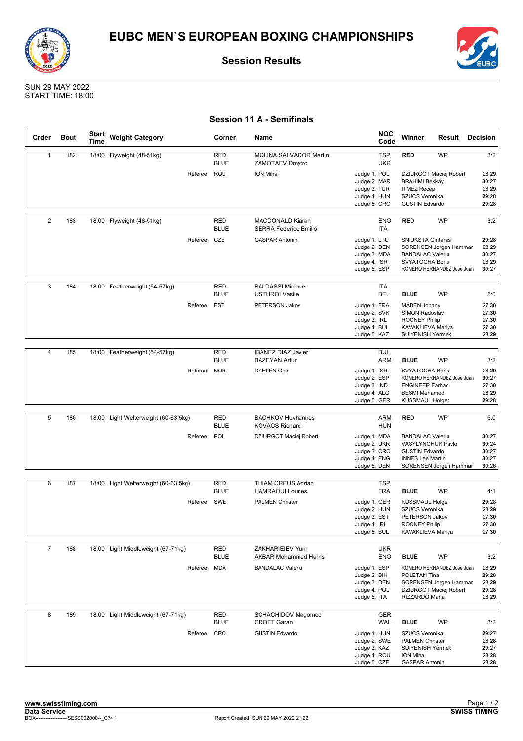# EUBC MEN`S EUROPEAN BOXING CHAMPIONSHIPS

## Session Results

SUN 29 MAY 2022
START TIME: 18:00

### Session 11 A - Semifinals

| Order | Bout | Start Time | Weight Category | Corner | Name | NOC Code | Winner | Result | Decision |
|---|---|---|---|---|---|---|---|---|---|
| 1 | 182 | 18:00 | Flyweight (48-51kg) | RED | MOLINA SALVADOR Martin | ESP | RED | WP | 3:2 |
| | | | | BLUE | ZAMOTAEV Dmytro | UKR | | | |
| | | | Referee: | ROU | ION Mihai | Judge 1: POL | DZIURGOT Maciej Robert | | 28:**29** |
| | | | | | | Judge 2: MAR | BRAHIMI Bekkay | | **30**:27 |
| | | | | | | Judge 3: TUR | ITMEZ Recep | | 28:**29** |
| | | | | | | Judge 4: HUN | SZUCS Veronika | | **29**:28 |
| | | | | | | Judge 5: CRO | GUSTIN Edvardo | | **29**:28 |
| 2 | 183 | 18:00 | Flyweight (48-51kg) | RED | MACDONALD Kiaran | ENG | RED | WP | 3:2 |
| | | | | BLUE | SERRA Federico Emilio | ITA | | | |
| | | | Referee: | CZE | GASPAR Antonin | Judge 1: LTU | SNIUKSTA Gintaras | | **29**:28 |
| | | | | | | Judge 2: DEN | SORENSEN Jorgen Hammar | | 28:**29** |
| | | | | | | Judge 3: MDA | BANDALAC Valeriu | | **30**:27 |
| | | | | | | Judge 4: ISR | SVYATOCHA Boris | | 28:**29** |
| | | | | | | Judge 5: ESP | ROMERO HERNANDEZ Jose Juan | | **30**:27 |
| 3 | 184 | 18:00 | Featherweight (54-57kg) | RED | BALDASSI Michele | ITA | | | |
| | | | | BLUE | USTUROI Vasile | BEL | BLUE | WP | 5:0 |
| | | | Referee: | EST | PETERSON Jakov | Judge 1: FRA | MADEN Johany | | 27:**30** |
| | | | | | | Judge 2: SVK | SIMON Radoslav | | 27:**30** |
| | | | | | | Judge 3: IRL | ROONEY Philip | | 27:**30** |
| | | | | | | Judge 4: BUL | KAVAKLIEVA Mariya | | 27:**30** |
| | | | | | | Judge 5: KAZ | SUIYENISH Yermek | | 28:**29** |
| 4 | 185 | 18:00 | Featherweight (54-57kg) | RED | IBANEZ DIAZ Javier | BUL | | | |
| | | | | BLUE | BAZEYAN Artur | ARM | BLUE | WP | 3:2 |
| | | | Referee: | NOR | DAHLEN Geir | Judge 1: ISR | SVYATOCHA Boris | | 28:**29** |
| | | | | | | Judge 2: ESP | ROMERO HERNANDEZ Jose Juan | | **30**:27 |
| | | | | | | Judge 3: IND | ENGINEER Farhad | | 27:**30** |
| | | | | | | Judge 4: ALG | BESMI Mehamed | | 28:**29** |
| | | | | | | Judge 5: GER | KUSSMAUL Holger | | **29**:28 |
| 5 | 186 | 18:00 | Light Welterweight (60-63.5kg) | RED | BACHKOV Hovhannes | ARM | RED | WP | 5:0 |
| | | | | BLUE | KOVACS Richard | HUN | | | |
| | | | Referee: | POL | DZIURGOT Maciej Robert | Judge 1: MDA | BANDALAC Valeriu | | **30**:27 |
| | | | | | | Judge 2: UKR | VASYLYNCHUK Pavlo | | **30**:24 |
| | | | | | | Judge 3: CRO | GUSTIN Edvardo | | **30**:27 |
| | | | | | | Judge 4: ENG | INNES Lee Martin | | **30**:27 |
| | | | | | | Judge 5: DEN | SORENSEN Jorgen Hammar | | **30**:26 |
| 6 | 187 | 18:00 | Light Welterweight (60-63.5kg) | RED | THIAM CREUS Adrian | ESP | | | |
| | | | | BLUE | HAMRAOUI Lounes | FRA | BLUE | WP | 4:1 |
| | | | Referee: | SWE | PALMEN Christer | Judge 1: GER | KUSSMAUL Holger | | **29**:28 |
| | | | | | | Judge 2: HUN | SZUCS Veronika | | 28:**29** |
| | | | | | | Judge 3: EST | PETERSON Jakov | | 27:**30** |
| | | | | | | Judge 4: IRL | ROONEY Philip | | 27:**30** |
| | | | | | | Judge 5: BUL | KAVAKLIEVA Mariya | | 27:**30** |
| 7 | 188 | 18:00 | Light Middleweight (67-71kg) | RED | ZAKHARIEIEV Yurii | UKR | | | |
| | | | | BLUE | AKBAR Mohammed Harris | ENG | BLUE | WP | 3:2 |
| | | | Referee: | MDA | BANDALAC Valeriu | Judge 1: ESP | ROMERO HERNANDEZ Jose Juan | | 28:**29** |
| | | | | | | Judge 2: BIH | POLETAN Tina | | **29**:28 |
| | | | | | | Judge 3: DEN | SORENSEN Jorgen Hammar | | 28:**29** |
| | | | | | | Judge 4: POL | DZIURGOT Maciej Robert | | **29**:28 |
| | | | | | | Judge 5: ITA | RIZZARDO Maria | | 28:**29** |
| 8 | 189 | 18:00 | Light Middleweight (67-71kg) | RED | SCHACHIDOV Magomed | GER | | | |
| | | | | BLUE | CROFT Garan | WAL | BLUE | WP | 3:2 |
| | | | Referee: | CRO | GUSTIN Edvardo | Judge 1: HUN | SZUCS Veronika | | **29**:27 |
| | | | | | | Judge 2: SWE | PALMEN Christer | | 28:**28** |
| | | | | | | Judge 3: KAZ | SUIYENISH Yermek | | **29**:27 |
| | | | | | | Judge 4: ROU | ION Mihai | | 28:**28** |
| | | | | | | Judge 5: CZE | GASPAR Antonin | | 28:**28** |

www.swisstiming.com
Data Service
BOX-------------------SESS002000--_C74 1
Report Created SUN 29 MAY 2022 21:22
SWISS TIMING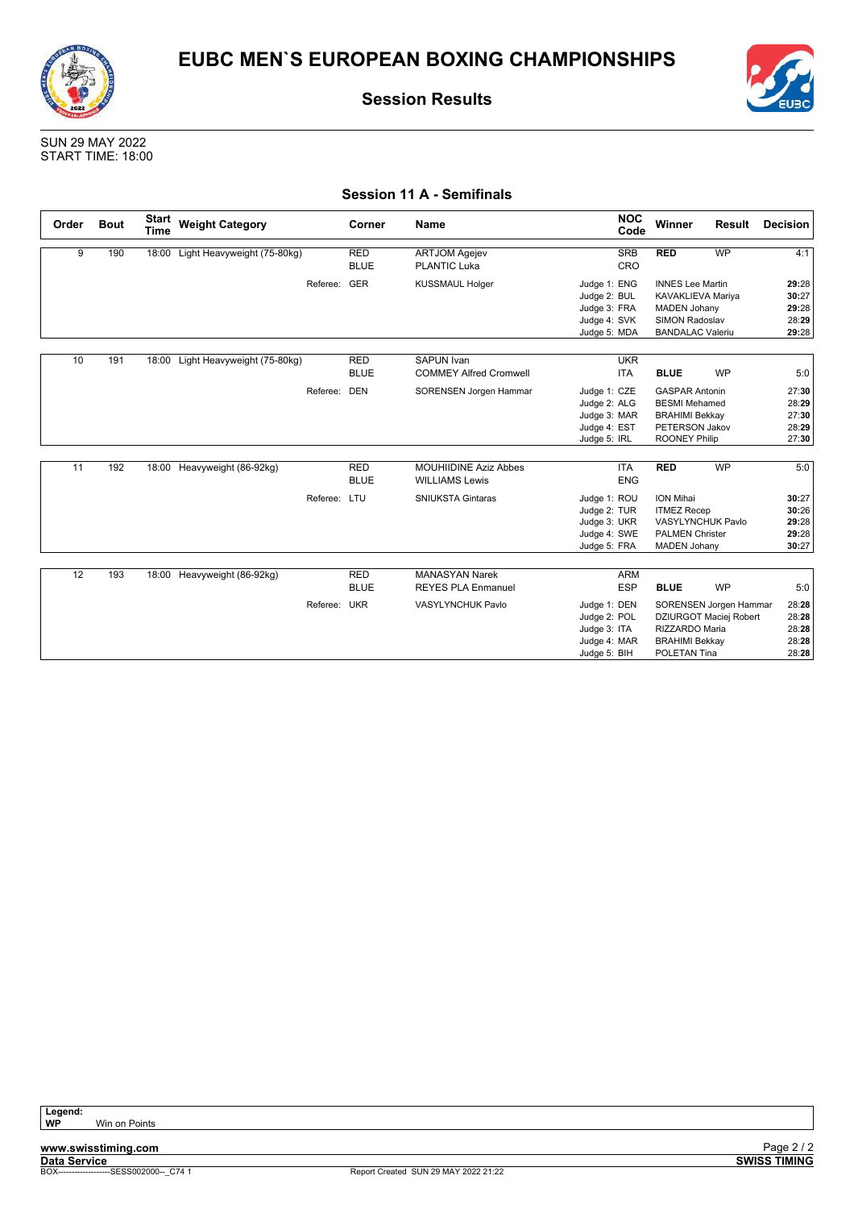# EUBC MEN`S EUROPEAN BOXING CHAMPIONSHIPS

## Session Results

SUN 29 MAY 2022
START TIME: 18:00

### Session 11 A - Semifinals

| Order | Bout | Start Time | Weight Category | Corner | Name | NOC Code | Winner | Result | Decision |
|---|---|---|---|---|---|---|---|---|---|
| 9 | 190 | 18:00 | Light Heavyweight (75-80kg) | RED | ARTJOM Agejev | SRB | **RED** | WP | 4:1 |
| | | | | BLUE | PLANTIC Luka | CRO | | | |
| | | | Referee: | GER | KUSSMAUL Holger | Judge 1: ENG | INNES Lee Martin | | **29**:28 |
| | | | | | | Judge 2: BUL | KAVAKLIEVA Mariya | | **30**:27 |
| | | | | | | Judge 3: FRA | MADEN Johany | | **29**:28 |
| | | | | | | Judge 4: SVK | SIMON Radoslav | | 28:**29** |
| | | | | | | Judge 5: MDA | BANDALAC Valeriu | | **29**:28 |
| 10 | 191 | 18:00 | Light Heavyweight (75-80kg) | RED | SAPUN Ivan | UKR | | | |
| | | | | BLUE | COMMEY Alfred Cromwell | ITA | **BLUE** | WP | 5:0 |
| | | | Referee: | DEN | SORENSEN Jorgen Hammar | Judge 1: CZE | GASPAR Antonin | | 27:**30** |
| | | | | | | Judge 2: ALG | BESMI Mehamed | | 28:**29** |
| | | | | | | Judge 3: MAR | BRAHIMI Bekkay | | 27:**30** |
| | | | | | | Judge 4: EST | PETERSON Jakov | | 28:**29** |
| | | | | | | Judge 5: IRL | ROONEY Philip | | 27:**30** |
| 11 | 192 | 18:00 | Heavyweight (86-92kg) | RED | MOUHIIDINE Aziz Abbes | ITA | **RED** | WP | 5:0 |
| | | | | BLUE | WILLIAMS Lewis | ENG | | | |
| | | | Referee: | LTU | SNIUKSTA Gintaras | Judge 1: ROU | ION Mihai | | **30**:27 |
| | | | | | | Judge 2: TUR | ITMEZ Recep | | **30**:26 |
| | | | | | | Judge 3: UKR | VASYLYNCHUK Pavlo | | **29**:28 |
| | | | | | | Judge 4: SWE | PALMEN Christer | | **29**:28 |
| | | | | | | Judge 5: FRA | MADEN Johany | | **30**:27 |
| 12 | 193 | 18:00 | Heavyweight (86-92kg) | RED | MANASYAN Narek | ARM | | | |
| | | | | BLUE | REYES PLA Enmanuel | ESP | **BLUE** | WP | 5:0 |
| | | | Referee: | UKR | VASYLYNCHUK Pavlo | Judge 1: DEN | SORENSEN Jorgen Hammar | | 28:**28** |
| | | | | | | Judge 2: POL | DZIURGOT Maciej Robert | | 28:**28** |
| | | | | | | Judge 3: ITA | RIZZARDO Maria | | 28:**28** |
| | | | | | | Judge 4: MAR | BRAHIMI Bekkay | | 28:**28** |
| | | | | | | Judge 5: BIH | POLETAN Tina | | 28:**28** |

**Legend:**
**WP** Win on Points

**www.swisstiming.com**
**Data Service**
BOX-------------------SESS002000--_C74 1
Report Created SUN 29 MAY 2022 21:22
**SWISS TIMING**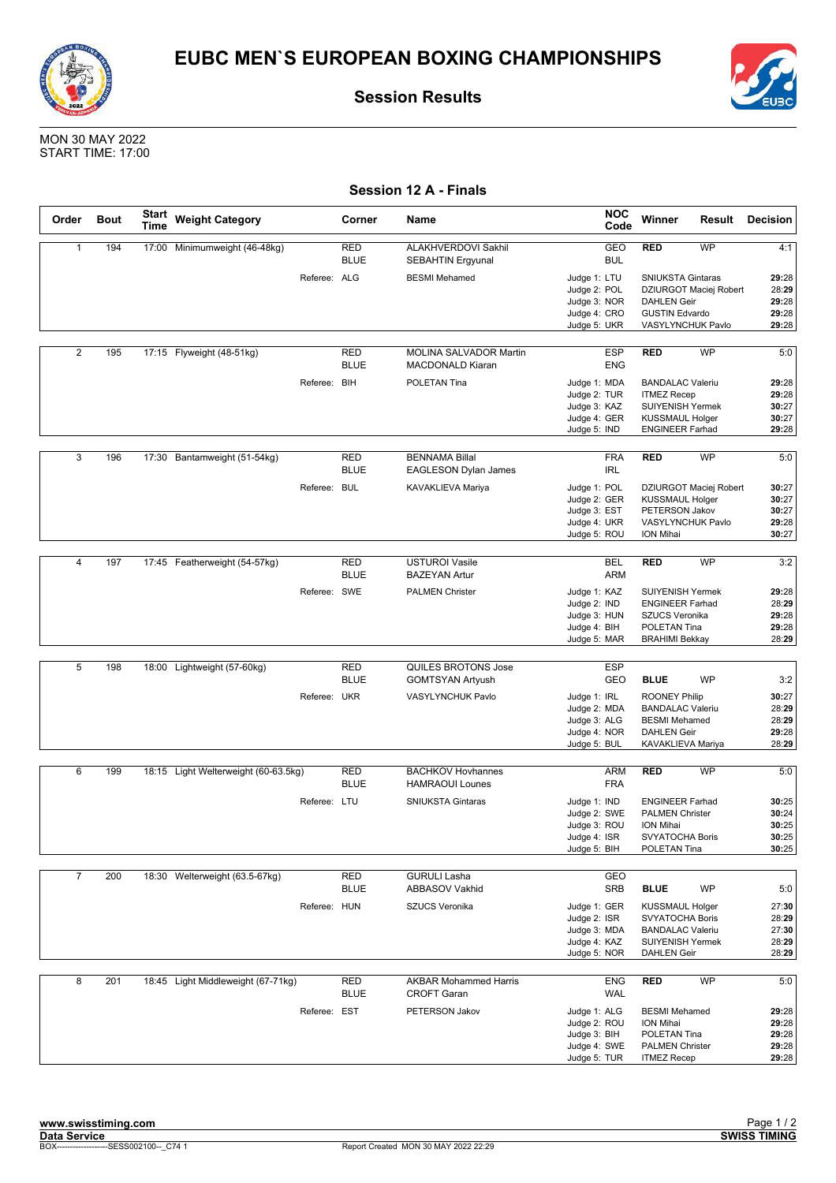# EUBC MEN`S EUROPEAN BOXING CHAMPIONSHIPS

## Session Results

MON 30 MAY 2022
START TIME: 17:00

### Session 12 A - Finals

| Order | Bout | Start Time | Weight Category | Corner | Name | NOC Code | Winner | Result | Decision |
|---|---|---|---|---|---|---|---|---|---|
| 1 | 194 | 17:00 | Minimumweight (46-48kg) | RED | ALAKHVERDOVI Sakhil | GEO | RED | WP | 4:1 |
| | | | | BLUE | SEBAHTIN Ergyunal | BUL | | | |
| | | | Referee: ALG | | BESMI Mehamed | Judge 1: LTU | SNIUKSTA Gintaras | | **29**:28 |
| | | | | | | Judge 2: POL | DZIURGOT Maciej Robert | | 28:**29** |
| | | | | | | Judge 3: NOR | DAHLEN Geir | | **29**:28 |
| | | | | | | Judge 4: CRO | GUSTIN Edvardo | | **29**:28 |
| | | | | | | Judge 5: UKR | VASYLYNCHUK Pavlo | | **29**:28 |
| 2 | 195 | 17:15 | Flyweight (48-51kg) | RED | MOLINA SALVADOR Martin | ESP | RED | WP | 5:0 |
| | | | | BLUE | MACDONALD Kiaran | ENG | | | |
| | | | Referee: BIH | | POLETAN Tina | Judge 1: MDA | BANDALAC Valeriu | | **29**:28 |
| | | | | | | Judge 2: TUR | ITMEZ Recep | | **29**:28 |
| | | | | | | Judge 3: KAZ | SUIYENISH Yermek | | **30**:27 |
| | | | | | | Judge 4: GER | KUSSMAUL Holger | | **30**:27 |
| | | | | | | Judge 5: IND | ENGINEER Farhad | | **29**:28 |
| 3 | 196 | 17:30 | Bantamweight (51-54kg) | RED | BENNAMA Billal | FRA | RED | WP | 5:0 |
| | | | | BLUE | EAGLESON Dylan James | IRL | | | |
| | | | Referee: BUL | | KAVAKLIEVA Mariya | Judge 1: POL | DZIURGOT Maciej Robert | | **30**:27 |
| | | | | | | Judge 2: GER | KUSSMAUL Holger | | **30**:27 |
| | | | | | | Judge 3: EST | PETERSON Jakov | | **30**:27 |
| | | | | | | Judge 4: UKR | VASYLYNCHUK Pavlo | | **29**:28 |
| | | | | | | Judge 5: ROU | ION Mihai | | **30**:27 |
| 4 | 197 | 17:45 | Featherweight (54-57kg) | RED | USTUROI Vasile | BEL | RED | WP | 3:2 |
| | | | | BLUE | BAZEYAN Artur | ARM | | | |
| | | | Referee: SWE | | PALMEN Christer | Judge 1: KAZ | SUIYENISH Yermek | | **29**:28 |
| | | | | | | Judge 2: IND | ENGINEER Farhad | | 28:**29** |
| | | | | | | Judge 3: HUN | SZUCS Veronika | | **29**:28 |
| | | | | | | Judge 4: BIH | POLETAN Tina | | **29**:28 |
| | | | | | | Judge 5: MAR | BRAHIMI Bekkay | | 28:**29** |
| 5 | 198 | 18:00 | Lightweight (57-60kg) | RED | QUILES BROTONS Jose | ESP | | | |
| | | | | BLUE | GOMTSYAN Artyush | GEO | BLUE | WP | 3:2 |
| | | | Referee: UKR | | VASYLYNCHUK Pavlo | Judge 1: IRL | ROONEY Philip | | **30**:27 |
| | | | | | | Judge 2: MDA | BANDALAC Valeriu | | 28:**29** |
| | | | | | | Judge 3: ALG | BESMI Mehamed | | 28:**29** |
| | | | | | | Judge 4: NOR | DAHLEN Geir | | **29**:28 |
| | | | | | | Judge 5: BUL | KAVAKLIEVA Mariya | | 28:**29** |
| 6 | 199 | 18:15 | Light Welterweight (60-63.5kg) | RED | BACHKOV Hovhannes | ARM | RED | WP | 5:0 |
| | | | | BLUE | HAMRAOUI Lounes | FRA | | | |
| | | | Referee: LTU | | SNIUKSTA Gintaras | Judge 1: IND | ENGINEER Farhad | | **30**:25 |
| | | | | | | Judge 2: SWE | PALMEN Christer | | **30**:24 |
| | | | | | | Judge 3: ROU | ION Mihai | | **30**:25 |
| | | | | | | Judge 4: ISR | SVYATOCHA Boris | | **30**:25 |
| | | | | | | Judge 5: BIH | POLETAN Tina | | **30**:25 |
| 7 | 200 | 18:30 | Welterweight (63.5-67kg) | RED | GURULI Lasha | GEO | | | |
| | | | | BLUE | ABBASOV Vakhid | SRB | BLUE | WP | 5:0 |
| | | | Referee: HUN | | SZUCS Veronika | Judge 1: GER | KUSSMAUL Holger | | 27:**30** |
| | | | | | | Judge 2: ISR | SVYATOCHA Boris | | 28:**29** |
| | | | | | | Judge 3: MDA | BANDALAC Valeriu | | 27:**30** |
| | | | | | | Judge 4: KAZ | SUIYENISH Yermek | | 28:**29** |
| | | | | | | Judge 5: NOR | DAHLEN Geir | | 28:**29** |
| 8 | 201 | 18:45 | Light Middleweight (67-71kg) | RED | AKBAR Mohammed Harris | ENG | RED | WP | 5:0 |
| | | | | BLUE | CROFT Garan | WAL | | | |
| | | | Referee: EST | | PETERSON Jakov | Judge 1: ALG | BESMI Mehamed | | **29**:28 |
| | | | | | | Judge 2: ROU | ION Mihai | | **29**:28 |
| | | | | | | Judge 3: BIH | POLETAN Tina | | **29**:28 |
| | | | | | | Judge 4: SWE | PALMEN Christer | | **29**:28 |
| | | | | | | Judge 5: TUR | ITMEZ Recep | | **29**:28 |

www.swisstiming.com
Data Service
BOX-------------------SESS002100--_C74 1
Report Created MON 30 MAY 2022 22:29
SWISS TIMING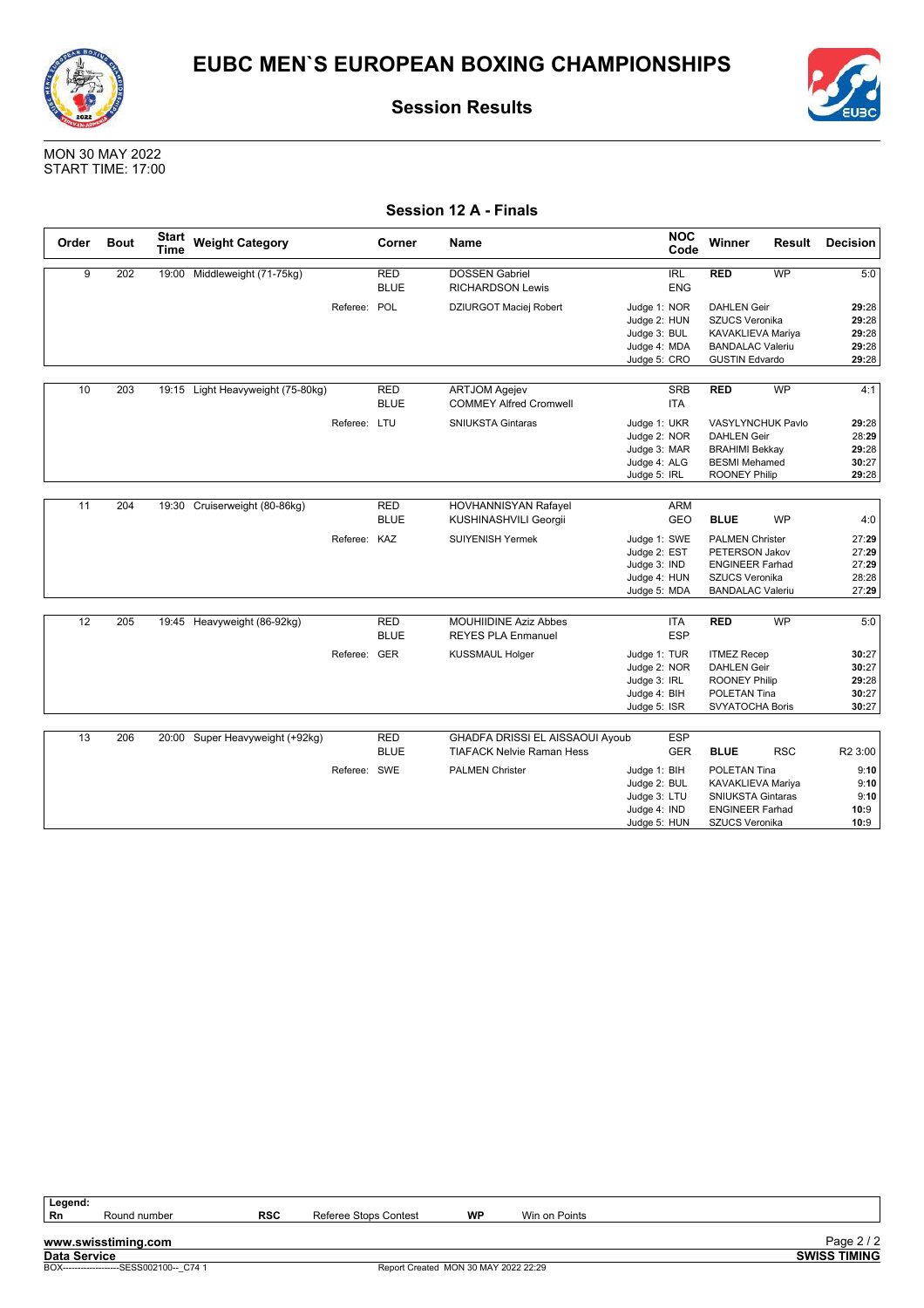# EUBC MEN`S EUROPEAN BOXING CHAMPIONSHIPS

## Session Results

MON 30 MAY 2022
START TIME: 17:00

### Session 12 A - Finals

| Order | Bout | Start Time | Weight Category | Corner | Name | NOC Code | Winner | Result | Decision |
|---|---|---|---|---|---|---|---|---|---|
| 9 | 202 | 19:00 | Middleweight (71-75kg) | RED | DOSSEN Gabriel | IRL | RED | WP | 5:0 |
| | | | | BLUE | RICHARDSON Lewis | ENG | | | |
| | | | Referee: | POL | DZIURGOT Maciej Robert | Judge 1: NOR | DAHLEN Geir | | 29:28 |
| | | | | | | Judge 2: HUN | SZUCS Veronika | | 29:28 |
| | | | | | | Judge 3: BUL | KAVAKLIEVA Mariya | | 29:28 |
| | | | | | | Judge 4: MDA | BANDALAC Valeriu | | 29:28 |
| | | | | | | Judge 5: CRO | GUSTIN Edvardo | | 29:28 |
| 10 | 203 | 19:15 | Light Heavyweight (75-80kg) | RED | ARTJOM Agejev | SRB | RED | WP | 4:1 |
| | | | | BLUE | COMMEY Alfred Cromwell | ITA | | | |
| | | | Referee: | LTU | SNIUKSTA Gintaras | Judge 1: UKR | VASYLYNCHUK Pavlo | | 29:28 |
| | | | | | | Judge 2: NOR | DAHLEN Geir | | 28:29 |
| | | | | | | Judge 3: MAR | BRAHIMI Bekkay | | 29:28 |
| | | | | | | Judge 4: ALG | BESMI Mehamed | | 30:27 |
| | | | | | | Judge 5: IRL | ROONEY Philip | | 29:28 |
| 11 | 204 | 19:30 | Cruiserweight (80-86kg) | RED | HOVHANNISYAN Rafayel | ARM | | | |
| | | | | BLUE | KUSHINASHVILI Georgii | GEO | BLUE | WP | 4:0 |
| | | | Referee: | KAZ | SUIYENISH Yermek | Judge 1: SWE | PALMEN Christer | | 27:29 |
| | | | | | | Judge 2: EST | PETERSON Jakov | | 27:29 |
| | | | | | | Judge 3: IND | ENGINEER Farhad | | 27:29 |
| | | | | | | Judge 4: HUN | SZUCS Veronika | | 28:28 |
| | | | | | | Judge 5: MDA | BANDALAC Valeriu | | 27:29 |
| 12 | 205 | 19:45 | Heavyweight (86-92kg) | RED | MOUHIIDINE Aziz Abbes | ITA | RED | WP | 5:0 |
| | | | | BLUE | REYES PLA Enmanuel | ESP | | | |
| | | | Referee: | GER | KUSSMAUL Holger | Judge 1: TUR | ITMEZ Recep | | 30:27 |
| | | | | | | Judge 2: NOR | DAHLEN Geir | | 30:27 |
| | | | | | | Judge 3: IRL | ROONEY Philip | | 29:28 |
| | | | | | | Judge 4: BIH | POLETAN Tina | | 30:27 |
| | | | | | | Judge 5: ISR | SVYATOCHA Boris | | 30:27 |
| 13 | 206 | 20:00 | Super Heavyweight (+92kg) | RED | GHADFA DRISSI EL AISSAOUI Ayoub | ESP | | | |
| | | | | BLUE | TIAFACK Nelvie Raman Hess | GER | BLUE | RSC | R2 3:00 |
| | | | Referee: | SWE | PALMEN Christer | Judge 1: BIH | POLETAN Tina | | 9:10 |
| | | | | | | Judge 2: BUL | KAVAKLIEVA Mariya | | 9:10 |
| | | | | | | Judge 3: LTU | SNIUKSTA Gintaras | | 9:10 |
| | | | | | | Judge 4: IND | ENGINEER Farhad | | 10:9 |
| | | | | | | Judge 5: HUN | SZUCS Veronika | | 10:9 |

**Legend:**
**Rn** Round number **RSC** Referee Stops Contest **WP** Win on Points

www.swisstiming.com
Data Service
BOX-------------------SESS002100--_C74 1
Report Created MON 30 MAY 2022 22:29
SWISS TIMING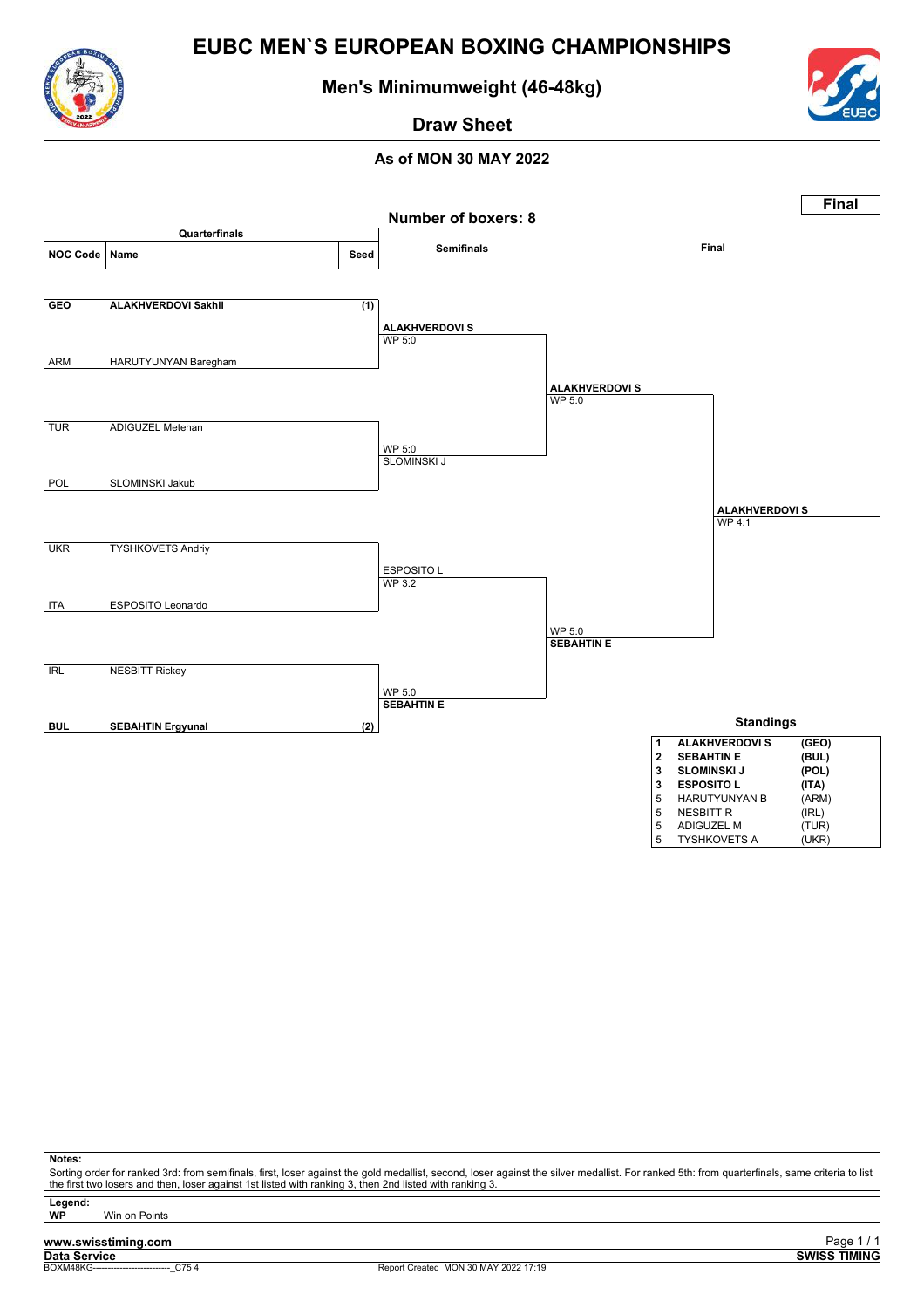# EUBC MEN`S EUROPEAN BOXING CHAMPIONSHIPS

## Men's Minimumweight (46-48kg)

### Draw Sheet

**As of MON 30 MAY 2022**

**Final**

**Number of boxers: 8**

### Quarterfinals

| NOC Code | Name | Seed |
|---|---|---|
| **GEO** | **ALAKHVERDOVI Sakhil** | **(1)** |
| ARM | HARUTYUNYAN Baregham | |
| TUR | ADIGUZEL Metehan | |
| POL | SLOMINSKI Jakub | |
| UKR | TYSHKOVETS Andriy | |
| ITA | ESPOSITO Leonardo | |
| IRL | NESBITT Rickey | |
| **BUL** | **SEBAHTIN Ergyunal** | **(2)** |

### Semifinals

- **ALAKHVERDOVI S** — WP 5:0
- SLOMINSKI J — WP 5:0
- ESPOSITO L — WP 3:2
- **SEBAHTIN E** — WP 5:0

### Final

- **ALAKHVERDOVI S** — WP 5:0
- **SEBAHTIN E** — WP 5:0

**ALAKHVERDOVI S** — WP 4:1

### Standings

| | | |
|---|---|---|
| **1** | **ALAKHVERDOVI S** | **(GEO)** |
| **2** | **SEBAHTIN E** | **(BUL)** |
| **3** | **SLOMINSKI J** | **(POL)** |
| **3** | **ESPOSITO L** | **(ITA)** |
| 5 | HARUTYUNYAN B | (ARM) |
| 5 | NESBITT R | (IRL) |
| 5 | ADIGUZEL M | (TUR) |
| 5 | TYSHKOVETS A | (UKR) |

**Notes:**
Sorting order for ranked 3rd: from semifinals, first, loser against the gold medallist, second, loser against the silver medallist. For ranked 5th: from quarterfinals, same criteria to list the first two losers and then, loser against 1st listed with ranking 3, then 2nd listed with ranking 3.

**Legend:**
**WP** Win on Points

BOXM48KG---------------------------_C75 4 Report Created MON 30 MAY 2022 17:19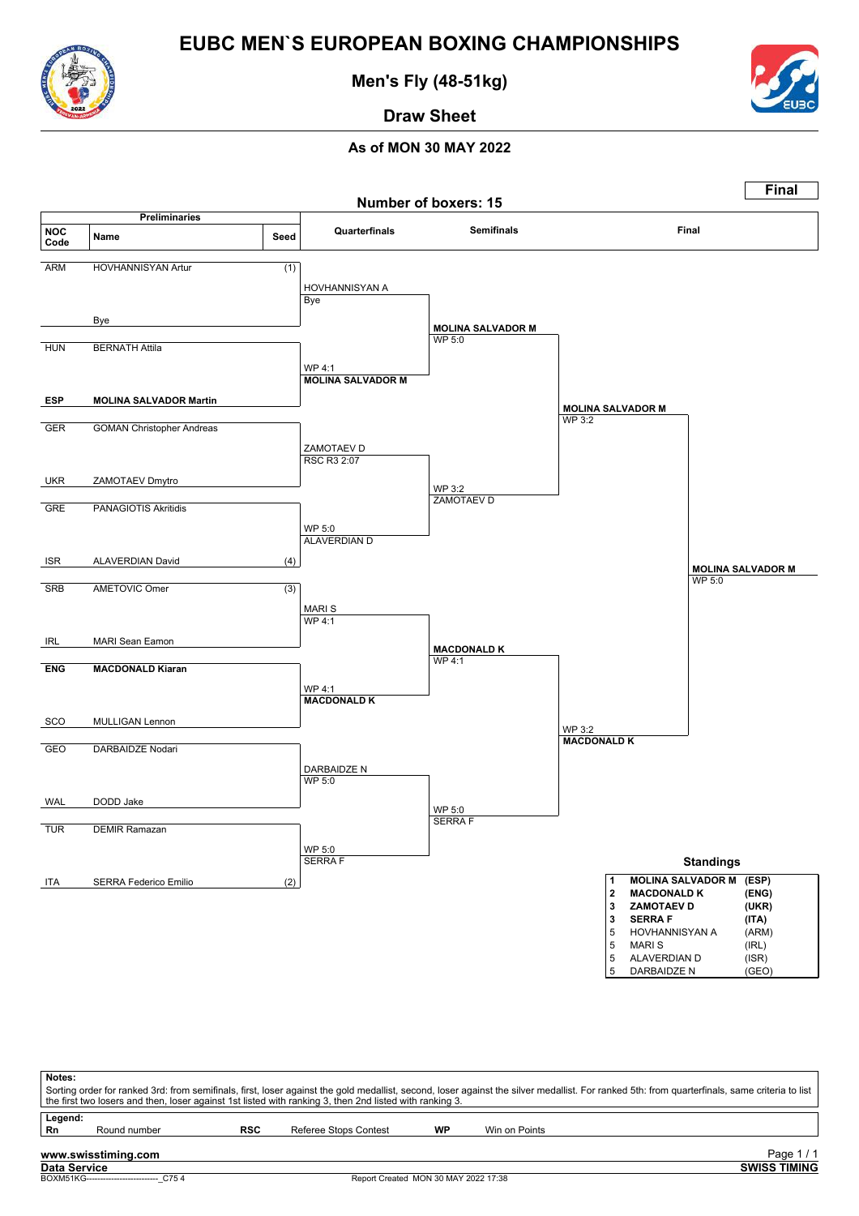# EUBC MEN`S EUROPEAN BOXING CHAMPIONSHIPS

## Men's Fly (48-51kg)

### Draw Sheet

**As of MON 30 MAY 2022**

**Final**

Number of boxers: 15

| NOC Code | Name | Seed | Quarterfinals | Semifinals | Final |
|---|---|---|---|---|---|
| ARM | HOVHANNISYAN Artur | (1) | HOVHANNISYAN A<br>Bye | MOLINA SALVADOR M<br>WP 5:0 | MOLINA SALVADOR M<br>WP 3:2 |
| | Bye | | | | |
| HUN | BERNATH Attila | | WP 4:1<br>MOLINA SALVADOR M | | |
| **ESP** | **MOLINA SALVADOR Martin** | | | | |
| GER | GOMAN Christopher Andreas | | ZAMOTAEV D<br>RSC R3 2:07 | WP 3:2<br>ZAMOTAEV D | |
| UKR | ZAMOTAEV Dmytro | | | | |
| GRE | PANAGIOTIS Akritidis | | WP 5:0<br>ALAVERDIAN D | | |
| ISR | ALAVERDIAN David | (4) | | | |
| SRB | AMETOVIC Omer | (3) | MARI S<br>WP 4:1 | MACDONALD K<br>WP 4:1 | WP 3:2<br>MACDONALD K |
| IRL | MARI Sean Eamon | | | | |
| **ENG** | **MACDONALD Kiaran** | | WP 4:1<br>MACDONALD K | | |
| SCO | MULLIGAN Lennon | | | | |
| GEO | DARBAIDZE Nodari | | DARBAIDZE N<br>WP 5:0 | WP 5:0<br>SERRA F | |
| WAL | DODD Jake | | | | |
| TUR | DEMIR Ramazan | | WP 5:0<br>SERRA F | | |
| ITA | SERRA Federico Emilio | (2) | | | |

**Final winner: MOLINA SALVADOR M** — WP 5:0

### Standings

| Rank | Name | NOC |
|---|---|---|
| **1** | **MOLINA SALVADOR M** | **(ESP)** |
| **2** | **MACDONALD K** | **(ENG)** |
| **3** | **ZAMOTAEV D** | **(UKR)** |
| **3** | **SERRA F** | **(ITA)** |
| 5 | HOVHANNISYAN A | (ARM) |
| 5 | MARI S | (IRL) |
| 5 | ALAVERDIAN D | (ISR) |
| 5 | DARBAIDZE N | (GEO) |

**Notes:**
Sorting order for ranked 3rd: from semifinals, first, loser against the gold medallist, second, loser against the silver medallist. For ranked 5th: from quarterfinals, same criteria to list the first two losers and then, loser against 1st listed with ranking 3, then 2nd listed with ranking 3.

**Legend:**

| | | | | | |
|---|---|---|---|---|---|
| **Rn** | Round number | **RSC** | Referee Stops Contest | **WP** | Win on Points |

www.swisstiming.com
Data Service — SWISS TIMING
BOXM51KG---------------------------_C75 4 — Report Created MON 30 MAY 2022 17:38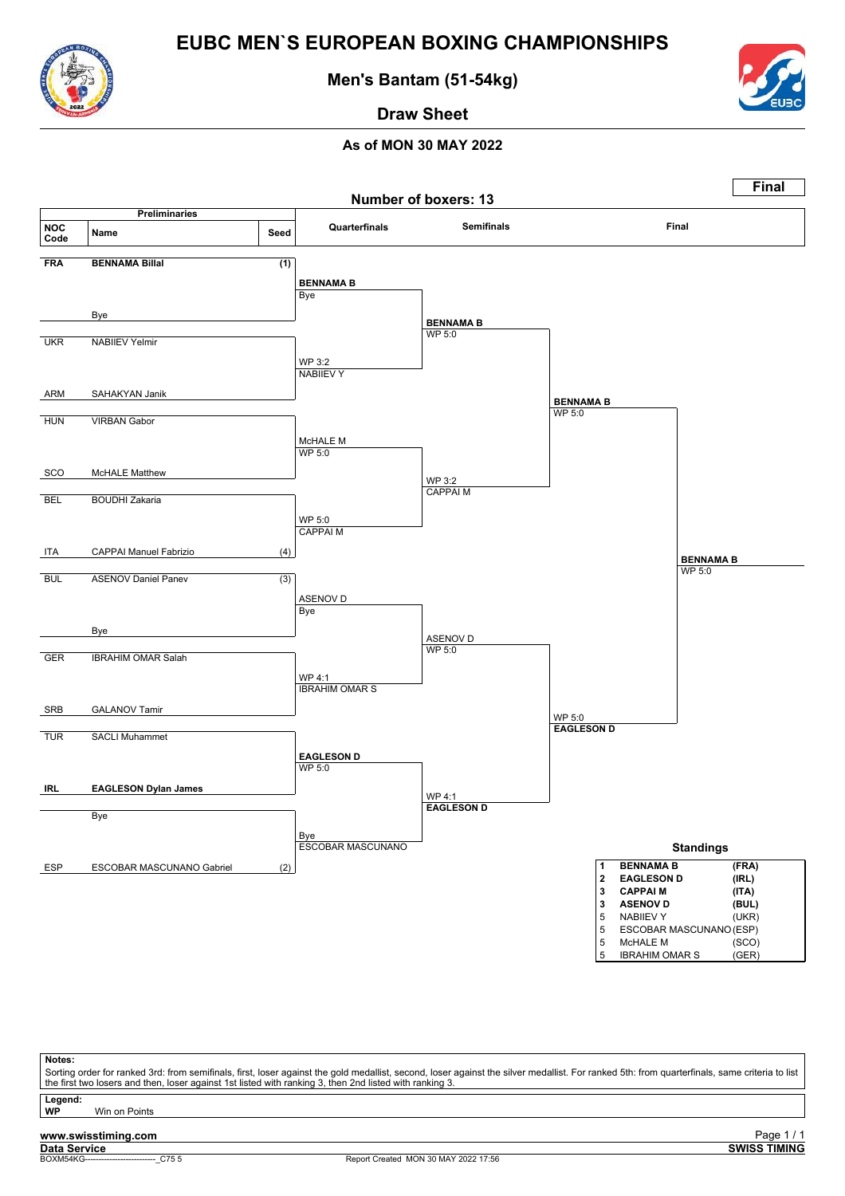# EUBC MEN`S EUROPEAN BOXING CHAMPIONSHIPS

## Men's Bantam (51-54kg)

### Draw Sheet

**As of MON 30 MAY 2022**

**Final**

**Number of boxers: 13**

| NOC Code | Name | Seed | Quarterfinals | Semifinals | Final |
|---|---|---|---|---|---|
| **FRA** | **BENNAMA Billal** | (1) | **BENNAMA B** Bye | | |
| | Bye | | | **BENNAMA B** WP 5:0 | |
| UKR | NABIIEV Yelmir | | WP 3:2 NABIIEV Y | | |
| ARM | SAHAKYAN Janik | | | | **BENNAMA B** WP 5:0 |
| HUN | VIRBAN Gabor | | McHALE M WP 5:0 | | |
| SCO | McHALE Matthew | | | WP 3:2 CAPPAI M | |
| BEL | BOUDHI Zakaria | | WP 5:0 CAPPAI M | | |
| ITA | CAPPAI Manuel Fabrizio | (4) | | | **BENNAMA B** WP 5:0 |
| BUL | ASENOV Daniel Panev | (3) | ASENOV D Bye | | |
| | Bye | | | ASENOV D WP 5:0 | |
| GER | IBRAHIM OMAR Salah | | WP 4:1 IBRAHIM OMAR S | | |
| SRB | GALANOV Tamir | | | | WP 5:0 **EAGLESON D** |
| TUR | SACLI Muhammet | | **EAGLESON D** WP 5:0 | | |
| **IRL** | **EAGLESON Dylan James** | | | WP 4:1 **EAGLESON D** | |
| | Bye | | Bye ESCOBAR MASCUNANO | | |
| ESP | ESCOBAR MASCUNANO Gabriel | (2) | | | |

### Standings

| Rank | Name | NOC |
|---|---|---|
| **1** | **BENNAMA B** | **(FRA)** |
| **2** | **EAGLESON D** | **(IRL)** |
| **3** | **CAPPAI M** | **(ITA)** |
| **3** | **ASENOV D** | **(BUL)** |
| 5 | NABIIEV Y | (UKR) |
| 5 | ESCOBAR MASCUNANO | (ESP) |
| 5 | McHALE M | (SCO) |
| 5 | IBRAHIM OMAR S | (GER) |

**Notes:**
Sorting order for ranked 3rd: from semifinals, first, loser against the gold medallist, second, loser against the silver medallist. For ranked 5th: from quarterfinals, same criteria to list the first two losers and then, loser against 1st listed with ranking 3, then 2nd listed with ranking 3.

**Legend:**
**WP** Win on Points

**www.swisstiming.com**
**Data Service**
BOXM54KG--------------------------_C75 5
Report Created MON 30 MAY 2022 17:56
**SWISS TIMING**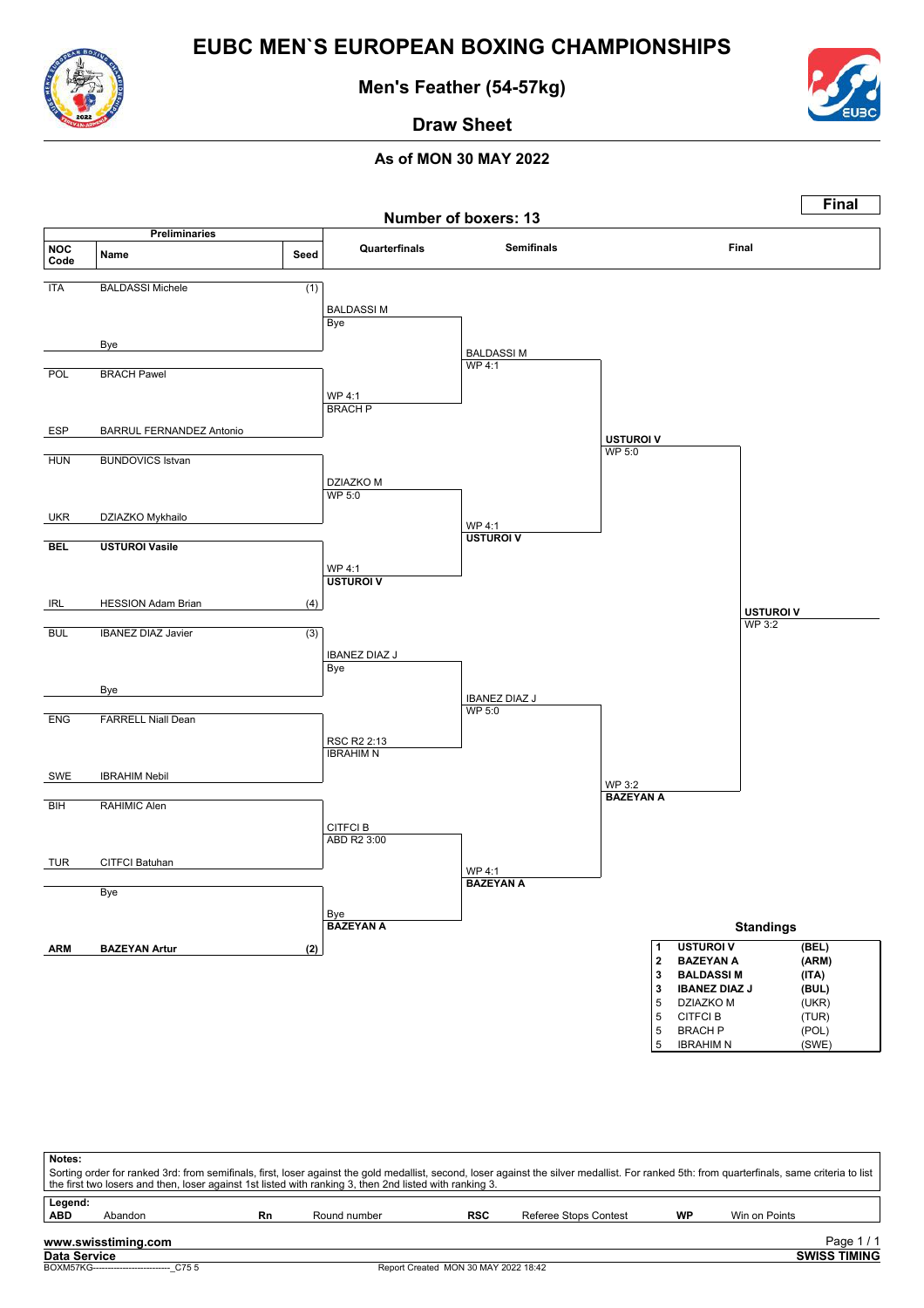# EUBC MEN`S EUROPEAN BOXING CHAMPIONSHIPS

## Men's Feather (54-57kg)

### Draw Sheet

#### As of MON 30 MAY 2022

**Final**

Number of boxers: 13

| NOC Code | Name | Seed |
|---|---|---|
| ITA | BALDASSI Michele | (1) |
| | Bye | |
| POL | BRACH Pawel | |
| ESP | BARRUL FERNANDEZ Antonio | |
| HUN | BUNDOVICS Istvan | |
| UKR | DZIAZKO Mykhailo | |
| **BEL** | **USTUROI Vasile** | |
| IRL | HESSION Adam Brian | (4) |
| BUL | IBANEZ DIAZ Javier | (3) |
| | Bye | |
| ENG | FARRELL Niall Dean | |
| SWE | IBRAHIM Nebil | |
| BIH | RAHIMIC Alen | |
| TUR | CITFCI Batuhan | |
| | Bye | |
| **ARM** | **BAZEYAN Artur** | **(2)** |

**Quarterfinals**

- BALDASSI M — Bye
- WP 4:1 — BRACH P
- DZIAZKO M — WP 5:0
- WP 4:1 — **USTUROI V**
- IBANEZ DIAZ J — Bye
- RSC R2 2:13 — IBRAHIM N
- CITFCI B — ABD R2 3:00
- Bye — **BAZEYAN A**

**Semifinals**

- BALDASSI M — WP 4:1
- WP 4:1 — **USTUROI V**
- IBANEZ DIAZ J — WP 5:0
- WP 4:1 — **BAZEYAN A**

**Final**

- **USTUROI V** — WP 5:0
- WP 3:2 — **BAZEYAN A**
- **USTUROI V** — WP 3:2

### Standings

| | | |
|---|---|---|
| **1** | **USTUROI V** | **(BEL)** |
| **2** | **BAZEYAN A** | **(ARM)** |
| **3** | **BALDASSI M** | **(ITA)** |
| **3** | **IBANEZ DIAZ J** | **(BUL)** |
| 5 | DZIAZKO M | (UKR) |
| 5 | CITFCI B | (TUR) |
| 5 | BRACH P | (POL) |
| 5 | IBRAHIM N | (SWE) |

**Notes:**
Sorting order for ranked 3rd: from semifinals, first, loser against the gold medallist, second, loser against the silver medallist. For ranked 5th: from quarterfinals, same criteria to list the first two losers and then, loser against 1st listed with ranking 3, then 2nd listed with ranking 3.

**Legend:**

| | | | | | | | |
|---|---|---|---|---|---|---|---|
| **ABD** | Abandon | **Rn** | Round number | **RSC** | Referee Stops Contest | **WP** | Win on Points |

www.swisstiming.com
Data Service — SWISS TIMING
BOXM57KG---------------------------_C75 5 — Report Created MON 30 MAY 2022 18:42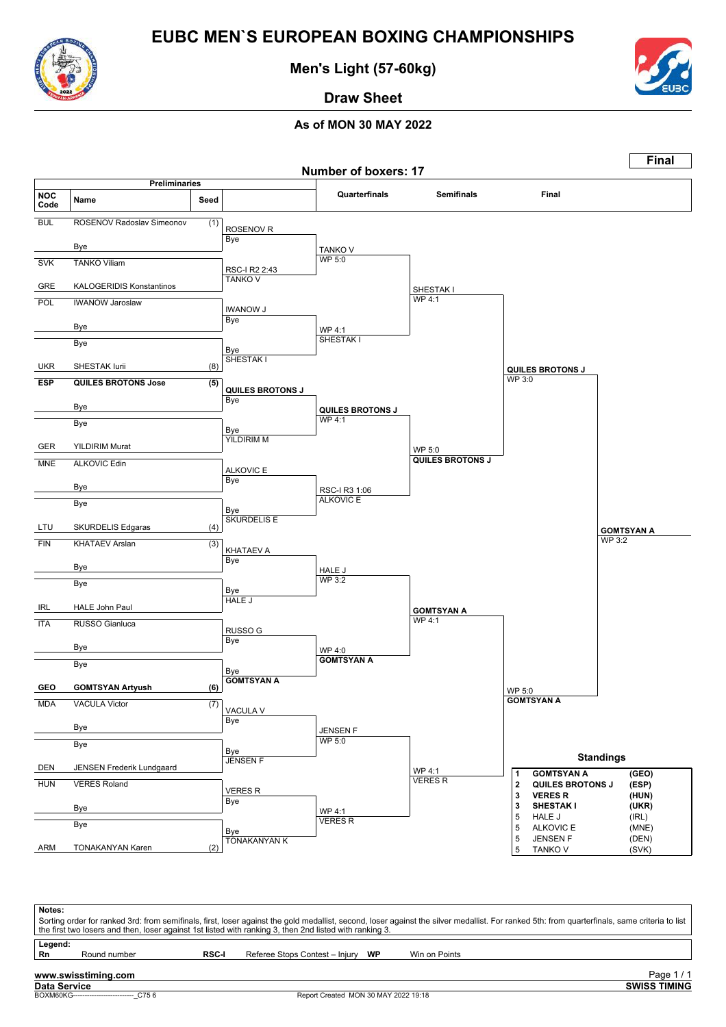# EUBC MEN`S EUROPEAN BOXING CHAMPIONSHIPS

## Men's Light (57-60kg)

### Draw Sheet

#### As of MON 30 MAY 2022

**Final**

**Number of boxers: 17**

### Preliminaries

| NOC Code | Name | Seed |
|---|---|---|
| BUL | ROSENOV Radoslav Simeonov | (1) |
| | Bye | |
| SVK | TANKO Viliam | |
| GRE | KALOGERIDIS Konstantinos | |
| POL | IWANOW Jaroslaw | |
| | Bye | |
| | Bye | |
| UKR | SHESTAK Iurii | (8) |
| **ESP** | **QUILES BROTONS Jose** | **(5)** |
| | Bye | |
| | Bye | |
| GER | YILDIRIM Murat | |
| MNE | ALKOVIC Edin | |
| | Bye | |
| | Bye | |
| LTU | SKURDELIS Edgaras | (4) |
| FIN | KHATAEV Arslan | (3) |
| | Bye | |
| | Bye | |
| IRL | HALE John Paul | |
| ITA | RUSSO Gianluca | |
| | Bye | |
| | Bye | |
| **GEO** | **GOMTSYAN Artyush** | **(6)** |
| MDA | VACULA Victor | (7) |
| | Bye | |
| | Bye | |
| DEN | JENSEN Frederik Lundgaard | |
| HUN | VERES Roland | |
| | Bye | |
| | Bye | |
| ARM | TONAKANYAN Karen | (2) |

### Preliminary round results

| Bout | Winner | Result |
|---|---|---|
| ROSENOV R vs Bye | ROSENOV R | Bye |
| TANKO V vs KALOGERIDIS K | TANKO V | RSC-I R2 2:43 |
| IWANOW J vs Bye | IWANOW J | Bye |
| Bye vs SHESTAK I | SHESTAK I | Bye |
| QUILES BROTONS J vs Bye | QUILES BROTONS J | Bye |
| Bye vs YILDIRIM M | YILDIRIM M | Bye |
| ALKOVIC E vs Bye | ALKOVIC E | Bye |
| Bye vs SKURDELIS E | SKURDELIS E | Bye |
| KHATAEV A vs Bye | KHATAEV A | Bye |
| Bye vs HALE J | HALE J | Bye |
| RUSSO G vs Bye | RUSSO G | Bye |
| Bye vs GOMTSYAN A | GOMTSYAN A | Bye |
| VACULA V vs Bye | VACULA V | Bye |
| Bye vs JENSEN F | JENSEN F | Bye |
| VERES R vs Bye | VERES R | Bye |
| Bye vs TONAKANYAN K | TONAKANYAN K | Bye |

### Quarterfinals

| Winner | Result |
|---|---|
| TANKO V | WP 5:0 |
| SHESTAK I | WP 4:1 |
| **QUILES BROTONS J** | WP 4:1 |
| ALKOVIC E | RSC-I R3 1:06 |
| HALE J | WP 3:2 |
| **GOMTSYAN A** | WP 4:0 |
| JENSEN F | WP 5:0 |
| VERES R | WP 4:1 |

### Semifinals

| Winner | Result |
|---|---|
| SHESTAK I | WP 4:1 |
| **QUILES BROTONS J** | WP 5:0 |
| **GOMTSYAN A** | WP 4:1 |
| VERES R | WP 4:1 |

### Final

| Winner | Result |
|---|---|
| **QUILES BROTONS J** | WP 3:0 |
| **GOMTSYAN A** | WP 5:0 |

**Champion: GOMTSYAN A** – WP 3:2

### Standings

| Rank | Name | NOC |
|---|---|---|
| 1 | **GOMTSYAN A** | **(GEO)** |
| 2 | **QUILES BROTONS J** | **(ESP)** |
| 3 | **VERES R** | **(HUN)** |
| 3 | **SHESTAK I** | **(UKR)** |
| 5 | HALE J | (IRL) |
| 5 | ALKOVIC E | (MNE) |
| 5 | JENSEN F | (DEN) |
| 5 | TANKO V | (SVK) |

**Notes:**
Sorting order for ranked 3rd: from semifinals, first, loser against the gold medallist, second, loser against the silver medallist. For ranked 5th: from quarterfinals, same criteria to list the first two losers and then, loser against 1st listed with ranking 3, then 2nd listed with ranking 3.

**Legend:**

| | | | | | |
|---|---|---|---|---|---|
| **Rn** | Round number | **RSC-I** | Referee Stops Contest – Injury | **WP** | Win on Points |

**www.swisstiming.com**
**Data Service** — **SWISS TIMING**
BOXM60KG--------------------------_C75 6 — Report Created MON 30 MAY 2022 19:18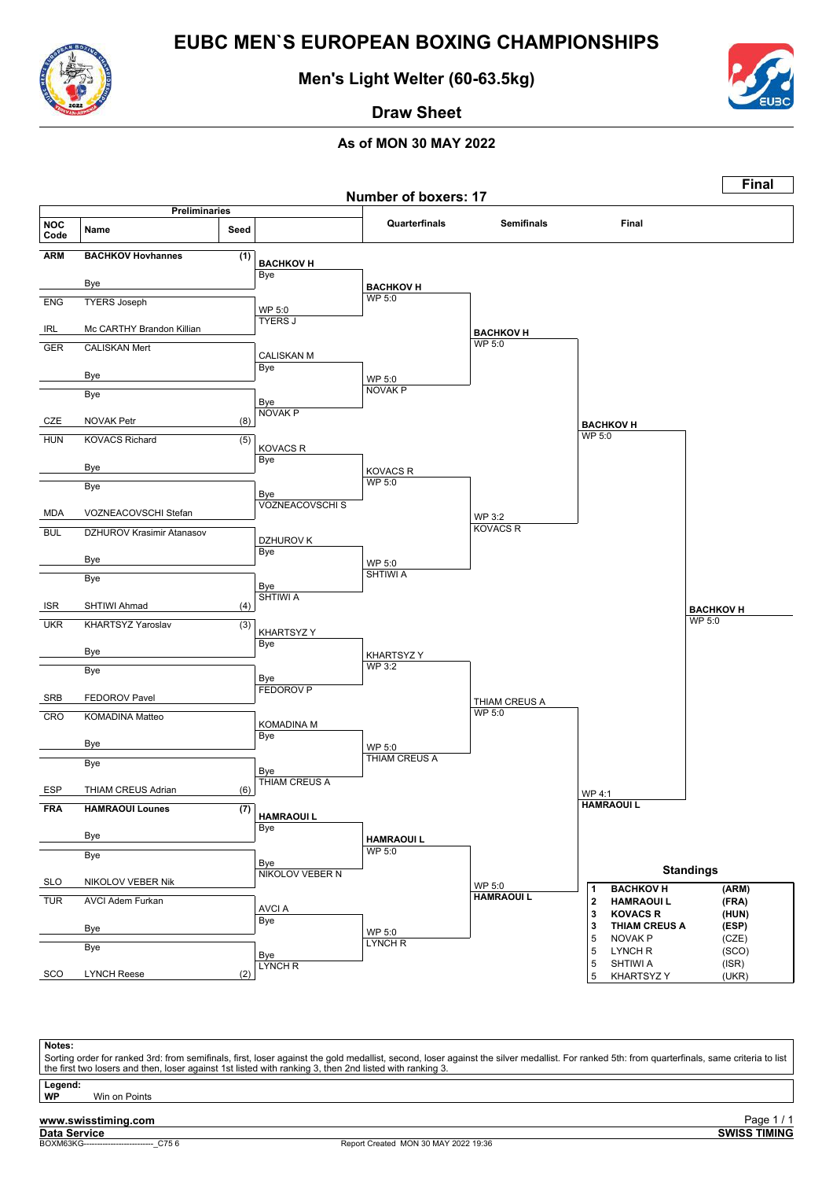# EUBC MEN`S EUROPEAN BOXING CHAMPIONSHIPS

## Men's Light Welter (60-63.5kg)

### Draw Sheet

#### As of MON 30 MAY 2022

**Final**

**Number of boxers: 17**

### Preliminaries

| NOC Code | Name | Seed |
|---|---|---|
| ARM | **BACHKOV Hovhannes** | (1) |
| | Bye | |
| ENG | TYERS Joseph | |
| IRL | Mc CARTHY Brandon Killian | |
| GER | CALISKAN Mert | |
| | Bye | |
| | Bye | |
| CZE | NOVAK Petr | (8) |
| HUN | KOVACS Richard | (5) |
| | Bye | |
| | Bye | |
| MDA | VOZNEACOVSCHI Stefan | |
| BUL | DZHUROV Krasimir Atanasov | |
| | Bye | |
| | Bye | |
| ISR | SHTIWI Ahmad | (4) |
| UKR | KHARTSYZ Yaroslav | (3) |
| | Bye | |
| | Bye | |
| SRB | FEDOROV Pavel | |
| CRO | KOMADINA Matteo | |
| | Bye | |
| | Bye | |
| ESP | THIAM CREUS Adrian | (6) |
| FRA | **HAMRAOUI Lounes** | (7) |
| | Bye | |
| | Bye | |
| SLO | NIKOLOV VEBER Nik | |
| TUR | AVCI Adem Furkan | |
| | Bye | |
| | Bye | |
| SCO | LYNCH Reese | (2) |

### Preliminaries results

- **BACHKOV H** – Bye
- TYERS J – WP 5:0
- CALISKAN M – Bye
- NOVAK P – Bye
- KOVACS R – Bye
- VOZNEACOVSCHI S – Bye
- DZHUROV K – Bye
- SHTIWI A – Bye
- KHARTSYZ Y – Bye
- FEDOROV P – Bye
- KOMADINA M – Bye
- THIAM CREUS A – Bye
- **HAMRAOUI L** – Bye
- NIKOLOV VEBER N – Bye
- AVCI A – Bye
- LYNCH R – Bye

### Quarterfinals

- **BACHKOV H** – WP 5:0
- NOVAK P – WP 5:0
- KOVACS R – WP 5:0
- SHTIWI A – WP 5:0
- KHARTSYZ Y – WP 3:2
- THIAM CREUS A – WP 5:0
- **HAMRAOUI L** – WP 5:0
- LYNCH R – WP 5:0

### Semifinals

- **BACHKOV H** – WP 5:0
- KOVACS R – WP 3:2
- THIAM CREUS A – WP 5:0
- **HAMRAOUI L** – WP 5:0

### Final

- **BACHKOV H** – WP 5:0
- **HAMRAOUI L** – WP 4:1

### Winner

**BACHKOV H** – WP 5:0

### Standings

| Rank | Name | NOC |
|---|---|---|
| 1 | **BACHKOV H** | **(ARM)** |
| 2 | **HAMRAOUI L** | **(FRA)** |
| 3 | **KOVACS R** | **(HUN)** |
| 3 | **THIAM CREUS A** | **(ESP)** |
| 5 | NOVAK P | (CZE) |
| 5 | LYNCH R | (SCO) |
| 5 | SHTIWI A | (ISR) |
| 5 | KHARTSYZ Y | (UKR) |

**Notes:**
Sorting order for ranked 3rd: from semifinals, first, loser against the gold medallist, second, loser against the silver medallist. For ranked 5th: from quarterfinals, same criteria to list the first two losers and then, loser against 1st listed with ranking 3, then 2nd listed with ranking 3.

**Legend:**
**WP** Win on Points

**www.swisstiming.com**
**Data Service** — **SWISS TIMING**
BOXM63KG--------------------------_C75 6 — Report Created MON 30 MAY 2022 19:36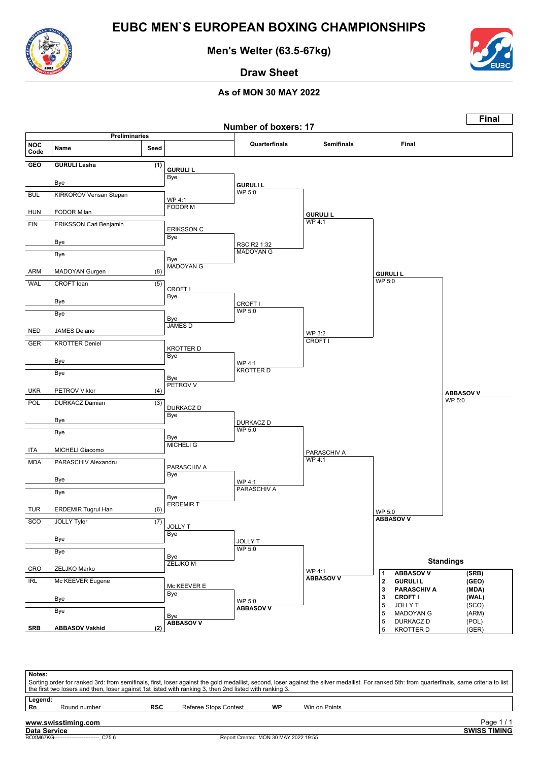# EUBC MEN`S EUROPEAN BOXING CHAMPIONSHIPS

## Men's Welter (63.5-67kg)

### Draw Sheet

**As of MON 30 MAY 2022**

**Final**

**Number of boxers: 17**

### Preliminaries

| NOC Code | Name | Seed |
|---|---|---|
| GEO | GURULI Lasha | (1) |
| | Bye | |
| BUL | KIRKOROV Vensan Stepan | |
| HUN | FODOR Milan | |
| FIN | ERIKSSON Carl Benjamin | |
| | Bye | |
| | Bye | |
| ARM | MADOYAN Gurgen | (8) |
| WAL | CROFT Ioan | (5) |
| | Bye | |
| | Bye | |
| NED | JAMES Delano | |
| GER | KROTTER Deniel | |
| | Bye | |
| | Bye | |
| UKR | PETROV Viktor | (4) |
| POL | DURKACZ Damian | (3) |
| | Bye | |
| | Bye | |
| ITA | MICHELI Giacomo | |
| MDA | PARASCHIV Alexandru | |
| | Bye | |
| | Bye | |
| TUR | ERDEMIR Tugrul Han | (6) |
| SCO | JOLLY Tyler | (7) |
| | Bye | |
| | Bye | |
| CRO | ZELJKO Marko | |
| IRL | Mc KEEVER Eugene | |
| | Bye | |
| | Bye | |
| SRB | ABBASOV Vakhid | (2) |

### Preliminaries results

| Bout | Winner | Result |
|---|---|---|
| GURULI Lasha vs Bye | **GURULI L** | Bye |
| KIRKOROV Vensan Stepan vs FODOR Milan | FODOR M | WP 4:1 |
| ERIKSSON Carl Benjamin vs Bye | ERIKSSON C | Bye |
| Bye vs MADOYAN Gurgen | MADOYAN G | Bye |
| CROFT Ioan vs Bye | CROFT I | Bye |
| Bye vs JAMES Delano | JAMES D | Bye |
| KROTTER Deniel vs Bye | KROTTER D | Bye |
| Bye vs PETROV Viktor | PETROV V | Bye |
| DURKACZ Damian vs Bye | DURKACZ D | Bye |
| Bye vs MICHELI Giacomo | MICHELI G | Bye |
| PARASCHIV Alexandru vs Bye | PARASCHIV A | Bye |
| Bye vs ERDEMIR Tugrul Han | ERDEMIR T | Bye |
| JOLLY Tyler vs Bye | JOLLY T | Bye |
| Bye vs ZELJKO Marko | ZELJKO M | Bye |
| Mc KEEVER Eugene vs Bye | Mc KEEVER E | Bye |
| Bye vs ABBASOV Vakhid | **ABBASOV V** | Bye |

### Quarterfinals

| Bout | Winner | Result |
|---|---|---|
| GURULI L vs FODOR M | **GURULI L** | WP 5:0 |
| ERIKSSON C vs MADOYAN G | MADOYAN G | RSC R2 1:32 |
| CROFT I vs JAMES D | CROFT I | WP 5:0 |
| KROTTER D vs PETROV V | KROTTER D | WP 4:1 |
| DURKACZ D vs MICHELI G | DURKACZ D | WP 5:0 |
| PARASCHIV A vs ERDEMIR T | PARASCHIV A | WP 4:1 |
| JOLLY T vs ZELJKO M | JOLLY T | WP 5:0 |
| Mc KEEVER E vs ABBASOV V | **ABBASOV V** | WP 5:0 |

### Semifinals

| Bout | Winner | Result |
|---|---|---|
| GURULI L vs MADOYAN G | **GURULI L** | WP 4:1 |
| CROFT I vs KROTTER D | CROFT I | WP 3:2 |
| DURKACZ D vs PARASCHIV A | PARASCHIV A | WP 4:1 |
| JOLLY T vs ABBASOV V | **ABBASOV V** | WP 4:1 |

### Final

| Bout | Winner | Result |
|---|---|---|
| GURULI L vs CROFT I | **GURULI L** | WP 5:0 |
| PARASCHIV A vs ABBASOV V | **ABBASOV V** | WP 5:0 |
| GURULI L vs ABBASOV V | **ABBASOV V** | WP 5:0 |

### Standings

| Rank | Name | NOC |
|---|---|---|
| 1 | **ABBASOV V** | **(SRB)** |
| 2 | **GURULI L** | **(GEO)** |
| 3 | **PARASCHIV A** | **(MDA)** |
| 3 | **CROFT I** | **(WAL)** |
| 5 | JOLLY T | (SCO) |
| 5 | MADOYAN G | (ARM) |
| 5 | DURKACZ D | (POL) |
| 5 | KROTTER D | (GER) |

**Notes:**
Sorting order for ranked 3rd: from semifinals, first, loser against the gold medallist, second, loser against the silver medallist. For ranked 5th: from quarterfinals, same criteria to list the first two losers and then, loser against 1st listed with ranking 3, then 2nd listed with ranking 3.

**Legend:**

| | | | | | |
|---|---|---|---|---|---|
| **Rn** | Round number | **RSC** | Referee Stops Contest | **WP** | Win on Points |

**www.swisstiming.com**
**Data Service** — **SWISS TIMING**
BOXM67KG--------------------------_C75 6 — Report Created MON 30 MAY 2022 19:55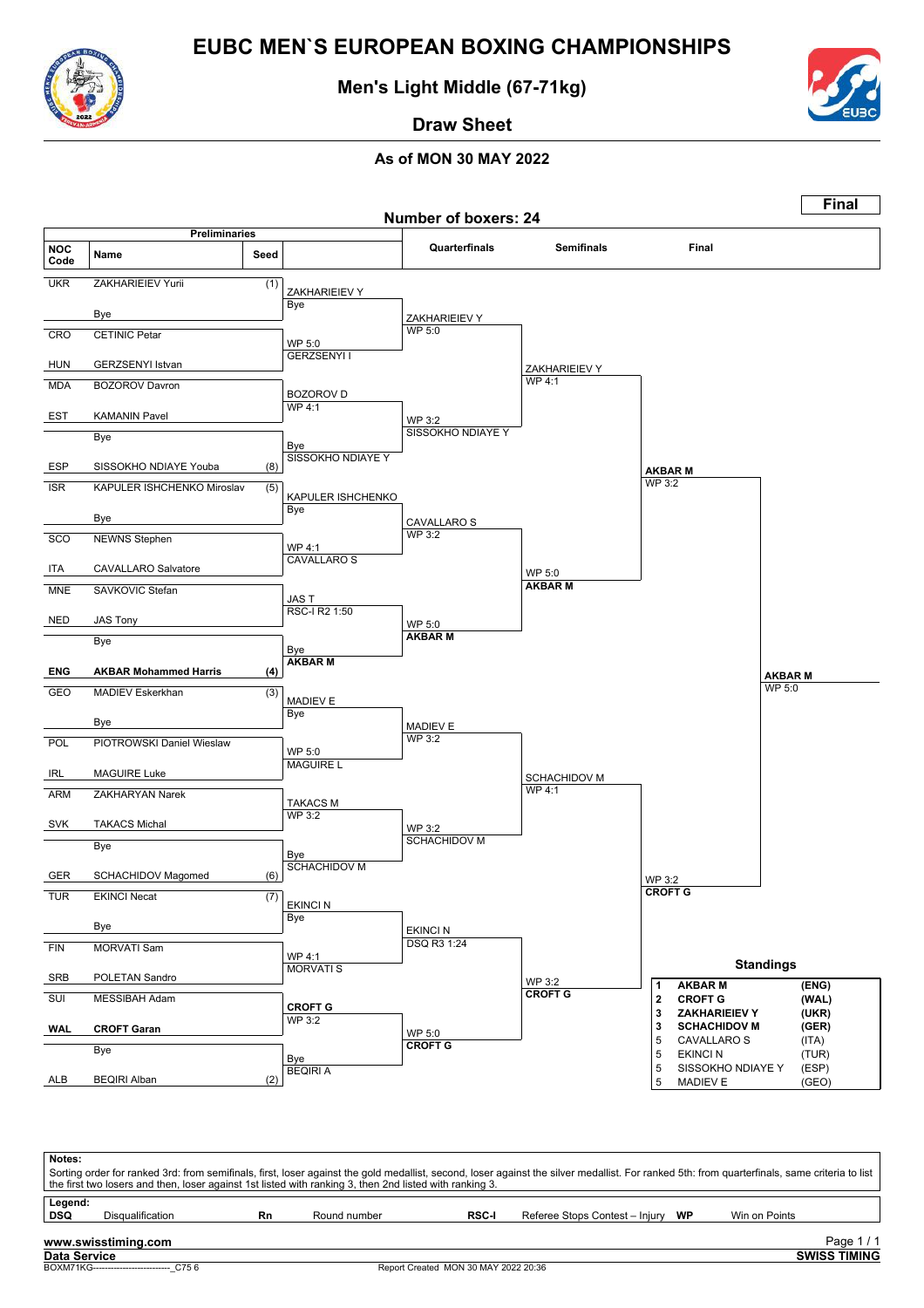# EUBC MEN`S EUROPEAN BOXING CHAMPIONSHIPS

## Men's Light Middle (67-71kg)

### Draw Sheet

#### As of MON 30 MAY 2022

**Final**

**Number of boxers: 24**

### Preliminaries

| NOC Code | Name | Seed | Preliminaries | Quarterfinals | Semifinals | Final |
|---|---|---|---|---|---|---|
| UKR | ZAKHARIEIEV Yurii | (1) | ZAKHARIEIEV Y Bye | ZAKHARIEIEV Y WP 5:0 | ZAKHARIEIEV Y WP 4:1 | AKBAR M WP 3:2 |
| | Bye | | | | | |
| CRO | CETINIC Petar | | WP 5:0 GERZSENYI I | | | |
| HUN | GERZSENYI Istvan | | | | | |
| MDA | BOZOROV Davron | | BOZOROV D WP 4:1 | WP 3:2 SISSOKHO NDIAYE Y | | |
| EST | KAMANIN Pavel | | | | | |
| | Bye | | Bye SISSOKHO NDIAYE Y | | | |
| ESP | SISSOKHO NDIAYE Youba | (8) | | | | |
| ISR | KAPULER ISHCHENKO Miroslav | (5) | KAPULER ISHCHENKO Bye | CAVALLARO S WP 3:2 | WP 5:0 AKBAR M | |
| | Bye | | | | | |
| SCO | NEWNS Stephen | | WP 4:1 CAVALLARO S | | | |
| ITA | CAVALLARO Salvatore | | | | | |
| MNE | SAVKOVIC Stefan | | JAS T RSC-I R2 1:50 | WP 5:0 AKBAR M | | |
| NED | JAS Tony | | | | | |
| | Bye | | Bye AKBAR M | | | |
| **ENG** | **AKBAR Mohammed Harris** | **(4)** | | | | |
| GEO | MADIEV Eskerkhan | (3) | MADIEV E Bye | MADIEV E WP 3:2 | SCHACHIDOV M WP 4:1 | WP 3:2 CROFT G |
| | Bye | | | | | |
| POL | PIOTROWSKI Daniel Wieslaw | | WP 5:0 MAGUIRE L | | | |
| IRL | MAGUIRE Luke | | | | | |
| ARM | ZAKHARYAN Narek | | TAKACS M WP 3:2 | WP 3:2 SCHACHIDOV M | | |
| SVK | TAKACS Michal | | | | | |
| | Bye | | Bye SCHACHIDOV M | | | |
| GER | SCHACHIDOV Magomed | (6) | | | | |
| TUR | EKINCI Necat | (7) | EKINCI N Bye | EKINCI N DSQ R3 1:24 | WP 3:2 CROFT G | |
| | Bye | | | | | |
| FIN | MORVATI Sam | | WP 4:1 MORVATI S | | | |
| SRB | POLETAN Sandro | | | | | |
| SUI | MESSIBAH Adam | | **CROFT G** WP 3:2 | WP 5:0 **CROFT G** | | |
| **WAL** | **CROFT Garan** | | | | | |
| | Bye | | Bye BEQIRI A | | | |
| ALB | BEQIRI Alban | (2) | | | | |

**Final winner: AKBAR M WP 5:0**

### Standings

| | | |
|---|---|---|
| **1** | **AKBAR M** | **(ENG)** |
| **2** | **CROFT G** | **(WAL)** |
| **3** | **ZAKHARIEIEV Y** | **(UKR)** |
| **3** | **SCHACHIDOV M** | **(GER)** |
| 5 | CAVALLARO S | (ITA) |
| 5 | EKINCI N | (TUR) |
| 5 | SISSOKHO NDIAYE Y | (ESP) |
| 5 | MADIEV E | (GEO) |

**Notes:**
Sorting order for ranked 3rd: from semifinals, first, loser against the gold medallist, second, loser against the silver medallist. For ranked 5th: from quarterfinals, same criteria to list the first two losers and then, loser against 1st listed with ranking 3, then 2nd listed with ranking 3.

**Legend:**

| | | | | | | | |
|---|---|---|---|---|---|---|---|
| **DSQ** | Disqualification | **Rn** | Round number | **RSC-I** | Referee Stops Contest – Injury | **WP** | Win on Points |

www.swisstiming.com
Data Service — SWISS TIMING
BOXM71KG--------------------------_C75 6 — Report Created MON 30 MAY 2022 20:36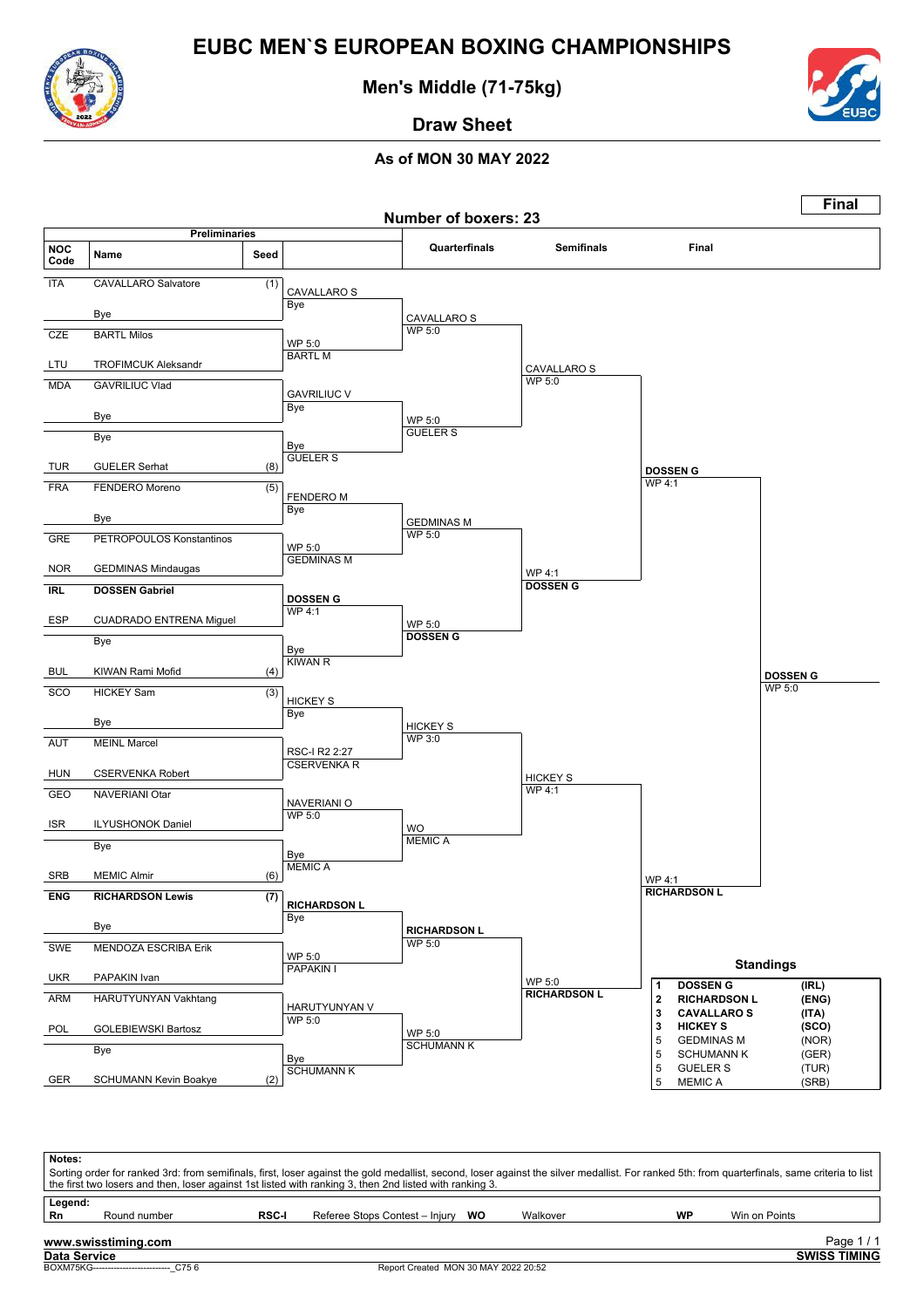# EUBC MEN`S EUROPEAN BOXING CHAMPIONSHIPS

## Men's Middle (71-75kg)

## Draw Sheet

### As of MON 30 MAY 2022

**Final**

**Number of boxers: 23**

### Preliminaries

| NOC Code | Name | Seed |
|---|---|---|
| ITA | CAVALLARO Salvatore | (1) |
| | Bye | |
| CZE | BARTL Milos | |
| LTU | TROFIMCUK Aleksandr | |
| MDA | GAVRILIUC Vlad | |
| | Bye | |
| | Bye | |
| TUR | GUELER Serhat | (8) |
| FRA | FENDERO Moreno | (5) |
| | Bye | |
| GRE | PETROPOULOS Konstantinos | |
| NOR | GEDMINAS Mindaugas | |
| **IRL** | **DOSSEN Gabriel** | |
| ESP | CUADRADO ENTRENA Miguel | |
| | Bye | |
| BUL | KIWAN Rami Mofid | (4) |
| SCO | HICKEY Sam | (3) |
| | Bye | |
| AUT | MEINL Marcel | |
| HUN | CSERVENKA Robert | |
| GEO | NAVERIANI Otar | |
| ISR | ILYUSHONOK Daniel | |
| | Bye | |
| SRB | MEMIC Almir | (6) |
| **ENG** | **RICHARDSON Lewis** | **(7)** |
| | Bye | |
| SWE | MENDOZA ESCRIBA Erik | |
| UKR | PAPAKIN Ivan | |
| ARM | HARUTYUNYAN Vakhtang | |
| POL | GOLEBIEWSKI Bartosz | |
| | Bye | |
| GER | SCHUMANN Kevin Boakye | (2) |

### Round results

| Preliminaries winner | Quarterfinals | Semifinals | Final | Winner |
|---|---|---|---|---|
| CAVALLARO S – Bye | CAVALLARO S – WP 5:0 | CAVALLARO S – WP 5:0 | **DOSSEN G** – WP 4:1 | **DOSSEN G** – WP 5:0 |
| WP 5:0 – BARTL M | | | | |
| GAVRILIUC V – Bye | WP 5:0 – GUELER S | | | |
| Bye – GUELER S | | | | |
| FENDERO M – Bye | GEDMINAS M – WP 5:0 | WP 4:1 – **DOSSEN G** | | |
| WP 5:0 – GEDMINAS M | | | | |
| **DOSSEN G** – WP 4:1 | WP 5:0 – **DOSSEN G** | | | |
| Bye – KIWAN R | | | | |
| HICKEY S – Bye | HICKEY S – WP 3:0 | HICKEY S – WP 4:1 | WP 4:1 – **RICHARDSON L** | |
| RSC-I R2 2:27 – CSERVENKA R | | | | |
| NAVERIANI O – WP 5:0 | WO – MEMIC A | | | |
| Bye – MEMIC A | | | | |
| **RICHARDSON L** – Bye | **RICHARDSON L** – WP 5:0 | WP 5:0 – **RICHARDSON L** | | |
| WP 5:0 – PAPAKIN I | | | | |
| HARUTYUNYAN V – WP 5:0 | WP 5:0 – SCHUMANN K | | | |
| Bye – SCHUMANN K | | | | |

### Standings

| Rank | Name | NOC |
|---|---|---|
| **1** | **DOSSEN G** | **(IRL)** |
| **2** | **RICHARDSON L** | **(ENG)** |
| **3** | **CAVALLARO S** | **(ITA)** |
| **3** | **HICKEY S** | **(SCO)** |
| 5 | GEDMINAS M | (NOR) |
| 5 | SCHUMANN K | (GER) |
| 5 | GUELER S | (TUR) |
| 5 | MEMIC A | (SRB) |

**Notes:**
Sorting order for ranked 3rd: from semifinals, first, loser against the gold medallist, second, loser against the silver medallist. For ranked 5th: from quarterfinals, same criteria to list the first two losers and then, loser against 1st listed with ranking 3, then 2nd listed with ranking 3.

**Legend:**

| | | | | | | | |
|---|---|---|---|---|---|---|---|
| **Rn** | Round number | **RSC-I** | Referee Stops Contest – Injury | **WO** | Walkover | **WP** | Win on Points |

**www.swisstiming.com**
**Data Service** — **SWISS TIMING**
BOXM75KG--------------------------_C75 6 — Report Created MON 30 MAY 2022 20:52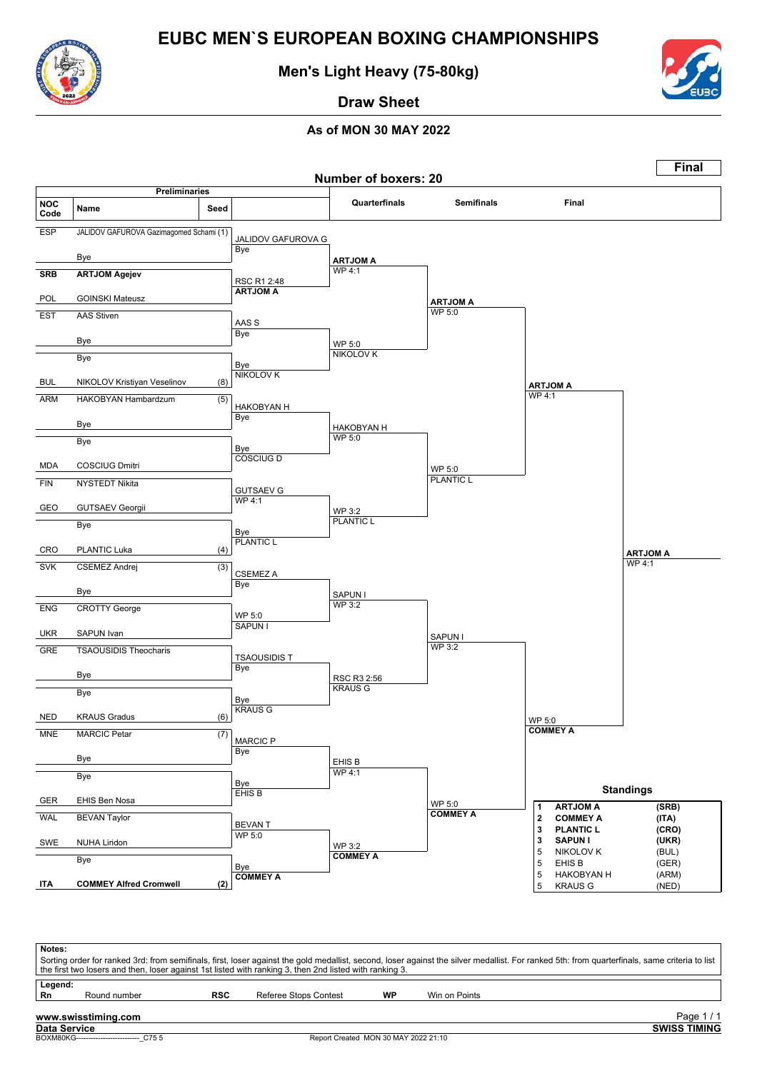# EUBC MEN`S EUROPEAN BOXING CHAMPIONSHIPS

## Men's Light Heavy (75-80kg)

## Draw Sheet

### As of MON 30 MAY 2022

**Final**

**Number of boxers: 20**

### Preliminaries

| NOC Code | Name | Seed |
|---|---|---|
| ESP | JALIDOV GAFUROVA Gazimagomed Schami | (1) |
| | Bye | |
| SRB | **ARTJOM Agejev** | |
| POL | GOINSKI Mateusz | |
| EST | AAS Stiven | |
| | Bye | |
| | Bye | |
| BUL | NIKOLOV Kristiyan Veselinov | (8) |
| ARM | HAKOBYAN Hambardzum | (5) |
| | Bye | |
| | Bye | |
| MDA | COSCIUG Dmitri | |
| FIN | NYSTEDT Nikita | |
| GEO | GUTSAEV Georgii | |
| | Bye | |
| CRO | PLANTIC Luka | (4) |
| SVK | CSEMEZ Andrej | (3) |
| | Bye | |
| ENG | CROTTY George | |
| UKR | SAPUN Ivan | |
| GRE | TSAOUSIDIS Theocharis | |
| | Bye | |
| | Bye | |
| NED | KRAUS Gradus | (6) |
| MNE | MARCIC Petar | (7) |
| | Bye | |
| | Bye | |
| GER | EHIS Ben Nosa | |
| WAL | BEVAN Taylor | |
| SWE | NUHA Liridon | |
| | Bye | |
| ITA | **COMMEY Alfred Cromwell** | (2) |

### Preliminaries results

- JALIDOV GAFUROVA G — Bye
- **ARTJOM A** — RSC R1 2:48
- AAS S — Bye
- NIKOLOV K — Bye
- HAKOBYAN H — Bye
- COSCIUG D — Bye
- GUTSAEV G — WP 4:1
- PLANTIC L — Bye
- CSEMEZ A — Bye
- SAPUN I — WP 5:0
- TSAOUSIDIS T — Bye
- KRAUS G — Bye
- MARCIC P — Bye
- EHIS B — Bye
- BEVAN T — WP 5:0
- **COMMEY A** — Bye

### Quarterfinals

- **ARTJOM A** — WP 4:1
- NIKOLOV K — WP 5:0
- HAKOBYAN H — WP 5:0
- PLANTIC L — WP 3:2
- SAPUN I — WP 3:2
- KRAUS G — RSC R3 2:56
- EHIS B — WP 4:1
- **COMMEY A** — WP 3:2

### Semifinals

- **ARTJOM A** — WP 5:0
- PLANTIC L — WP 5:0
- SAPUN I — WP 3:2
- **COMMEY A** — WP 5:0

### Final

- **ARTJOM A** — WP 4:1
- **COMMEY A** — WP 5:0

**ARTJOM A** — WP 4:1

### Standings

| Rank | Name | NOC |
|---|---|---|
| 1 | **ARTJOM A** | **(SRB)** |
| 2 | **COMMEY A** | **(ITA)** |
| 3 | **PLANTIC L** | **(CRO)** |
| 3 | **SAPUN I** | **(UKR)** |
| 5 | NIKOLOV K | (BUL) |
| 5 | EHIS B | (GER) |
| 5 | HAKOBYAN H | (ARM) |
| 5 | KRAUS G | (NED) |

**Notes:**
Sorting order for ranked 3rd: from semifinals, first, loser against the gold medallist, second, loser against the silver medallist. For ranked 5th: from quarterfinals, same criteria to list the first two losers and then, loser against 1st listed with ranking 3, then 2nd listed with ranking 3.

**Legend:**

| Rn | Round number | RSC | Referee Stops Contest | WP | Win on Points |
|---|---|---|---|---|---|

**www.swisstiming.com**
**Data Service** — **SWISS TIMING**
BOXM80KG--------------------------_C75 5 — Report Created MON 30 MAY 2022 21:10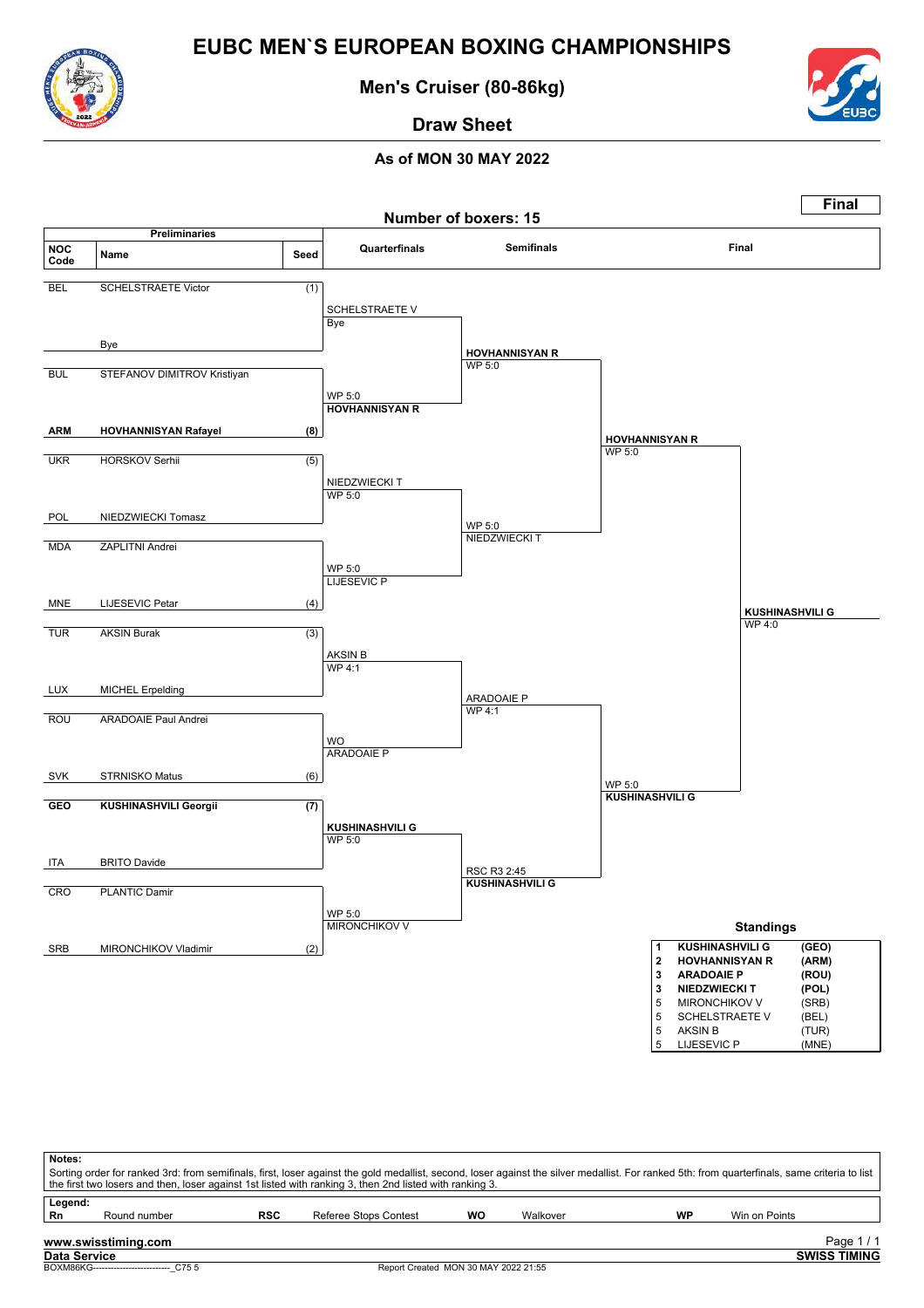# EUBC MEN`S EUROPEAN BOXING CHAMPIONSHIPS

## Men's Cruiser (80-86kg)

### Draw Sheet

#### As of MON 30 MAY 2022

**Final**

Number of boxers: 15

| NOC Code | Name | Seed | Quarterfinals | Semifinals | Final |
|---|---|---|---|---|---|
| BEL | SCHELSTRAETE Victor | (1) | SCHELSTRAETE V | | |
| | Bye | | Bye | HOVHANNISYAN R WP 5:0 | |
| BUL | STEFANOV DIMITROV Kristiyan | | WP 5:0 | | |
| **ARM** | **HOVHANNISYAN Rafayel** | **(8)** | **HOVHANNISYAN R** | | **HOVHANNISYAN R** WP 5:0 |
| UKR | HORSKOV Serhii | (5) | NIEDZWIECKI T WP 5:0 | | |
| POL | NIEDZWIECKI Tomasz | | | WP 5:0 NIEDZWIECKI T | |
| MDA | ZAPLITNI Andrei | | WP 5:0 | | |
| MNE | LIJESEVIC Petar | (4) | LIJESEVIC P | | **KUSHINASHVILI G** WP 4:0 |
| TUR | AKSIN Burak | (3) | AKSIN B WP 4:1 | | |
| LUX | MICHEL Erpelding | | | ARADOAIE P WP 4:1 | |
| ROU | ARADOAIE Paul Andrei | | WO | | |
| SVK | STRNISKO Matus | (6) | ARADOAIE P | | WP 5:0 **KUSHINASHVILI G** |
| **GEO** | **KUSHINASHVILI Georgii** | **(7)** | **KUSHINASHVILI G** WP 5:0 | | |
| ITA | BRITO Davide | | | RSC R3 2:45 **KUSHINASHVILI G** | |
| CRO | PLANTIC Damir | | WP 5:0 | | |
| SRB | MIRONCHIKOV Vladimir | (2) | MIRONCHIKOV V | | |

**Standings**

| Rank | Name | NOC |
|---|---|---|
| **1** | **KUSHINASHVILI G** | **(GEO)** |
| **2** | **HOVHANNISYAN R** | **(ARM)** |
| **3** | **ARADOAIE P** | **(ROU)** |
| **3** | **NIEDZWIECKI T** | **(POL)** |
| 5 | MIRONCHIKOV V | (SRB) |
| 5 | SCHELSTRAETE V | (BEL) |
| 5 | AKSIN B | (TUR) |
| 5 | LIJESEVIC P | (MNE) |

**Notes:**
Sorting order for ranked 3rd: from semifinals, first, loser against the gold medallist, second, loser against the silver medallist. For ranked 5th: from quarterfinals, same criteria to list the first two losers and then, loser against 1st listed with ranking 3, then 2nd listed with ranking 3.

**Legend:**

| | | | | | | | |
|---|---|---|---|---|---|---|---|
| **Rn** | Round number | **RSC** | Referee Stops Contest | **WO** | Walkover | **WP** | Win on Points |

**www.swisstiming.com**
**Data Service**
BOXM86KG---------------------------_C75 5 Report Created MON 30 MAY 2022 21:55
**SWISS TIMING**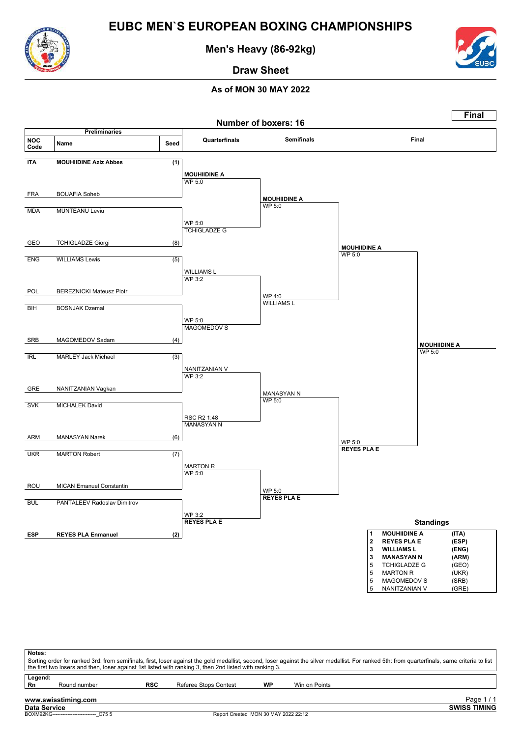# EUBC MEN`S EUROPEAN BOXING CHAMPIONSHIPS

## Men's Heavy (86-92kg)

### Draw Sheet

#### As of MON 30 MAY 2022

**Final**

Number of boxers: 16

### Preliminaries

| NOC Code | Name | Seed |
|---|---|---|
| **ITA** | **MOUHIIDINE Aziz Abbes** | **(1)** |
| FRA | BOUAFIA Soheb | |
| MDA | MUNTEANU Leviu | |
| GEO | TCHIGLADZE Giorgi | (8) |
| ENG | WILLIAMS Lewis | (5) |
| POL | BEREZNICKI Mateusz Piotr | |
| BIH | BOSNJAK Dzemal | |
| SRB | MAGOMEDOV Sadam | (4) |
| IRL | MARLEY Jack Michael | (3) |
| GRE | NANITZANIAN Vagkan | |
| SVK | MICHALEK David | |
| ARM | MANASYAN Narek | (6) |
| UKR | MARTON Robert | (7) |
| ROU | MICAN Emanuel Constantin | |
| BUL | PANTALEEV Radoslav Dimitrov | |
| **ESP** | **REYES PLA Enmanuel** | **(2)** |

### Quarterfinals

| Bout | Winner | Result |
|---|---|---|
| ITA vs FRA | **MOUHIIDINE A** | WP 5:0 |
| MDA vs GEO | TCHIGLADZE G | WP 5:0 |
| ENG vs POL | WILLIAMS L | WP 3:2 |
| BIH vs SRB | MAGOMEDOV S | WP 5:0 |
| IRL vs GRE | NANITZANIAN V | WP 3:2 |
| SVK vs ARM | MANASYAN N | RSC R2 1:48 |
| UKR vs ROU | MARTON R | WP 5:0 |
| BUL vs ESP | **REYES PLA E** | WP 3:2 |

### Semifinals

| Bout | Winner | Result |
|---|---|---|
| MOUHIIDINE A vs TCHIGLADZE G | **MOUHIIDINE A** | WP 5:0 |
| WILLIAMS L vs MAGOMEDOV S | WILLIAMS L | WP 4:0 |
| NANITZANIAN V vs MANASYAN N | MANASYAN N | WP 5:0 |
| MARTON R vs REYES PLA E | **REYES PLA E** | WP 5:0 |

### Final

| Bout | Winner | Result |
|---|---|---|
| MOUHIIDINE A vs WILLIAMS L | **MOUHIIDINE A** | WP 5:0 |
| MANASYAN N vs REYES PLA E | **REYES PLA E** | WP 5:0 |
| MOUHIIDINE A vs REYES PLA E | **MOUHIIDINE A** | WP 5:0 |

### Standings

| Rank | Name | NOC |
|---|---|---|
| **1** | **MOUHIIDINE A** | **(ITA)** |
| **2** | **REYES PLA E** | **(ESP)** |
| **3** | **WILLIAMS L** | **(ENG)** |
| **3** | **MANASYAN N** | **(ARM)** |
| 5 | TCHIGLADZE G | (GEO) |
| 5 | MARTON R | (UKR) |
| 5 | MAGOMEDOV S | (SRB) |
| 5 | NANITZANIAN V | (GRE) |

**Notes:**
Sorting order for ranked 3rd: from semifinals, first, loser against the gold medallist, second, loser against the silver medallist. For ranked 5th: from quarterfinals, same criteria to list the first two losers and then, loser against 1st listed with ranking 3, then 2nd listed with ranking 3.

**Legend:**

| | | | | | |
|---|---|---|---|---|---|
| **Rn** | Round number | **RSC** | Referee Stops Contest | **WP** | Win on Points |

www.swisstiming.com
Data Service
BOXM92KG---------------------------_C75 5
Report Created MON 30 MAY 2022 22:12
SWISS TIMING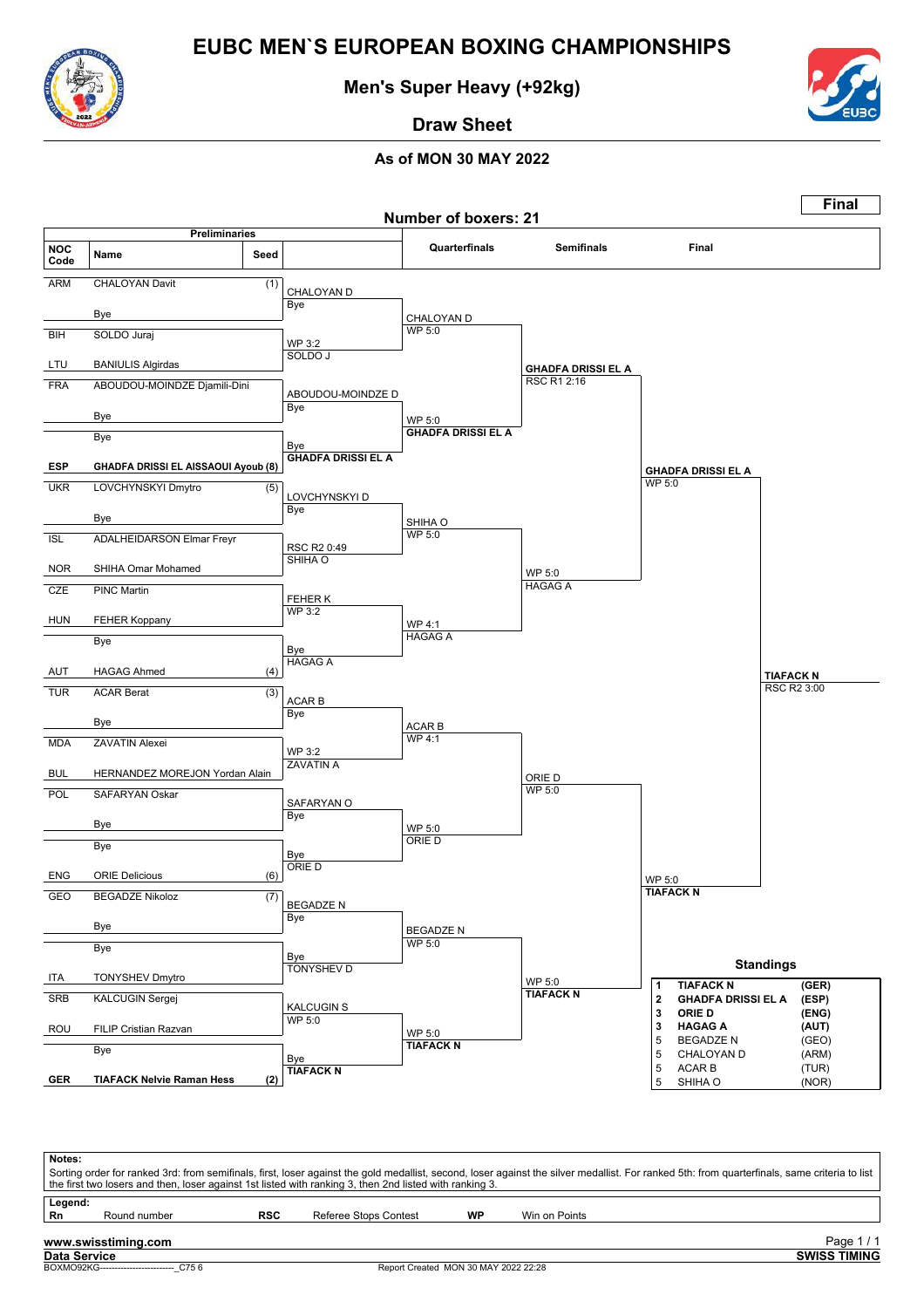# EUBC MEN`S EUROPEAN BOXING CHAMPIONSHIPS

## Men's Super Heavy (+92kg)

### Draw Sheet

#### As of MON 30 MAY 2022

**Final**

**Number of boxers: 21**

## Preliminaries

| NOC Code | Name | Seed |
|---|---|---|
| ARM | CHALOYAN Davit | (1) |
| | Bye | |
| BIH | SOLDO Juraj | |
| LTU | BANIULIS Algirdas | |
| FRA | ABOUDOU-MOINDZE Djamili-Dini | |
| | Bye | |
| | Bye | |
| ESP | **GHADFA DRISSI EL AISSAOUI Ayoub** | **(8)** |
| UKR | LOVCHYNSKYI Dmytro | (5) |
| | Bye | |
| ISL | ADALHEIDARSON Elmar Freyr | |
| NOR | SHIHA Omar Mohamed | |
| CZE | PINC Martin | |
| HUN | FEHER Koppany | |
| | Bye | |
| AUT | HAGAG Ahmed | (4) |
| TUR | ACAR Berat | (3) |
| | Bye | |
| MDA | ZAVATIN Alexei | |
| BUL | HERNANDEZ MOREJON Yordan Alain | |
| POL | SAFARYAN Oskar | |
| | Bye | |
| | Bye | |
| ENG | ORIE Delicious | (6) |
| GEO | BEGADZE Nikoloz | (7) |
| | Bye | |
| | Bye | |
| ITA | TONYSHEV Dmytro | |
| SRB | KALCUGIN Sergej | |
| ROU | FILIP Cristian Razvan | |
| | Bye | |
| GER | **TIAFACK Nelvie Raman Hess** | **(2)** |

## Round Results

| Preliminaries winner | Quarterfinals | Semifinals | Final | Winner |
|---|---|---|---|---|
| CHALOYAN D (Bye) | CHALOYAN D (WP 5:0) | **GHADFA DRISSI EL A** (RSC R1 2:16) | **GHADFA DRISSI EL A** (WP 5:0) | **TIAFACK N** (RSC R2 3:00) |
| SOLDO J (WP 3:2) | | | | |
| ABOUDOU-MOINDZE D (Bye) | **GHADFA DRISSI EL A** (WP 5:0) | | | |
| **GHADFA DRISSI EL A** (Bye) | | | | |
| LOVCHYNSKYI D (Bye) | SHIHA O (WP 5:0) | HAGAG A (WP 5:0) | | |
| SHIHA O (RSC R2 0:49) | | | | |
| FEHER K (WP 3:2) | HAGAG A (WP 4:1) | | | |
| HAGAG A (Bye) | | | | |
| ACAR B (Bye) | ACAR B (WP 4:1) | ORIE D (WP 5:0) | **TIAFACK N** (WP 5:0) | |
| ZAVATIN A (WP 3:2) | | | | |
| SAFARYAN O (Bye) | ORIE D (WP 5:0) | | | |
| ORIE D (Bye) | | | | |
| BEGADZE N (Bye) | BEGADZE N (WP 5:0) | **TIAFACK N** (WP 5:0) | | |
| TONYSHEV D (Bye) | | | | |
| KALCUGIN S (WP 5:0) | **TIAFACK N** (WP 5:0) | | | |
| **TIAFACK N** (Bye) | | | | |

## Standings

| Rank | Name | NOC |
|---|---|---|
| **1** | **TIAFACK N** | **(GER)** |
| **2** | **GHADFA DRISSI EL A** | **(ESP)** |
| **3** | **ORIE D** | **(ENG)** |
| **3** | **HAGAG A** | **(AUT)** |
| 5 | BEGADZE N | (GEO) |
| 5 | CHALOYAN D | (ARM) |
| 5 | ACAR B | (TUR) |
| 5 | SHIHA O | (NOR) |

**Notes:**
Sorting order for ranked 3rd: from semifinals, first, loser against the gold medallist, second, loser against the silver medallist. For ranked 5th: from quarterfinals, same criteria to list the first two losers and then, loser against 1st listed with ranking 3, then 2nd listed with ranking 3.

**Legend:**

| | | | | | |
|---|---|---|---|---|---|
| **Rn** | Round number | **RSC** | Referee Stops Contest | **WP** | Win on Points |

**www.swisstiming.com**
**Data Service** — **SWISS TIMING**
BOXMO92KG--------------------------_C75 6 — Report Created MON 30 MAY 2022 22:28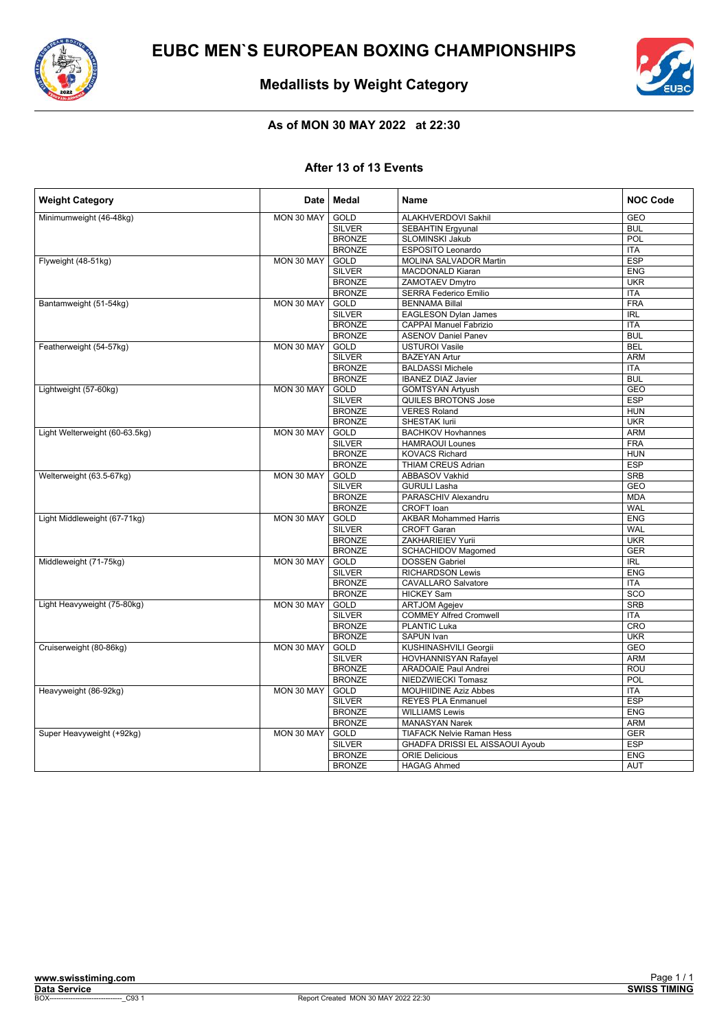# EUBC MEN`S EUROPEAN BOXING CHAMPIONSHIPS

## Medallists by Weight Category

### As of MON 30 MAY 2022 at 22:30

### After 13 of 13 Events

| Weight Category | Date | Medal | Name | NOC Code |
|---|---|---|---|---|
| Minimumweight (46-48kg) | MON 30 MAY | GOLD | ALAKHVERDOVI Sakhil | GEO |
| | | SILVER | SEBAHTIN Ergyunal | BUL |
| | | BRONZE | SLOMINSKI Jakub | POL |
| | | BRONZE | ESPOSITO Leonardo | ITA |
| Flyweight (48-51kg) | MON 30 MAY | GOLD | MOLINA SALVADOR Martin | ESP |
| | | SILVER | MACDONALD Kiaran | ENG |
| | | BRONZE | ZAMOTAEV Dmytro | UKR |
| | | BRONZE | SERRA Federico Emilio | ITA |
| Bantamweight (51-54kg) | MON 30 MAY | GOLD | BENNAMA Billal | FRA |
| | | SILVER | EAGLESON Dylan James | IRL |
| | | BRONZE | CAPPAI Manuel Fabrizio | ITA |
| | | BRONZE | ASENOV Daniel Panev | BUL |
| Featherweight (54-57kg) | MON 30 MAY | GOLD | USTUROI Vasile | BEL |
| | | SILVER | BAZEYAN Artur | ARM |
| | | BRONZE | BALDASSI Michele | ITA |
| | | BRONZE | IBANEZ DIAZ Javier | BUL |
| Lightweight (57-60kg) | MON 30 MAY | GOLD | GOMTSYAN Artyush | GEO |
| | | SILVER | QUILES BROTONS Jose | ESP |
| | | BRONZE | VERES Roland | HUN |
| | | BRONZE | SHESTAK Iurii | UKR |
| Light Welterweight (60-63.5kg) | MON 30 MAY | GOLD | BACHKOV Hovhannes | ARM |
| | | SILVER | HAMRAOUI Lounes | FRA |
| | | BRONZE | KOVACS Richard | HUN |
| | | BRONZE | THIAM CREUS Adrian | ESP |
| Welterweight (63.5-67kg) | MON 30 MAY | GOLD | ABBASOV Vakhid | SRB |
| | | SILVER | GURULI Lasha | GEO |
| | | BRONZE | PARASCHIV Alexandru | MDA |
| | | BRONZE | CROFT Ioan | WAL |
| Light Middleweight (67-71kg) | MON 30 MAY | GOLD | AKBAR Mohammed Harris | ENG |
| | | SILVER | CROFT Garan | WAL |
| | | BRONZE | ZAKHARIEIEV Yurii | UKR |
| | | BRONZE | SCHACHIDOV Magomed | GER |
| Middleweight (71-75kg) | MON 30 MAY | GOLD | DOSSEN Gabriel | IRL |
| | | SILVER | RICHARDSON Lewis | ENG |
| | | BRONZE | CAVALLARO Salvatore | ITA |
| | | BRONZE | HICKEY Sam | SCO |
| Light Heavyweight (75-80kg) | MON 30 MAY | GOLD | ARTJOM Agejev | SRB |
| | | SILVER | COMMEY Alfred Cromwell | ITA |
| | | BRONZE | PLANTIC Luka | CRO |
| | | BRONZE | SAPUN Ivan | UKR |
| Cruiserweight (80-86kg) | MON 30 MAY | GOLD | KUSHINASHVILI Georgii | GEO |
| | | SILVER | HOVHANNISYAN Rafayel | ARM |
| | | BRONZE | ARADOAIE Paul Andrei | ROU |
| | | BRONZE | NIEDZWIECKI Tomasz | POL |
| Heavyweight (86-92kg) | MON 30 MAY | GOLD | MOUHIIDINE Aziz Abbes | ITA |
| | | SILVER | REYES PLA Enmanuel | ESP |
| | | BRONZE | WILLIAMS Lewis | ENG |
| | | BRONZE | MANASYAN Narek | ARM |
| Super Heavyweight (+92kg) | MON 30 MAY | GOLD | TIAFACK Nelvie Raman Hess | GER |
| | | SILVER | GHADFA DRISSI EL AISSAOUI Ayoub | ESP |
| | | BRONZE | ORIE Delicious | ENG |
| | | BRONZE | HAGAG Ahmed | AUT |

www.swisstiming.com
Data Service
BOX-------------------------------_C93 1
Report Created MON 30 MAY 2022 22:30
SWISS TIMING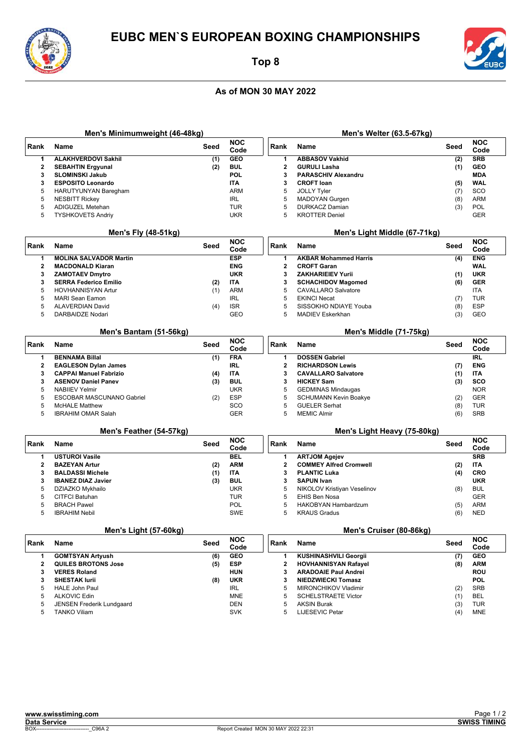# EUBC MEN`S EUROPEAN BOXING CHAMPIONSHIPS

## Top 8

### As of MON 30 MAY 2022

### Men's Minimumweight (46-48kg)

| Rank | Name | Seed | NOC Code |
|---|---|---|---|
| 1 | **ALAKHVERDOVI Sakhil** | (1) | GEO |
| 2 | **SEBAHTIN Ergyunal** | (2) | BUL |
| 3 | **SLOMINSKI Jakub** | | POL |
| 3 | **ESPOSITO Leonardo** | | ITA |
| 5 | HARUTYUNYAN Baregham | | ARM |
| 5 | NESBITT Rickey | | IRL |
| 5 | ADIGUZEL Metehan | | TUR |
| 5 | TYSHKOVETS Andriy | | UKR |

### Men's Fly (48-51kg)

| Rank | Name | Seed | NOC Code |
|---|---|---|---|
| 1 | **MOLINA SALVADOR Martin** | | ESP |
| 2 | **MACDONALD Kiaran** | | ENG |
| 3 | **ZAMOTAEV Dmytro** | | UKR |
| 3 | **SERRA Federico Emilio** | (2) | ITA |
| 5 | HOVHANNISYAN Artur | (1) | ARM |
| 5 | MARI Sean Eamon | | IRL |
| 5 | ALAVERDIAN David | (4) | ISR |
| 5 | DARBAIDZE Nodari | | GEO |

### Men's Bantam (51-56kg)

| Rank | Name | Seed | NOC Code |
|---|---|---|---|
| 1 | **BENNAMA Billal** | (1) | FRA |
| 2 | **EAGLESON Dylan James** | | IRL |
| 3 | **CAPPAI Manuel Fabrizio** | (4) | ITA |
| 3 | **ASENOV Daniel Panev** | (3) | BUL |
| 5 | NABIIEV Yelmir | | UKR |
| 5 | ESCOBAR MASCUNANO Gabriel | (2) | ESP |
| 5 | McHALE Matthew | | SCO |
| 5 | IBRAHIM OMAR Salah | | GER |

### Men's Feather (54-57kg)

| Rank | Name | Seed | NOC Code |
|---|---|---|---|
| 1 | **USTUROI Vasile** | | BEL |
| 2 | **BAZEYAN Artur** | (2) | ARM |
| 3 | **BALDASSI Michele** | (1) | ITA |
| 3 | **IBANEZ DIAZ Javier** | (3) | BUL |
| 5 | DZIAZKO Mykhailo | | UKR |
| 5 | CITFCI Batuhan | | TUR |
| 5 | BRACH Pawel | | POL |
| 5 | IBRAHIM Nebil | | SWE |

### Men's Light (57-60kg)

| Rank | Name | Seed | NOC Code |
|---|---|---|---|
| 1 | **GOMTSYAN Artyush** | (6) | GEO |
| 2 | **QUILES BROTONS Jose** | (5) | ESP |
| 3 | **VERES Roland** | | HUN |
| 3 | **SHESTAK Iurii** | (8) | UKR |
| 5 | HALE John Paul | | IRL |
| 5 | ALKOVIC Edin | | MNE |
| 5 | JENSEN Frederik Lundgaard | | DEN |
| 5 | TANKO Viliam | | SVK |

### Men's Welter (63.5-67kg)

| Rank | Name | Seed | NOC Code |
|---|---|---|---|
| 1 | **ABBASOV Vakhid** | (2) | SRB |
| 2 | **GURULI Lasha** | (1) | GEO |
| 3 | **PARASCHIV Alexandru** | | MDA |
| 3 | **CROFT Ioan** | (5) | WAL |
| 5 | JOLLY Tyler | (7) | SCO |
| 5 | MADOYAN Gurgen | (8) | ARM |
| 5 | DURKACZ Damian | (3) | POL |
| 5 | KROTTER Deniel | | GER |

### Men's Light Middle (67-71kg)

| Rank | Name | Seed | NOC Code |
|---|---|---|---|
| 1 | **AKBAR Mohammed Harris** | (4) | ENG |
| 2 | **CROFT Garan** | | WAL |
| 3 | **ZAKHARIEIEV Yurii** | (1) | UKR |
| 3 | **SCHACHIDOV Magomed** | (6) | GER |
| 5 | CAVALLARO Salvatore | | ITA |
| 5 | EKINCI Necat | (7) | TUR |
| 5 | SISSOKHO NDIAYE Youba | (8) | ESP |
| 5 | MADIEV Eskerkhan | (3) | GEO |

### Men's Middle (71-75kg)

| Rank | Name | Seed | NOC Code |
|---|---|---|---|
| 1 | **DOSSEN Gabriel** | | IRL |
| 2 | **RICHARDSON Lewis** | (7) | ENG |
| 3 | **CAVALLARO Salvatore** | (1) | ITA |
| 3 | **HICKEY Sam** | (3) | SCO |
| 5 | GEDMINAS Mindaugas | | NOR |
| 5 | SCHUMANN Kevin Boakye | (2) | GER |
| 5 | GUELER Serhat | (8) | TUR |
| 5 | MEMIC Almir | (6) | SRB |

### Men's Light Heavy (75-80kg)

| Rank | Name | Seed | NOC Code |
|---|---|---|---|
| 1 | **ARTJOM Agejev** | | SRB |
| 2 | **COMMEY Alfred Cromwell** | (2) | ITA |
| 3 | **PLANTIC Luka** | (4) | CRO |
| 3 | **SAPUN Ivan** | | UKR |
| 5 | NIKOLOV Kristiyan Veselinov | (8) | BUL |
| 5 | EHIS Ben Nosa | | GER |
| 5 | HAKOBYAN Hambardzum | (5) | ARM |
| 5 | KRAUS Gradus | (6) | NED |

### Men's Cruiser (80-86kg)

| Rank | Name | Seed | NOC Code |
|---|---|---|---|
| 1 | **KUSHINASHVILI Georgii** | (7) | GEO |
| 2 | **HOVHANNISYAN Rafayel** | (8) | ARM |
| 3 | **ARADOAIE Paul Andrei** | | ROU |
| 3 | **NIEDZWIECKI Tomasz** | | POL |
| 5 | MIRONCHIKOV Vladimir | (2) | SRB |
| 5 | SCHELSTRAETE Victor | (1) | BEL |
| 5 | AKSIN Burak | (3) | TUR |
| 5 | LIJESEVIC Petar | (4) | MNE |

www.swisstiming.com
Data Service
BOX-------------------------------_C96A 2
Report Created MON 30 MAY 2022 22:31
SWISS TIMING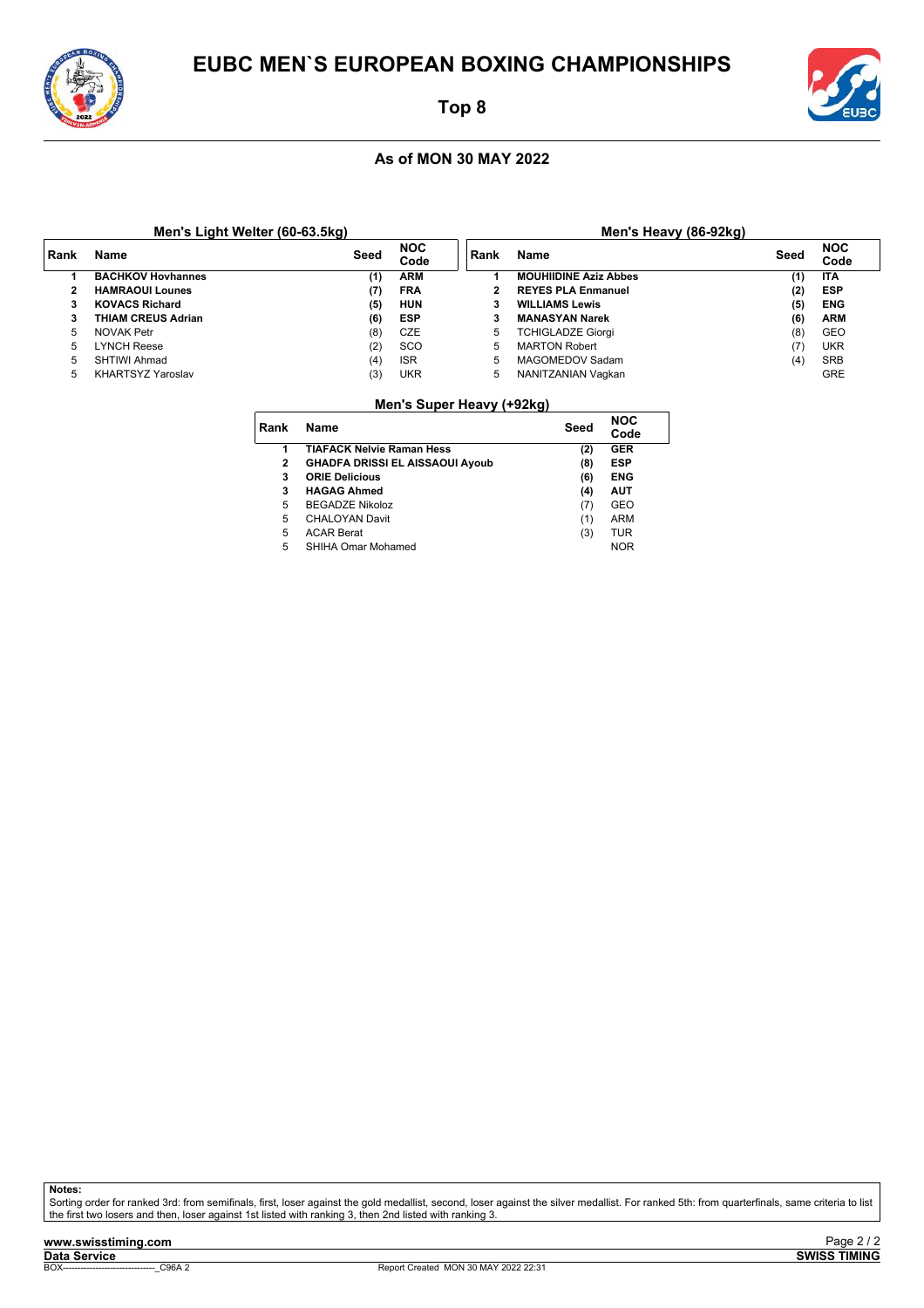# EUBC MEN`S EUROPEAN BOXING CHAMPIONSHIPS

## Top 8

### As of MON 30 MAY 2022

**Men's Light Welter (60-63.5kg)**

| Rank | Name | Seed | NOC Code |
|---|---|---|---|
| **1** | **BACHKOV Hovhannes** | **(1)** | **ARM** |
| **2** | **HAMRAOUI Lounes** | **(7)** | **FRA** |
| **3** | **KOVACS Richard** | **(5)** | **HUN** |
| **3** | **THIAM CREUS Adrian** | **(6)** | **ESP** |
| 5 | NOVAK Petr | (8) | CZE |
| 5 | LYNCH Reese | (2) | SCO |
| 5 | SHTIWI Ahmad | (4) | ISR |
| 5 | KHARTSYZ Yaroslav | (3) | UKR |

**Men's Heavy (86-92kg)**

| Rank | Name | Seed | NOC Code |
|---|---|---|---|
| **1** | **MOUHIIDINE Aziz Abbes** | **(1)** | **ITA** |
| **2** | **REYES PLA Enmanuel** | **(2)** | **ESP** |
| **3** | **WILLIAMS Lewis** | **(5)** | **ENG** |
| **3** | **MANASYAN Narek** | **(6)** | **ARM** |
| 5 | TCHIGLADZE Giorgi | (8) | GEO |
| 5 | MARTON Robert | (7) | UKR |
| 5 | MAGOMEDOV Sadam | (4) | SRB |
| 5 | NANITZANIAN Vagkan | | GRE |

**Men's Super Heavy (+92kg)**

| Rank | Name | Seed | NOC Code |
|---|---|---|---|
| **1** | **TIAFACK Nelvie Raman Hess** | **(2)** | **GER** |
| **2** | **GHADFA DRISSI EL AISSAOUI Ayoub** | **(8)** | **ESP** |
| **3** | **ORIE Delicious** | **(6)** | **ENG** |
| **3** | **HAGAG Ahmed** | **(4)** | **AUT** |
| 5 | BEGADZE Nikoloz | (7) | GEO |
| 5 | CHALOYAN Davit | (1) | ARM |
| 5 | ACAR Berat | (3) | TUR |
| 5 | SHIHA Omar Mohamed | | NOR |

**Notes:**
Sorting order for ranked 3rd: from semifinals, first, loser against the gold medallist, second, loser against the silver medallist. For ranked 5th: from quarterfinals, same criteria to list the first two losers and then, loser against 1st listed with ranking 3, then 2nd listed with ranking 3.

www.swisstiming.com
Data Service
BOX-------------------------------_C96A 2
Report Created MON 30 MAY 2022 22:31
SWISS TIMING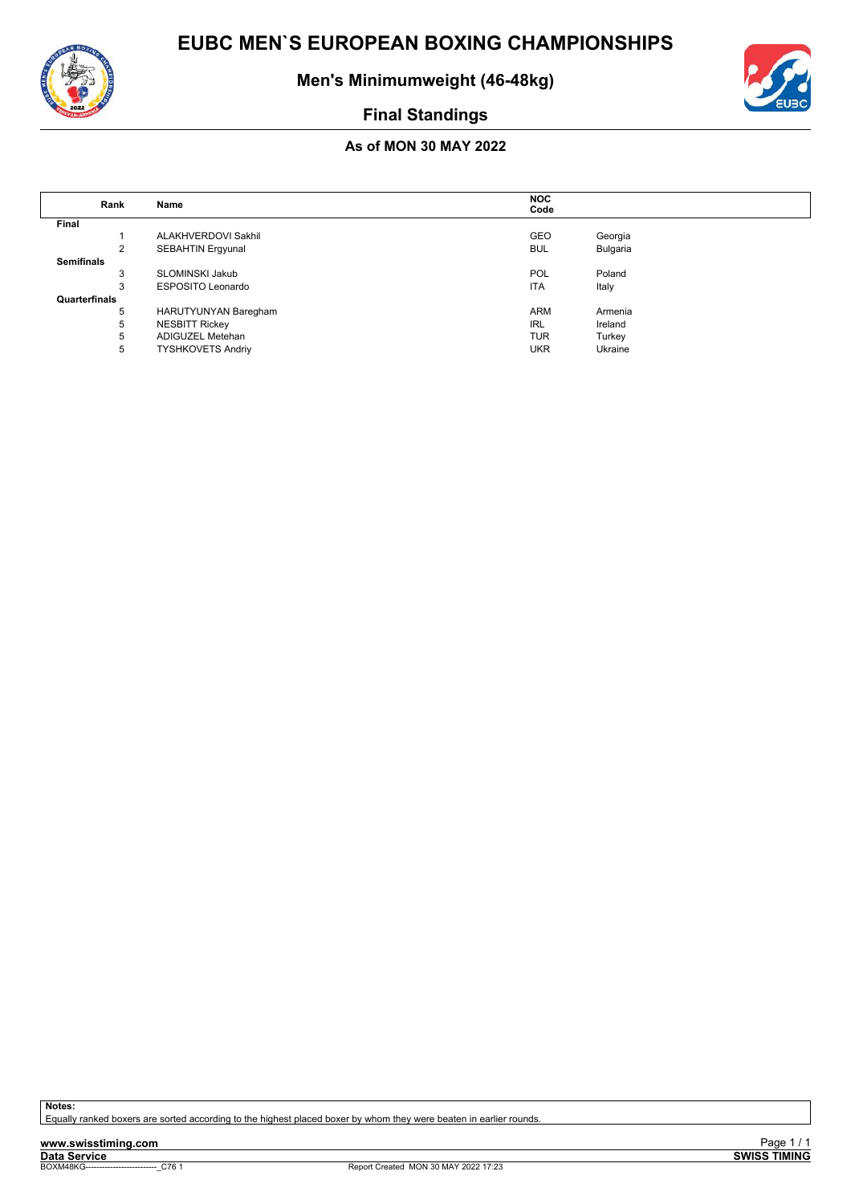# EUBC MEN`S EUROPEAN BOXING CHAMPIONSHIPS

## Men's Minimumweight (46-48kg)

## Final Standings

### As of MON 30 MAY 2022

| Rank | Name | NOC Code | |
|---|---|---|---|
| **Final** | | | |
| 1 | ALAKHVERDOVI Sakhil | GEO | Georgia |
| 2 | SEBAHTIN Ergyunal | BUL | Bulgaria |
| **Semifinals** | | | |
| 3 | SLOMINSKI Jakub | POL | Poland |
| 3 | ESPOSITO Leonardo | ITA | Italy |
| **Quarterfinals** | | | |
| 5 | HARUTYUNYAN Baregham | ARM | Armenia |
| 5 | NESBITT Rickey | IRL | Ireland |
| 5 | ADIGUZEL Metehan | TUR | Turkey |
| 5 | TYSHKOVETS Andriy | UKR | Ukraine |

**Notes:**
Equally ranked boxers are sorted according to the highest placed boxer by whom they were beaten in earlier rounds.

www.swisstiming.com
Data Service
BOXM48KG---------------------------_C76 1 Report Created MON 30 MAY 2022 17:23
SWISS TIMING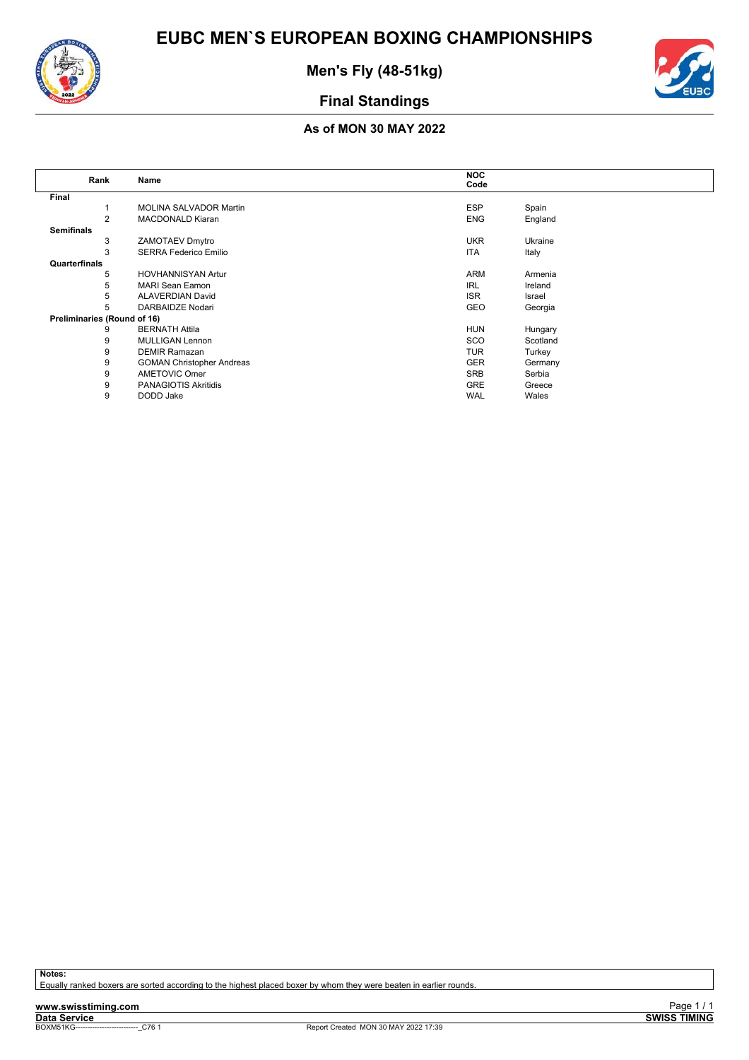# EUBC MEN`S EUROPEAN BOXING CHAMPIONSHIPS

## Men's Fly (48-51kg)

## Final Standings

### As of MON 30 MAY 2022

| Rank | Name | NOC Code | |
|---|---|---|---|
| **Final** | | | |
| 1 | MOLINA SALVADOR Martin | ESP | Spain |
| 2 | MACDONALD Kiaran | ENG | England |
| **Semifinals** | | | |
| 3 | ZAMOTAEV Dmytro | UKR | Ukraine |
| 3 | SERRA Federico Emilio | ITA | Italy |
| **Quarterfinals** | | | |
| 5 | HOVHANNISYAN Artur | ARM | Armenia |
| 5 | MARI Sean Eamon | IRL | Ireland |
| 5 | ALAVERDIAN David | ISR | Israel |
| 5 | DARBAIDZE Nodari | GEO | Georgia |
| **Preliminaries (Round of 16)** | | | |
| 9 | BERNATH Attila | HUN | Hungary |
| 9 | MULLIGAN Lennon | SCO | Scotland |
| 9 | DEMIR Ramazan | TUR | Turkey |
| 9 | GOMAN Christopher Andreas | GER | Germany |
| 9 | AMETOVIC Omer | SRB | Serbia |
| 9 | PANAGIOTIS Akritidis | GRE | Greece |
| 9 | DODD Jake | WAL | Wales |

**Notes:**
Equally ranked boxers are sorted according to the highest placed boxer by whom they were beaten in earlier rounds.

www.swisstiming.com
**Data Service**
BOXM51KG---------------------------_C76 1 Report Created MON 30 MAY 2022 17:39
**SWISS TIMING**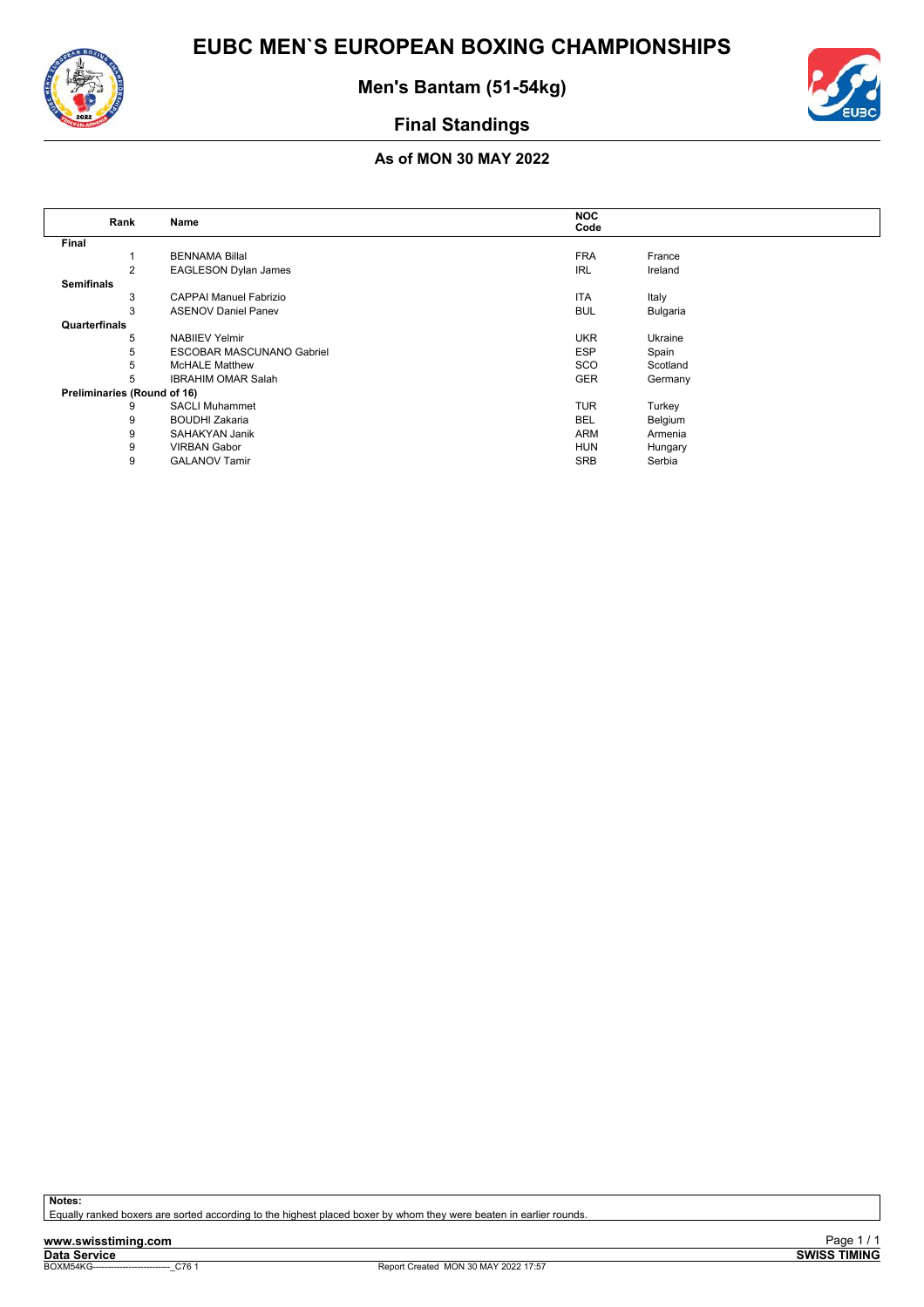# EUBC MEN`S EUROPEAN BOXING CHAMPIONSHIPS

## Men's Bantam (51-54kg)

## Final Standings

### As of MON 30 MAY 2022

| Rank | Name | NOC Code | |
|---|---|---|---|
| **Final** | | | |
| 1 | BENNAMA Billal | FRA | France |
| 2 | EAGLESON Dylan James | IRL | Ireland |
| **Semifinals** | | | |
| 3 | CAPPAI Manuel Fabrizio | ITA | Italy |
| 3 | ASENOV Daniel Panev | BUL | Bulgaria |
| **Quarterfinals** | | | |
| 5 | NABIIEV Yelmir | UKR | Ukraine |
| 5 | ESCOBAR MASCUNANO Gabriel | ESP | Spain |
| 5 | McHALE Matthew | SCO | Scotland |
| 5 | IBRAHIM OMAR Salah | GER | Germany |
| **Preliminaries (Round of 16)** | | | |
| 9 | SACLI Muhammet | TUR | Turkey |
| 9 | BOUDHI Zakaria | BEL | Belgium |
| 9 | SAHAKYAN Janik | ARM | Armenia |
| 9 | VIRBAN Gabor | HUN | Hungary |
| 9 | GALANOV Tamir | SRB | Serbia |

**Notes:**
Equally ranked boxers are sorted according to the highest placed boxer by whom they were beaten in earlier rounds.

www.swisstiming.com
Data Service
BOXM54KG---------------------------_C76 1 Report Created MON 30 MAY 2022 17:57
SWISS TIMING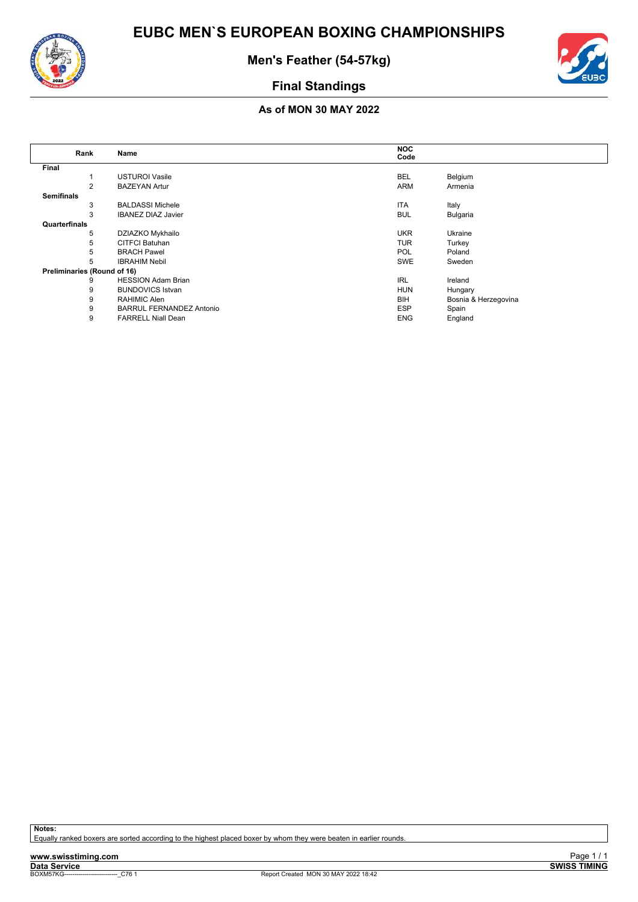# EUBC MEN`S EUROPEAN BOXING CHAMPIONSHIPS

## Men's Feather (54-57kg)

## Final Standings

### As of MON 30 MAY 2022

| Rank | Name | NOC Code | |
|---|---|---|---|
| **Final** | | | |
| 1 | USTUROI Vasile | BEL | Belgium |
| 2 | BAZEYAN Artur | ARM | Armenia |
| **Semifinals** | | | |
| 3 | BALDASSI Michele | ITA | Italy |
| 3 | IBANEZ DIAZ Javier | BUL | Bulgaria |
| **Quarterfinals** | | | |
| 5 | DZIAZKO Mykhailo | UKR | Ukraine |
| 5 | CITFCI Batuhan | TUR | Turkey |
| 5 | BRACH Pawel | POL | Poland |
| 5 | IBRAHIM Nebil | SWE | Sweden |
| **Preliminaries (Round of 16)** | | | |
| 9 | HESSION Adam Brian | IRL | Ireland |
| 9 | BUNDOVICS Istvan | HUN | Hungary |
| 9 | RAHIMIC Alen | BIH | Bosnia & Herzegovina |
| 9 | BARRUL FERNANDEZ Antonio | ESP | Spain |
| 9 | FARRELL Niall Dean | ENG | England |

**Notes:**
Equally ranked boxers are sorted according to the highest placed boxer by whom they were beaten in earlier rounds.

www.swisstiming.com
Data Service
BOXM57KG---------------------------_C76 1
Report Created MON 30 MAY 2022 18:42
SWISS TIMING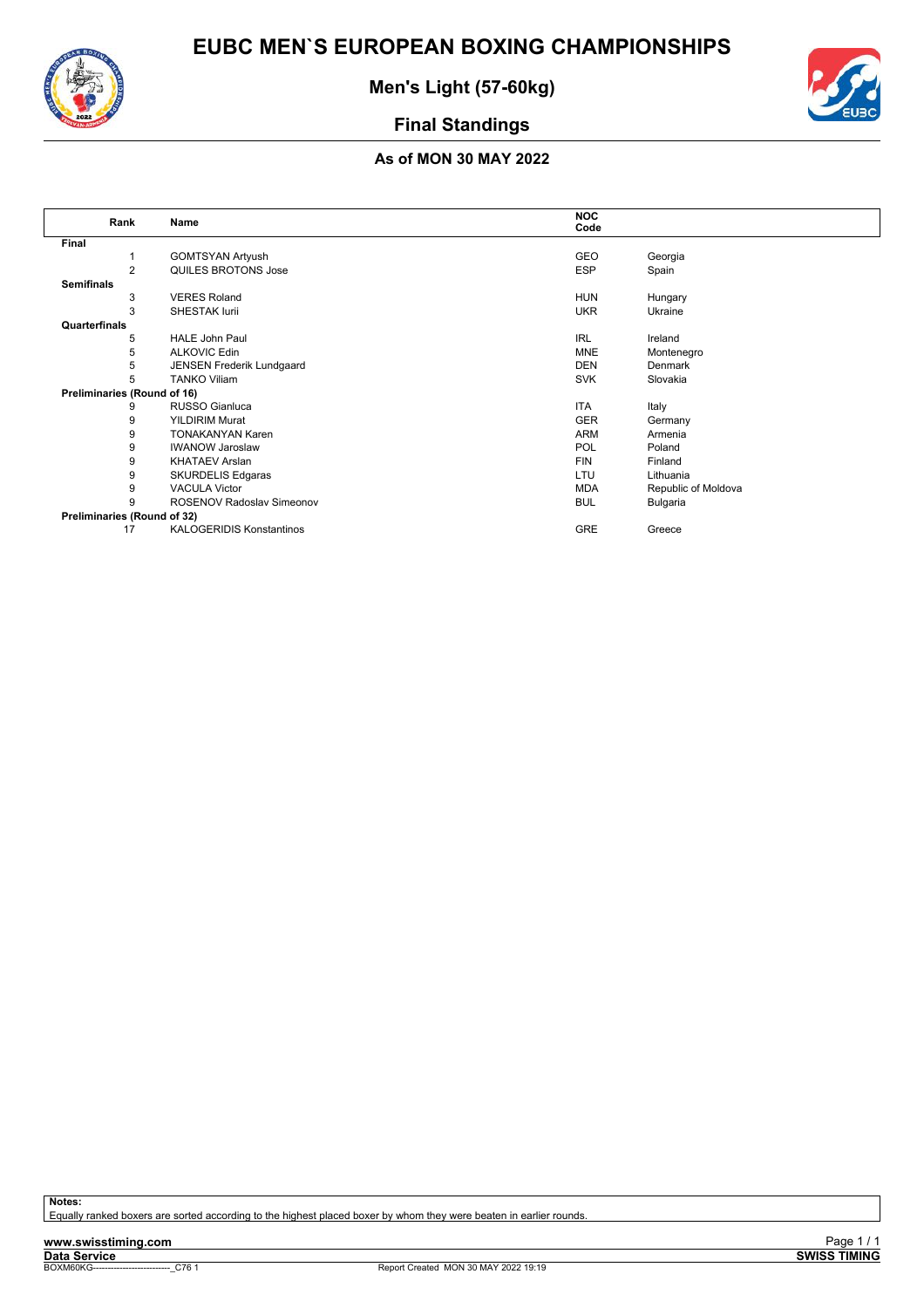# EUBC MEN`S EUROPEAN BOXING CHAMPIONSHIPS

## Men's Light (57-60kg)

## Final Standings

### As of MON 30 MAY 2022

| Rank | Name | NOC Code | |
|---|---|---|---|
| **Final** | | | |
| 1 | GOMTSYAN Artyush | GEO | Georgia |
| 2 | QUILES BROTONS Jose | ESP | Spain |
| **Semifinals** | | | |
| 3 | VERES Roland | HUN | Hungary |
| 3 | SHESTAK Iurii | UKR | Ukraine |
| **Quarterfinals** | | | |
| 5 | HALE John Paul | IRL | Ireland |
| 5 | ALKOVIC Edin | MNE | Montenegro |
| 5 | JENSEN Frederik Lundgaard | DEN | Denmark |
| 5 | TANKO Viliam | SVK | Slovakia |
| **Preliminaries (Round of 16)** | | | |
| 9 | RUSSO Gianluca | ITA | Italy |
| 9 | YILDIRIM Murat | GER | Germany |
| 9 | TONAKANYAN Karen | ARM | Armenia |
| 9 | IWANOW Jaroslaw | POL | Poland |
| 9 | KHATAEV Arslan | FIN | Finland |
| 9 | SKURDELIS Edgaras | LTU | Lithuania |
| 9 | VACULA Victor | MDA | Republic of Moldova |
| 9 | ROSENOV Radoslav Simeonov | BUL | Bulgaria |
| **Preliminaries (Round of 32)** | | | |
| 17 | KALOGERIDIS Konstantinos | GRE | Greece |

**Notes:**
Equally ranked boxers are sorted according to the highest placed boxer by whom they were beaten in earlier rounds.

www.swisstiming.com
Data Service
BOXM60KG---------------------------_C76 1 Report Created MON 30 MAY 2022 19:19
SWISS TIMING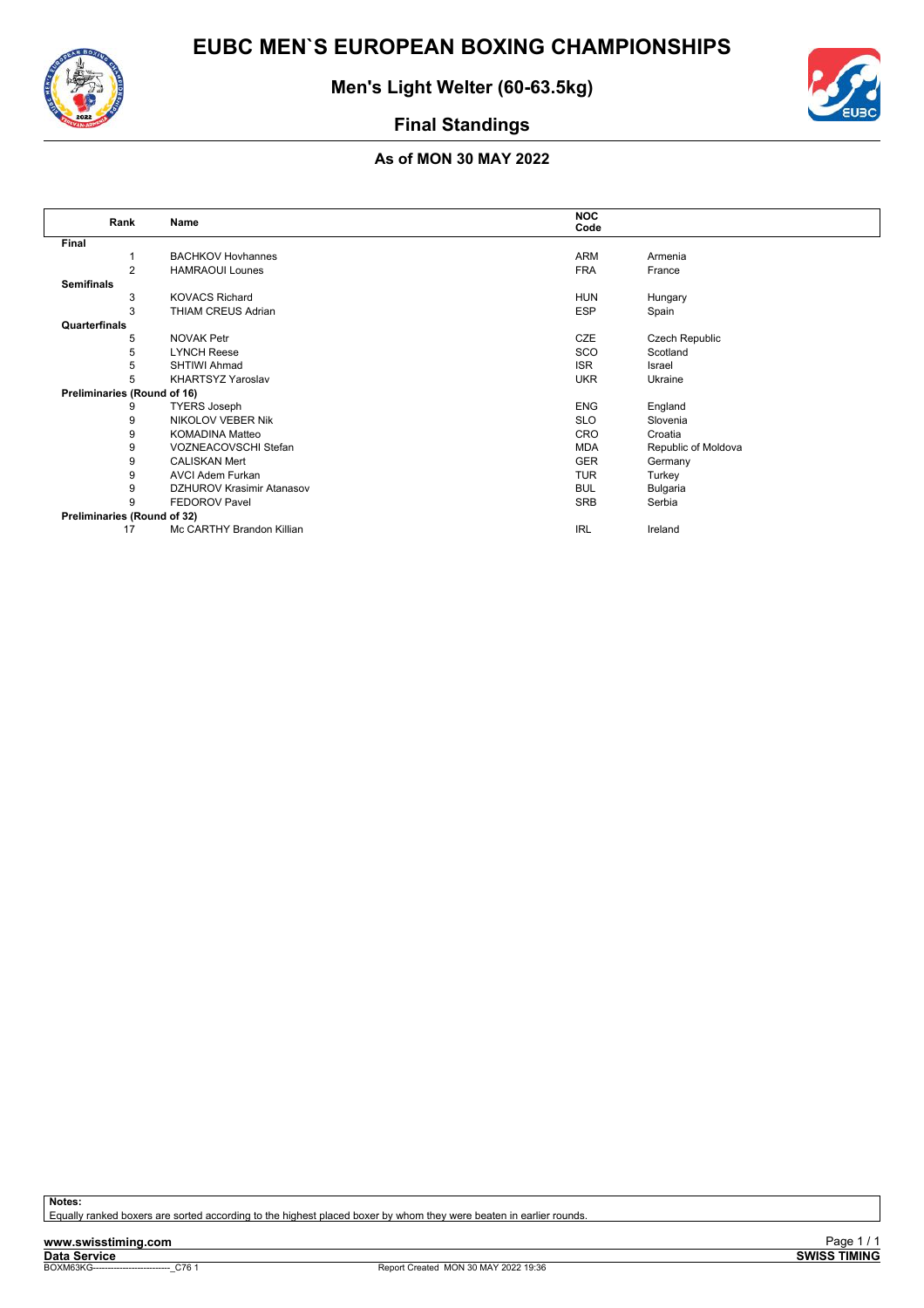# EUBC MEN`S EUROPEAN BOXING CHAMPIONSHIPS

## Men's Light Welter (60-63.5kg)

## Final Standings

### As of MON 30 MAY 2022

| Rank | Name | NOC Code | |
|---|---|---|---|
| **Final** | | | |
| 1 | BACHKOV Hovhannes | ARM | Armenia |
| 2 | HAMRAOUI Lounes | FRA | France |
| **Semifinals** | | | |
| 3 | KOVACS Richard | HUN | Hungary |
| 3 | THIAM CREUS Adrian | ESP | Spain |
| **Quarterfinals** | | | |
| 5 | NOVAK Petr | CZE | Czech Republic |
| 5 | LYNCH Reese | SCO | Scotland |
| 5 | SHTIWI Ahmad | ISR | Israel |
| 5 | KHARTSYZ Yaroslav | UKR | Ukraine |
| **Preliminaries (Round of 16)** | | | |
| 9 | TYERS Joseph | ENG | England |
| 9 | NIKOLOV VEBER Nik | SLO | Slovenia |
| 9 | KOMADINA Matteo | CRO | Croatia |
| 9 | VOZNEACOVSCHI Stefan | MDA | Republic of Moldova |
| 9 | CALISKAN Mert | GER | Germany |
| 9 | AVCI Adem Furkan | TUR | Turkey |
| 9 | DZHUROV Krasimir Atanasov | BUL | Bulgaria |
| 9 | FEDOROV Pavel | SRB | Serbia |
| **Preliminaries (Round of 32)** | | | |
| 17 | Mc CARTHY Brandon Killian | IRL | Ireland |

**Notes:**
Equally ranked boxers are sorted according to the highest placed boxer by whom they were beaten in earlier rounds.

www.swisstiming.com
Data Service
BOXM63KG---------------------------_C76 1 Report Created MON 30 MAY 2022 19:36
SWISS TIMING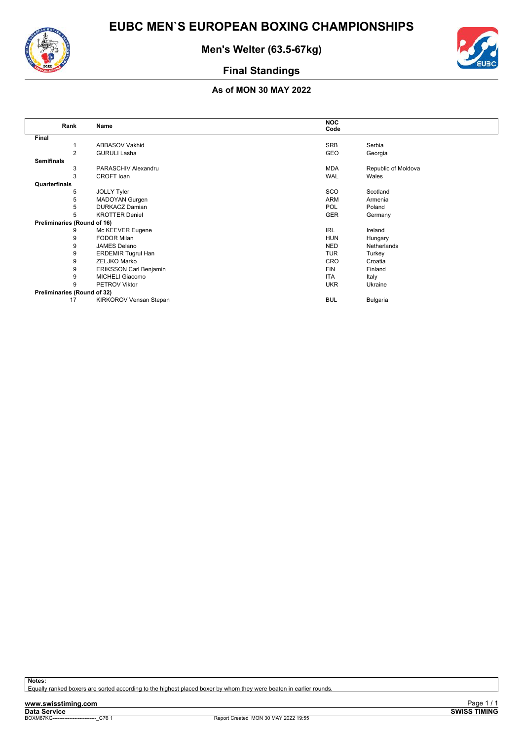# EUBC MEN`S EUROPEAN BOXING CHAMPIONSHIPS

## Men's Welter (63.5-67kg)

## Final Standings

### As of MON 30 MAY 2022

| Rank | Name | NOC Code | |
|---|---|---|---|
| **Final** | | | |
| 1 | ABBASOV Vakhid | SRB | Serbia |
| 2 | GURULI Lasha | GEO | Georgia |
| **Semifinals** | | | |
| 3 | PARASCHIV Alexandru | MDA | Republic of Moldova |
| 3 | CROFT Ioan | WAL | Wales |
| **Quarterfinals** | | | |
| 5 | JOLLY Tyler | SCO | Scotland |
| 5 | MADOYAN Gurgen | ARM | Armenia |
| 5 | DURKACZ Damian | POL | Poland |
| 5 | KROTTER Deniel | GER | Germany |
| **Preliminaries (Round of 16)** | | | |
| 9 | Mc KEEVER Eugene | IRL | Ireland |
| 9 | FODOR Milan | HUN | Hungary |
| 9 | JAMES Delano | NED | Netherlands |
| 9 | ERDEMIR Tugrul Han | TUR | Turkey |
| 9 | ZELJKO Marko | CRO | Croatia |
| 9 | ERIKSSON Carl Benjamin | FIN | Finland |
| 9 | MICHELI Giacomo | ITA | Italy |
| 9 | PETROV Viktor | UKR | Ukraine |
| **Preliminaries (Round of 32)** | | | |
| 17 | KIRKOROV Vensan Stepan | BUL | Bulgaria |

**Notes:**
Equally ranked boxers are sorted according to the highest placed boxer by whom they were beaten in earlier rounds.

www.swisstiming.com
Data Service
BOXM67KG--------------------------_C76 1 Report Created MON 30 MAY 2022 19:55
SWISS TIMING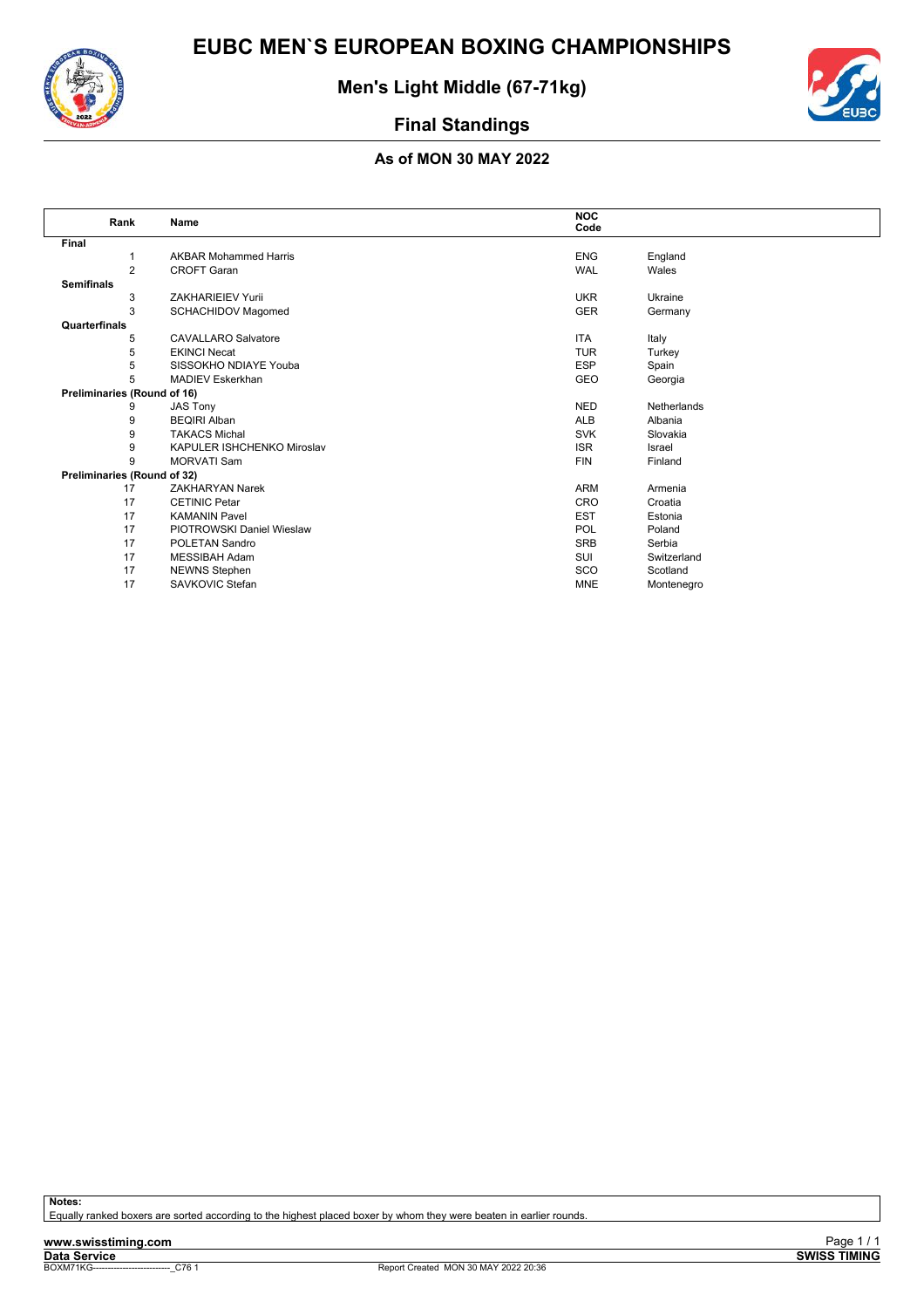# EUBC MEN`S EUROPEAN BOXING CHAMPIONSHIPS

## Men's Light Middle (67-71kg)

## Final Standings

### As of MON 30 MAY 2022

| Rank | Name | NOC Code | |
|---|---|---|---|
| **Final** | | | |
| 1 | AKBAR Mohammed Harris | ENG | England |
| 2 | CROFT Garan | WAL | Wales |
| **Semifinals** | | | |
| 3 | ZAKHARIEIEV Yurii | UKR | Ukraine |
| 3 | SCHACHIDOV Magomed | GER | Germany |
| **Quarterfinals** | | | |
| 5 | CAVALLARO Salvatore | ITA | Italy |
| 5 | EKINCI Necat | TUR | Turkey |
| 5 | SISSOKHO NDIAYE Youba | ESP | Spain |
| 5 | MADIEV Eskerkhan | GEO | Georgia |
| **Preliminaries (Round of 16)** | | | |
| 9 | JAS Tony | NED | Netherlands |
| 9 | BEQIRI Alban | ALB | Albania |
| 9 | TAKACS Michal | SVK | Slovakia |
| 9 | KAPULER ISHCHENKO Miroslav | ISR | Israel |
| 9 | MORVATI Sam | FIN | Finland |
| **Preliminaries (Round of 32)** | | | |
| 17 | ZAKHARYAN Narek | ARM | Armenia |
| 17 | CETINIC Petar | CRO | Croatia |
| 17 | KAMANIN Pavel | EST | Estonia |
| 17 | PIOTROWSKI Daniel Wieslaw | POL | Poland |
| 17 | POLETAN Sandro | SRB | Serbia |
| 17 | MESSIBAH Adam | SUI | Switzerland |
| 17 | NEWNS Stephen | SCO | Scotland |
| 17 | SAVKOVIC Stefan | MNE | Montenegro |

**Notes:**
Equally ranked boxers are sorted according to the highest placed boxer by whom they were beaten in earlier rounds.

www.swisstiming.com
Data Service
BOXM71KG---------------------------_C76 1 Report Created MON 30 MAY 2022 20:36
SWISS TIMING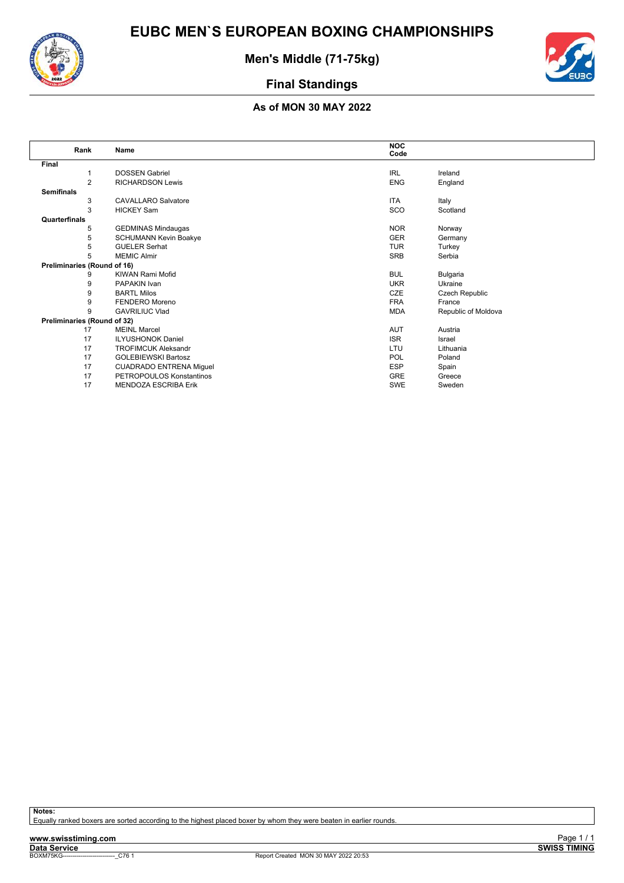# EUBC MEN`S EUROPEAN BOXING CHAMPIONSHIPS

## Men's Middle (71-75kg)

## Final Standings

### As of MON 30 MAY 2022

| Rank | Name | NOC Code | |
|---|---|---|---|
| **Final** | | | |
| 1 | DOSSEN Gabriel | IRL | Ireland |
| 2 | RICHARDSON Lewis | ENG | England |
| **Semifinals** | | | |
| 3 | CAVALLARO Salvatore | ITA | Italy |
| 3 | HICKEY Sam | SCO | Scotland |
| **Quarterfinals** | | | |
| 5 | GEDMINAS Mindaugas | NOR | Norway |
| 5 | SCHUMANN Kevin Boakye | GER | Germany |
| 5 | GUELER Serhat | TUR | Turkey |
| 5 | MEMIC Almir | SRB | Serbia |
| **Preliminaries (Round of 16)** | | | |
| 9 | KIWAN Rami Mofid | BUL | Bulgaria |
| 9 | PAPAKIN Ivan | UKR | Ukraine |
| 9 | BARTL Milos | CZE | Czech Republic |
| 9 | FENDERO Moreno | FRA | France |
| 9 | GAVRILIUC Vlad | MDA | Republic of Moldova |
| **Preliminaries (Round of 32)** | | | |
| 17 | MEINL Marcel | AUT | Austria |
| 17 | ILYUSHONOK Daniel | ISR | Israel |
| 17 | TROFIMCUK Aleksandr | LTU | Lithuania |
| 17 | GOLEBIEWSKI Bartosz | POL | Poland |
| 17 | CUADRADO ENTRENA Miguel | ESP | Spain |
| 17 | PETROPOULOS Konstantinos | GRE | Greece |
| 17 | MENDOZA ESCRIBA Erik | SWE | Sweden |

**Notes:**
Equally ranked boxers are sorted according to the highest placed boxer by whom they were beaten in earlier rounds.

www.swisstiming.com
Data Service
BOXM75KG---------------------------_C76 1
Report Created MON 30 MAY 2022 20:53
SWISS TIMING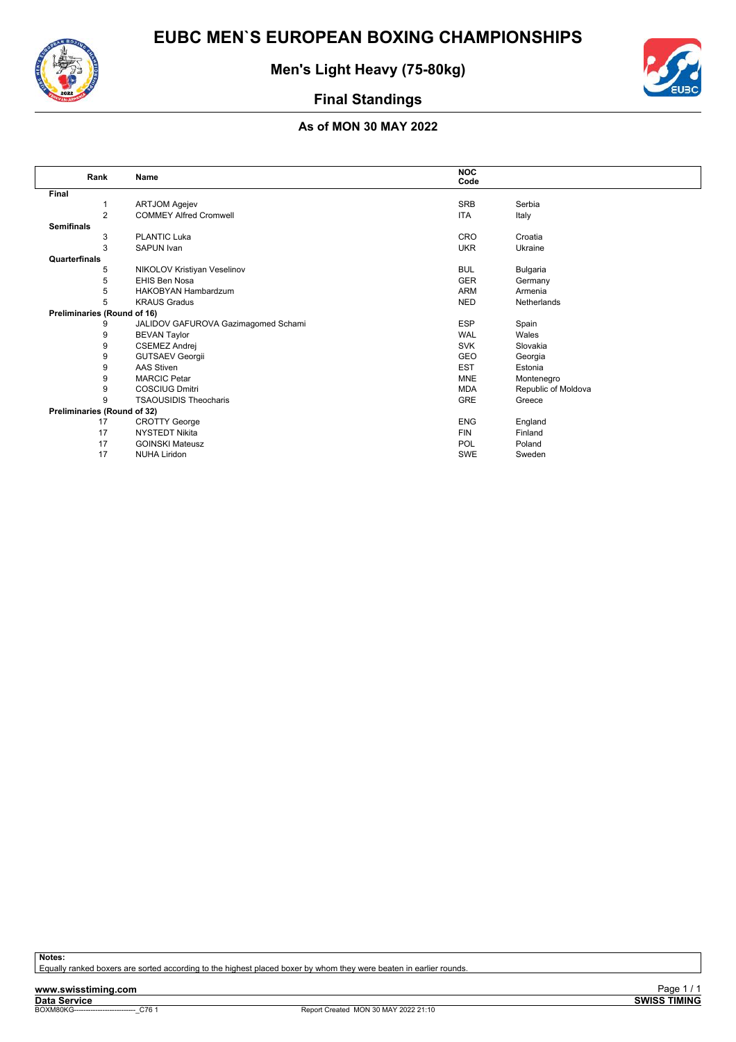# EUBC MEN`S EUROPEAN BOXING CHAMPIONSHIPS

## Men's Light Heavy (75-80kg)

## Final Standings

### As of MON 30 MAY 2022

| Rank | Name | NOC Code | |
|---|---|---|---|
| **Final** | | | |
| 1 | ARTJOM Agejev | SRB | Serbia |
| 2 | COMMEY Alfred Cromwell | ITA | Italy |
| **Semifinals** | | | |
| 3 | PLANTIC Luka | CRO | Croatia |
| 3 | SAPUN Ivan | UKR | Ukraine |
| **Quarterfinals** | | | |
| 5 | NIKOLOV Kristiyan Veselinov | BUL | Bulgaria |
| 5 | EHIS Ben Nosa | GER | Germany |
| 5 | HAKOBYAN Hambardzum | ARM | Armenia |
| 5 | KRAUS Gradus | NED | Netherlands |
| **Preliminaries (Round of 16)** | | | |
| 9 | JALIDOV GAFUROVA Gazimagomed Schami | ESP | Spain |
| 9 | BEVAN Taylor | WAL | Wales |
| 9 | CSEMEZ Andrej | SVK | Slovakia |
| 9 | GUTSAEV Georgii | GEO | Georgia |
| 9 | AAS Stiven | EST | Estonia |
| 9 | MARCIC Petar | MNE | Montenegro |
| 9 | COSCIUG Dmitri | MDA | Republic of Moldova |
| 9 | TSAOUSIDIS Theocharis | GRE | Greece |
| **Preliminaries (Round of 32)** | | | |
| 17 | CROTTY George | ENG | England |
| 17 | NYSTEDT Nikita | FIN | Finland |
| 17 | GOINSKI Mateusz | POL | Poland |
| 17 | NUHA Liridon | SWE | Sweden |

**Notes:**
Equally ranked boxers are sorted according to the highest placed boxer by whom they were beaten in earlier rounds.

www.swisstiming.com
Data Service
BOXM80KG---------------------------_C76 1 Report Created MON 30 MAY 2022 21:10
SWISS TIMING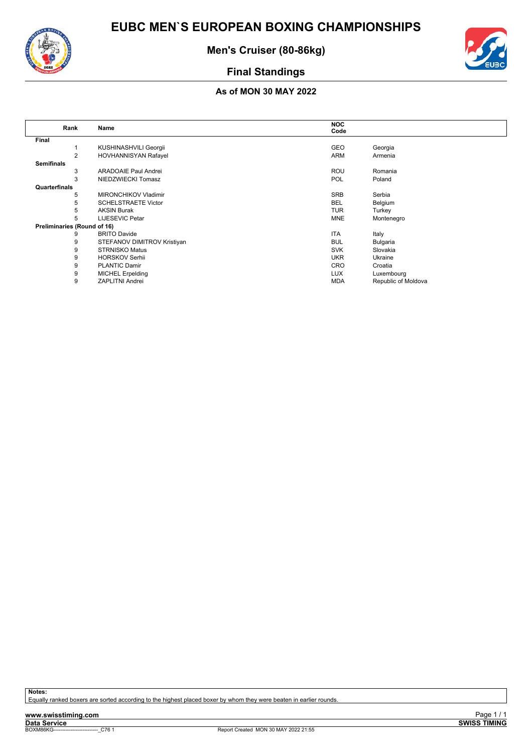# EUBC MEN`S EUROPEAN BOXING CHAMPIONSHIPS

## Men's Cruiser (80-86kg)

## Final Standings

### As of MON 30 MAY 2022

| Rank | Name | NOC Code | |
|---|---|---|---|
| **Final** | | | |
| 1 | KUSHINASHVILI Georgii | GEO | Georgia |
| 2 | HOVHANNISYAN Rafayel | ARM | Armenia |
| **Semifinals** | | | |
| 3 | ARADOAIE Paul Andrei | ROU | Romania |
| 3 | NIEDZWIECKI Tomasz | POL | Poland |
| **Quarterfinals** | | | |
| 5 | MIRONCHIKOV Vladimir | SRB | Serbia |
| 5 | SCHELSTRAETE Victor | BEL | Belgium |
| 5 | AKSIN Burak | TUR | Turkey |
| 5 | LIJESEVIC Petar | MNE | Montenegro |
| **Preliminaries (Round of 16)** | | | |
| 9 | BRITO Davide | ITA | Italy |
| 9 | STEFANOV DIMITROV Kristiyan | BUL | Bulgaria |
| 9 | STRNISKO Matus | SVK | Slovakia |
| 9 | HORSKOV Serhii | UKR | Ukraine |
| 9 | PLANTIC Damir | CRO | Croatia |
| 9 | MICHEL Erpelding | LUX | Luxembourg |
| 9 | ZAPLITNI Andrei | MDA | Republic of Moldova |

**Notes:**
Equally ranked boxers are sorted according to the highest placed boxer by whom they were beaten in earlier rounds.

www.swisstiming.com
Data Service
BOXM86KG-----------------------------_C76 1 Report Created MON 30 MAY 2022 21:55
SWISS TIMING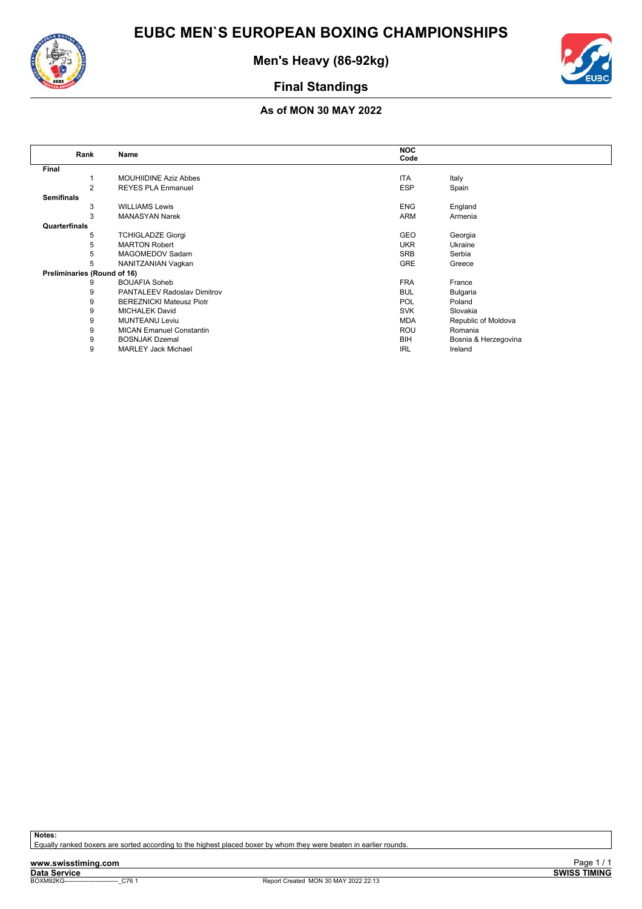# EUBC MEN`S EUROPEAN BOXING CHAMPIONSHIPS

## Men's Heavy (86-92kg)

## Final Standings

### As of MON 30 MAY 2022

| Rank | Name | NOC Code | |
|---|---|---|---|
| **Final** | | | |
| 1 | MOUHIIDINE Aziz Abbes | ITA | Italy |
| 2 | REYES PLA Enmanuel | ESP | Spain |
| **Semifinals** | | | |
| 3 | WILLIAMS Lewis | ENG | England |
| 3 | MANASYAN Narek | ARM | Armenia |
| **Quarterfinals** | | | |
| 5 | TCHIGLADZE Giorgi | GEO | Georgia |
| 5 | MARTON Robert | UKR | Ukraine |
| 5 | MAGOMEDOV Sadam | SRB | Serbia |
| 5 | NANITZANIAN Vagkan | GRE | Greece |
| **Preliminaries (Round of 16)** | | | |
| 9 | BOUAFIA Soheb | FRA | France |
| 9 | PANTALEEV Radoslav Dimitrov | BUL | Bulgaria |
| 9 | BEREZNICKI Mateusz Piotr | POL | Poland |
| 9 | MICHALEK David | SVK | Slovakia |
| 9 | MUNTEANU Leviu | MDA | Republic of Moldova |
| 9 | MICAN Emanuel Constantin | ROU | Romania |
| 9 | BOSNJAK Dzemal | BIH | Bosnia & Herzegovina |
| 9 | MARLEY Jack Michael | IRL | Ireland |

**Notes:**
Equally ranked boxers are sorted according to the highest placed boxer by whom they were beaten in earlier rounds.

www.swisstiming.com
Data Service
BOXM92KG----------------------------_C76 1 Report Created MON 30 MAY 2022 22:13
SWISS TIMING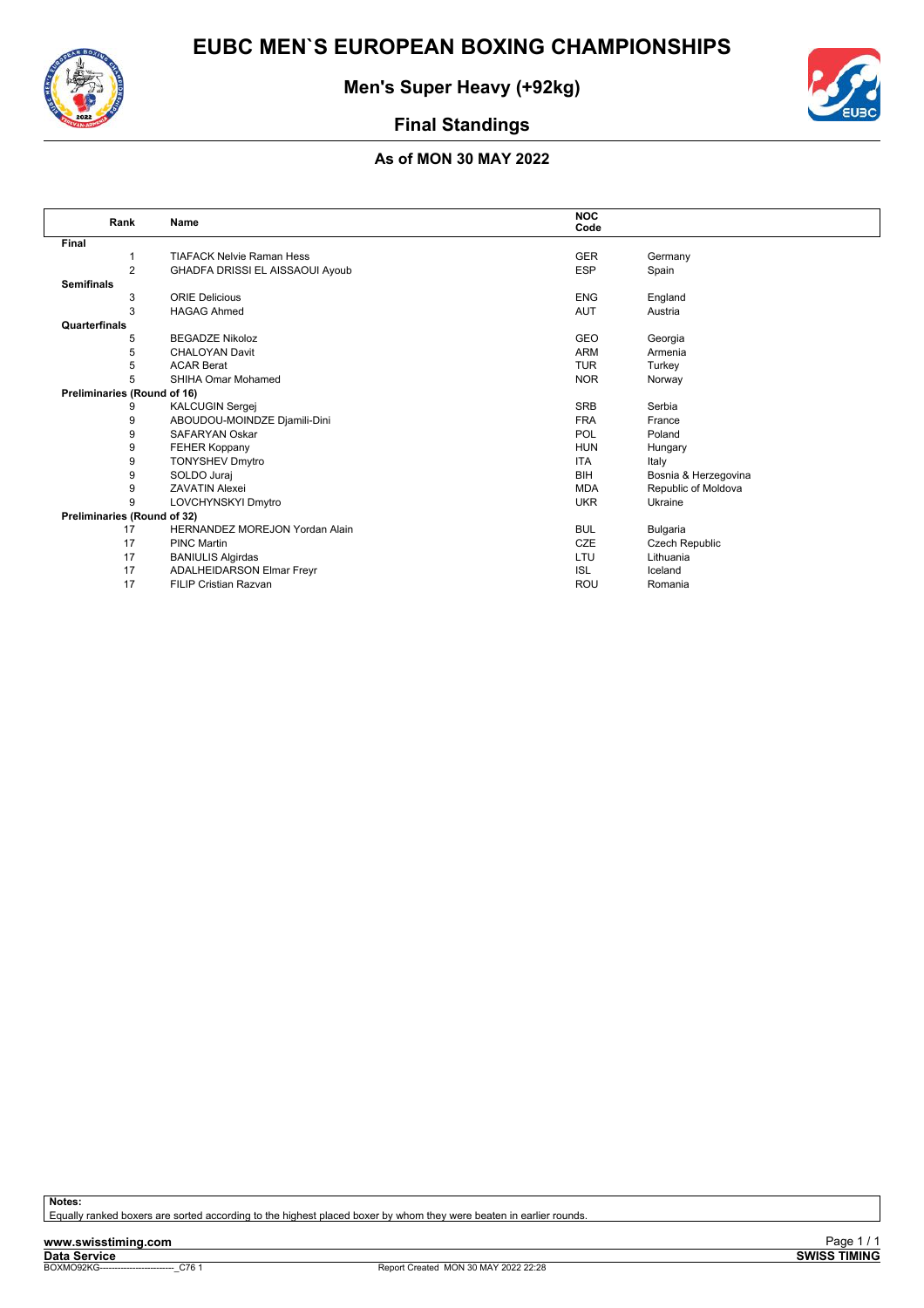# EUBC MEN`S EUROPEAN BOXING CHAMPIONSHIPS

## Men's Super Heavy (+92kg)

## Final Standings

### As of MON 30 MAY 2022

| Rank | Name | NOC Code | |
|---|---|---|---|
| **Final** | | | |
| 1 | TIAFACK Nelvie Raman Hess | GER | Germany |
| 2 | GHADFA DRISSI EL AISSAOUI Ayoub | ESP | Spain |
| **Semifinals** | | | |
| 3 | ORIE Delicious | ENG | England |
| 3 | HAGAG Ahmed | AUT | Austria |
| **Quarterfinals** | | | |
| 5 | BEGADZE Nikoloz | GEO | Georgia |
| 5 | CHALOYAN Davit | ARM | Armenia |
| 5 | ACAR Berat | TUR | Turkey |
| 5 | SHIHA Omar Mohamed | NOR | Norway |
| **Preliminaries (Round of 16)** | | | |
| 9 | KALCUGIN Sergej | SRB | Serbia |
| 9 | ABOUDOU-MOINDZE Djamili-Dini | FRA | France |
| 9 | SAFARYAN Oskar | POL | Poland |
| 9 | FEHER Koppany | HUN | Hungary |
| 9 | TONYSHEV Dmytro | ITA | Italy |
| 9 | SOLDO Juraj | BIH | Bosnia & Herzegovina |
| 9 | ZAVATIN Alexei | MDA | Republic of Moldova |
| 9 | LOVCHYNSKYI Dmytro | UKR | Ukraine |
| **Preliminaries (Round of 32)** | | | |
| 17 | HERNANDEZ MOREJON Yordan Alain | BUL | Bulgaria |
| 17 | PINC Martin | CZE | Czech Republic |
| 17 | BANIULIS Algirdas | LTU | Lithuania |
| 17 | ADALHEIDARSON Elmar Freyr | ISL | Iceland |
| 17 | FILIP Cristian Razvan | ROU | Romania |

**Notes:**
Equally ranked boxers are sorted according to the highest placed boxer by whom they were beaten in earlier rounds.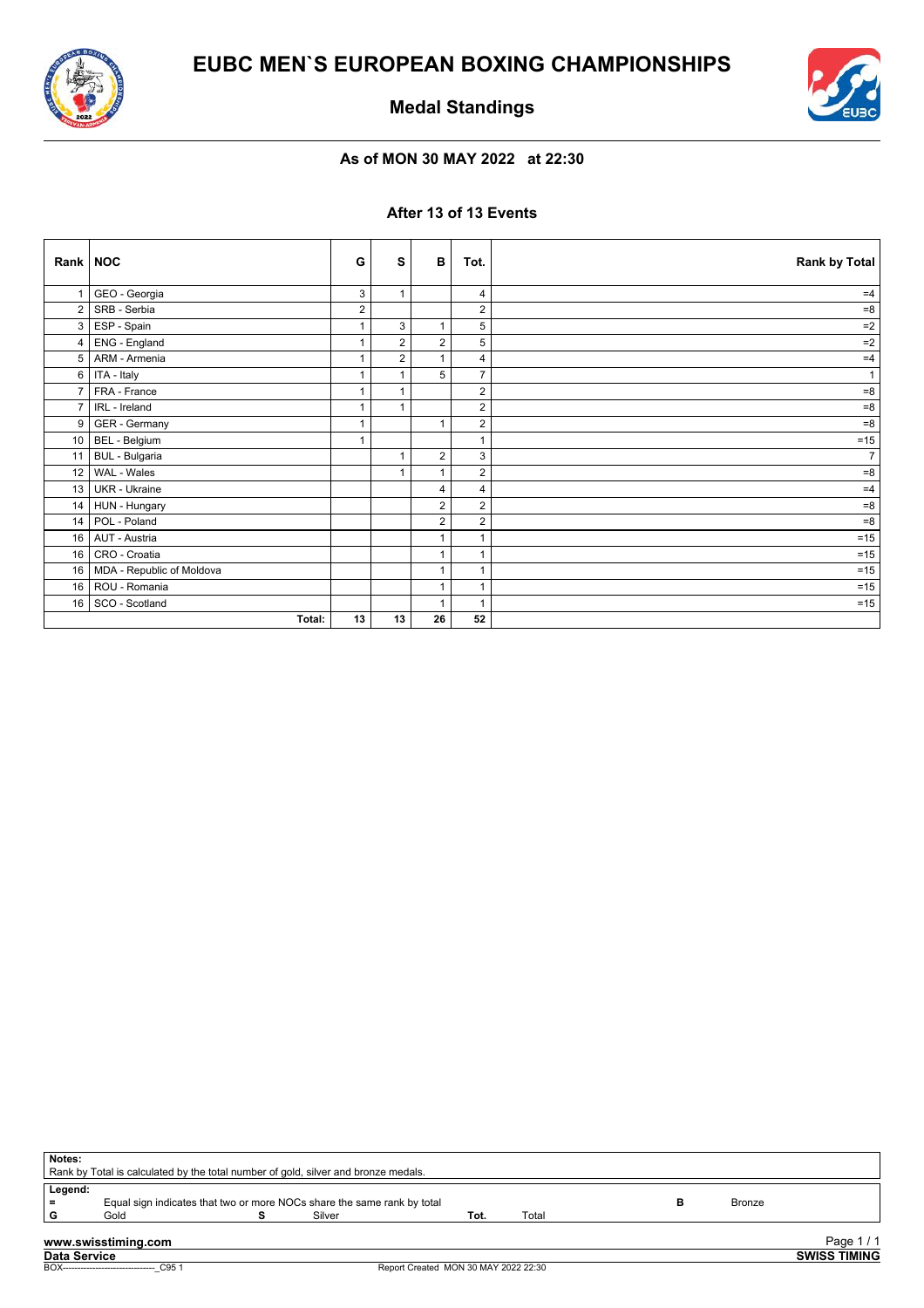# EUBC MEN`S EUROPEAN BOXING CHAMPIONSHIPS

## Medal Standings

### As of MON 30 MAY 2022 at 22:30

### After 13 of 13 Events

| Rank | NOC | G | S | B | Tot. | Rank by Total |
|---|---|---|---|---|---|---|
| 1 | GEO - Georgia | 3 | 1 | | 4 | =4 |
| 2 | SRB - Serbia | 2 | | | 2 | =8 |
| 3 | ESP - Spain | 1 | 3 | 1 | 5 | =2 |
| 4 | ENG - England | 1 | 2 | 2 | 5 | =2 |
| 5 | ARM - Armenia | 1 | 2 | 1 | 4 | =4 |
| 6 | ITA - Italy | 1 | 1 | 5 | 7 | 1 |
| 7 | FRA - France | 1 | 1 | | 2 | =8 |
| 7 | IRL - Ireland | 1 | 1 | | 2 | =8 |
| 9 | GER - Germany | 1 | | 1 | 2 | =8 |
| 10 | BEL - Belgium | 1 | | | 1 | =15 |
| 11 | BUL - Bulgaria | | 1 | 2 | 3 | 7 |
| 12 | WAL - Wales | | 1 | 1 | 2 | =8 |
| 13 | UKR - Ukraine | | | 4 | 4 | =4 |
| 14 | HUN - Hungary | | | 2 | 2 | =8 |
| 14 | POL - Poland | | | 2 | 2 | =8 |
| 16 | AUT - Austria | | | 1 | 1 | =15 |
| 16 | CRO - Croatia | | | 1 | 1 | =15 |
| 16 | MDA - Republic of Moldova | | | 1 | 1 | =15 |
| 16 | ROU - Romania | | | 1 | 1 | =15 |
| 16 | SCO - Scotland | | | 1 | 1 | =15 |
| | **Total:** | **13** | **13** | **26** | **52** | |

**Notes:**
Rank by Total is calculated by the total number of gold, silver and bronze medals.

**Legend:**

| | | | | | | | |
|---|---|---|---|---|---|---|---|
| = | Equal sign indicates that two or more NOCs share the same rank by total | | | | | B | Bronze |
| G | Gold | S | Silver | Tot. | Total | | |

www.swisstiming.com

Data Service

SWISS TIMING

BOX-------------------------------_C95 1

Report Created MON 30 MAY 2022 22:30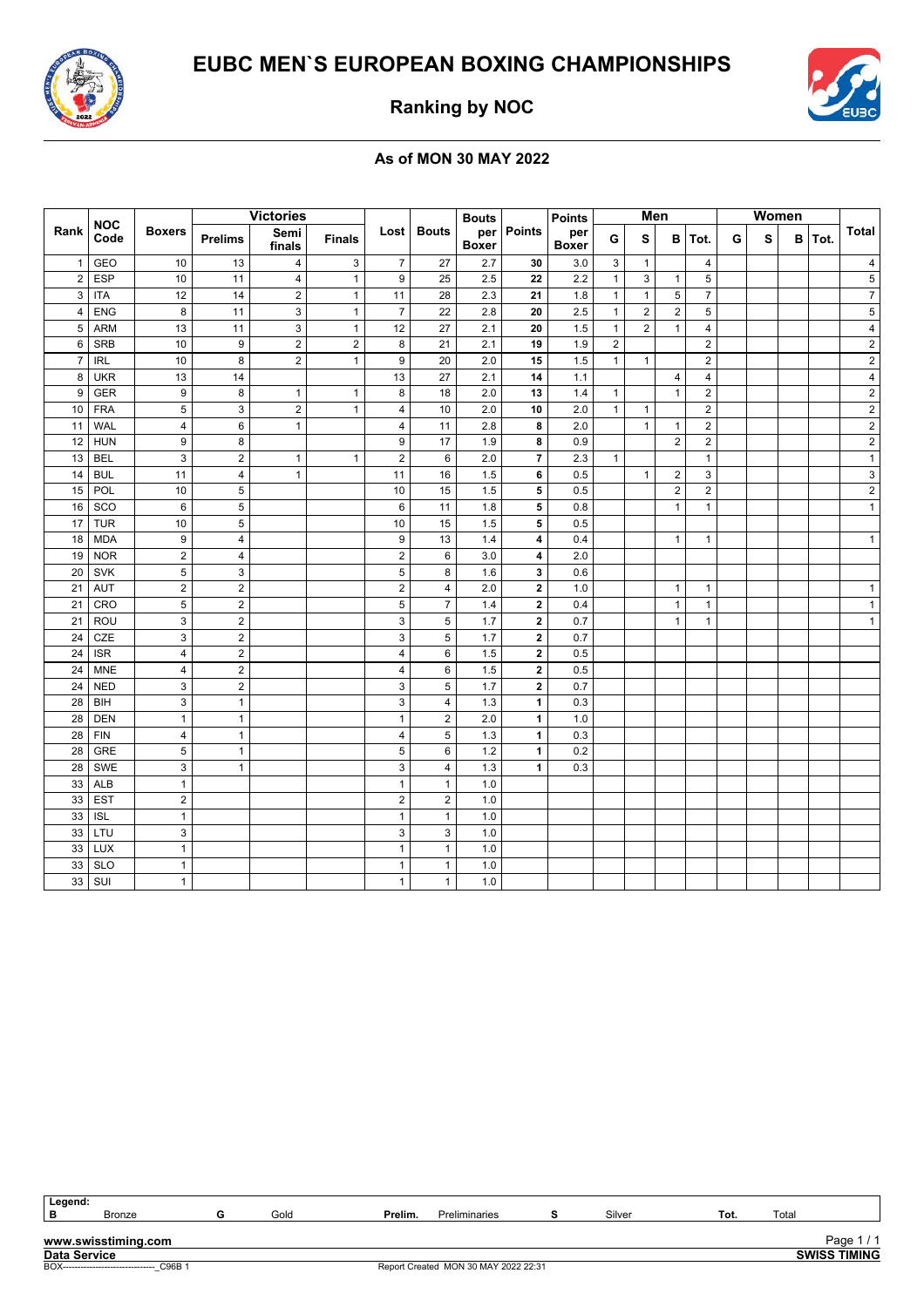# EUBC MEN`S EUROPEAN BOXING CHAMPIONSHIPS

## Ranking by NOC

### As of MON 30 MAY 2022

| Rank | NOC Code | Boxers | Victories | | | Lost | Bouts | Bouts per Boxer | Points | Points per Boxer | Men | | | | Women | | | | Total |
|---|---|---|---|---|---|---|---|---|---|---|---|---|---|---|---|---|---|---|---|
| | | | Prelims | Semi finals | Finals | | | | | | G | S | B | Tot. | G | S | B | Tot. | |
| 1 | GEO | 10 | 13 | 4 | 3 | 7 | 27 | 2.7 | **30** | 3.0 | 3 | 1 | | 4 | | | | | 4 |
| 2 | ESP | 10 | 11 | 4 | 1 | 9 | 25 | 2.5 | **22** | 2.2 | 1 | 3 | 1 | 5 | | | | | 5 |
| 3 | ITA | 12 | 14 | 2 | 1 | 11 | 28 | 2.3 | **21** | 1.8 | 1 | 1 | 5 | 7 | | | | | 7 |
| 4 | ENG | 8 | 11 | 3 | 1 | 7 | 22 | 2.8 | **20** | 2.5 | 1 | 2 | 2 | 5 | | | | | 5 |
| 5 | ARM | 13 | 11 | 3 | 1 | 12 | 27 | 2.1 | **20** | 1.5 | 1 | 2 | 1 | 4 | | | | | 4 |
| 6 | SRB | 10 | 9 | 2 | 2 | 8 | 21 | 2.1 | **19** | 1.9 | 2 | | | 2 | | | | | 2 |
| 7 | IRL | 10 | 8 | 2 | 1 | 9 | 20 | 2.0 | **15** | 1.5 | 1 | 1 | | 2 | | | | | 2 |
| 8 | UKR | 13 | 14 | | | 13 | 27 | 2.1 | **14** | 1.1 | | | 4 | 4 | | | | | 4 |
| 9 | GER | 9 | 8 | 1 | 1 | 8 | 18 | 2.0 | **13** | 1.4 | 1 | | 1 | 2 | | | | | 2 |
| 10 | FRA | 5 | 3 | 2 | 1 | 4 | 10 | 2.0 | **10** | 2.0 | 1 | 1 | | 2 | | | | | 2 |
| 11 | WAL | 4 | 6 | 1 | | 4 | 11 | 2.8 | **8** | 2.0 | | 1 | 1 | 2 | | | | | 2 |
| 12 | HUN | 9 | 8 | | | 9 | 17 | 1.9 | **8** | 0.9 | | | 2 | 2 | | | | | 2 |
| 13 | BEL | 3 | 2 | 1 | 1 | 2 | 6 | 2.0 | **7** | 2.3 | 1 | | | 1 | | | | | 1 |
| 14 | BUL | 11 | 4 | 1 | | 11 | 16 | 1.5 | **6** | 0.5 | | 1 | 2 | 3 | | | | | 3 |
| 15 | POL | 10 | 5 | | | 10 | 15 | 1.5 | **5** | 0.5 | | | 2 | 2 | | | | | 2 |
| 16 | SCO | 6 | 5 | | | 6 | 11 | 1.8 | **5** | 0.8 | | | 1 | 1 | | | | | 1 |
| 17 | TUR | 10 | 5 | | | 10 | 15 | 1.5 | **5** | 0.5 | | | | | | | | | |
| 18 | MDA | 9 | 4 | | | 9 | 13 | 1.4 | **4** | 0.4 | | | 1 | 1 | | | | | 1 |
| 19 | NOR | 2 | 4 | | | 2 | 6 | 3.0 | **4** | 2.0 | | | | | | | | | |
| 20 | SVK | 5 | 3 | | | 5 | 8 | 1.6 | **3** | 0.6 | | | | | | | | | |
| 21 | AUT | 2 | 2 | | | 2 | 4 | 2.0 | **2** | 1.0 | | | 1 | 1 | | | | | 1 |
| 21 | CRO | 5 | 2 | | | 5 | 7 | 1.4 | **2** | 0.4 | | | 1 | 1 | | | | | 1 |
| 21 | ROU | 3 | 2 | | | 3 | 5 | 1.7 | **2** | 0.7 | | | 1 | 1 | | | | | 1 |
| 24 | CZE | 3 | 2 | | | 3 | 5 | 1.7 | **2** | 0.7 | | | | | | | | | |
| 24 | ISR | 4 | 2 | | | 4 | 6 | 1.5 | **2** | 0.5 | | | | | | | | | |
| 24 | MNE | 4 | 2 | | | 4 | 6 | 1.5 | **2** | 0.5 | | | | | | | | | |
| 24 | NED | 3 | 2 | | | 3 | 5 | 1.7 | **2** | 0.7 | | | | | | | | | |
| 28 | BIH | 3 | 1 | | | 3 | 4 | 1.3 | **1** | 0.3 | | | | | | | | | |
| 28 | DEN | 1 | 1 | | | 1 | 2 | 2.0 | **1** | 1.0 | | | | | | | | | |
| 28 | FIN | 4 | 1 | | | 4 | 5 | 1.3 | **1** | 0.3 | | | | | | | | | |
| 28 | GRE | 5 | 1 | | | 5 | 6 | 1.2 | **1** | 0.2 | | | | | | | | | |
| 28 | SWE | 3 | 1 | | | 3 | 4 | 1.3 | **1** | 0.3 | | | | | | | | | |
| 33 | ALB | 1 | | | | 1 | 1 | 1.0 | | | | | | | | | | | |
| 33 | EST | 2 | | | | 2 | 2 | 1.0 | | | | | | | | | | | |
| 33 | ISL | 1 | | | | 1 | 1 | 1.0 | | | | | | | | | | | |
| 33 | LTU | 3 | | | | 3 | 3 | 1.0 | | | | | | | | | | | |
| 33 | LUX | 1 | | | | 1 | 1 | 1.0 | | | | | | | | | | | |
| 33 | SLO | 1 | | | | 1 | 1 | 1.0 | | | | | | | | | | | |
| 33 | SUI | 1 | | | | 1 | 1 | 1.0 | | | | | | | | | | | |

**Legend:**
**B** Bronze **G** Gold **Prelim.** Preliminaries **S** Silver **Tot.** Total

www.swisstiming.com
**Data Service** **SWISS TIMING**
BOX-------------------------------_C96B 1 Report Created MON 30 MAY 2022 22:31